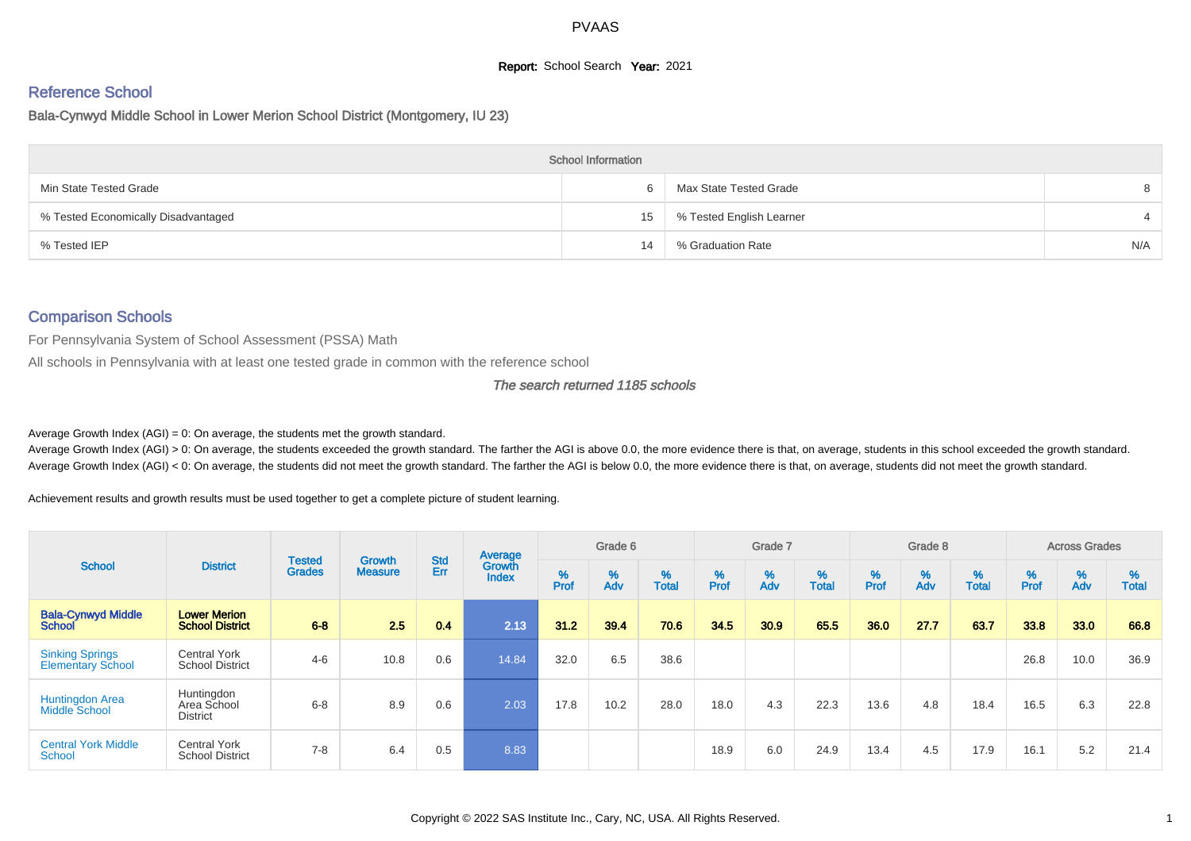# PVAAS

**Report:** School Search **Year:** 2021

## Reference School

### Bala-Cynwyd Middle School in Lower Merion School District (Montgomery, IU 23)

| School Information | | | |
|---|---|---|---|
| Min State Tested Grade | 6 | Max State Tested Grade | 8 |
| % Tested Economically Disadvantaged | 15 | % Tested English Learner | 4 |
| % Tested IEP | 14 | % Graduation Rate | N/A |

## Comparison Schools

For Pennsylvania System of School Assessment (PSSA) Math

All schools in Pennsylvania with at least one tested grade in common with the reference school

*The search returned 1185 schools*

Average Growth Index (AGI) = 0: On average, the students met the growth standard.

Average Growth Index (AGI) > 0: On average, the students exceeded the growth standard. The farther the AGI is above 0.0, the more evidence there is that, on average, students in this school exceeded the growth standard.

Average Growth Index (AGI) < 0: On average, the students did not meet the growth standard. The farther the AGI is below 0.0, the more evidence there is that, on average, students did not meet the growth standard.

Achievement results and growth results must be used together to get a complete picture of student learning.

| School | District | Tested Grades | Growth Measure | Std Err | Average Growth Index | Grade 6 | | | Grade 7 | | | Grade 8 | | | Across Grades | | |
|---|---|---|---|---|---|---|---|---|---|---|---|---|---|---|---|---|---|
| | | | | | | % Prof | % Adv | % Total | % Prof | % Adv | % Total | % Prof | % Adv | % Total | % Prof | % Adv | % Total |
| **Bala-Cynwyd Middle School** | **Lower Merion School District** | **6-8** | **2.5** | **0.4** | **2.13** | **31.2** | **39.4** | **70.6** | **34.5** | **30.9** | **65.5** | **36.0** | **27.7** | **63.7** | **33.8** | **33.0** | **66.8** |
| Sinking Springs Elementary School | Central York School District | 4-6 | 10.8 | 0.6 | 14.84 | 32.0 | 6.5 | 38.6 | | | | | | | 26.8 | 10.0 | 36.9 |
| Huntingdon Area Middle School | Huntingdon Area School District | 6-8 | 8.9 | 0.6 | 2.03 | 17.8 | 10.2 | 28.0 | 18.0 | 4.3 | 22.3 | 13.6 | 4.8 | 18.4 | 16.5 | 6.3 | 22.8 |
| Central York Middle School | Central York School District | 7-8 | 6.4 | 0.5 | 8.83 | | | | 18.9 | 6.0 | 24.9 | 13.4 | 4.5 | 17.9 | 16.1 | 5.2 | 21.4 |

Copyright © 2022 SAS Institute Inc., Cary, NC, USA. All Rights Reserved.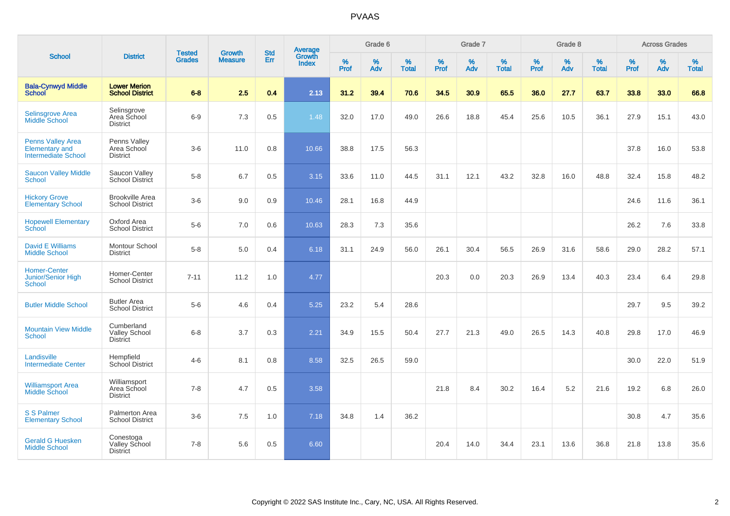# PVAAS

| School | District | Tested Grades | Growth Measure | Std Err | Average Growth Index | Grade 6 | | | Grade 7 | | | Grade 8 | | | Across Grades | | |
|---|---|---|---|---|---|---|---|---|---|---|---|---|---|---|---|---|---|
| | | | | | | % Prof | % Adv | % Total | % Prof | % Adv | % Total | % Prof | % Adv | % Total | % Prof | % Adv | % Total |
| **Bala-Cynwyd Middle School** | **Lower Merion School District** | **6-8** | **2.5** | **0.4** | **2.13** | **31.2** | **39.4** | **70.6** | **34.5** | **30.9** | **65.5** | **36.0** | **27.7** | **63.7** | **33.8** | **33.0** | **66.8** |
| Selinsgrove Area Middle School | Selinsgrove Area School District | 6-9 | 7.3 | 0.5 | 1.48 | 32.0 | 17.0 | 49.0 | 26.6 | 18.8 | 45.4 | 25.6 | 10.5 | 36.1 | 27.9 | 15.1 | 43.0 |
| Penns Valley Area Elementary and Intermediate School | Penns Valley Area School District | 3-6 | 11.0 | 0.8 | 10.66 | 38.8 | 17.5 | 56.3 | | | | | | | 37.8 | 16.0 | 53.8 |
| Saucon Valley Middle School | Saucon Valley School District | 5-8 | 6.7 | 0.5 | 3.15 | 33.6 | 11.0 | 44.5 | 31.1 | 12.1 | 43.2 | 32.8 | 16.0 | 48.8 | 32.4 | 15.8 | 48.2 |
| Hickory Grove Elementary School | Brookville Area School District | 3-6 | 9.0 | 0.9 | 10.46 | 28.1 | 16.8 | 44.9 | | | | | | | 24.6 | 11.6 | 36.1 |
| Hopewell Elementary School | Oxford Area School District | 5-6 | 7.0 | 0.6 | 10.63 | 28.3 | 7.3 | 35.6 | | | | | | | 26.2 | 7.6 | 33.8 |
| David E Williams Middle School | Montour School District | 5-8 | 5.0 | 0.4 | 6.18 | 31.1 | 24.9 | 56.0 | 26.1 | 30.4 | 56.5 | 26.9 | 31.6 | 58.6 | 29.0 | 28.2 | 57.1 |
| Homer-Center Junior/Senior High School | Homer-Center School District | 7-11 | 11.2 | 1.0 | 4.77 | | | | 20.3 | 0.0 | 20.3 | 26.9 | 13.4 | 40.3 | 23.4 | 6.4 | 29.8 |
| Butler Middle School | Butler Area School District | 5-6 | 4.6 | 0.4 | 5.25 | 23.2 | 5.4 | 28.6 | | | | | | | 29.7 | 9.5 | 39.2 |
| Mountain View Middle School | Cumberland Valley School District | 6-8 | 3.7 | 0.3 | 2.21 | 34.9 | 15.5 | 50.4 | 27.7 | 21.3 | 49.0 | 26.5 | 14.3 | 40.8 | 29.8 | 17.0 | 46.9 |
| Landisville Intermediate Center | Hempfield School District | 4-6 | 8.1 | 0.8 | 8.58 | 32.5 | 26.5 | 59.0 | | | | | | | 30.0 | 22.0 | 51.9 |
| Williamsport Area Middle School | Williamsport Area School District | 7-8 | 4.7 | 0.5 | 3.58 | | | | 21.8 | 8.4 | 30.2 | 16.4 | 5.2 | 21.6 | 19.2 | 6.8 | 26.0 |
| S S Palmer Elementary School | Palmerton Area School District | 3-6 | 7.5 | 1.0 | 7.18 | 34.8 | 1.4 | 36.2 | | | | | | | 30.8 | 4.7 | 35.6 |
| Gerald G Huesken Middle School | Conestoga Valley School District | 7-8 | 5.6 | 0.5 | 6.60 | | | | 20.4 | 14.0 | 34.4 | 23.1 | 13.6 | 36.8 | 21.8 | 13.8 | 35.6 |

Copyright © 2022 SAS Institute Inc., Cary, NC, USA. All Rights Reserved.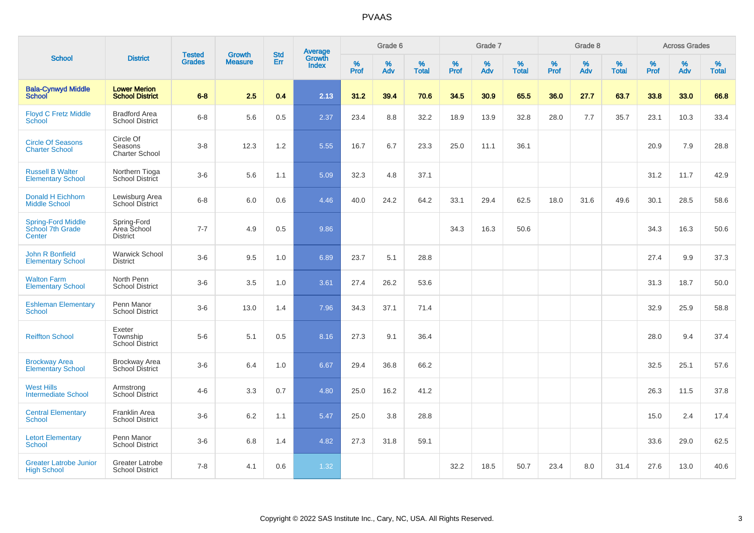# PVAAS

| School | District | Tested Grades | Growth Measure | Std Err | Average Growth Index | Grade 6 | | | Grade 7 | | | Grade 8 | | | Across Grades | | |
|---|---|---|---|---|---|---|---|---|---|---|---|---|---|---|---|---|---|
| | | | | | | % Prof | % Adv | % Total | % Prof | % Adv | % Total | % Prof | % Adv | % Total | % Prof | % Adv | % Total |
| **Bala-Cynwyd Middle School** | **Lower Merion School District** | **6-8** | **2.5** | **0.4** | **2.13** | **31.2** | **39.4** | **70.6** | **34.5** | **30.9** | **65.5** | **36.0** | **27.7** | **63.7** | **33.8** | **33.0** | **66.8** |
| Floyd C Fretz Middle School | Bradford Area School District | 6-8 | 5.6 | 0.5 | 2.37 | 23.4 | 8.8 | 32.2 | 18.9 | 13.9 | 32.8 | 28.0 | 7.7 | 35.7 | 23.1 | 10.3 | 33.4 |
| Circle Of Seasons Charter School | Circle Of Seasons Charter School | 3-8 | 12.3 | 1.2 | 5.55 | 16.7 | 6.7 | 23.3 | 25.0 | 11.1 | 36.1 | | | | 20.9 | 7.9 | 28.8 |
| Russell B Walter Elementary School | Northern Tioga School District | 3-6 | 5.6 | 1.1 | 5.09 | 32.3 | 4.8 | 37.1 | | | | | | | 31.2 | 11.7 | 42.9 |
| Donald H Eichhorn Middle School | Lewisburg Area School District | 6-8 | 6.0 | 0.6 | 4.46 | 40.0 | 24.2 | 64.2 | 33.1 | 29.4 | 62.5 | 18.0 | 31.6 | 49.6 | 30.1 | 28.5 | 58.6 |
| Spring-Ford Middle School 7th Grade Center | Spring-Ford Area School District | 7-7 | 4.9 | 0.5 | 9.86 | | | | 34.3 | 16.3 | 50.6 | | | | 34.3 | 16.3 | 50.6 |
| John R Bonfield Elementary School | Warwick School District | 3-6 | 9.5 | 1.0 | 6.89 | 23.7 | 5.1 | 28.8 | | | | | | | 27.4 | 9.9 | 37.3 |
| Walton Farm Elementary School | North Penn School District | 3-6 | 3.5 | 1.0 | 3.61 | 27.4 | 26.2 | 53.6 | | | | | | | 31.3 | 18.7 | 50.0 |
| Eshleman Elementary School | Penn Manor School District | 3-6 | 13.0 | 1.4 | 7.96 | 34.3 | 37.1 | 71.4 | | | | | | | 32.9 | 25.9 | 58.8 |
| Reiffton School | Exeter Township School District | 5-6 | 5.1 | 0.5 | 8.16 | 27.3 | 9.1 | 36.4 | | | | | | | 28.0 | 9.4 | 37.4 |
| Brockway Area Elementary School | Brockway Area School District | 3-6 | 6.4 | 1.0 | 6.67 | 29.4 | 36.8 | 66.2 | | | | | | | 32.5 | 25.1 | 57.6 |
| West Hills Intermediate School | Armstrong School District | 4-6 | 3.3 | 0.7 | 4.80 | 25.0 | 16.2 | 41.2 | | | | | | | 26.3 | 11.5 | 37.8 |
| Central Elementary School | Franklin Area School District | 3-6 | 6.2 | 1.1 | 5.47 | 25.0 | 3.8 | 28.8 | | | | | | | 15.0 | 2.4 | 17.4 |
| Letort Elementary School | Penn Manor School District | 3-6 | 6.8 | 1.4 | 4.82 | 27.3 | 31.8 | 59.1 | | | | | | | 33.6 | 29.0 | 62.5 |
| Greater Latrobe Junior High School | Greater Latrobe School District | 7-8 | 4.1 | 0.6 | 1.32 | | | | 32.2 | 18.5 | 50.7 | 23.4 | 8.0 | 31.4 | 27.6 | 13.0 | 40.6 |

Copyright © 2022 SAS Institute Inc., Cary, NC, USA. All Rights Reserved.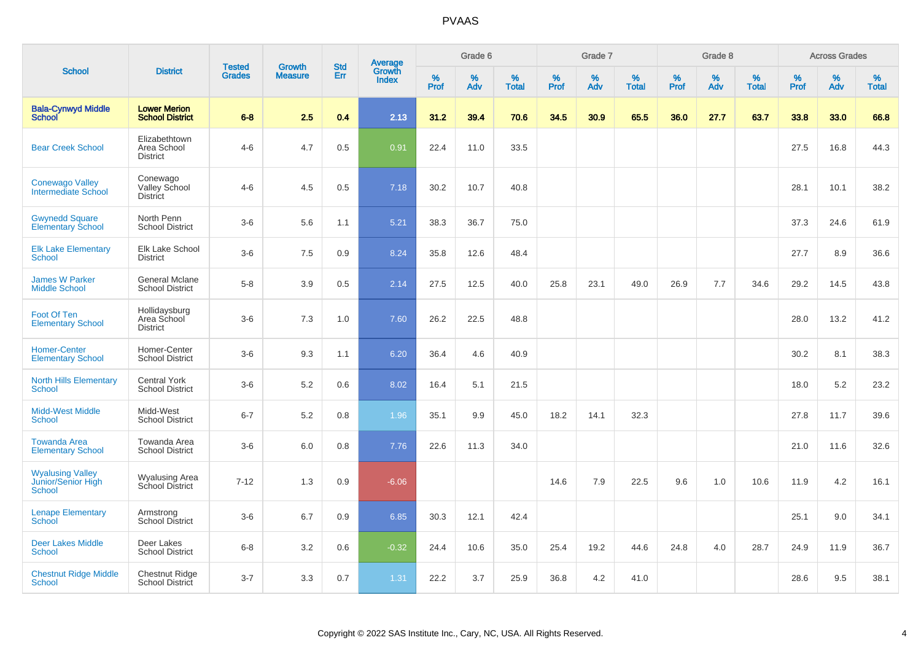| School | District | Tested Grades | Growth Measure | Std Err | Average Growth Index | Grade 6 | | | Grade 7 | | | Grade 8 | | | Across Grades | | |
|---|---|---|---|---|---|---|---|---|---|---|---|---|---|---|---|---|---|
| | | | | | | % Prof | % Adv | % Total | % Prof | % Adv | % Total | % Prof | % Adv | % Total | % Prof | % Adv | % Total |
| **Bala-Cynwyd Middle School** | **Lower Merion School District** | **6-8** | **2.5** | **0.4** | **2.13** | **31.2** | **39.4** | **70.6** | **34.5** | **30.9** | **65.5** | **36.0** | **27.7** | **63.7** | **33.8** | **33.0** | **66.8** |
| Bear Creek School | Elizabethtown Area School District | 4-6 | 4.7 | 0.5 | 0.91 | 22.4 | 11.0 | 33.5 | | | | | | | 27.5 | 16.8 | 44.3 |
| Conewago Valley Intermediate School | Conewago Valley School District | 4-6 | 4.5 | 0.5 | 7.18 | 30.2 | 10.7 | 40.8 | | | | | | | 28.1 | 10.1 | 38.2 |
| Gwynedd Square Elementary School | North Penn School District | 3-6 | 5.6 | 1.1 | 5.21 | 38.3 | 36.7 | 75.0 | | | | | | | 37.3 | 24.6 | 61.9 |
| Elk Lake Elementary School | Elk Lake School District | 3-6 | 7.5 | 0.9 | 8.24 | 35.8 | 12.6 | 48.4 | | | | | | | 27.7 | 8.9 | 36.6 |
| James W Parker Middle School | General Mclane School District | 5-8 | 3.9 | 0.5 | 2.14 | 27.5 | 12.5 | 40.0 | 25.8 | 23.1 | 49.0 | 26.9 | 7.7 | 34.6 | 29.2 | 14.5 | 43.8 |
| Foot Of Ten Elementary School | Hollidaysburg Area School District | 3-6 | 7.3 | 1.0 | 7.60 | 26.2 | 22.5 | 48.8 | | | | | | | 28.0 | 13.2 | 41.2 |
| Homer-Center Elementary School | Homer-Center School District | 3-6 | 9.3 | 1.1 | 6.20 | 36.4 | 4.6 | 40.9 | | | | | | | 30.2 | 8.1 | 38.3 |
| North Hills Elementary School | Central York School District | 3-6 | 5.2 | 0.6 | 8.02 | 16.4 | 5.1 | 21.5 | | | | | | | 18.0 | 5.2 | 23.2 |
| Midd-West Middle School | Midd-West School District | 6-7 | 5.2 | 0.8 | 1.96 | 35.1 | 9.9 | 45.0 | 18.2 | 14.1 | 32.3 | | | | 27.8 | 11.7 | 39.6 |
| Towanda Area Elementary School | Towanda Area School District | 3-6 | 6.0 | 0.8 | 7.76 | 22.6 | 11.3 | 34.0 | | | | | | | 21.0 | 11.6 | 32.6 |
| Wyalusing Valley Junior/Senior High School | Wyalusing Area School District | 7-12 | 1.3 | 0.9 | -6.06 | | | | 14.6 | 7.9 | 22.5 | 9.6 | 1.0 | 10.6 | 11.9 | 4.2 | 16.1 |
| Lenape Elementary School | Armstrong School District | 3-6 | 6.7 | 0.9 | 6.85 | 30.3 | 12.1 | 42.4 | | | | | | | 25.1 | 9.0 | 34.1 |
| Deer Lakes Middle School | Deer Lakes School District | 6-8 | 3.2 | 0.6 | -0.32 | 24.4 | 10.6 | 35.0 | 25.4 | 19.2 | 44.6 | 24.8 | 4.0 | 28.7 | 24.9 | 11.9 | 36.7 |
| Chestnut Ridge Middle School | Chestnut Ridge School District | 3-7 | 3.3 | 0.7 | 1.31 | 22.2 | 3.7 | 25.9 | 36.8 | 4.2 | 41.0 | | | | 28.6 | 9.5 | 38.1 |

Copyright © 2022 SAS Institute Inc., Cary, NC, USA. All Rights Reserved.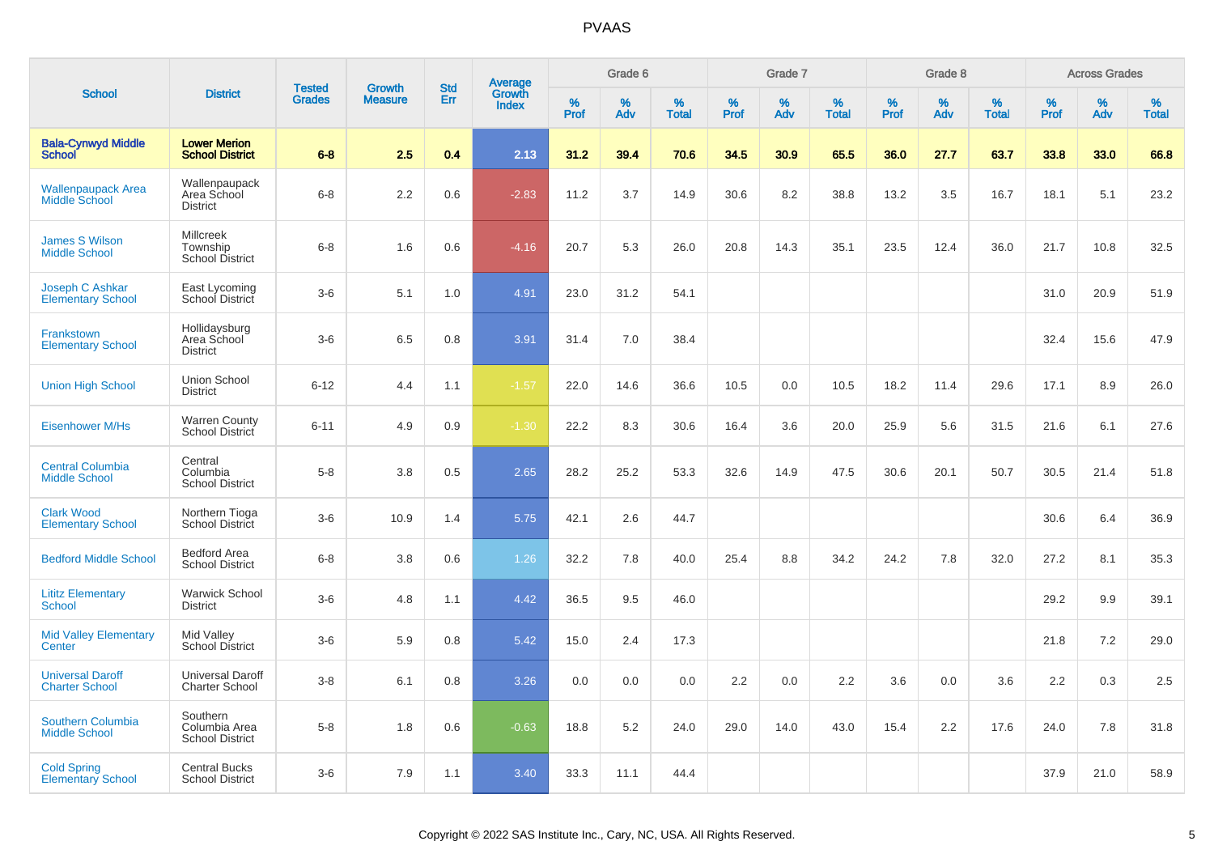# PVAAS

| School | District | Tested Grades | Growth Measure | Std Err | Average Growth Index | Grade 6 | | | Grade 7 | | | Grade 8 | | | Across Grades | | |
|---|---|---|---|---|---|---|---|---|---|---|---|---|---|---|---|---|---|
| | | | | | | % Prof | % Adv | % Total | % Prof | % Adv | % Total | % Prof | % Adv | % Total | % Prof | % Adv | % Total |
| **Bala-Cynwyd Middle School** | **Lower Merion School District** | **6-8** | **2.5** | **0.4** | **2.13** | **31.2** | **39.4** | **70.6** | **34.5** | **30.9** | **65.5** | **36.0** | **27.7** | **63.7** | **33.8** | **33.0** | **66.8** |
| Wallenpaupack Area Middle School | Wallenpaupack Area School District | 6-8 | 2.2 | 0.6 | -2.83 | 11.2 | 3.7 | 14.9 | 30.6 | 8.2 | 38.8 | 13.2 | 3.5 | 16.7 | 18.1 | 5.1 | 23.2 |
| James S Wilson Middle School | Millcreek Township School District | 6-8 | 1.6 | 0.6 | -4.16 | 20.7 | 5.3 | 26.0 | 20.8 | 14.3 | 35.1 | 23.5 | 12.4 | 36.0 | 21.7 | 10.8 | 32.5 |
| Joseph C Ashkar Elementary School | East Lycoming School District | 3-6 | 5.1 | 1.0 | 4.91 | 23.0 | 31.2 | 54.1 | | | | | | | 31.0 | 20.9 | 51.9 |
| Frankstown Elementary School | Hollidaysburg Area School District | 3-6 | 6.5 | 0.8 | 3.91 | 31.4 | 7.0 | 38.4 | | | | | | | 32.4 | 15.6 | 47.9 |
| Union High School | Union School District | 6-12 | 4.4 | 1.1 | -1.57 | 22.0 | 14.6 | 36.6 | 10.5 | 0.0 | 10.5 | 18.2 | 11.4 | 29.6 | 17.1 | 8.9 | 26.0 |
| Eisenhower M/Hs | Warren County School District | 6-11 | 4.9 | 0.9 | -1.30 | 22.2 | 8.3 | 30.6 | 16.4 | 3.6 | 20.0 | 25.9 | 5.6 | 31.5 | 21.6 | 6.1 | 27.6 |
| Central Columbia Middle School | Central Columbia School District | 5-8 | 3.8 | 0.5 | 2.65 | 28.2 | 25.2 | 53.3 | 32.6 | 14.9 | 47.5 | 30.6 | 20.1 | 50.7 | 30.5 | 21.4 | 51.8 |
| Clark Wood Elementary School | Northern Tioga School District | 3-6 | 10.9 | 1.4 | 5.75 | 42.1 | 2.6 | 44.7 | | | | | | | 30.6 | 6.4 | 36.9 |
| Bedford Middle School | Bedford Area School District | 6-8 | 3.8 | 0.6 | 1.26 | 32.2 | 7.8 | 40.0 | 25.4 | 8.8 | 34.2 | 24.2 | 7.8 | 32.0 | 27.2 | 8.1 | 35.3 |
| Lititz Elementary School | Warwick School District | 3-6 | 4.8 | 1.1 | 4.42 | 36.5 | 9.5 | 46.0 | | | | | | | 29.2 | 9.9 | 39.1 |
| Mid Valley Elementary Center | Mid Valley School District | 3-6 | 5.9 | 0.8 | 5.42 | 15.0 | 2.4 | 17.3 | | | | | | | 21.8 | 7.2 | 29.0 |
| Universal Daroff Charter School | Universal Daroff Charter School | 3-8 | 6.1 | 0.8 | 3.26 | 0.0 | 0.0 | 0.0 | 2.2 | 0.0 | 2.2 | 3.6 | 0.0 | 3.6 | 2.2 | 0.3 | 2.5 |
| Southern Columbia Middle School | Southern Columbia Area School District | 5-8 | 1.8 | 0.6 | -0.63 | 18.8 | 5.2 | 24.0 | 29.0 | 14.0 | 43.0 | 15.4 | 2.2 | 17.6 | 24.0 | 7.8 | 31.8 |
| Cold Spring Elementary School | Central Bucks School District | 3-6 | 7.9 | 1.1 | 3.40 | 33.3 | 11.1 | 44.4 | | | | | | | 37.9 | 21.0 | 58.9 |

Copyright © 2022 SAS Institute Inc., Cary, NC, USA. All Rights Reserved.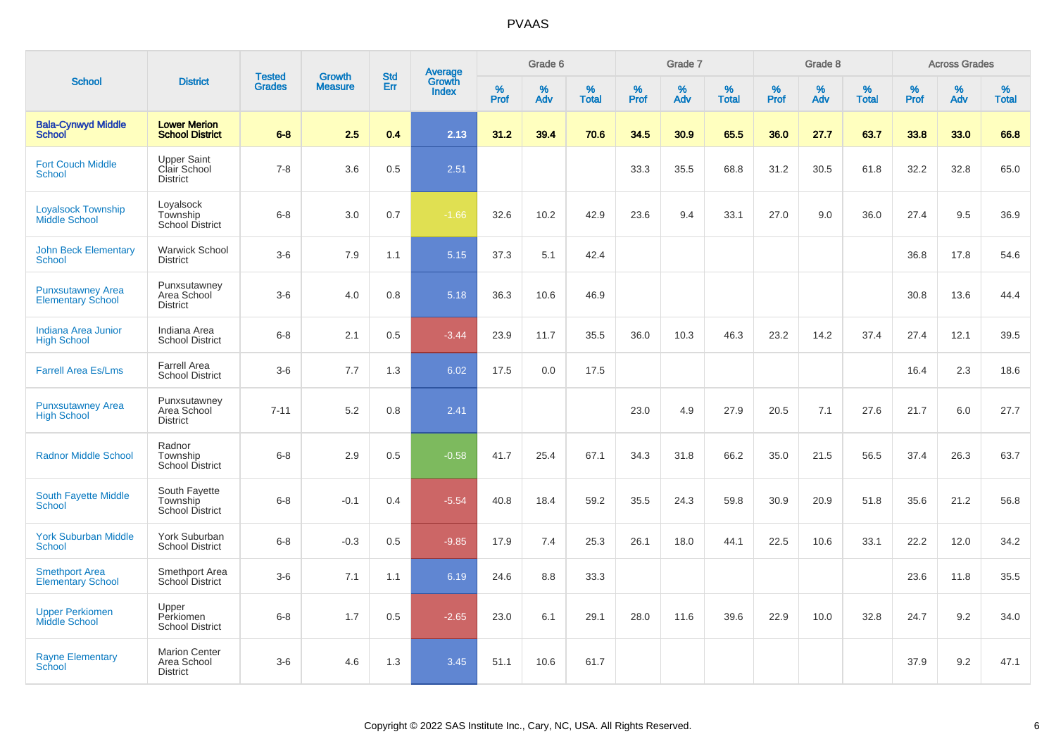# PVAAS

| School | District | Tested Grades | Growth Measure | Std Err | Average Growth Index | Grade 6 | | | Grade 7 | | | Grade 8 | | | Across Grades | | |
|---|---|---|---|---|---|---|---|---|---|---|---|---|---|---|---|---|---|
| | | | | | | % Prof | % Adv | % Total | % Prof | % Adv | % Total | % Prof | % Adv | % Total | % Prof | % Adv | % Total |
| **Bala-Cynwyd Middle School** | **Lower Merion School District** | **6-8** | **2.5** | **0.4** | **2.13** | **31.2** | **39.4** | **70.6** | **34.5** | **30.9** | **65.5** | **36.0** | **27.7** | **63.7** | **33.8** | **33.0** | **66.8** |
| Fort Couch Middle School | Upper Saint Clair School District | 7-8 | 3.6 | 0.5 | 2.51 | | | | 33.3 | 35.5 | 68.8 | 31.2 | 30.5 | 61.8 | 32.2 | 32.8 | 65.0 |
| Loyalsock Township Middle School | Loyalsock Township School District | 6-8 | 3.0 | 0.7 | -1.66 | 32.6 | 10.2 | 42.9 | 23.6 | 9.4 | 33.1 | 27.0 | 9.0 | 36.0 | 27.4 | 9.5 | 36.9 |
| John Beck Elementary School | Warwick School District | 3-6 | 7.9 | 1.1 | 5.15 | 37.3 | 5.1 | 42.4 | | | | | | | 36.8 | 17.8 | 54.6 |
| Punxsutawney Area Elementary School | Punxsutawney Area School District | 3-6 | 4.0 | 0.8 | 5.18 | 36.3 | 10.6 | 46.9 | | | | | | | 30.8 | 13.6 | 44.4 |
| Indiana Area Junior High School | Indiana Area School District | 6-8 | 2.1 | 0.5 | -3.44 | 23.9 | 11.7 | 35.5 | 36.0 | 10.3 | 46.3 | 23.2 | 14.2 | 37.4 | 27.4 | 12.1 | 39.5 |
| Farrell Area Es/Lms | Farrell Area School District | 3-6 | 7.7 | 1.3 | 6.02 | 17.5 | 0.0 | 17.5 | | | | | | | 16.4 | 2.3 | 18.6 |
| Punxsutawney Area High School | Punxsutawney Area School District | 7-11 | 5.2 | 0.8 | 2.41 | | | | 23.0 | 4.9 | 27.9 | 20.5 | 7.1 | 27.6 | 21.7 | 6.0 | 27.7 |
| Radnor Middle School | Radnor Township School District | 6-8 | 2.9 | 0.5 | -0.58 | 41.7 | 25.4 | 67.1 | 34.3 | 31.8 | 66.2 | 35.0 | 21.5 | 56.5 | 37.4 | 26.3 | 63.7 |
| South Fayette Middle School | South Fayette Township School District | 6-8 | -0.1 | 0.4 | -5.54 | 40.8 | 18.4 | 59.2 | 35.5 | 24.3 | 59.8 | 30.9 | 20.9 | 51.8 | 35.6 | 21.2 | 56.8 |
| York Suburban Middle School | York Suburban School District | 6-8 | -0.3 | 0.5 | -9.85 | 17.9 | 7.4 | 25.3 | 26.1 | 18.0 | 44.1 | 22.5 | 10.6 | 33.1 | 22.2 | 12.0 | 34.2 |
| Smethport Area Elementary School | Smethport Area School District | 3-6 | 7.1 | 1.1 | 6.19 | 24.6 | 8.8 | 33.3 | | | | | | | 23.6 | 11.8 | 35.5 |
| Upper Perkiomen Middle School | Upper Perkiomen School District | 6-8 | 1.7 | 0.5 | -2.65 | 23.0 | 6.1 | 29.1 | 28.0 | 11.6 | 39.6 | 22.9 | 10.0 | 32.8 | 24.7 | 9.2 | 34.0 |
| Rayne Elementary School | Marion Center Area School District | 3-6 | 4.6 | 1.3 | 3.45 | 51.1 | 10.6 | 61.7 | | | | | | | 37.9 | 9.2 | 47.1 |

Copyright © 2022 SAS Institute Inc., Cary, NC, USA. All Rights Reserved.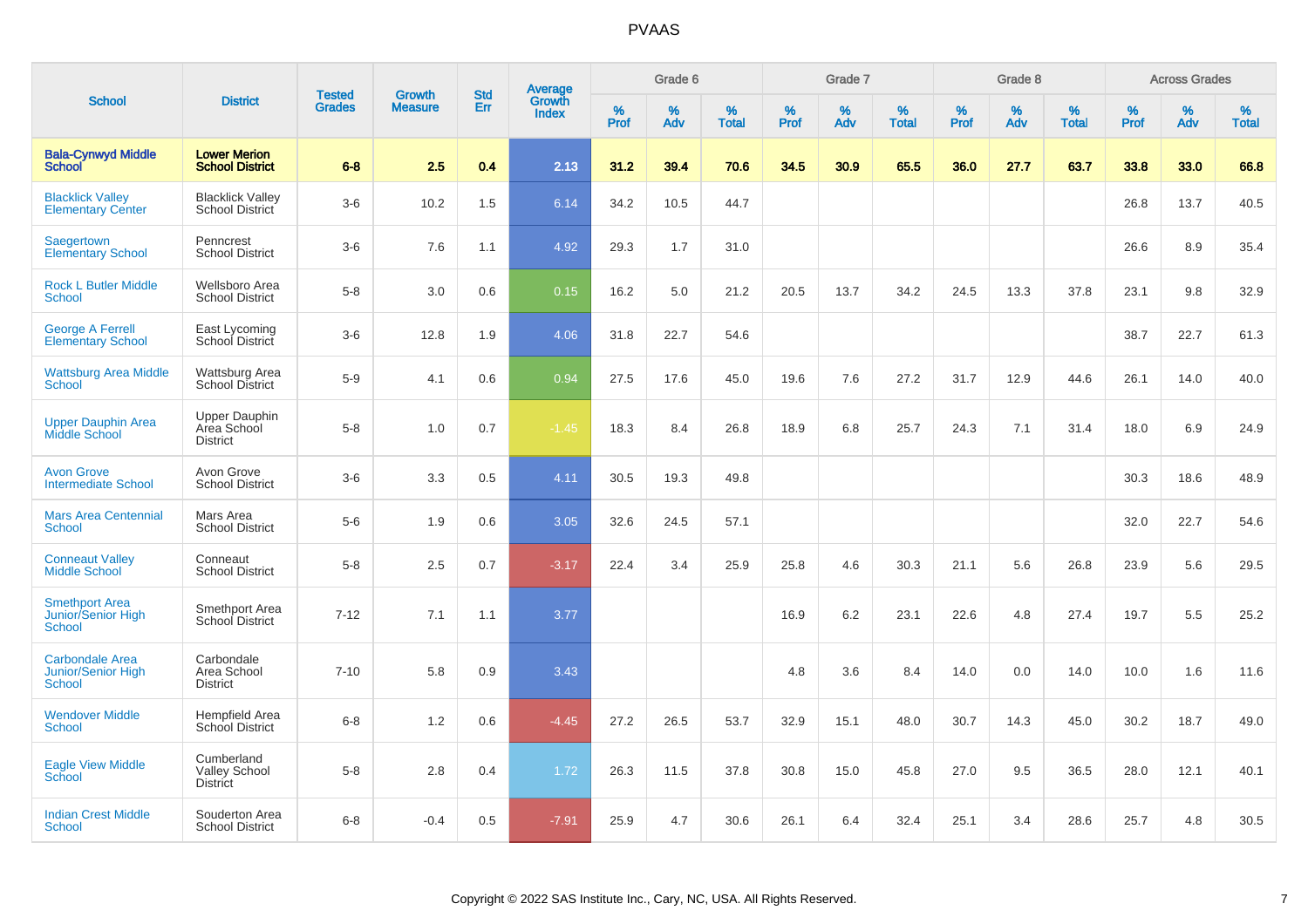# PVAAS

| School | District | Tested Grades | Growth Measure | Std Err | Average Growth Index | Grade 6 | | | Grade 7 | | | Grade 8 | | | Across Grades | | |
|---|---|---|---|---|---|---|---|---|---|---|---|---|---|---|---|---|---|
| | | | | | | % Prof | % Adv | % Total | % Prof | % Adv | % Total | % Prof | % Adv | % Total | % Prof | % Adv | % Total |
| **Bala-Cynwyd Middle School** | **Lower Merion School District** | **6-8** | **2.5** | **0.4** | **2.13** | **31.2** | **39.4** | **70.6** | **34.5** | **30.9** | **65.5** | **36.0** | **27.7** | **63.7** | **33.8** | **33.0** | **66.8** |
| Blacklick Valley Elementary Center | Blacklick Valley School District | 3-6 | 10.2 | 1.5 | 6.14 | 34.2 | 10.5 | 44.7 | | | | | | | 26.8 | 13.7 | 40.5 |
| Saegertown Elementary School | Penncrest School District | 3-6 | 7.6 | 1.1 | 4.92 | 29.3 | 1.7 | 31.0 | | | | | | | 26.6 | 8.9 | 35.4 |
| Rock L Butler Middle School | Wellsboro Area School District | 5-8 | 3.0 | 0.6 | 0.15 | 16.2 | 5.0 | 21.2 | 20.5 | 13.7 | 34.2 | 24.5 | 13.3 | 37.8 | 23.1 | 9.8 | 32.9 |
| George A Ferrell Elementary School | East Lycoming School District | 3-6 | 12.8 | 1.9 | 4.06 | 31.8 | 22.7 | 54.6 | | | | | | | 38.7 | 22.7 | 61.3 |
| Wattsburg Area Middle School | Wattsburg Area School District | 5-9 | 4.1 | 0.6 | 0.94 | 27.5 | 17.6 | 45.0 | 19.6 | 7.6 | 27.2 | 31.7 | 12.9 | 44.6 | 26.1 | 14.0 | 40.0 |
| Upper Dauphin Area Middle School | Upper Dauphin Area School District | 5-8 | 1.0 | 0.7 | -1.45 | 18.3 | 8.4 | 26.8 | 18.9 | 6.8 | 25.7 | 24.3 | 7.1 | 31.4 | 18.0 | 6.9 | 24.9 |
| Avon Grove Intermediate School | Avon Grove School District | 3-6 | 3.3 | 0.5 | 4.11 | 30.5 | 19.3 | 49.8 | | | | | | | 30.3 | 18.6 | 48.9 |
| Mars Area Centennial School | Mars Area School District | 5-6 | 1.9 | 0.6 | 3.05 | 32.6 | 24.5 | 57.1 | | | | | | | 32.0 | 22.7 | 54.6 |
| Conneaut Valley Middle School | Conneaut School District | 5-8 | 2.5 | 0.7 | -3.17 | 22.4 | 3.4 | 25.9 | 25.8 | 4.6 | 30.3 | 21.1 | 5.6 | 26.8 | 23.9 | 5.6 | 29.5 |
| Smethport Area Junior/Senior High School | Smethport Area School District | 7-12 | 7.1 | 1.1 | 3.77 | | | | 16.9 | 6.2 | 23.1 | 22.6 | 4.8 | 27.4 | 19.7 | 5.5 | 25.2 |
| Carbondale Area Junior/Senior High School | Carbondale Area School District | 7-10 | 5.8 | 0.9 | 3.43 | | | | 4.8 | 3.6 | 8.4 | 14.0 | 0.0 | 14.0 | 10.0 | 1.6 | 11.6 |
| Wendover Middle School | Hempfield Area School District | 6-8 | 1.2 | 0.6 | -4.45 | 27.2 | 26.5 | 53.7 | 32.9 | 15.1 | 48.0 | 30.7 | 14.3 | 45.0 | 30.2 | 18.7 | 49.0 |
| Eagle View Middle School | Cumberland Valley School District | 5-8 | 2.8 | 0.4 | 1.72 | 26.3 | 11.5 | 37.8 | 30.8 | 15.0 | 45.8 | 27.0 | 9.5 | 36.5 | 28.0 | 12.1 | 40.1 |
| Indian Crest Middle School | Souderton Area School District | 6-8 | -0.4 | 0.5 | -7.91 | 25.9 | 4.7 | 30.6 | 26.1 | 6.4 | 32.4 | 25.1 | 3.4 | 28.6 | 25.7 | 4.8 | 30.5 |

Copyright © 2022 SAS Institute Inc., Cary, NC, USA. All Rights Reserved.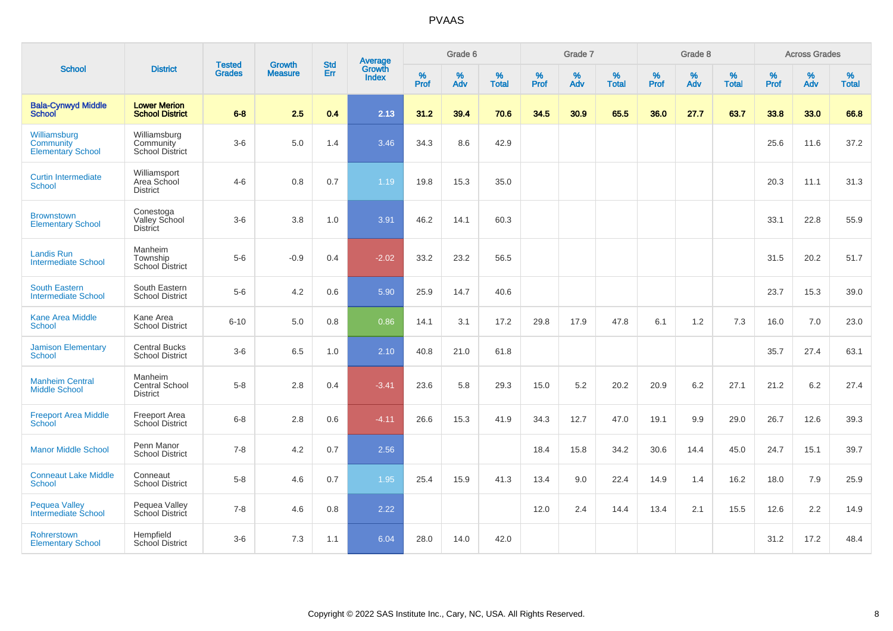| School | District | Tested Grades | Growth Measure | Std Err | Average Growth Index | Grade 6 | | | Grade 7 | | | Grade 8 | | | Across Grades | | |
|---|---|---|---|---|---|---|---|---|---|---|---|---|---|---|---|---|---|
| | | | | | | % Prof | % Adv | % Total | % Prof | % Adv | % Total | % Prof | % Adv | % Total | % Prof | % Adv | % Total |
| **Bala-Cynwyd Middle School** | **Lower Merion School District** | **6-8** | **2.5** | **0.4** | **2.13** | **31.2** | **39.4** | **70.6** | **34.5** | **30.9** | **65.5** | **36.0** | **27.7** | **63.7** | **33.8** | **33.0** | **66.8** |
| Williamsburg Community Elementary School | Williamsburg Community School District | 3-6 | 5.0 | 1.4 | 3.46 | 34.3 | 8.6 | 42.9 | | | | | | | 25.6 | 11.6 | 37.2 |
| Curtin Intermediate School | Williamsport Area School District | 4-6 | 0.8 | 0.7 | 1.19 | 19.8 | 15.3 | 35.0 | | | | | | | 20.3 | 11.1 | 31.3 |
| Brownstown Elementary School | Conestoga Valley School District | 3-6 | 3.8 | 1.0 | 3.91 | 46.2 | 14.1 | 60.3 | | | | | | | 33.1 | 22.8 | 55.9 |
| Landis Run Intermediate School | Manheim Township School District | 5-6 | -0.9 | 0.4 | -2.02 | 33.2 | 23.2 | 56.5 | | | | | | | 31.5 | 20.2 | 51.7 |
| South Eastern Intermediate School | South Eastern School District | 5-6 | 4.2 | 0.6 | 5.90 | 25.9 | 14.7 | 40.6 | | | | | | | 23.7 | 15.3 | 39.0 |
| Kane Area Middle School | Kane Area School District | 6-10 | 5.0 | 0.8 | 0.86 | 14.1 | 3.1 | 17.2 | 29.8 | 17.9 | 47.8 | 6.1 | 1.2 | 7.3 | 16.0 | 7.0 | 23.0 |
| Jamison Elementary School | Central Bucks School District | 3-6 | 6.5 | 1.0 | 2.10 | 40.8 | 21.0 | 61.8 | | | | | | | 35.7 | 27.4 | 63.1 |
| Manheim Central Middle School | Manheim Central School District | 5-8 | 2.8 | 0.4 | -3.41 | 23.6 | 5.8 | 29.3 | 15.0 | 5.2 | 20.2 | 20.9 | 6.2 | 27.1 | 21.2 | 6.2 | 27.4 |
| Freeport Area Middle School | Freeport Area School District | 6-8 | 2.8 | 0.6 | -4.11 | 26.6 | 15.3 | 41.9 | 34.3 | 12.7 | 47.0 | 19.1 | 9.9 | 29.0 | 26.7 | 12.6 | 39.3 |
| Manor Middle School | Penn Manor School District | 7-8 | 4.2 | 0.7 | 2.56 | | | | 18.4 | 15.8 | 34.2 | 30.6 | 14.4 | 45.0 | 24.7 | 15.1 | 39.7 |
| Conneaut Lake Middle School | Conneaut School District | 5-8 | 4.6 | 0.7 | 1.95 | 25.4 | 15.9 | 41.3 | 13.4 | 9.0 | 22.4 | 14.9 | 1.4 | 16.2 | 18.0 | 7.9 | 25.9 |
| Pequea Valley Intermediate School | Pequea Valley School District | 7-8 | 4.6 | 0.8 | 2.22 | | | | 12.0 | 2.4 | 14.4 | 13.4 | 2.1 | 15.5 | 12.6 | 2.2 | 14.9 |
| Rohrerstown Elementary School | Hempfield School District | 3-6 | 7.3 | 1.1 | 6.04 | 28.0 | 14.0 | 42.0 | | | | | | | 31.2 | 17.2 | 48.4 |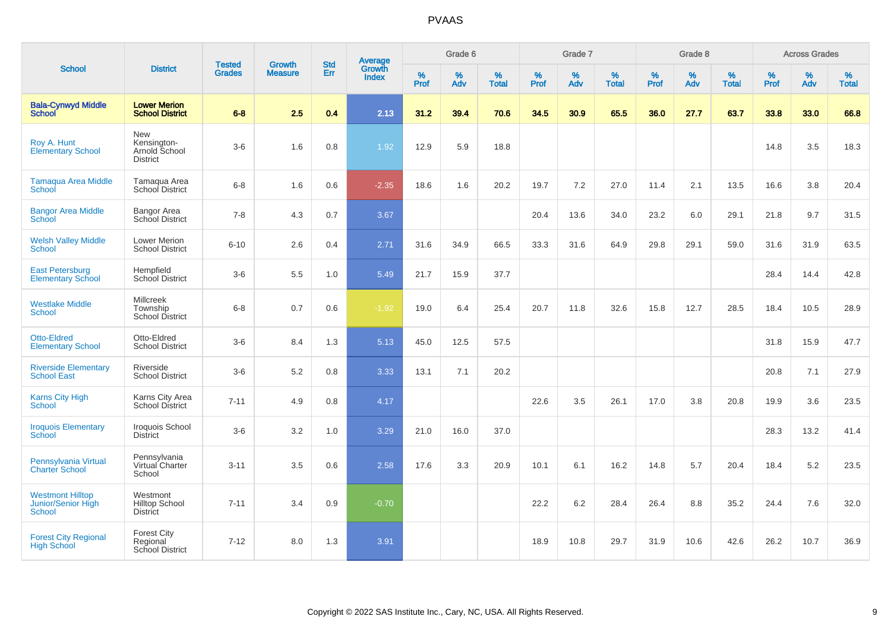# PVAAS

| School | District | Tested Grades | Growth Measure | Std Err | Average Growth Index | Grade 6 | | | Grade 7 | | | Grade 8 | | | Across Grades | | |
|---|---|---|---|---|---|---|---|---|---|---|---|---|---|---|---|---|---|
| | | | | | | % Prof | % Adv | % Total | % Prof | % Adv | % Total | % Prof | % Adv | % Total | % Prof | % Adv | % Total |
| **Bala-Cynwyd Middle School** | **Lower Merion School District** | **6-8** | **2.5** | **0.4** | **2.13** | **31.2** | **39.4** | **70.6** | **34.5** | **30.9** | **65.5** | **36.0** | **27.7** | **63.7** | **33.8** | **33.0** | **66.8** |
| Roy A. Hunt Elementary School | New Kensington-Arnold School District | 3-6 | 1.6 | 0.8 | 1.92 | 12.9 | 5.9 | 18.8 | | | | | | | 14.8 | 3.5 | 18.3 |
| Tamaqua Area Middle School | Tamaqua Area School District | 6-8 | 1.6 | 0.6 | -2.35 | 18.6 | 1.6 | 20.2 | 19.7 | 7.2 | 27.0 | 11.4 | 2.1 | 13.5 | 16.6 | 3.8 | 20.4 |
| Bangor Area Middle School | Bangor Area School District | 7-8 | 4.3 | 0.7 | 3.67 | | | | 20.4 | 13.6 | 34.0 | 23.2 | 6.0 | 29.1 | 21.8 | 9.7 | 31.5 |
| Welsh Valley Middle School | Lower Merion School District | 6-10 | 2.6 | 0.4 | 2.71 | 31.6 | 34.9 | 66.5 | 33.3 | 31.6 | 64.9 | 29.8 | 29.1 | 59.0 | 31.6 | 31.9 | 63.5 |
| East Petersburg Elementary School | Hempfield School District | 3-6 | 5.5 | 1.0 | 5.49 | 21.7 | 15.9 | 37.7 | | | | | | | 28.4 | 14.4 | 42.8 |
| Westlake Middle School | Millcreek Township School District | 6-8 | 0.7 | 0.6 | -1.92 | 19.0 | 6.4 | 25.4 | 20.7 | 11.8 | 32.6 | 15.8 | 12.7 | 28.5 | 18.4 | 10.5 | 28.9 |
| Otto-Eldred Elementary School | Otto-Eldred School District | 3-6 | 8.4 | 1.3 | 5.13 | 45.0 | 12.5 | 57.5 | | | | | | | 31.8 | 15.9 | 47.7 |
| Riverside Elementary School East | Riverside School District | 3-6 | 5.2 | 0.8 | 3.33 | 13.1 | 7.1 | 20.2 | | | | | | | 20.8 | 7.1 | 27.9 |
| Karns City High School | Karns City Area School District | 7-11 | 4.9 | 0.8 | 4.17 | | | | 22.6 | 3.5 | 26.1 | 17.0 | 3.8 | 20.8 | 19.9 | 3.6 | 23.5 |
| Iroquois Elementary School | Iroquois School District | 3-6 | 3.2 | 1.0 | 3.29 | 21.0 | 16.0 | 37.0 | | | | | | | 28.3 | 13.2 | 41.4 |
| Pennsylvania Virtual Charter School | Pennsylvania Virtual Charter School | 3-11 | 3.5 | 0.6 | 2.58 | 17.6 | 3.3 | 20.9 | 10.1 | 6.1 | 16.2 | 14.8 | 5.7 | 20.4 | 18.4 | 5.2 | 23.5 |
| Westmont Hilltop Junior/Senior High School | Westmont Hilltop School District | 7-11 | 3.4 | 0.9 | -0.70 | | | | 22.2 | 6.2 | 28.4 | 26.4 | 8.8 | 35.2 | 24.4 | 7.6 | 32.0 |
| Forest City Regional High School | Forest City Regional School District | 7-12 | 8.0 | 1.3 | 3.91 | | | | 18.9 | 10.8 | 29.7 | 31.9 | 10.6 | 42.6 | 26.2 | 10.7 | 36.9 |

Copyright © 2022 SAS Institute Inc., Cary, NC, USA. All Rights Reserved.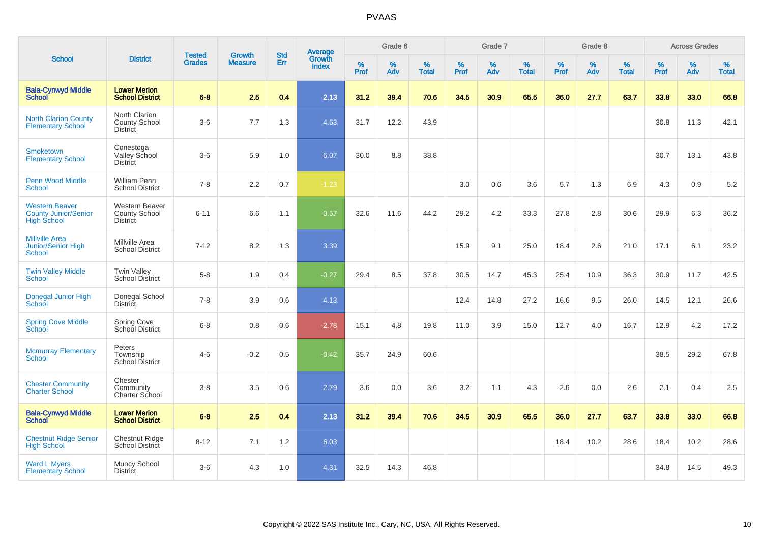# PVAAS

| School | District | Tested Grades | Growth Measure | Std Err | Average Growth Index | Grade 6 | | | Grade 7 | | | Grade 8 | | | Across Grades | | |
|---|---|---|---|---|---|---|---|---|---|---|---|---|---|---|---|---|---|
| | | | | | | % Prof | % Adv | % Total | % Prof | % Adv | % Total | % Prof | % Adv | % Total | % Prof | % Adv | % Total |
| **Bala-Cynwyd Middle School** | **Lower Merion School District** | **6-8** | **2.5** | **0.4** | **2.13** | **31.2** | **39.4** | **70.6** | **34.5** | **30.9** | **65.5** | **36.0** | **27.7** | **63.7** | **33.8** | **33.0** | **66.8** |
| North Clarion County Elementary School | North Clarion County School District | 3-6 | 7.7 | 1.3 | 4.63 | 31.7 | 12.2 | 43.9 | | | | | | | 30.8 | 11.3 | 42.1 |
| Smoketown Elementary School | Conestoga Valley School District | 3-6 | 5.9 | 1.0 | 6.07 | 30.0 | 8.8 | 38.8 | | | | | | | 30.7 | 13.1 | 43.8 |
| Penn Wood Middle School | William Penn School District | 7-8 | 2.2 | 0.7 | -1.23 | | | | 3.0 | 0.6 | 3.6 | 5.7 | 1.3 | 6.9 | 4.3 | 0.9 | 5.2 |
| Western Beaver County Junior/Senior High School | Western Beaver County School District | 6-11 | 6.6 | 1.1 | 0.57 | 32.6 | 11.6 | 44.2 | 29.2 | 4.2 | 33.3 | 27.8 | 2.8 | 30.6 | 29.9 | 6.3 | 36.2 |
| Millville Area Junior/Senior High School | Millville Area School District | 7-12 | 8.2 | 1.3 | 3.39 | | | | 15.9 | 9.1 | 25.0 | 18.4 | 2.6 | 21.0 | 17.1 | 6.1 | 23.2 |
| Twin Valley Middle School | Twin Valley School District | 5-8 | 1.9 | 0.4 | -0.27 | 29.4 | 8.5 | 37.8 | 30.5 | 14.7 | 45.3 | 25.4 | 10.9 | 36.3 | 30.9 | 11.7 | 42.5 |
| Donegal Junior High School | Donegal School District | 7-8 | 3.9 | 0.6 | 4.13 | | | | 12.4 | 14.8 | 27.2 | 16.6 | 9.5 | 26.0 | 14.5 | 12.1 | 26.6 |
| Spring Cove Middle School | Spring Cove School District | 6-8 | 0.8 | 0.6 | -2.78 | 15.1 | 4.8 | 19.8 | 11.0 | 3.9 | 15.0 | 12.7 | 4.0 | 16.7 | 12.9 | 4.2 | 17.2 |
| Mcmurray Elementary School | Peters Township School District | 4-6 | -0.2 | 0.5 | -0.42 | 35.7 | 24.9 | 60.6 | | | | | | | 38.5 | 29.2 | 67.8 |
| Chester Community Charter School | Chester Community Charter School | 3-8 | 3.5 | 0.6 | 2.79 | 3.6 | 0.0 | 3.6 | 3.2 | 1.1 | 4.3 | 2.6 | 0.0 | 2.6 | 2.1 | 0.4 | 2.5 |
| **Bala-Cynwyd Middle School** | **Lower Merion School District** | **6-8** | **2.5** | **0.4** | **2.13** | **31.2** | **39.4** | **70.6** | **34.5** | **30.9** | **65.5** | **36.0** | **27.7** | **63.7** | **33.8** | **33.0** | **66.8** |
| Chestnut Ridge Senior High School | Chestnut Ridge School District | 8-12 | 7.1 | 1.2 | 6.03 | | | | | | | 18.4 | 10.2 | 28.6 | 18.4 | 10.2 | 28.6 |
| Ward L Myers Elementary School | Muncy School District | 3-6 | 4.3 | 1.0 | 4.31 | 32.5 | 14.3 | 46.8 | | | | | | | 34.8 | 14.5 | 49.3 |

Copyright © 2022 SAS Institute Inc., Cary, NC, USA. All Rights Reserved.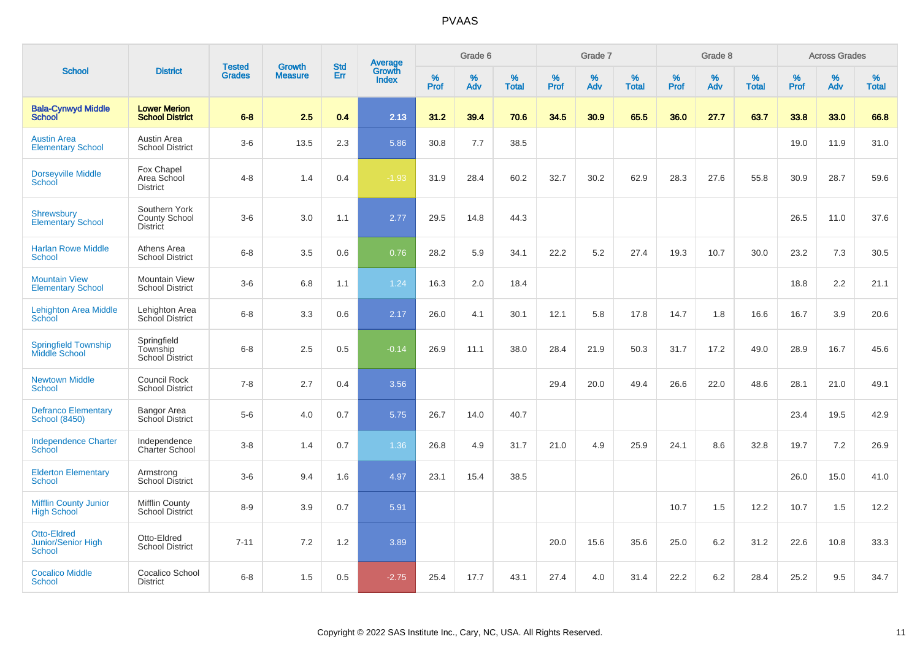# PVAAS

| School | District | Tested Grades | Growth Measure | Std Err | Average Growth Index | Grade 6 | | | Grade 7 | | | Grade 8 | | | Across Grades | | |
|---|---|---|---|---|---|---|---|---|---|---|---|---|---|---|---|---|---|
| | | | | | | % Prof | % Adv | % Total | % Prof | % Adv | % Total | % Prof | % Adv | % Total | % Prof | % Adv | % Total |
| **Bala-Cynwyd Middle School** | **Lower Merion School District** | **6-8** | **2.5** | **0.4** | **2.13** | **31.2** | **39.4** | **70.6** | **34.5** | **30.9** | **65.5** | **36.0** | **27.7** | **63.7** | **33.8** | **33.0** | **66.8** |
| Austin Area Elementary School | Austin Area School District | 3-6 | 13.5 | 2.3 | 5.86 | 30.8 | 7.7 | 38.5 | | | | | | | 19.0 | 11.9 | 31.0 |
| Dorseyville Middle School | Fox Chapel Area School District | 4-8 | 1.4 | 0.4 | -1.93 | 31.9 | 28.4 | 60.2 | 32.7 | 30.2 | 62.9 | 28.3 | 27.6 | 55.8 | 30.9 | 28.7 | 59.6 |
| Shrewsbury Elementary School | Southern York County School District | 3-6 | 3.0 | 1.1 | 2.77 | 29.5 | 14.8 | 44.3 | | | | | | | 26.5 | 11.0 | 37.6 |
| Harlan Rowe Middle School | Athens Area School District | 6-8 | 3.5 | 0.6 | 0.76 | 28.2 | 5.9 | 34.1 | 22.2 | 5.2 | 27.4 | 19.3 | 10.7 | 30.0 | 23.2 | 7.3 | 30.5 |
| Mountain View Elementary School | Mountain View School District | 3-6 | 6.8 | 1.1 | 1.24 | 16.3 | 2.0 | 18.4 | | | | | | | 18.8 | 2.2 | 21.1 |
| Lehighton Area Middle School | Lehighton Area School District | 6-8 | 3.3 | 0.6 | 2.17 | 26.0 | 4.1 | 30.1 | 12.1 | 5.8 | 17.8 | 14.7 | 1.8 | 16.6 | 16.7 | 3.9 | 20.6 |
| Springfield Township Middle School | Springfield Township School District | 6-8 | 2.5 | 0.5 | -0.14 | 26.9 | 11.1 | 38.0 | 28.4 | 21.9 | 50.3 | 31.7 | 17.2 | 49.0 | 28.9 | 16.7 | 45.6 |
| Newtown Middle School | Council Rock School District | 7-8 | 2.7 | 0.4 | 3.56 | | | | 29.4 | 20.0 | 49.4 | 26.6 | 22.0 | 48.6 | 28.1 | 21.0 | 49.1 |
| Defranco Elementary School (8450) | Bangor Area School District | 5-6 | 4.0 | 0.7 | 5.75 | 26.7 | 14.0 | 40.7 | | | | | | | 23.4 | 19.5 | 42.9 |
| Independence Charter School | Independence Charter School | 3-8 | 1.4 | 0.7 | 1.36 | 26.8 | 4.9 | 31.7 | 21.0 | 4.9 | 25.9 | 24.1 | 8.6 | 32.8 | 19.7 | 7.2 | 26.9 |
| Elderton Elementary School | Armstrong School District | 3-6 | 9.4 | 1.6 | 4.97 | 23.1 | 15.4 | 38.5 | | | | | | | 26.0 | 15.0 | 41.0 |
| Mifflin County Junior High School | Mifflin County School District | 8-9 | 3.9 | 0.7 | 5.91 | | | | | | | 10.7 | 1.5 | 12.2 | 10.7 | 1.5 | 12.2 |
| Otto-Eldred Junior/Senior High School | Otto-Eldred School District | 7-11 | 7.2 | 1.2 | 3.89 | | | | 20.0 | 15.6 | 35.6 | 25.0 | 6.2 | 31.2 | 22.6 | 10.8 | 33.3 |
| Cocalico Middle School | Cocalico School District | 6-8 | 1.5 | 0.5 | -2.75 | 25.4 | 17.7 | 43.1 | 27.4 | 4.0 | 31.4 | 22.2 | 6.2 | 28.4 | 25.2 | 9.5 | 34.7 |

Copyright © 2022 SAS Institute Inc., Cary, NC, USA. All Rights Reserved.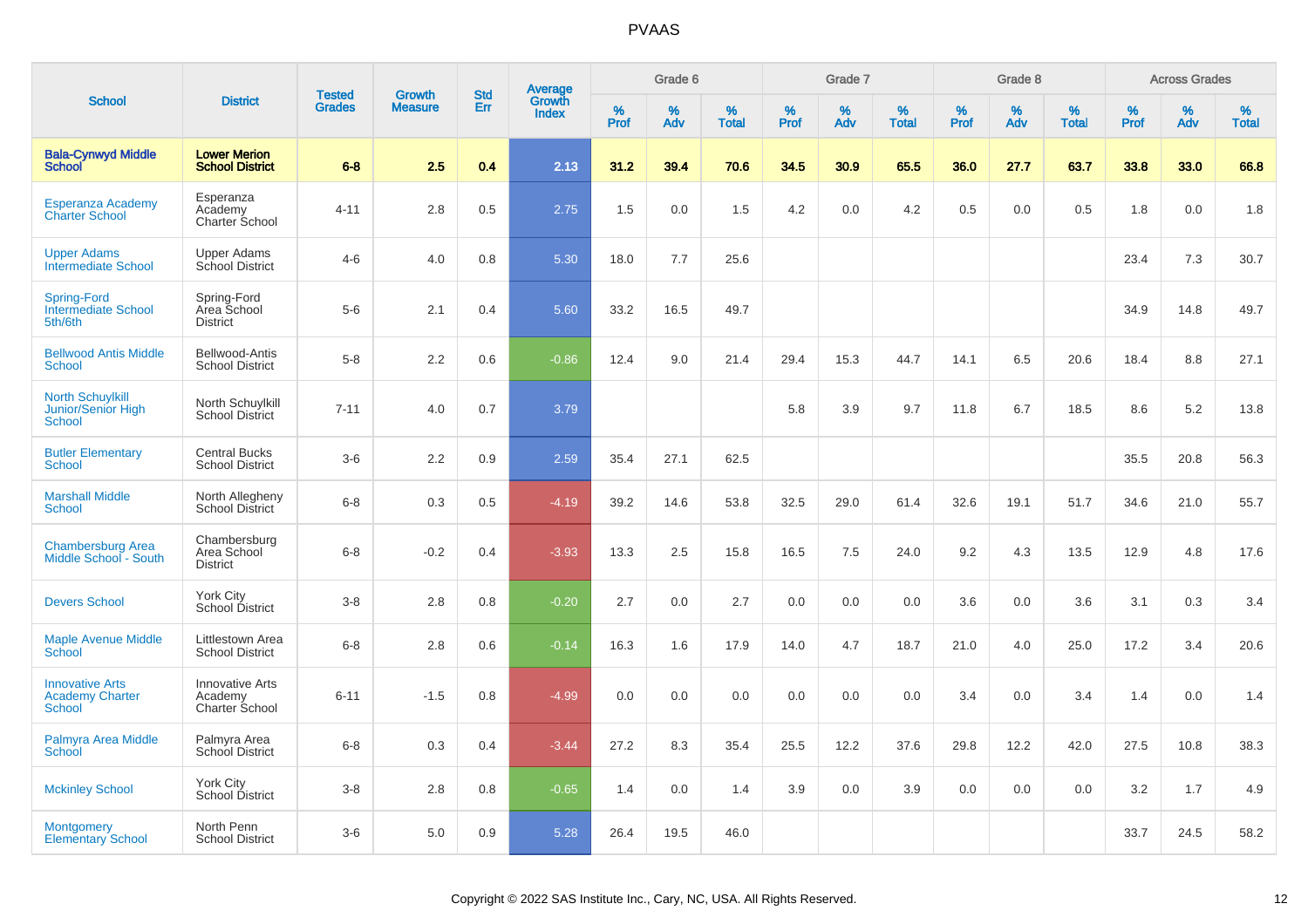# PVAAS

| School | District | Tested Grades | Growth Measure | Std Err | Average Growth Index | Grade 6 | | | Grade 7 | | | Grade 8 | | | Across Grades | | |
|---|---|---|---|---|---|---|---|---|---|---|---|---|---|---|---|---|---|
| | | | | | | % Prof | % Adv | % Total | % Prof | % Adv | % Total | % Prof | % Adv | % Total | % Prof | % Adv | % Total |
| **Bala-Cynwyd Middle School** | **Lower Merion School District** | **6-8** | **2.5** | **0.4** | **2.13** | **31.2** | **39.4** | **70.6** | **34.5** | **30.9** | **65.5** | **36.0** | **27.7** | **63.7** | **33.8** | **33.0** | **66.8** |
| Esperanza Academy Charter School | Esperanza Academy Charter School | 4-11 | 2.8 | 0.5 | 2.75 | 1.5 | 0.0 | 1.5 | 4.2 | 0.0 | 4.2 | 0.5 | 0.0 | 0.5 | 1.8 | 0.0 | 1.8 |
| Upper Adams Intermediate School | Upper Adams School District | 4-6 | 4.0 | 0.8 | 5.30 | 18.0 | 7.7 | 25.6 | | | | | | | 23.4 | 7.3 | 30.7 |
| Spring-Ford Intermediate School 5th/6th | Spring-Ford Area School District | 5-6 | 2.1 | 0.4 | 5.60 | 33.2 | 16.5 | 49.7 | | | | | | | 34.9 | 14.8 | 49.7 |
| Bellwood Antis Middle School | Bellwood-Antis School District | 5-8 | 2.2 | 0.6 | -0.86 | 12.4 | 9.0 | 21.4 | 29.4 | 15.3 | 44.7 | 14.1 | 6.5 | 20.6 | 18.4 | 8.8 | 27.1 |
| North Schuylkill Junior/Senior High School | North Schuylkill School District | 7-11 | 4.0 | 0.7 | 3.79 | | | | 5.8 | 3.9 | 9.7 | 11.8 | 6.7 | 18.5 | 8.6 | 5.2 | 13.8 |
| Butler Elementary School | Central Bucks School District | 3-6 | 2.2 | 0.9 | 2.59 | 35.4 | 27.1 | 62.5 | | | | | | | 35.5 | 20.8 | 56.3 |
| Marshall Middle School | North Allegheny School District | 6-8 | 0.3 | 0.5 | -4.19 | 39.2 | 14.6 | 53.8 | 32.5 | 29.0 | 61.4 | 32.6 | 19.1 | 51.7 | 34.6 | 21.0 | 55.7 |
| Chambersburg Area Middle School - South | Chambersburg Area School District | 6-8 | -0.2 | 0.4 | -3.93 | 13.3 | 2.5 | 15.8 | 16.5 | 7.5 | 24.0 | 9.2 | 4.3 | 13.5 | 12.9 | 4.8 | 17.6 |
| Devers School | York City School District | 3-8 | 2.8 | 0.8 | -0.20 | 2.7 | 0.0 | 2.7 | 0.0 | 0.0 | 0.0 | 3.6 | 0.0 | 3.6 | 3.1 | 0.3 | 3.4 |
| Maple Avenue Middle School | Littlestown Area School District | 6-8 | 2.8 | 0.6 | -0.14 | 16.3 | 1.6 | 17.9 | 14.0 | 4.7 | 18.7 | 21.0 | 4.0 | 25.0 | 17.2 | 3.4 | 20.6 |
| Innovative Arts Academy Charter School | Innovative Arts Academy Charter School | 6-11 | -1.5 | 0.8 | -4.99 | 0.0 | 0.0 | 0.0 | 0.0 | 0.0 | 0.0 | 3.4 | 0.0 | 3.4 | 1.4 | 0.0 | 1.4 |
| Palmyra Area Middle School | Palmyra Area School District | 6-8 | 0.3 | 0.4 | -3.44 | 27.2 | 8.3 | 35.4 | 25.5 | 12.2 | 37.6 | 29.8 | 12.2 | 42.0 | 27.5 | 10.8 | 38.3 |
| Mckinley School | York City School District | 3-8 | 2.8 | 0.8 | -0.65 | 1.4 | 0.0 | 1.4 | 3.9 | 0.0 | 3.9 | 0.0 | 0.0 | 0.0 | 3.2 | 1.7 | 4.9 |
| Montgomery Elementary School | North Penn School District | 3-6 | 5.0 | 0.9 | 5.28 | 26.4 | 19.5 | 46.0 | | | | | | | 33.7 | 24.5 | 58.2 |

Copyright © 2022 SAS Institute Inc., Cary, NC, USA. All Rights Reserved.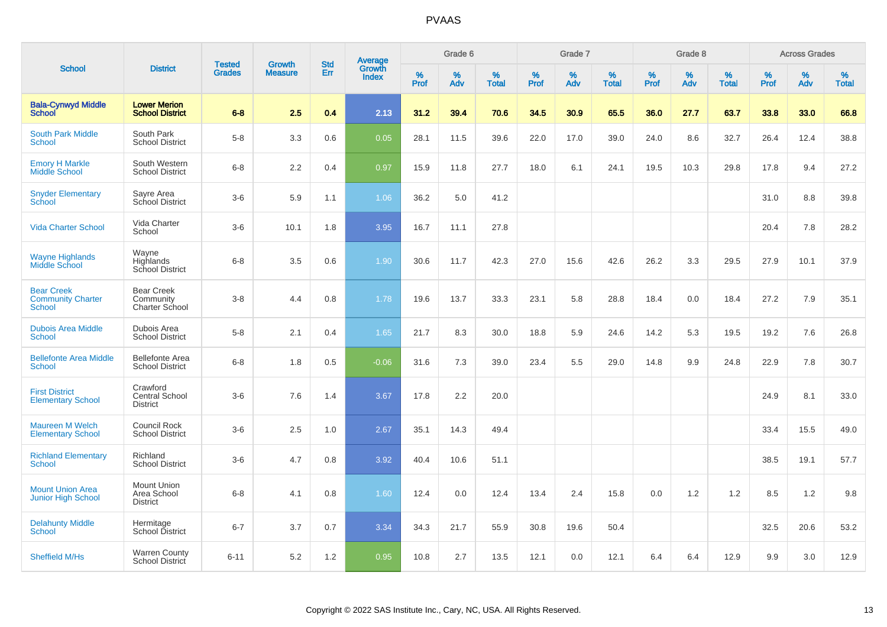# PVAAS

| School | District | Tested Grades | Growth Measure | Std Err | Average Growth Index | Grade 6 | | | Grade 7 | | | Grade 8 | | | Across Grades | | |
|---|---|---|---|---|---|---|---|---|---|---|---|---|---|---|---|---|---|
| | | | | | | % Prof | % Adv | % Total | % Prof | % Adv | % Total | % Prof | % Adv | % Total | % Prof | % Adv | % Total |
| **Bala-Cynwyd Middle School** | **Lower Merion School District** | **6-8** | **2.5** | **0.4** | **2.13** | **31.2** | **39.4** | **70.6** | **34.5** | **30.9** | **65.5** | **36.0** | **27.7** | **63.7** | **33.8** | **33.0** | **66.8** |
| South Park Middle School | South Park School District | 5-8 | 3.3 | 0.6 | 0.05 | 28.1 | 11.5 | 39.6 | 22.0 | 17.0 | 39.0 | 24.0 | 8.6 | 32.7 | 26.4 | 12.4 | 38.8 |
| Emory H Markle Middle School | South Western School District | 6-8 | 2.2 | 0.4 | 0.97 | 15.9 | 11.8 | 27.7 | 18.0 | 6.1 | 24.1 | 19.5 | 10.3 | 29.8 | 17.8 | 9.4 | 27.2 |
| Snyder Elementary School | Sayre Area School District | 3-6 | 5.9 | 1.1 | 1.06 | 36.2 | 5.0 | 41.2 | | | | | | | 31.0 | 8.8 | 39.8 |
| Vida Charter School | Vida Charter School | 3-6 | 10.1 | 1.8 | 3.95 | 16.7 | 11.1 | 27.8 | | | | | | | 20.4 | 7.8 | 28.2 |
| Wayne Highlands Middle School | Wayne Highlands School District | 6-8 | 3.5 | 0.6 | 1.90 | 30.6 | 11.7 | 42.3 | 27.0 | 15.6 | 42.6 | 26.2 | 3.3 | 29.5 | 27.9 | 10.1 | 37.9 |
| Bear Creek Community Charter School | Bear Creek Community Charter School | 3-8 | 4.4 | 0.8 | 1.78 | 19.6 | 13.7 | 33.3 | 23.1 | 5.8 | 28.8 | 18.4 | 0.0 | 18.4 | 27.2 | 7.9 | 35.1 |
| Dubois Area Middle School | Dubois Area School District | 5-8 | 2.1 | 0.4 | 1.65 | 21.7 | 8.3 | 30.0 | 18.8 | 5.9 | 24.6 | 14.2 | 5.3 | 19.5 | 19.2 | 7.6 | 26.8 |
| Bellefonte Area Middle School | Bellefonte Area School District | 6-8 | 1.8 | 0.5 | -0.06 | 31.6 | 7.3 | 39.0 | 23.4 | 5.5 | 29.0 | 14.8 | 9.9 | 24.8 | 22.9 | 7.8 | 30.7 |
| First District Elementary School | Crawford Central School District | 3-6 | 7.6 | 1.4 | 3.67 | 17.8 | 2.2 | 20.0 | | | | | | | 24.9 | 8.1 | 33.0 |
| Maureen M Welch Elementary School | Council Rock School District | 3-6 | 2.5 | 1.0 | 2.67 | 35.1 | 14.3 | 49.4 | | | | | | | 33.4 | 15.5 | 49.0 |
| Richland Elementary School | Richland School District | 3-6 | 4.7 | 0.8 | 3.92 | 40.4 | 10.6 | 51.1 | | | | | | | 38.5 | 19.1 | 57.7 |
| Mount Union Area Junior High School | Mount Union Area School District | 6-8 | 4.1 | 0.8 | 1.60 | 12.4 | 0.0 | 12.4 | 13.4 | 2.4 | 15.8 | 0.0 | 1.2 | 1.2 | 8.5 | 1.2 | 9.8 |
| Delahunty Middle School | Hermitage School District | 6-7 | 3.7 | 0.7 | 3.34 | 34.3 | 21.7 | 55.9 | 30.8 | 19.6 | 50.4 | | | | 32.5 | 20.6 | 53.2 |
| Sheffield M/Hs | Warren County School District | 6-11 | 5.2 | 1.2 | 0.95 | 10.8 | 2.7 | 13.5 | 12.1 | 0.0 | 12.1 | 6.4 | 6.4 | 12.9 | 9.9 | 3.0 | 12.9 |

Copyright © 2022 SAS Institute Inc., Cary, NC, USA. All Rights Reserved.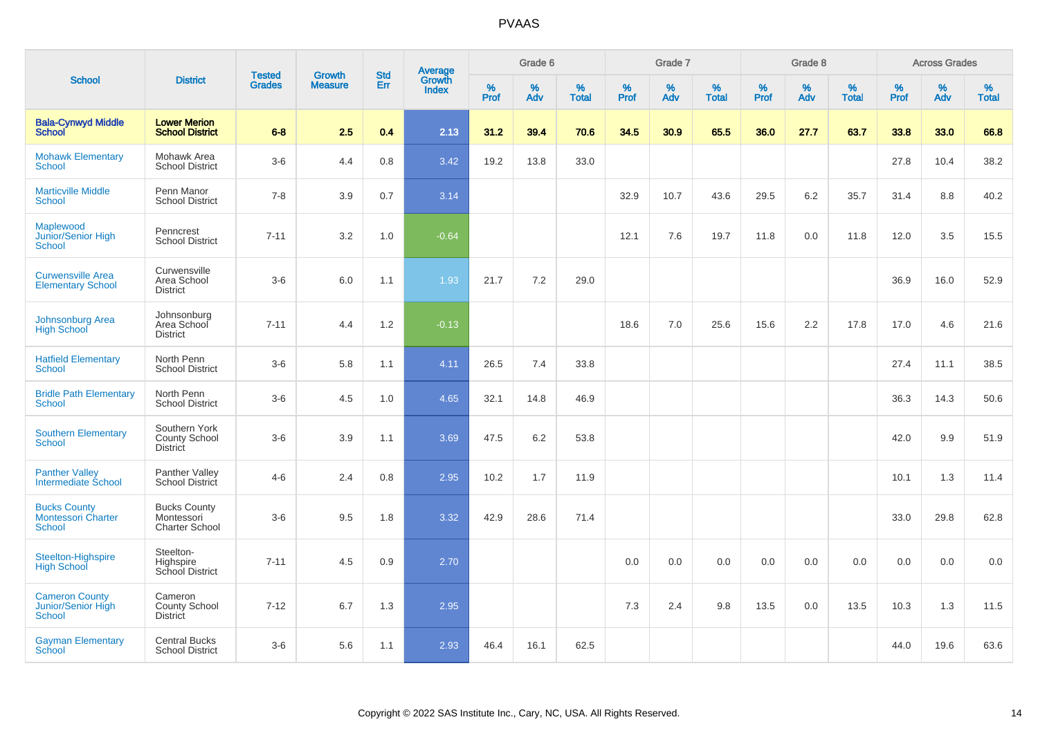# PVAAS

| School | District | Tested Grades | Growth Measure | Std Err | Average Growth Index | Grade 6 | | | Grade 7 | | | Grade 8 | | | Across Grades | | |
|---|---|---|---|---|---|---|---|---|---|---|---|---|---|---|---|---|---|
| | | | | | | % Prof | % Adv | % Total | % Prof | % Adv | % Total | % Prof | % Adv | % Total | % Prof | % Adv | % Total |
| **Bala-Cynwyd Middle School** | **Lower Merion School District** | **6-8** | **2.5** | **0.4** | **2.13** | **31.2** | **39.4** | **70.6** | **34.5** | **30.9** | **65.5** | **36.0** | **27.7** | **63.7** | **33.8** | **33.0** | **66.8** |
| Mohawk Elementary School | Mohawk Area School District | 3-6 | 4.4 | 0.8 | 3.42 | 19.2 | 13.8 | 33.0 | | | | | | | 27.8 | 10.4 | 38.2 |
| Marticville Middle School | Penn Manor School District | 7-8 | 3.9 | 0.7 | 3.14 | | | | 32.9 | 10.7 | 43.6 | 29.5 | 6.2 | 35.7 | 31.4 | 8.8 | 40.2 |
| Maplewood Junior/Senior High School | Penncrest School District | 7-11 | 3.2 | 1.0 | -0.64 | | | | 12.1 | 7.6 | 19.7 | 11.8 | 0.0 | 11.8 | 12.0 | 3.5 | 15.5 |
| Curwensville Area Elementary School | Curwensville Area School District | 3-6 | 6.0 | 1.1 | 1.93 | 21.7 | 7.2 | 29.0 | | | | | | | 36.9 | 16.0 | 52.9 |
| Johnsonburg Area High School | Johnsonburg Area School District | 7-11 | 4.4 | 1.2 | -0.13 | | | | 18.6 | 7.0 | 25.6 | 15.6 | 2.2 | 17.8 | 17.0 | 4.6 | 21.6 |
| Hatfield Elementary School | North Penn School District | 3-6 | 5.8 | 1.1 | 4.11 | 26.5 | 7.4 | 33.8 | | | | | | | 27.4 | 11.1 | 38.5 |
| Bridle Path Elementary School | North Penn School District | 3-6 | 4.5 | 1.0 | 4.65 | 32.1 | 14.8 | 46.9 | | | | | | | 36.3 | 14.3 | 50.6 |
| Southern Elementary School | Southern York County School District | 3-6 | 3.9 | 1.1 | 3.69 | 47.5 | 6.2 | 53.8 | | | | | | | 42.0 | 9.9 | 51.9 |
| Panther Valley Intermediate School | Panther Valley School District | 4-6 | 2.4 | 0.8 | 2.95 | 10.2 | 1.7 | 11.9 | | | | | | | 10.1 | 1.3 | 11.4 |
| Bucks County Montessori Charter School | Bucks County Montessori Charter School | 3-6 | 9.5 | 1.8 | 3.32 | 42.9 | 28.6 | 71.4 | | | | | | | 33.0 | 29.8 | 62.8 |
| Steelton-Highspire High School | Steelton-Highspire School District | 7-11 | 4.5 | 0.9 | 2.70 | | | | 0.0 | 0.0 | 0.0 | 0.0 | 0.0 | 0.0 | 0.0 | 0.0 | 0.0 |
| Cameron County Junior/Senior High School | Cameron County School District | 7-12 | 6.7 | 1.3 | 2.95 | | | | 7.3 | 2.4 | 9.8 | 13.5 | 0.0 | 13.5 | 10.3 | 1.3 | 11.5 |
| Gayman Elementary School | Central Bucks School District | 3-6 | 5.6 | 1.1 | 2.93 | 46.4 | 16.1 | 62.5 | | | | | | | 44.0 | 19.6 | 63.6 |

Copyright © 2022 SAS Institute Inc., Cary, NC, USA. All Rights Reserved.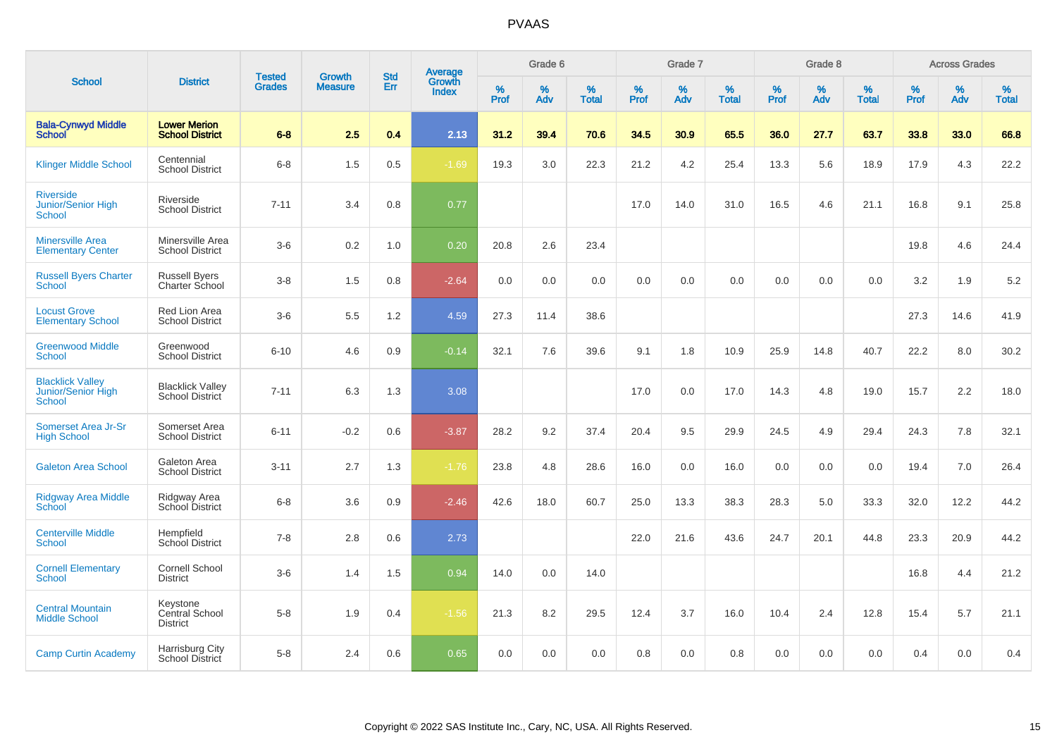# PVAAS

| School | District | Tested Grades | Growth Measure | Std Err | Average Growth Index | Grade 6 | | | Grade 7 | | | Grade 8 | | | Across Grades | | |
|---|---|---|---|---|---|---|---|---|---|---|---|---|---|---|---|---|---|
| | | | | | | % Prof | % Adv | % Total | % Prof | % Adv | % Total | % Prof | % Adv | % Total | % Prof | % Adv | % Total |
| **Bala-Cynwyd Middle School** | **Lower Merion School District** | **6-8** | **2.5** | **0.4** | **2.13** | **31.2** | **39.4** | **70.6** | **34.5** | **30.9** | **65.5** | **36.0** | **27.7** | **63.7** | **33.8** | **33.0** | **66.8** |
| Klinger Middle School | Centennial School District | 6-8 | 1.5 | 0.5 | -1.69 | 19.3 | 3.0 | 22.3 | 21.2 | 4.2 | 25.4 | 13.3 | 5.6 | 18.9 | 17.9 | 4.3 | 22.2 |
| Riverside Junior/Senior High School | Riverside School District | 7-11 | 3.4 | 0.8 | 0.77 | | | | 17.0 | 14.0 | 31.0 | 16.5 | 4.6 | 21.1 | 16.8 | 9.1 | 25.8 |
| Minersville Area Elementary Center | Minersville Area School District | 3-6 | 0.2 | 1.0 | 0.20 | 20.8 | 2.6 | 23.4 | | | | | | | 19.8 | 4.6 | 24.4 |
| Russell Byers Charter School | Russell Byers Charter School | 3-8 | 1.5 | 0.8 | -2.64 | 0.0 | 0.0 | 0.0 | 0.0 | 0.0 | 0.0 | 0.0 | 0.0 | 0.0 | 3.2 | 1.9 | 5.2 |
| Locust Grove Elementary School | Red Lion Area School District | 3-6 | 5.5 | 1.2 | 4.59 | 27.3 | 11.4 | 38.6 | | | | | | | 27.3 | 14.6 | 41.9 |
| Greenwood Middle School | Greenwood School District | 6-10 | 4.6 | 0.9 | -0.14 | 32.1 | 7.6 | 39.6 | 9.1 | 1.8 | 10.9 | 25.9 | 14.8 | 40.7 | 22.2 | 8.0 | 30.2 |
| Blacklick Valley Junior/Senior High School | Blacklick Valley School District | 7-11 | 6.3 | 1.3 | 3.08 | | | | 17.0 | 0.0 | 17.0 | 14.3 | 4.8 | 19.0 | 15.7 | 2.2 | 18.0 |
| Somerset Area Jr-Sr High School | Somerset Area School District | 6-11 | -0.2 | 0.6 | -3.87 | 28.2 | 9.2 | 37.4 | 20.4 | 9.5 | 29.9 | 24.5 | 4.9 | 29.4 | 24.3 | 7.8 | 32.1 |
| Galeton Area School | Galeton Area School District | 3-11 | 2.7 | 1.3 | -1.76 | 23.8 | 4.8 | 28.6 | 16.0 | 0.0 | 16.0 | 0.0 | 0.0 | 0.0 | 19.4 | 7.0 | 26.4 |
| Ridgway Area Middle School | Ridgway Area School District | 6-8 | 3.6 | 0.9 | -2.46 | 42.6 | 18.0 | 60.7 | 25.0 | 13.3 | 38.3 | 28.3 | 5.0 | 33.3 | 32.0 | 12.2 | 44.2 |
| Centerville Middle School | Hempfield School District | 7-8 | 2.8 | 0.6 | 2.73 | | | | 22.0 | 21.6 | 43.6 | 24.7 | 20.1 | 44.8 | 23.3 | 20.9 | 44.2 |
| Cornell Elementary School | Cornell School District | 3-6 | 1.4 | 1.5 | 0.94 | 14.0 | 0.0 | 14.0 | | | | | | | 16.8 | 4.4 | 21.2 |
| Central Mountain Middle School | Keystone Central School District | 5-8 | 1.9 | 0.4 | -1.56 | 21.3 | 8.2 | 29.5 | 12.4 | 3.7 | 16.0 | 10.4 | 2.4 | 12.8 | 15.4 | 5.7 | 21.1 |
| Camp Curtin Academy | Harrisburg City School District | 5-8 | 2.4 | 0.6 | 0.65 | 0.0 | 0.0 | 0.0 | 0.8 | 0.0 | 0.8 | 0.0 | 0.0 | 0.0 | 0.4 | 0.0 | 0.4 |

Copyright © 2022 SAS Institute Inc., Cary, NC, USA. All Rights Reserved.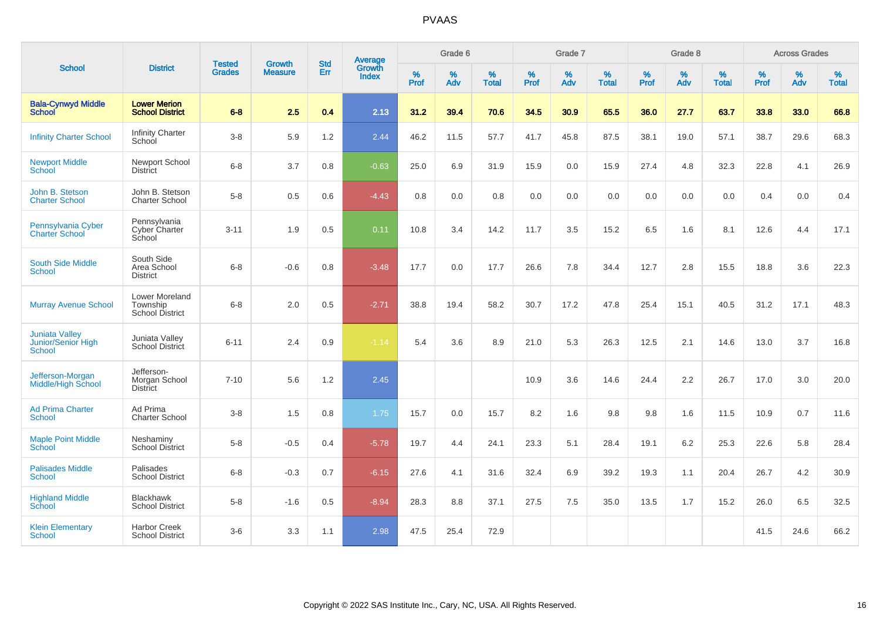# PVAAS

| School | District | Tested Grades | Growth Measure | Std Err | Average Growth Index | Grade 6 | | | Grade 7 | | | Grade 8 | | | Across Grades | | |
|---|---|---|---|---|---|---|---|---|---|---|---|---|---|---|---|---|---|
| | | | | | | % Prof | % Adv | % Total | % Prof | % Adv | % Total | % Prof | % Adv | % Total | % Prof | % Adv | % Total |
| **Bala-Cynwyd Middle School** | **Lower Merion School District** | **6-8** | **2.5** | **0.4** | **2.13** | **31.2** | **39.4** | **70.6** | **34.5** | **30.9** | **65.5** | **36.0** | **27.7** | **63.7** | **33.8** | **33.0** | **66.8** |
| Infinity Charter School | Infinity Charter School | 3-8 | 5.9 | 1.2 | 2.44 | 46.2 | 11.5 | 57.7 | 41.7 | 45.8 | 87.5 | 38.1 | 19.0 | 57.1 | 38.7 | 29.6 | 68.3 |
| Newport Middle School | Newport School District | 6-8 | 3.7 | 0.8 | -0.63 | 25.0 | 6.9 | 31.9 | 15.9 | 0.0 | 15.9 | 27.4 | 4.8 | 32.3 | 22.8 | 4.1 | 26.9 |
| John B. Stetson Charter School | John B. Stetson Charter School | 5-8 | 0.5 | 0.6 | -4.43 | 0.8 | 0.0 | 0.8 | 0.0 | 0.0 | 0.0 | 0.0 | 0.0 | 0.0 | 0.4 | 0.0 | 0.4 |
| Pennsylvania Cyber Charter School | Pennsylvania Cyber Charter School | 3-11 | 1.9 | 0.5 | 0.11 | 10.8 | 3.4 | 14.2 | 11.7 | 3.5 | 15.2 | 6.5 | 1.6 | 8.1 | 12.6 | 4.4 | 17.1 |
| South Side Middle School | South Side Area School District | 6-8 | -0.6 | 0.8 | -3.48 | 17.7 | 0.0 | 17.7 | 26.6 | 7.8 | 34.4 | 12.7 | 2.8 | 15.5 | 18.8 | 3.6 | 22.3 |
| Murray Avenue School | Lower Moreland Township School District | 6-8 | 2.0 | 0.5 | -2.71 | 38.8 | 19.4 | 58.2 | 30.7 | 17.2 | 47.8 | 25.4 | 15.1 | 40.5 | 31.2 | 17.1 | 48.3 |
| Juniata Valley Junior/Senior High School | Juniata Valley School District | 6-11 | 2.4 | 0.9 | -1.14 | 5.4 | 3.6 | 8.9 | 21.0 | 5.3 | 26.3 | 12.5 | 2.1 | 14.6 | 13.0 | 3.7 | 16.8 |
| Jefferson-Morgan Middle/High School | Jefferson-Morgan School District | 7-10 | 5.6 | 1.2 | 2.45 | | | | 10.9 | 3.6 | 14.6 | 24.4 | 2.2 | 26.7 | 17.0 | 3.0 | 20.0 |
| Ad Prima Charter School | Ad Prima Charter School | 3-8 | 1.5 | 0.8 | 1.75 | 15.7 | 0.0 | 15.7 | 8.2 | 1.6 | 9.8 | 9.8 | 1.6 | 11.5 | 10.9 | 0.7 | 11.6 |
| Maple Point Middle School | Neshaminy School District | 5-8 | -0.5 | 0.4 | -5.78 | 19.7 | 4.4 | 24.1 | 23.3 | 5.1 | 28.4 | 19.1 | 6.2 | 25.3 | 22.6 | 5.8 | 28.4 |
| Palisades Middle School | Palisades School District | 6-8 | -0.3 | 0.7 | -6.15 | 27.6 | 4.1 | 31.6 | 32.4 | 6.9 | 39.2 | 19.3 | 1.1 | 20.4 | 26.7 | 4.2 | 30.9 |
| Highland Middle School | Blackhawk School District | 5-8 | -1.6 | 0.5 | -8.94 | 28.3 | 8.8 | 37.1 | 27.5 | 7.5 | 35.0 | 13.5 | 1.7 | 15.2 | 26.0 | 6.5 | 32.5 |
| Klein Elementary School | Harbor Creek School District | 3-6 | 3.3 | 1.1 | 2.98 | 47.5 | 25.4 | 72.9 | | | | | | | 41.5 | 24.6 | 66.2 |

Copyright © 2022 SAS Institute Inc., Cary, NC, USA. All Rights Reserved.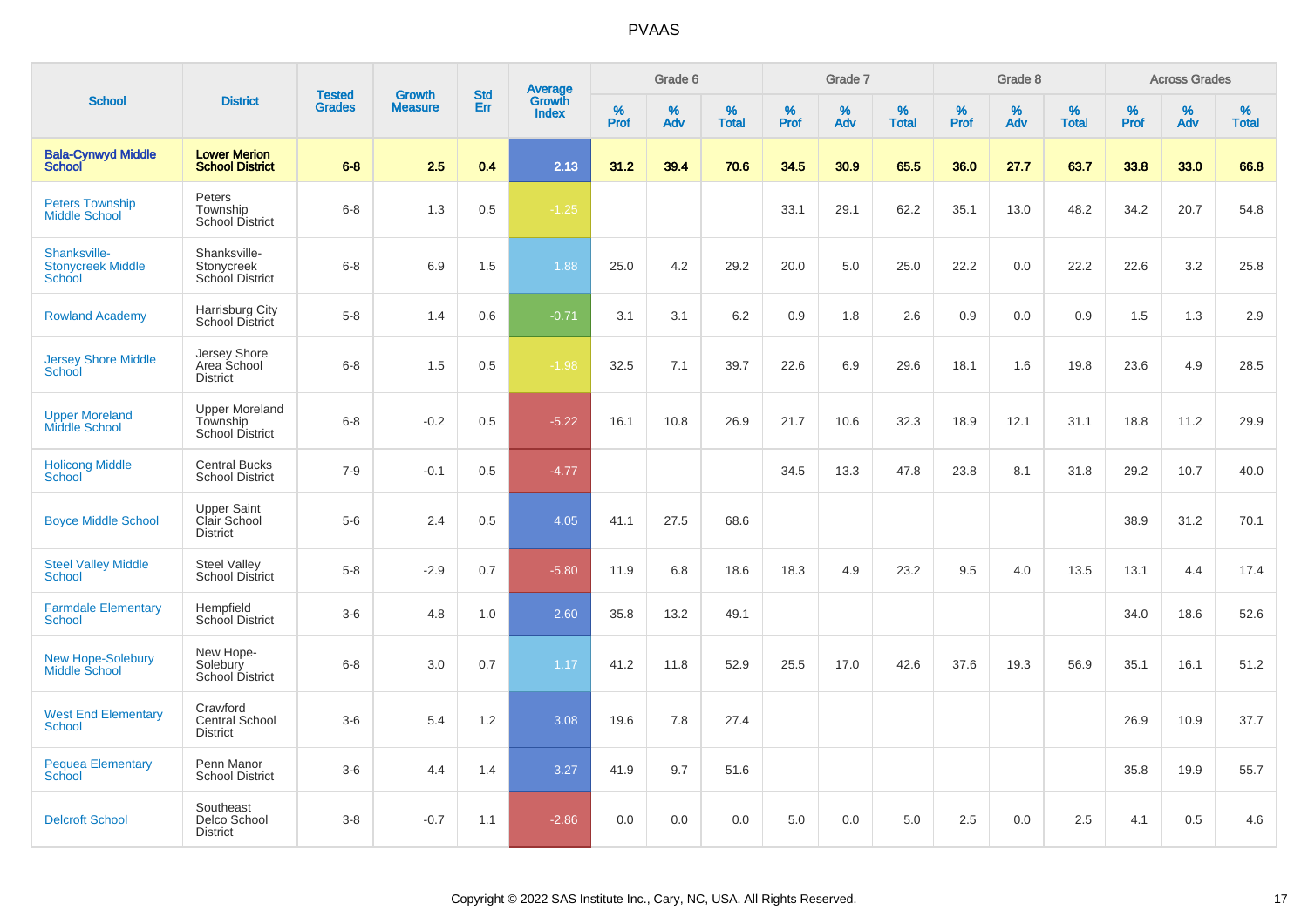# PVAAS

| School | District | Tested Grades | Growth Measure | Std Err | Average Growth Index | Grade 6 | | | Grade 7 | | | Grade 8 | | | Across Grades | | |
|---|---|---|---|---|---|---|---|---|---|---|---|---|---|---|---|---|---|
| | | | | | | % Prof | % Adv | % Total | % Prof | % Adv | % Total | % Prof | % Adv | % Total | % Prof | % Adv | % Total |
| **Bala-Cynwyd Middle School** | **Lower Merion School District** | **6-8** | **2.5** | **0.4** | **2.13** | **31.2** | **39.4** | **70.6** | **34.5** | **30.9** | **65.5** | **36.0** | **27.7** | **63.7** | **33.8** | **33.0** | **66.8** |
| Peters Township Middle School | Peters Township School District | 6-8 | 1.3 | 0.5 | -1.25 | | | | 33.1 | 29.1 | 62.2 | 35.1 | 13.0 | 48.2 | 34.2 | 20.7 | 54.8 |
| Shanksville-Stonycreek Middle School | Shanksville-Stonycreek School District | 6-8 | 6.9 | 1.5 | 1.88 | 25.0 | 4.2 | 29.2 | 20.0 | 5.0 | 25.0 | 22.2 | 0.0 | 22.2 | 22.6 | 3.2 | 25.8 |
| Rowland Academy | Harrisburg City School District | 5-8 | 1.4 | 0.6 | -0.71 | 3.1 | 3.1 | 6.2 | 0.9 | 1.8 | 2.6 | 0.9 | 0.0 | 0.9 | 1.5 | 1.3 | 2.9 |
| Jersey Shore Middle School | Jersey Shore Area School District | 6-8 | 1.5 | 0.5 | -1.98 | 32.5 | 7.1 | 39.7 | 22.6 | 6.9 | 29.6 | 18.1 | 1.6 | 19.8 | 23.6 | 4.9 | 28.5 |
| Upper Moreland Middle School | Upper Moreland Township School District | 6-8 | -0.2 | 0.5 | -5.22 | 16.1 | 10.8 | 26.9 | 21.7 | 10.6 | 32.3 | 18.9 | 12.1 | 31.1 | 18.8 | 11.2 | 29.9 |
| Holicong Middle School | Central Bucks School District | 7-9 | -0.1 | 0.5 | -4.77 | | | | 34.5 | 13.3 | 47.8 | 23.8 | 8.1 | 31.8 | 29.2 | 10.7 | 40.0 |
| Boyce Middle School | Upper Saint Clair School District | 5-6 | 2.4 | 0.5 | 4.05 | 41.1 | 27.5 | 68.6 | | | | | | | 38.9 | 31.2 | 70.1 |
| Steel Valley Middle School | Steel Valley School District | 5-8 | -2.9 | 0.7 | -5.80 | 11.9 | 6.8 | 18.6 | 18.3 | 4.9 | 23.2 | 9.5 | 4.0 | 13.5 | 13.1 | 4.4 | 17.4 |
| Farmdale Elementary School | Hempfield School District | 3-6 | 4.8 | 1.0 | 2.60 | 35.8 | 13.2 | 49.1 | | | | | | | 34.0 | 18.6 | 52.6 |
| New Hope-Solebury Middle School | New Hope-Solebury School District | 6-8 | 3.0 | 0.7 | 1.17 | 41.2 | 11.8 | 52.9 | 25.5 | 17.0 | 42.6 | 37.6 | 19.3 | 56.9 | 35.1 | 16.1 | 51.2 |
| West End Elementary School | Crawford Central School District | 3-6 | 5.4 | 1.2 | 3.08 | 19.6 | 7.8 | 27.4 | | | | | | | 26.9 | 10.9 | 37.7 |
| Pequea Elementary School | Penn Manor School District | 3-6 | 4.4 | 1.4 | 3.27 | 41.9 | 9.7 | 51.6 | | | | | | | 35.8 | 19.9 | 55.7 |
| Delcroft School | Southeast Delco School District | 3-8 | -0.7 | 1.1 | -2.86 | 0.0 | 0.0 | 0.0 | 5.0 | 0.0 | 5.0 | 2.5 | 0.0 | 2.5 | 4.1 | 0.5 | 4.6 |

Copyright © 2022 SAS Institute Inc., Cary, NC, USA. All Rights Reserved.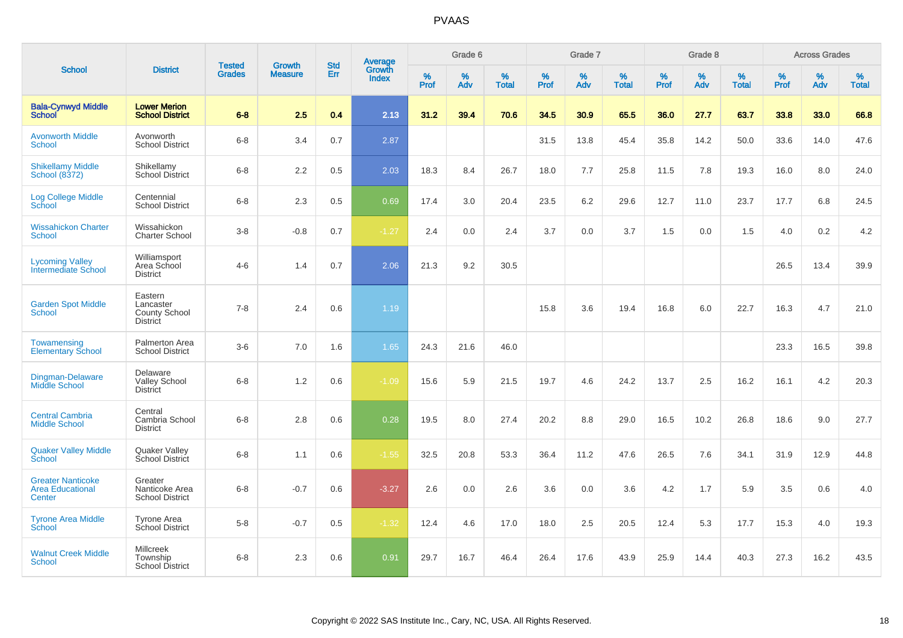# PVAAS

| School | District | Tested Grades | Growth Measure | Std Err | Average Growth Index | Grade 6 | | | Grade 7 | | | Grade 8 | | | Across Grades | | |
|---|---|---|---|---|---|---|---|---|---|---|---|---|---|---|---|---|---|
| | | | | | | % Prof | % Adv | % Total | % Prof | % Adv | % Total | % Prof | % Adv | % Total | % Prof | % Adv | % Total |
| **Bala-Cynwyd Middle School** | **Lower Merion School District** | **6-8** | **2.5** | **0.4** | **2.13** | **31.2** | **39.4** | **70.6** | **34.5** | **30.9** | **65.5** | **36.0** | **27.7** | **63.7** | **33.8** | **33.0** | **66.8** |
| Avonworth Middle School | Avonworth School District | 6-8 | 3.4 | 0.7 | 2.87 | | | | 31.5 | 13.8 | 45.4 | 35.8 | 14.2 | 50.0 | 33.6 | 14.0 | 47.6 |
| Shikellamy Middle School (8372) | Shikellamy School District | 6-8 | 2.2 | 0.5 | 2.03 | 18.3 | 8.4 | 26.7 | 18.0 | 7.7 | 25.8 | 11.5 | 7.8 | 19.3 | 16.0 | 8.0 | 24.0 |
| Log College Middle School | Centennial School District | 6-8 | 2.3 | 0.5 | 0.69 | 17.4 | 3.0 | 20.4 | 23.5 | 6.2 | 29.6 | 12.7 | 11.0 | 23.7 | 17.7 | 6.8 | 24.5 |
| Wissahickon Charter School | Wissahickon Charter School | 3-8 | -0.8 | 0.7 | -1.27 | 2.4 | 0.0 | 2.4 | 3.7 | 0.0 | 3.7 | 1.5 | 0.0 | 1.5 | 4.0 | 0.2 | 4.2 |
| Lycoming Valley Intermediate School | Williamsport Area School District | 4-6 | 1.4 | 0.7 | 2.06 | 21.3 | 9.2 | 30.5 | | | | | | | 26.5 | 13.4 | 39.9 |
| Garden Spot Middle School | Eastern Lancaster County School District | 7-8 | 2.4 | 0.6 | 1.19 | | | | 15.8 | 3.6 | 19.4 | 16.8 | 6.0 | 22.7 | 16.3 | 4.7 | 21.0 |
| Towamensing Elementary School | Palmerton Area School District | 3-6 | 7.0 | 1.6 | 1.65 | 24.3 | 21.6 | 46.0 | | | | | | | 23.3 | 16.5 | 39.8 |
| Dingman-Delaware Middle School | Delaware Valley School District | 6-8 | 1.2 | 0.6 | -1.09 | 15.6 | 5.9 | 21.5 | 19.7 | 4.6 | 24.2 | 13.7 | 2.5 | 16.2 | 16.1 | 4.2 | 20.3 |
| Central Cambria Middle School | Central Cambria School District | 6-8 | 2.8 | 0.6 | 0.28 | 19.5 | 8.0 | 27.4 | 20.2 | 8.8 | 29.0 | 16.5 | 10.2 | 26.8 | 18.6 | 9.0 | 27.7 |
| Quaker Valley Middle School | Quaker Valley School District | 6-8 | 1.1 | 0.6 | -1.55 | 32.5 | 20.8 | 53.3 | 36.4 | 11.2 | 47.6 | 26.5 | 7.6 | 34.1 | 31.9 | 12.9 | 44.8 |
| Greater Nanticoke Area Educational Center | Greater Nanticoke Area School District | 6-8 | -0.7 | 0.6 | -3.27 | 2.6 | 0.0 | 2.6 | 3.6 | 0.0 | 3.6 | 4.2 | 1.7 | 5.9 | 3.5 | 0.6 | 4.0 |
| Tyrone Area Middle School | Tyrone Area School District | 5-8 | -0.7 | 0.5 | -1.32 | 12.4 | 4.6 | 17.0 | 18.0 | 2.5 | 20.5 | 12.4 | 5.3 | 17.7 | 15.3 | 4.0 | 19.3 |
| Walnut Creek Middle School | Millcreek Township School District | 6-8 | 2.3 | 0.6 | 0.91 | 29.7 | 16.7 | 46.4 | 26.4 | 17.6 | 43.9 | 25.9 | 14.4 | 40.3 | 27.3 | 16.2 | 43.5 |

Copyright © 2022 SAS Institute Inc., Cary, NC, USA. All Rights Reserved.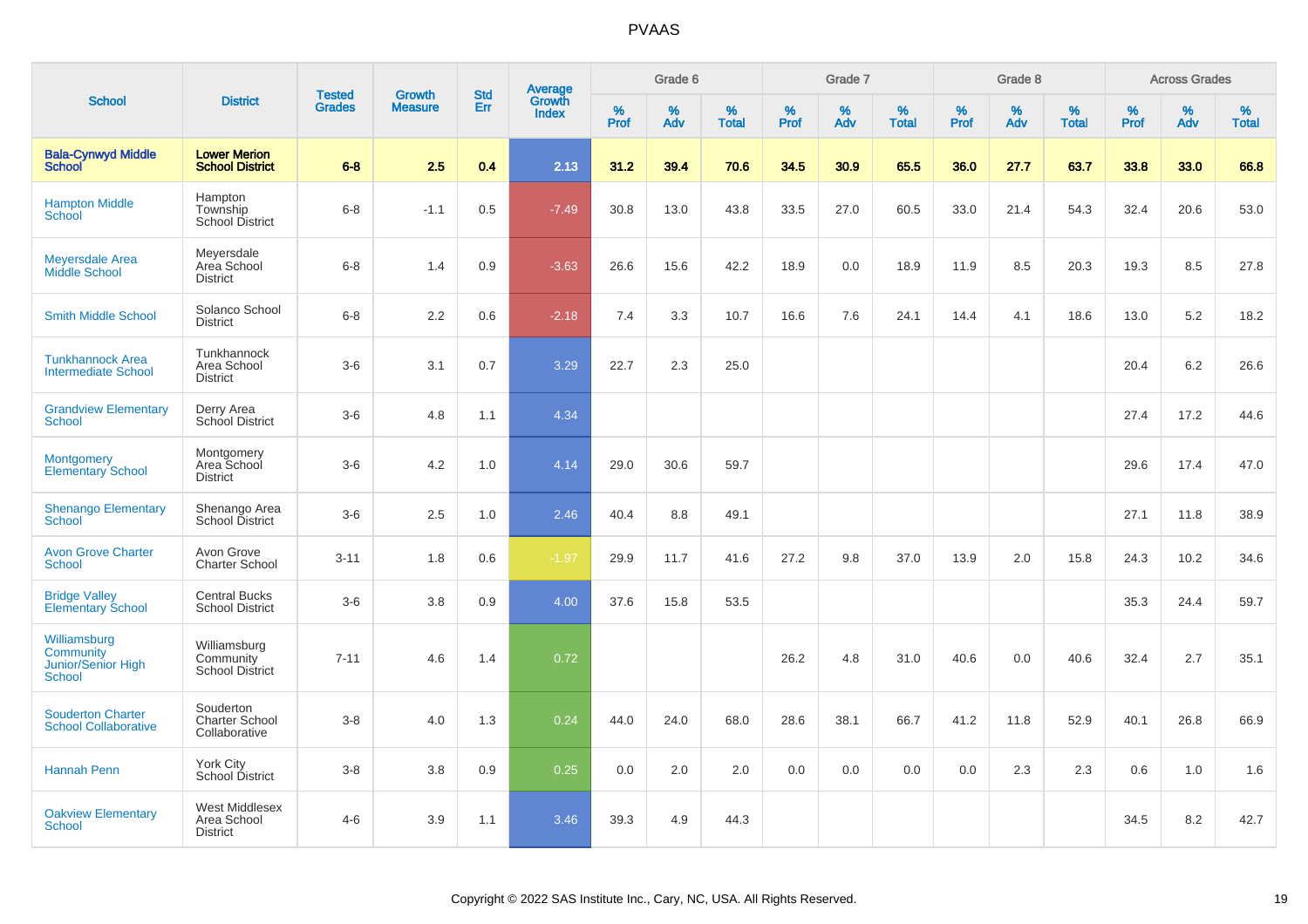# PVAAS

| School | District | Tested Grades | Growth Measure | Std Err | Average Growth Index | Grade 6 | | | Grade 7 | | | Grade 8 | | | Across Grades | | |
|---|---|---|---|---|---|---|---|---|---|---|---|---|---|---|---|---|---|
| | | | | | | % Prof | % Adv | % Total | % Prof | % Adv | % Total | % Prof | % Adv | % Total | % Prof | % Adv | % Total |
| **Bala-Cynwyd Middle School** | **Lower Merion School District** | **6-8** | **2.5** | **0.4** | **2.13** | **31.2** | **39.4** | **70.6** | **34.5** | **30.9** | **65.5** | **36.0** | **27.7** | **63.7** | **33.8** | **33.0** | **66.8** |
| Hampton Middle School | Hampton Township School District | 6-8 | -1.1 | 0.5 | -7.49 | 30.8 | 13.0 | 43.8 | 33.5 | 27.0 | 60.5 | 33.0 | 21.4 | 54.3 | 32.4 | 20.6 | 53.0 |
| Meyersdale Area Middle School | Meyersdale Area School District | 6-8 | 1.4 | 0.9 | -3.63 | 26.6 | 15.6 | 42.2 | 18.9 | 0.0 | 18.9 | 11.9 | 8.5 | 20.3 | 19.3 | 8.5 | 27.8 |
| Smith Middle School | Solanco School District | 6-8 | 2.2 | 0.6 | -2.18 | 7.4 | 3.3 | 10.7 | 16.6 | 7.6 | 24.1 | 14.4 | 4.1 | 18.6 | 13.0 | 5.2 | 18.2 |
| Tunkhannock Area Intermediate School | Tunkhannock Area School District | 3-6 | 3.1 | 0.7 | 3.29 | 22.7 | 2.3 | 25.0 | | | | | | | 20.4 | 6.2 | 26.6 |
| Grandview Elementary School | Derry Area School District | 3-6 | 4.8 | 1.1 | 4.34 | | | | | | | | | | 27.4 | 17.2 | 44.6 |
| Montgomery Elementary School | Montgomery Area School District | 3-6 | 4.2 | 1.0 | 4.14 | 29.0 | 30.6 | 59.7 | | | | | | | 29.6 | 17.4 | 47.0 |
| Shenango Elementary School | Shenango Area School District | 3-6 | 2.5 | 1.0 | 2.46 | 40.4 | 8.8 | 49.1 | | | | | | | 27.1 | 11.8 | 38.9 |
| Avon Grove Charter School | Avon Grove Charter School | 3-11 | 1.8 | 0.6 | -1.97 | 29.9 | 11.7 | 41.6 | 27.2 | 9.8 | 37.0 | 13.9 | 2.0 | 15.8 | 24.3 | 10.2 | 34.6 |
| Bridge Valley Elementary School | Central Bucks School District | 3-6 | 3.8 | 0.9 | 4.00 | 37.6 | 15.8 | 53.5 | | | | | | | 35.3 | 24.4 | 59.7 |
| Williamsburg Community Junior/Senior High School | Williamsburg Community School District | 7-11 | 4.6 | 1.4 | 0.72 | | | | 26.2 | 4.8 | 31.0 | 40.6 | 0.0 | 40.6 | 32.4 | 2.7 | 35.1 |
| Souderton Charter School Collaborative | Souderton Charter School Collaborative | 3-8 | 4.0 | 1.3 | 0.24 | 44.0 | 24.0 | 68.0 | 28.6 | 38.1 | 66.7 | 41.2 | 11.8 | 52.9 | 40.1 | 26.8 | 66.9 |
| Hannah Penn | York City School District | 3-8 | 3.8 | 0.9 | 0.25 | 0.0 | 2.0 | 2.0 | 0.0 | 0.0 | 0.0 | 0.0 | 2.3 | 2.3 | 0.6 | 1.0 | 1.6 |
| Oakview Elementary School | West Middlesex Area School District | 4-6 | 3.9 | 1.1 | 3.46 | 39.3 | 4.9 | 44.3 | | | | | | | 34.5 | 8.2 | 42.7 |

Copyright © 2022 SAS Institute Inc., Cary, NC, USA. All Rights Reserved.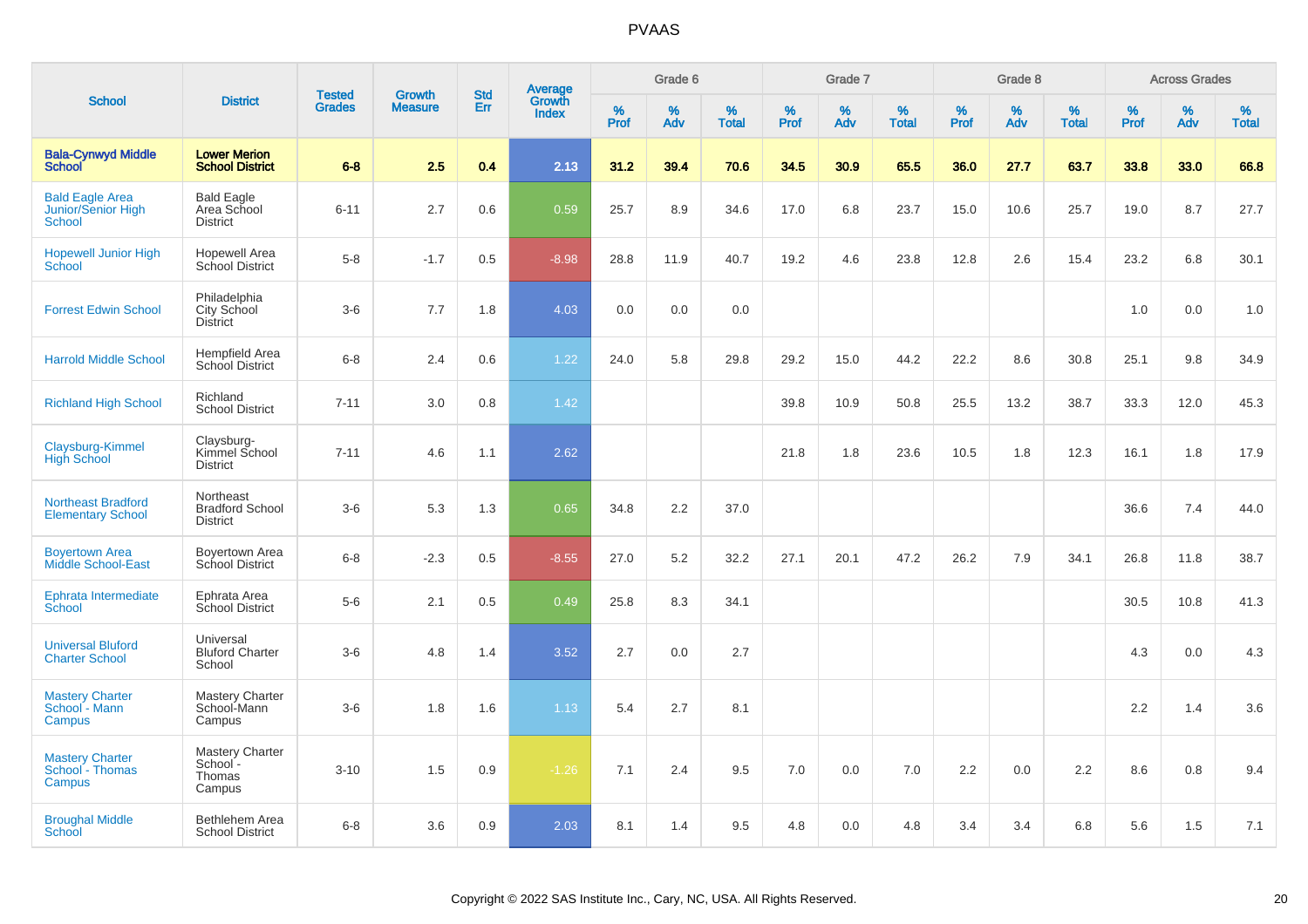# PVAAS

| School | District | Tested Grades | Growth Measure | Std Err | Average Growth Index | Grade 6 | | | Grade 7 | | | Grade 8 | | | Across Grades | | |
|---|---|---|---|---|---|---|---|---|---|---|---|---|---|---|---|---|---|
| | | | | | | % Prof | % Adv | % Total | % Prof | % Adv | % Total | % Prof | % Adv | % Total | % Prof | % Adv | % Total |
| **Bala-Cynwyd Middle School** | **Lower Merion School District** | **6-8** | **2.5** | **0.4** | **2.13** | **31.2** | **39.4** | **70.6** | **34.5** | **30.9** | **65.5** | **36.0** | **27.7** | **63.7** | **33.8** | **33.0** | **66.8** |
| Bald Eagle Area Junior/Senior High School | Bald Eagle Area School District | 6-11 | 2.7 | 0.6 | 0.59 | 25.7 | 8.9 | 34.6 | 17.0 | 6.8 | 23.7 | 15.0 | 10.6 | 25.7 | 19.0 | 8.7 | 27.7 |
| Hopewell Junior High School | Hopewell Area School District | 5-8 | -1.7 | 0.5 | -8.98 | 28.8 | 11.9 | 40.7 | 19.2 | 4.6 | 23.8 | 12.8 | 2.6 | 15.4 | 23.2 | 6.8 | 30.1 |
| Forrest Edwin School | Philadelphia City School District | 3-6 | 7.7 | 1.8 | 4.03 | 0.0 | 0.0 | 0.0 | | | | | | | 1.0 | 0.0 | 1.0 |
| Harrold Middle School | Hempfield Area School District | 6-8 | 2.4 | 0.6 | 1.22 | 24.0 | 5.8 | 29.8 | 29.2 | 15.0 | 44.2 | 22.2 | 8.6 | 30.8 | 25.1 | 9.8 | 34.9 |
| Richland High School | Richland School District | 7-11 | 3.0 | 0.8 | 1.42 | | | | 39.8 | 10.9 | 50.8 | 25.5 | 13.2 | 38.7 | 33.3 | 12.0 | 45.3 |
| Claysburg-Kimmel High School | Claysburg-Kimmel School District | 7-11 | 4.6 | 1.1 | 2.62 | | | | 21.8 | 1.8 | 23.6 | 10.5 | 1.8 | 12.3 | 16.1 | 1.8 | 17.9 |
| Northeast Bradford Elementary School | Northeast Bradford School District | 3-6 | 5.3 | 1.3 | 0.65 | 34.8 | 2.2 | 37.0 | | | | | | | 36.6 | 7.4 | 44.0 |
| Boyertown Area Middle School-East | Boyertown Area School District | 6-8 | -2.3 | 0.5 | -8.55 | 27.0 | 5.2 | 32.2 | 27.1 | 20.1 | 47.2 | 26.2 | 7.9 | 34.1 | 26.8 | 11.8 | 38.7 |
| Ephrata Intermediate School | Ephrata Area School District | 5-6 | 2.1 | 0.5 | 0.49 | 25.8 | 8.3 | 34.1 | | | | | | | 30.5 | 10.8 | 41.3 |
| Universal Bluford Charter School | Universal Bluford Charter School | 3-6 | 4.8 | 1.4 | 3.52 | 2.7 | 0.0 | 2.7 | | | | | | | 4.3 | 0.0 | 4.3 |
| Mastery Charter School - Mann Campus | Mastery Charter School-Mann Campus | 3-6 | 1.8 | 1.6 | 1.13 | 5.4 | 2.7 | 8.1 | | | | | | | 2.2 | 1.4 | 3.6 |
| Mastery Charter School - Thomas Campus | Mastery Charter School - Thomas Campus | 3-10 | 1.5 | 0.9 | -1.26 | 7.1 | 2.4 | 9.5 | 7.0 | 0.0 | 7.0 | 2.2 | 0.0 | 2.2 | 8.6 | 0.8 | 9.4 |
| Broughal Middle School | Bethlehem Area School District | 6-8 | 3.6 | 0.9 | 2.03 | 8.1 | 1.4 | 9.5 | 4.8 | 0.0 | 4.8 | 3.4 | 3.4 | 6.8 | 5.6 | 1.5 | 7.1 |

Copyright © 2022 SAS Institute Inc., Cary, NC, USA. All Rights Reserved.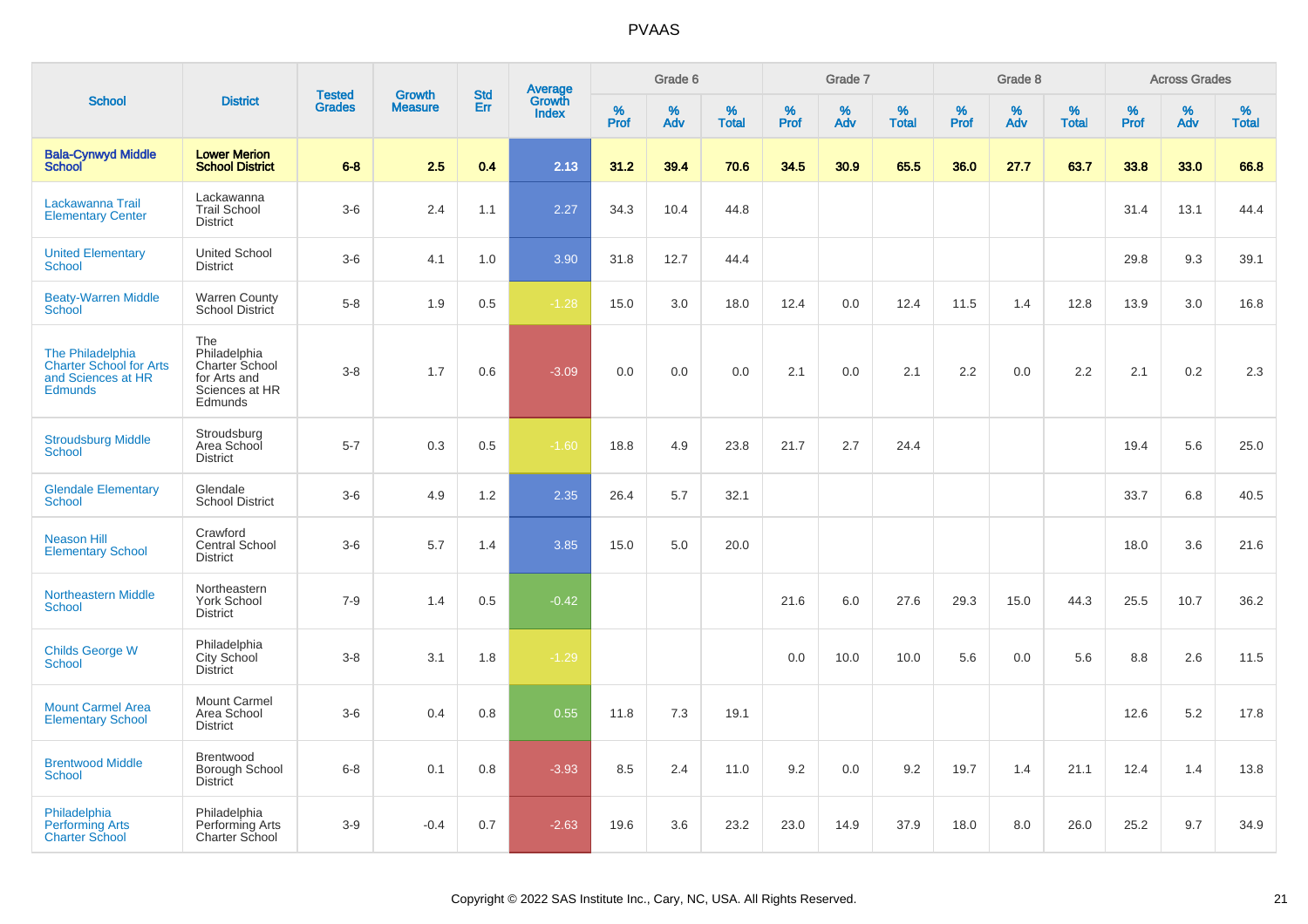# PVAAS

| School | District | Tested Grades | Growth Measure | Std Err | Average Growth Index | Grade 6 | | | Grade 7 | | | Grade 8 | | | Across Grades | | |
|---|---|---|---|---|---|---|---|---|---|---|---|---|---|---|---|---|---|
| | | | | | | % Prof | % Adv | % Total | % Prof | % Adv | % Total | % Prof | % Adv | % Total | % Prof | % Adv | % Total |
| **Bala-Cynwyd Middle School** | **Lower Merion School District** | **6-8** | **2.5** | **0.4** | **2.13** | **31.2** | **39.4** | **70.6** | **34.5** | **30.9** | **65.5** | **36.0** | **27.7** | **63.7** | **33.8** | **33.0** | **66.8** |
| Lackawanna Trail Elementary Center | Lackawanna Trail School District | 3-6 | 2.4 | 1.1 | 2.27 | 34.3 | 10.4 | 44.8 | | | | | | | 31.4 | 13.1 | 44.4 |
| United Elementary School | United School District | 3-6 | 4.1 | 1.0 | 3.90 | 31.8 | 12.7 | 44.4 | | | | | | | 29.8 | 9.3 | 39.1 |
| Beaty-Warren Middle School | Warren County School District | 5-8 | 1.9 | 0.5 | -1.28 | 15.0 | 3.0 | 18.0 | 12.4 | 0.0 | 12.4 | 11.5 | 1.4 | 12.8 | 13.9 | 3.0 | 16.8 |
| The Philadelphia Charter School for Arts and Sciences at HR Edmunds | The Philadelphia Charter School for Arts and Sciences at HR Edmunds | 3-8 | 1.7 | 0.6 | -3.09 | 0.0 | 0.0 | 0.0 | 2.1 | 0.0 | 2.1 | 2.2 | 0.0 | 2.2 | 2.1 | 0.2 | 2.3 |
| Stroudsburg Middle School | Stroudsburg Area School District | 5-7 | 0.3 | 0.5 | -1.60 | 18.8 | 4.9 | 23.8 | 21.7 | 2.7 | 24.4 | | | | 19.4 | 5.6 | 25.0 |
| Glendale Elementary School | Glendale School District | 3-6 | 4.9 | 1.2 | 2.35 | 26.4 | 5.7 | 32.1 | | | | | | | 33.7 | 6.8 | 40.5 |
| Neason Hill Elementary School | Crawford Central School District | 3-6 | 5.7 | 1.4 | 3.85 | 15.0 | 5.0 | 20.0 | | | | | | | 18.0 | 3.6 | 21.6 |
| Northeastern Middle School | Northeastern York School District | 7-9 | 1.4 | 0.5 | -0.42 | | | | 21.6 | 6.0 | 27.6 | 29.3 | 15.0 | 44.3 | 25.5 | 10.7 | 36.2 |
| Childs George W School | Philadelphia City School District | 3-8 | 3.1 | 1.8 | -1.29 | | | | 0.0 | 10.0 | 10.0 | 5.6 | 0.0 | 5.6 | 8.8 | 2.6 | 11.5 |
| Mount Carmel Area Elementary School | Mount Carmel Area School District | 3-6 | 0.4 | 0.8 | 0.55 | 11.8 | 7.3 | 19.1 | | | | | | | 12.6 | 5.2 | 17.8 |
| Brentwood Middle School | Brentwood Borough School District | 6-8 | 0.1 | 0.8 | -3.93 | 8.5 | 2.4 | 11.0 | 9.2 | 0.0 | 9.2 | 19.7 | 1.4 | 21.1 | 12.4 | 1.4 | 13.8 |
| Philadelphia Performing Arts Charter School | Philadelphia Performing Arts Charter School | 3-9 | -0.4 | 0.7 | -2.63 | 19.6 | 3.6 | 23.2 | 23.0 | 14.9 | 37.9 | 18.0 | 8.0 | 26.0 | 25.2 | 9.7 | 34.9 |

Copyright © 2022 SAS Institute Inc., Cary, NC, USA. All Rights Reserved.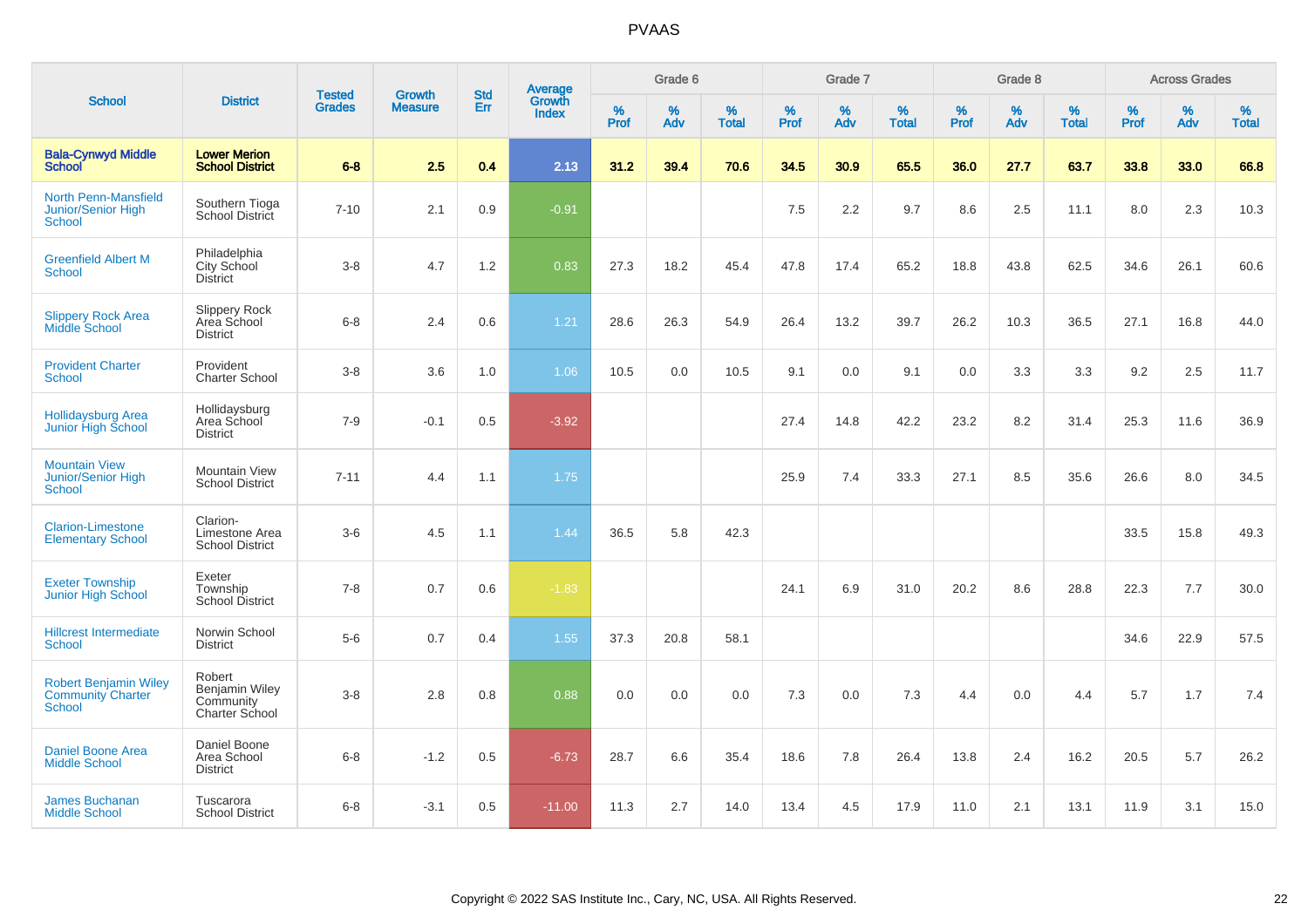# PVAAS

| School | District | Tested Grades | Growth Measure | Std Err | Average Growth Index | Grade 6 | | | Grade 7 | | | Grade 8 | | | Across Grades | | |
|---|---|---|---|---|---|---|---|---|---|---|---|---|---|---|---|---|---|
| | | | | | | % Prof | % Adv | % Total | % Prof | % Adv | % Total | % Prof | % Adv | % Total | % Prof | % Adv | % Total |
| **Bala-Cynwyd Middle School** | **Lower Merion School District** | **6-8** | **2.5** | **0.4** | **2.13** | **31.2** | **39.4** | **70.6** | **34.5** | **30.9** | **65.5** | **36.0** | **27.7** | **63.7** | **33.8** | **33.0** | **66.8** |
| North Penn-Mansfield Junior/Senior High School | Southern Tioga School District | 7-10 | 2.1 | 0.9 | -0.91 | | | | 7.5 | 2.2 | 9.7 | 8.6 | 2.5 | 11.1 | 8.0 | 2.3 | 10.3 |
| Greenfield Albert M School | Philadelphia City School District | 3-8 | 4.7 | 1.2 | 0.83 | 27.3 | 18.2 | 45.4 | 47.8 | 17.4 | 65.2 | 18.8 | 43.8 | 62.5 | 34.6 | 26.1 | 60.6 |
| Slippery Rock Area Middle School | Slippery Rock Area School District | 6-8 | 2.4 | 0.6 | 1.21 | 28.6 | 26.3 | 54.9 | 26.4 | 13.2 | 39.7 | 26.2 | 10.3 | 36.5 | 27.1 | 16.8 | 44.0 |
| Provident Charter School | Provident Charter School | 3-8 | 3.6 | 1.0 | 1.06 | 10.5 | 0.0 | 10.5 | 9.1 | 0.0 | 9.1 | 0.0 | 3.3 | 3.3 | 9.2 | 2.5 | 11.7 |
| Hollidaysburg Area Junior High School | Hollidaysburg Area School District | 7-9 | -0.1 | 0.5 | -3.92 | | | | 27.4 | 14.8 | 42.2 | 23.2 | 8.2 | 31.4 | 25.3 | 11.6 | 36.9 |
| Mountain View Junior/Senior High School | Mountain View School District | 7-11 | 4.4 | 1.1 | 1.75 | | | | 25.9 | 7.4 | 33.3 | 27.1 | 8.5 | 35.6 | 26.6 | 8.0 | 34.5 |
| Clarion-Limestone Elementary School | Clarion-Limestone Area School District | 3-6 | 4.5 | 1.1 | 1.44 | 36.5 | 5.8 | 42.3 | | | | | | | 33.5 | 15.8 | 49.3 |
| Exeter Township Junior High School | Exeter Township School District | 7-8 | 0.7 | 0.6 | -1.83 | | | | 24.1 | 6.9 | 31.0 | 20.2 | 8.6 | 28.8 | 22.3 | 7.7 | 30.0 |
| Hillcrest Intermediate School | Norwin School District | 5-6 | 0.7 | 0.4 | 1.55 | 37.3 | 20.8 | 58.1 | | | | | | | 34.6 | 22.9 | 57.5 |
| Robert Benjamin Wiley Community Charter School | Robert Benjamin Wiley Community Charter School | 3-8 | 2.8 | 0.8 | 0.88 | 0.0 | 0.0 | 0.0 | 7.3 | 0.0 | 7.3 | 4.4 | 0.0 | 4.4 | 5.7 | 1.7 | 7.4 |
| Daniel Boone Area Middle School | Daniel Boone Area School District | 6-8 | -1.2 | 0.5 | -6.73 | 28.7 | 6.6 | 35.4 | 18.6 | 7.8 | 26.4 | 13.8 | 2.4 | 16.2 | 20.5 | 5.7 | 26.2 |
| James Buchanan Middle School | Tuscarora School District | 6-8 | -3.1 | 0.5 | -11.00 | 11.3 | 2.7 | 14.0 | 13.4 | 4.5 | 17.9 | 11.0 | 2.1 | 13.1 | 11.9 | 3.1 | 15.0 |

Copyright © 2022 SAS Institute Inc., Cary, NC, USA. All Rights Reserved.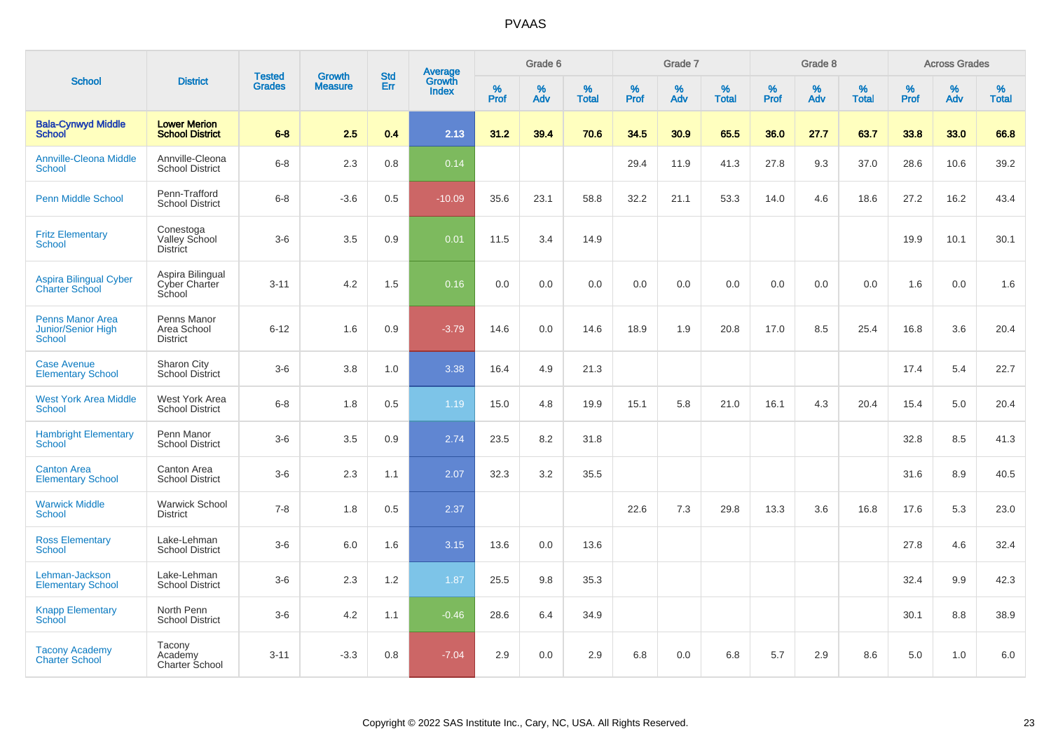# PVAAS

| School | District | Tested Grades | Growth Measure | Std Err | Average Growth Index | Grade 6 | | | Grade 7 | | | Grade 8 | | | Across Grades | | |
|---|---|---|---|---|---|---|---|---|---|---|---|---|---|---|---|---|---|
| | | | | | | % Prof | % Adv | % Total | % Prof | % Adv | % Total | % Prof | % Adv | % Total | % Prof | % Adv | % Total |
| **Bala-Cynwyd Middle School** | **Lower Merion School District** | **6-8** | **2.5** | **0.4** | **2.13** | **31.2** | **39.4** | **70.6** | **34.5** | **30.9** | **65.5** | **36.0** | **27.7** | **63.7** | **33.8** | **33.0** | **66.8** |
| Annville-Cleona Middle School | Annville-Cleona School District | 6-8 | 2.3 | 0.8 | 0.14 | | | | 29.4 | 11.9 | 41.3 | 27.8 | 9.3 | 37.0 | 28.6 | 10.6 | 39.2 |
| Penn Middle School | Penn-Trafford School District | 6-8 | -3.6 | 0.5 | -10.09 | 35.6 | 23.1 | 58.8 | 32.2 | 21.1 | 53.3 | 14.0 | 4.6 | 18.6 | 27.2 | 16.2 | 43.4 |
| Fritz Elementary School | Conestoga Valley School District | 3-6 | 3.5 | 0.9 | 0.01 | 11.5 | 3.4 | 14.9 | | | | | | | 19.9 | 10.1 | 30.1 |
| Aspira Bilingual Cyber Charter School | Aspira Bilingual Cyber Charter School | 3-11 | 4.2 | 1.5 | 0.16 | 0.0 | 0.0 | 0.0 | 0.0 | 0.0 | 0.0 | 0.0 | 0.0 | 0.0 | 1.6 | 0.0 | 1.6 |
| Penns Manor Area Junior/Senior High School | Penns Manor Area School District | 6-12 | 1.6 | 0.9 | -3.79 | 14.6 | 0.0 | 14.6 | 18.9 | 1.9 | 20.8 | 17.0 | 8.5 | 25.4 | 16.8 | 3.6 | 20.4 |
| Case Avenue Elementary School | Sharon City School District | 3-6 | 3.8 | 1.0 | 3.38 | 16.4 | 4.9 | 21.3 | | | | | | | 17.4 | 5.4 | 22.7 |
| West York Area Middle School | West York Area School District | 6-8 | 1.8 | 0.5 | 1.19 | 15.0 | 4.8 | 19.9 | 15.1 | 5.8 | 21.0 | 16.1 | 4.3 | 20.4 | 15.4 | 5.0 | 20.4 |
| Hambright Elementary School | Penn Manor School District | 3-6 | 3.5 | 0.9 | 2.74 | 23.5 | 8.2 | 31.8 | | | | | | | 32.8 | 8.5 | 41.3 |
| Canton Area Elementary School | Canton Area School District | 3-6 | 2.3 | 1.1 | 2.07 | 32.3 | 3.2 | 35.5 | | | | | | | 31.6 | 8.9 | 40.5 |
| Warwick Middle School | Warwick School District | 7-8 | 1.8 | 0.5 | 2.37 | | | | 22.6 | 7.3 | 29.8 | 13.3 | 3.6 | 16.8 | 17.6 | 5.3 | 23.0 |
| Ross Elementary School | Lake-Lehman School District | 3-6 | 6.0 | 1.6 | 3.15 | 13.6 | 0.0 | 13.6 | | | | | | | 27.8 | 4.6 | 32.4 |
| Lehman-Jackson Elementary School | Lake-Lehman School District | 3-6 | 2.3 | 1.2 | 1.87 | 25.5 | 9.8 | 35.3 | | | | | | | 32.4 | 9.9 | 42.3 |
| Knapp Elementary School | North Penn School District | 3-6 | 4.2 | 1.1 | -0.46 | 28.6 | 6.4 | 34.9 | | | | | | | 30.1 | 8.8 | 38.9 |
| Tacony Academy Charter School | Tacony Academy Charter School | 3-11 | -3.3 | 0.8 | -7.04 | 2.9 | 0.0 | 2.9 | 6.8 | 0.0 | 6.8 | 5.7 | 2.9 | 8.6 | 5.0 | 1.0 | 6.0 |

Copyright © 2022 SAS Institute Inc., Cary, NC, USA. All Rights Reserved.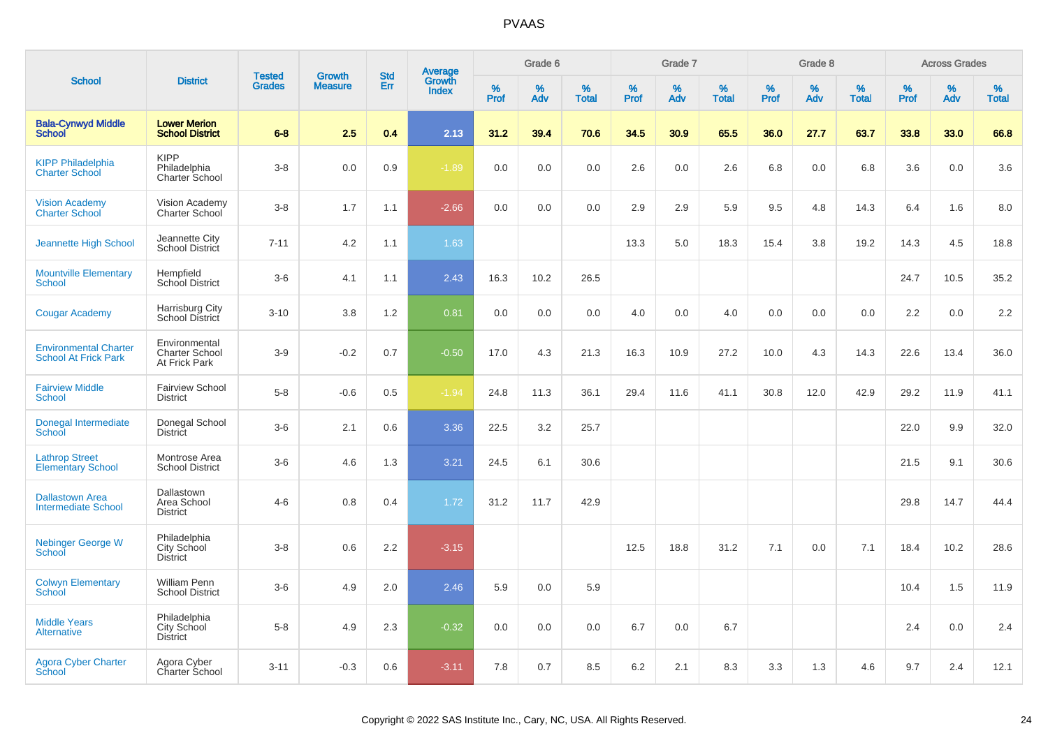| School | District | Tested Grades | Growth Measure | Std Err | Average Growth Index | Grade 6 | | | Grade 7 | | | Grade 8 | | | Across Grades | | |
|---|---|---|---|---|---|---|---|---|---|---|---|---|---|---|---|---|---|
| | | | | | | % Prof | % Adv | % Total | % Prof | % Adv | % Total | % Prof | % Adv | % Total | % Prof | % Adv | % Total |
| **Bala-Cynwyd Middle School** | **Lower Merion School District** | **6-8** | **2.5** | **0.4** | **2.13** | **31.2** | **39.4** | **70.6** | **34.5** | **30.9** | **65.5** | **36.0** | **27.7** | **63.7** | **33.8** | **33.0** | **66.8** |
| KIPP Philadelphia Charter School | KIPP Philadelphia Charter School | 3-8 | 0.0 | 0.9 | -1.89 | 0.0 | 0.0 | 0.0 | 2.6 | 0.0 | 2.6 | 6.8 | 0.0 | 6.8 | 3.6 | 0.0 | 3.6 |
| Vision Academy Charter School | Vision Academy Charter School | 3-8 | 1.7 | 1.1 | -2.66 | 0.0 | 0.0 | 0.0 | 2.9 | 2.9 | 5.9 | 9.5 | 4.8 | 14.3 | 6.4 | 1.6 | 8.0 |
| Jeannette High School | Jeannette City School District | 7-11 | 4.2 | 1.1 | 1.63 | | | | 13.3 | 5.0 | 18.3 | 15.4 | 3.8 | 19.2 | 14.3 | 4.5 | 18.8 |
| Mountville Elementary School | Hempfield School District | 3-6 | 4.1 | 1.1 | 2.43 | 16.3 | 10.2 | 26.5 | | | | | | | 24.7 | 10.5 | 35.2 |
| Cougar Academy | Harrisburg City School District | 3-10 | 3.8 | 1.2 | 0.81 | 0.0 | 0.0 | 0.0 | 4.0 | 0.0 | 4.0 | 0.0 | 0.0 | 0.0 | 2.2 | 0.0 | 2.2 |
| Environmental Charter School At Frick Park | Environmental Charter School At Frick Park | 3-9 | -0.2 | 0.7 | -0.50 | 17.0 | 4.3 | 21.3 | 16.3 | 10.9 | 27.2 | 10.0 | 4.3 | 14.3 | 22.6 | 13.4 | 36.0 |
| Fairview Middle School | Fairview School District | 5-8 | -0.6 | 0.5 | -1.94 | 24.8 | 11.3 | 36.1 | 29.4 | 11.6 | 41.1 | 30.8 | 12.0 | 42.9 | 29.2 | 11.9 | 41.1 |
| Donegal Intermediate School | Donegal School District | 3-6 | 2.1 | 0.6 | 3.36 | 22.5 | 3.2 | 25.7 | | | | | | | 22.0 | 9.9 | 32.0 |
| Lathrop Street Elementary School | Montrose Area School District | 3-6 | 4.6 | 1.3 | 3.21 | 24.5 | 6.1 | 30.6 | | | | | | | 21.5 | 9.1 | 30.6 |
| Dallastown Area Intermediate School | Dallastown Area School District | 4-6 | 0.8 | 0.4 | 1.72 | 31.2 | 11.7 | 42.9 | | | | | | | 29.8 | 14.7 | 44.4 |
| Nebinger George W School | Philadelphia City School District | 3-8 | 0.6 | 2.2 | -3.15 | | | | 12.5 | 18.8 | 31.2 | 7.1 | 0.0 | 7.1 | 18.4 | 10.2 | 28.6 |
| Colwyn Elementary School | William Penn School District | 3-6 | 4.9 | 2.0 | 2.46 | 5.9 | 0.0 | 5.9 | | | | | | | 10.4 | 1.5 | 11.9 |
| Middle Years Alternative | Philadelphia City School District | 5-8 | 4.9 | 2.3 | -0.32 | 0.0 | 0.0 | 0.0 | 6.7 | 0.0 | 6.7 | | | | 2.4 | 0.0 | 2.4 |
| Agora Cyber Charter School | Agora Cyber Charter School | 3-11 | -0.3 | 0.6 | -3.11 | 7.8 | 0.7 | 8.5 | 6.2 | 2.1 | 8.3 | 3.3 | 1.3 | 4.6 | 9.7 | 2.4 | 12.1 |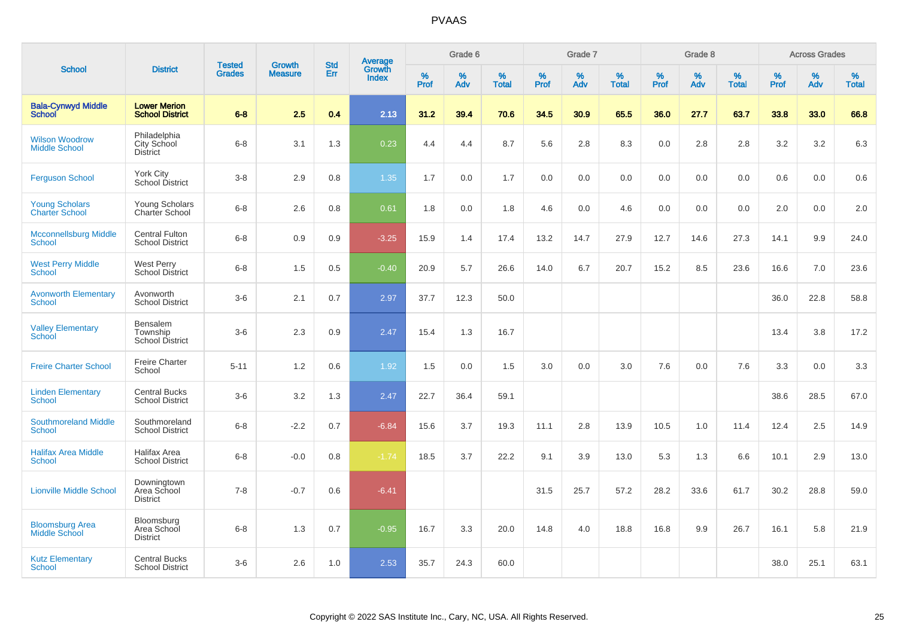# PVAAS

| School | District | Tested Grades | Growth Measure | Std Err | Average Growth Index | Grade 6 | | | Grade 7 | | | Grade 8 | | | Across Grades | | |
|---|---|---|---|---|---|---|---|---|---|---|---|---|---|---|---|---|---|
| | | | | | | % Prof | % Adv | % Total | % Prof | % Adv | % Total | % Prof | % Adv | % Total | % Prof | % Adv | % Total |
| **Bala-Cynwyd Middle School** | **Lower Merion School District** | **6-8** | **2.5** | **0.4** | **2.13** | **31.2** | **39.4** | **70.6** | **34.5** | **30.9** | **65.5** | **36.0** | **27.7** | **63.7** | **33.8** | **33.0** | **66.8** |
| Wilson Woodrow Middle School | Philadelphia City School District | 6-8 | 3.1 | 1.3 | 0.23 | 4.4 | 4.4 | 8.7 | 5.6 | 2.8 | 8.3 | 0.0 | 2.8 | 2.8 | 3.2 | 3.2 | 6.3 |
| Ferguson School | York City School District | 3-8 | 2.9 | 0.8 | 1.35 | 1.7 | 0.0 | 1.7 | 0.0 | 0.0 | 0.0 | 0.0 | 0.0 | 0.0 | 0.6 | 0.0 | 0.6 |
| Young Scholars Charter School | Young Scholars Charter School | 6-8 | 2.6 | 0.8 | 0.61 | 1.8 | 0.0 | 1.8 | 4.6 | 0.0 | 4.6 | 0.0 | 0.0 | 0.0 | 2.0 | 0.0 | 2.0 |
| Mcconnellsburg Middle School | Central Fulton School District | 6-8 | 0.9 | 0.9 | -3.25 | 15.9 | 1.4 | 17.4 | 13.2 | 14.7 | 27.9 | 12.7 | 14.6 | 27.3 | 14.1 | 9.9 | 24.0 |
| West Perry Middle School | West Perry School District | 6-8 | 1.5 | 0.5 | -0.40 | 20.9 | 5.7 | 26.6 | 14.0 | 6.7 | 20.7 | 15.2 | 8.5 | 23.6 | 16.6 | 7.0 | 23.6 |
| Avonworth Elementary School | Avonworth School District | 3-6 | 2.1 | 0.7 | 2.97 | 37.7 | 12.3 | 50.0 | | | | | | | 36.0 | 22.8 | 58.8 |
| Valley Elementary School | Bensalem Township School District | 3-6 | 2.3 | 0.9 | 2.47 | 15.4 | 1.3 | 16.7 | | | | | | | 13.4 | 3.8 | 17.2 |
| Freire Charter School | Freire Charter School | 5-11 | 1.2 | 0.6 | 1.92 | 1.5 | 0.0 | 1.5 | 3.0 | 0.0 | 3.0 | 7.6 | 0.0 | 7.6 | 3.3 | 0.0 | 3.3 |
| Linden Elementary School | Central Bucks School District | 3-6 | 3.2 | 1.3 | 2.47 | 22.7 | 36.4 | 59.1 | | | | | | | 38.6 | 28.5 | 67.0 |
| Southmoreland Middle School | Southmoreland School District | 6-8 | -2.2 | 0.7 | -6.84 | 15.6 | 3.7 | 19.3 | 11.1 | 2.8 | 13.9 | 10.5 | 1.0 | 11.4 | 12.4 | 2.5 | 14.9 |
| Halifax Area Middle School | Halifax Area School District | 6-8 | -0.0 | 0.8 | -1.74 | 18.5 | 3.7 | 22.2 | 9.1 | 3.9 | 13.0 | 5.3 | 1.3 | 6.6 | 10.1 | 2.9 | 13.0 |
| Lionville Middle School | Downingtown Area School District | 7-8 | -0.7 | 0.6 | -6.41 | | | | 31.5 | 25.7 | 57.2 | 28.2 | 33.6 | 61.7 | 30.2 | 28.8 | 59.0 |
| Bloomsburg Area Middle School | Bloomsburg Area School District | 6-8 | 1.3 | 0.7 | -0.95 | 16.7 | 3.3 | 20.0 | 14.8 | 4.0 | 18.8 | 16.8 | 9.9 | 26.7 | 16.1 | 5.8 | 21.9 |
| Kutz Elementary School | Central Bucks School District | 3-6 | 2.6 | 1.0 | 2.53 | 35.7 | 24.3 | 60.0 | | | | | | | 38.0 | 25.1 | 63.1 |

Copyright © 2022 SAS Institute Inc., Cary, NC, USA. All Rights Reserved.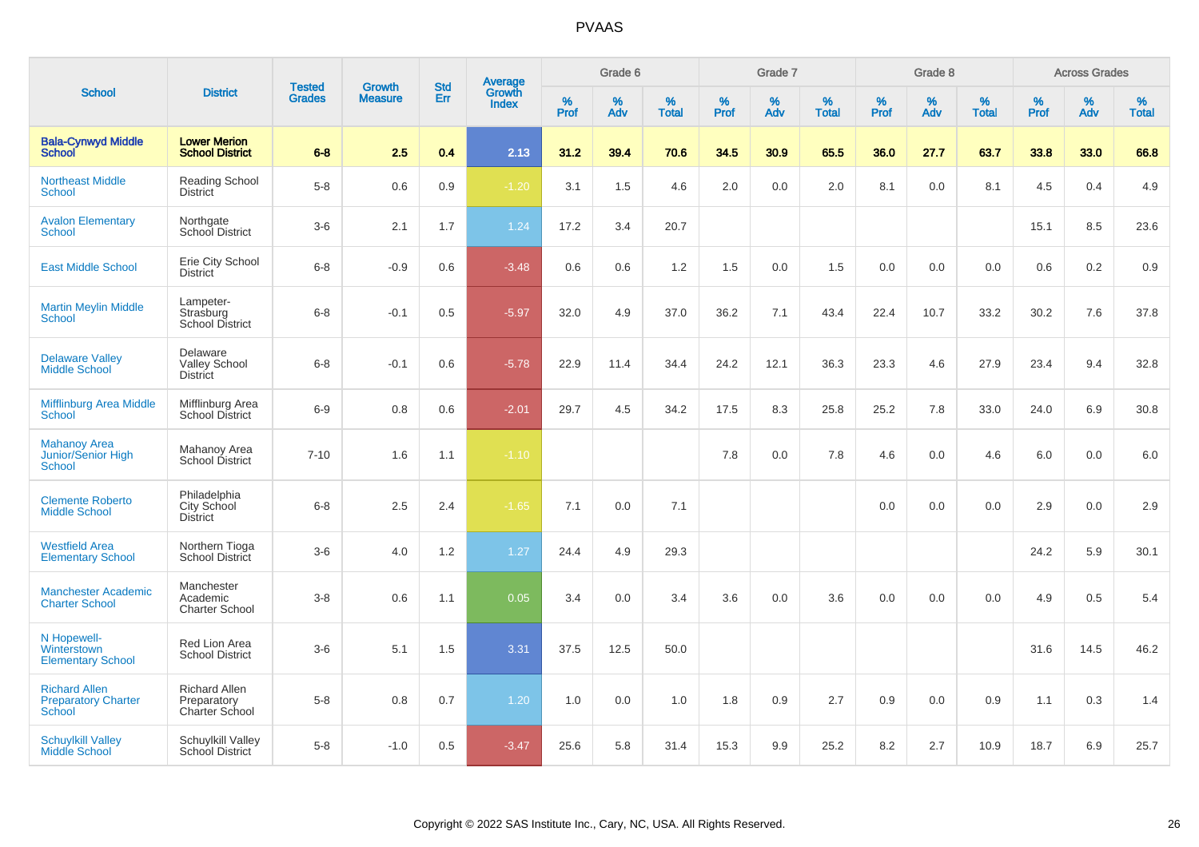# PVAAS

| School | District | Tested Grades | Growth Measure | Std Err | Average Growth Index | Grade 6 | | | Grade 7 | | | Grade 8 | | | Across Grades | | |
|---|---|---|---|---|---|---|---|---|---|---|---|---|---|---|---|---|---|
| | | | | | | % Prof | % Adv | % Total | % Prof | % Adv | % Total | % Prof | % Adv | % Total | % Prof | % Adv | % Total |
| **Bala-Cynwyd Middle School** | **Lower Merion School District** | **6-8** | **2.5** | **0.4** | **2.13** | **31.2** | **39.4** | **70.6** | **34.5** | **30.9** | **65.5** | **36.0** | **27.7** | **63.7** | **33.8** | **33.0** | **66.8** |
| Northeast Middle School | Reading School District | 5-8 | 0.6 | 0.9 | -1.20 | 3.1 | 1.5 | 4.6 | 2.0 | 0.0 | 2.0 | 8.1 | 0.0 | 8.1 | 4.5 | 0.4 | 4.9 |
| Avalon Elementary School | Northgate School District | 3-6 | 2.1 | 1.7 | 1.24 | 17.2 | 3.4 | 20.7 | | | | | | | 15.1 | 8.5 | 23.6 |
| East Middle School | Erie City School District | 6-8 | -0.9 | 0.6 | -3.48 | 0.6 | 0.6 | 1.2 | 1.5 | 0.0 | 1.5 | 0.0 | 0.0 | 0.0 | 0.6 | 0.2 | 0.9 |
| Martin Meylin Middle School | Lampeter-Strasburg School District | 6-8 | -0.1 | 0.5 | -5.97 | 32.0 | 4.9 | 37.0 | 36.2 | 7.1 | 43.4 | 22.4 | 10.7 | 33.2 | 30.2 | 7.6 | 37.8 |
| Delaware Valley Middle School | Delaware Valley School District | 6-8 | -0.1 | 0.6 | -5.78 | 22.9 | 11.4 | 34.4 | 24.2 | 12.1 | 36.3 | 23.3 | 4.6 | 27.9 | 23.4 | 9.4 | 32.8 |
| Mifflinburg Area Middle School | Mifflinburg Area School District | 6-9 | 0.8 | 0.6 | -2.01 | 29.7 | 4.5 | 34.2 | 17.5 | 8.3 | 25.8 | 25.2 | 7.8 | 33.0 | 24.0 | 6.9 | 30.8 |
| Mahanoy Area Junior/Senior High School | Mahanoy Area School District | 7-10 | 1.6 | 1.1 | -1.10 | | | | 7.8 | 0.0 | 7.8 | 4.6 | 0.0 | 4.6 | 6.0 | 0.0 | 6.0 |
| Clemente Roberto Middle School | Philadelphia City School District | 6-8 | 2.5 | 2.4 | -1.65 | 7.1 | 0.0 | 7.1 | | | | 0.0 | 0.0 | 0.0 | 2.9 | 0.0 | 2.9 |
| Westfield Area Elementary School | Northern Tioga School District | 3-6 | 4.0 | 1.2 | 1.27 | 24.4 | 4.9 | 29.3 | | | | | | | 24.2 | 5.9 | 30.1 |
| Manchester Academic Charter School | Manchester Academic Charter School | 3-8 | 0.6 | 1.1 | 0.05 | 3.4 | 0.0 | 3.4 | 3.6 | 0.0 | 3.6 | 0.0 | 0.0 | 0.0 | 4.9 | 0.5 | 5.4 |
| N Hopewell-Winterstown Elementary School | Red Lion Area School District | 3-6 | 5.1 | 1.5 | 3.31 | 37.5 | 12.5 | 50.0 | | | | | | | 31.6 | 14.5 | 46.2 |
| Richard Allen Preparatory Charter School | Richard Allen Preparatory Charter School | 5-8 | 0.8 | 0.7 | 1.20 | 1.0 | 0.0 | 1.0 | 1.8 | 0.9 | 2.7 | 0.9 | 0.0 | 0.9 | 1.1 | 0.3 | 1.4 |
| Schuylkill Valley Middle School | Schuylkill Valley School District | 5-8 | -1.0 | 0.5 | -3.47 | 25.6 | 5.8 | 31.4 | 15.3 | 9.9 | 25.2 | 8.2 | 2.7 | 10.9 | 18.7 | 6.9 | 25.7 |

Copyright © 2022 SAS Institute Inc., Cary, NC, USA. All Rights Reserved.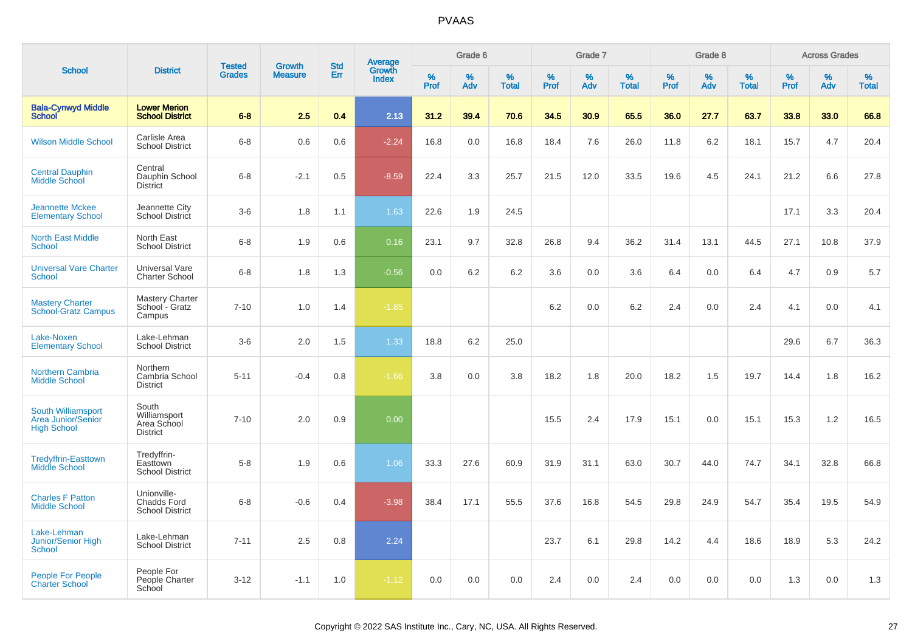# PVAAS

| School | District | Tested Grades | Growth Measure | Std Err | Average Growth Index | Grade 6 | | | Grade 7 | | | Grade 8 | | | Across Grades | | |
|---|---|---|---|---|---|---|---|---|---|---|---|---|---|---|---|---|---|
| | | | | | | % Prof | % Adv | % Total | % Prof | % Adv | % Total | % Prof | % Adv | % Total | % Prof | % Adv | % Total |
| **Bala-Cynwyd Middle School** | **Lower Merion School District** | **6-8** | **2.5** | **0.4** | **2.13** | **31.2** | **39.4** | **70.6** | **34.5** | **30.9** | **65.5** | **36.0** | **27.7** | **63.7** | **33.8** | **33.0** | **66.8** |
| Wilson Middle School | Carlisle Area School District | 6-8 | 0.6 | 0.6 | -2.24 | 16.8 | 0.0 | 16.8 | 18.4 | 7.6 | 26.0 | 11.8 | 6.2 | 18.1 | 15.7 | 4.7 | 20.4 |
| Central Dauphin Middle School | Central Dauphin School District | 6-8 | -2.1 | 0.5 | -8.59 | 22.4 | 3.3 | 25.7 | 21.5 | 12.0 | 33.5 | 19.6 | 4.5 | 24.1 | 21.2 | 6.6 | 27.8 |
| Jeannette Mckee Elementary School | Jeannette City School District | 3-6 | 1.8 | 1.1 | 1.63 | 22.6 | 1.9 | 24.5 | | | | | | | 17.1 | 3.3 | 20.4 |
| North East Middle School | North East School District | 6-8 | 1.9 | 0.6 | 0.16 | 23.1 | 9.7 | 32.8 | 26.8 | 9.4 | 36.2 | 31.4 | 13.1 | 44.5 | 27.1 | 10.8 | 37.9 |
| Universal Vare Charter School | Universal Vare Charter School | 6-8 | 1.8 | 1.3 | -0.56 | 0.0 | 6.2 | 6.2 | 3.6 | 0.0 | 3.6 | 6.4 | 0.0 | 6.4 | 4.7 | 0.9 | 5.7 |
| Mastery Charter School-Gratz Campus | Mastery Charter School - Gratz Campus | 7-10 | 1.0 | 1.4 | -1.85 | | | | 6.2 | 0.0 | 6.2 | 2.4 | 0.0 | 2.4 | 4.1 | 0.0 | 4.1 |
| Lake-Noxen Elementary School | Lake-Lehman School District | 3-6 | 2.0 | 1.5 | 1.33 | 18.8 | 6.2 | 25.0 | | | | | | | 29.6 | 6.7 | 36.3 |
| Northern Cambria Middle School | Northern Cambria School District | 5-11 | -0.4 | 0.8 | -1.66 | 3.8 | 0.0 | 3.8 | 18.2 | 1.8 | 20.0 | 18.2 | 1.5 | 19.7 | 14.4 | 1.8 | 16.2 |
| South Williamsport Area Junior/Senior High School | South Williamsport Area School District | 7-10 | 2.0 | 0.9 | 0.00 | | | | 15.5 | 2.4 | 17.9 | 15.1 | 0.0 | 15.1 | 15.3 | 1.2 | 16.5 |
| Tredyffrin-Easttown Middle School | Tredyffrin-Easttown School District | 5-8 | 1.9 | 0.6 | 1.06 | 33.3 | 27.6 | 60.9 | 31.9 | 31.1 | 63.0 | 30.7 | 44.0 | 74.7 | 34.1 | 32.8 | 66.8 |
| Charles F Patton Middle School | Unionville-Chadds Ford School District | 6-8 | -0.6 | 0.4 | -3.98 | 38.4 | 17.1 | 55.5 | 37.6 | 16.8 | 54.5 | 29.8 | 24.9 | 54.7 | 35.4 | 19.5 | 54.9 |
| Lake-Lehman Junior/Senior High School | Lake-Lehman School District | 7-11 | 2.5 | 0.8 | 2.24 | | | | 23.7 | 6.1 | 29.8 | 14.2 | 4.4 | 18.6 | 18.9 | 5.3 | 24.2 |
| People For People Charter School | People For People Charter School | 3-12 | -1.1 | 1.0 | -1.12 | 0.0 | 0.0 | 0.0 | 2.4 | 0.0 | 2.4 | 0.0 | 0.0 | 0.0 | 1.3 | 0.0 | 1.3 |

Copyright © 2022 SAS Institute Inc., Cary, NC, USA. All Rights Reserved.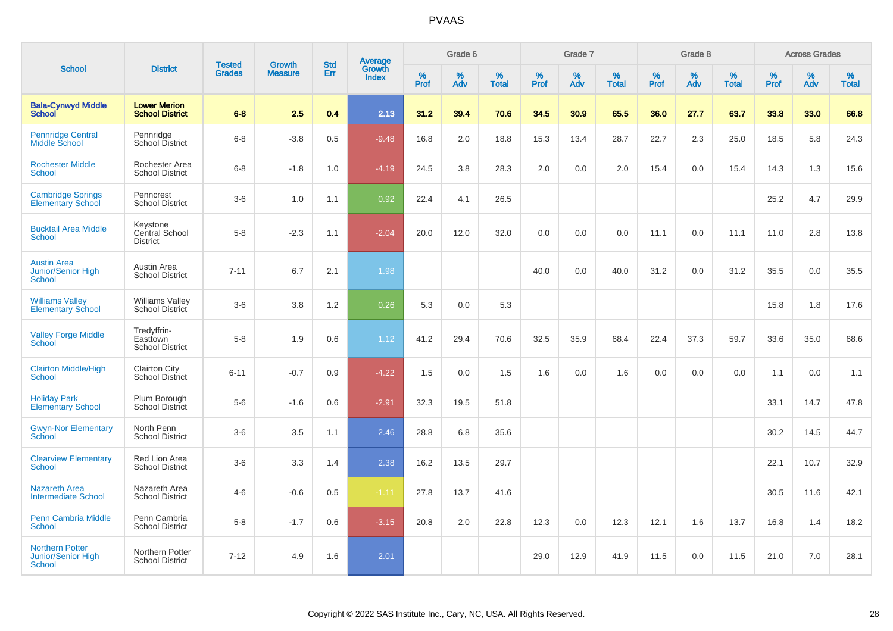# PVAAS

| School | District | Tested Grades | Growth Measure | Std Err | Average Growth Index | Grade 6 | | | Grade 7 | | | Grade 8 | | | Across Grades | | |
|---|---|---|---|---|---|---|---|---|---|---|---|---|---|---|---|---|---|
| | | | | | | % Prof | % Adv | % Total | % Prof | % Adv | % Total | % Prof | % Adv | % Total | % Prof | % Adv | % Total |
| **Bala-Cynwyd Middle School** | **Lower Merion School District** | **6-8** | **2.5** | **0.4** | **2.13** | **31.2** | **39.4** | **70.6** | **34.5** | **30.9** | **65.5** | **36.0** | **27.7** | **63.7** | **33.8** | **33.0** | **66.8** |
| Pennridge Central Middle School | Pennridge School District | 6-8 | -3.8 | 0.5 | -9.48 | 16.8 | 2.0 | 18.8 | 15.3 | 13.4 | 28.7 | 22.7 | 2.3 | 25.0 | 18.5 | 5.8 | 24.3 |
| Rochester Middle School | Rochester Area School District | 6-8 | -1.8 | 1.0 | -4.19 | 24.5 | 3.8 | 28.3 | 2.0 | 0.0 | 2.0 | 15.4 | 0.0 | 15.4 | 14.3 | 1.3 | 15.6 |
| Cambridge Springs Elementary School | Penncrest School District | 3-6 | 1.0 | 1.1 | 0.92 | 22.4 | 4.1 | 26.5 | | | | | | | 25.2 | 4.7 | 29.9 |
| Bucktail Area Middle School | Keystone Central School District | 5-8 | -2.3 | 1.1 | -2.04 | 20.0 | 12.0 | 32.0 | 0.0 | 0.0 | 0.0 | 11.1 | 0.0 | 11.1 | 11.0 | 2.8 | 13.8 |
| Austin Area Junior/Senior High School | Austin Area School District | 7-11 | 6.7 | 2.1 | 1.98 | | | | 40.0 | 0.0 | 40.0 | 31.2 | 0.0 | 31.2 | 35.5 | 0.0 | 35.5 |
| Williams Valley Elementary School | Williams Valley School District | 3-6 | 3.8 | 1.2 | 0.26 | 5.3 | 0.0 | 5.3 | | | | | | | 15.8 | 1.8 | 17.6 |
| Valley Forge Middle School | Tredyffrin-Easttown School District | 5-8 | 1.9 | 0.6 | 1.12 | 41.2 | 29.4 | 70.6 | 32.5 | 35.9 | 68.4 | 22.4 | 37.3 | 59.7 | 33.6 | 35.0 | 68.6 |
| Clairton Middle/High School | Clairton City School District | 6-11 | -0.7 | 0.9 | -4.22 | 1.5 | 0.0 | 1.5 | 1.6 | 0.0 | 1.6 | 0.0 | 0.0 | 0.0 | 1.1 | 0.0 | 1.1 |
| Holiday Park Elementary School | Plum Borough School District | 5-6 | -1.6 | 0.6 | -2.91 | 32.3 | 19.5 | 51.8 | | | | | | | 33.1 | 14.7 | 47.8 |
| Gwyn-Nor Elementary School | North Penn School District | 3-6 | 3.5 | 1.1 | 2.46 | 28.8 | 6.8 | 35.6 | | | | | | | 30.2 | 14.5 | 44.7 |
| Clearview Elementary School | Red Lion Area School District | 3-6 | 3.3 | 1.4 | 2.38 | 16.2 | 13.5 | 29.7 | | | | | | | 22.1 | 10.7 | 32.9 |
| Nazareth Area Intermediate School | Nazareth Area School District | 4-6 | -0.6 | 0.5 | -1.11 | 27.8 | 13.7 | 41.6 | | | | | | | 30.5 | 11.6 | 42.1 |
| Penn Cambria Middle School | Penn Cambria School District | 5-8 | -1.7 | 0.6 | -3.15 | 20.8 | 2.0 | 22.8 | 12.3 | 0.0 | 12.3 | 12.1 | 1.6 | 13.7 | 16.8 | 1.4 | 18.2 |
| Northern Potter Junior/Senior High School | Northern Potter School District | 7-12 | 4.9 | 1.6 | 2.01 | | | | 29.0 | 12.9 | 41.9 | 11.5 | 0.0 | 11.5 | 21.0 | 7.0 | 28.1 |

Copyright © 2022 SAS Institute Inc., Cary, NC, USA. All Rights Reserved.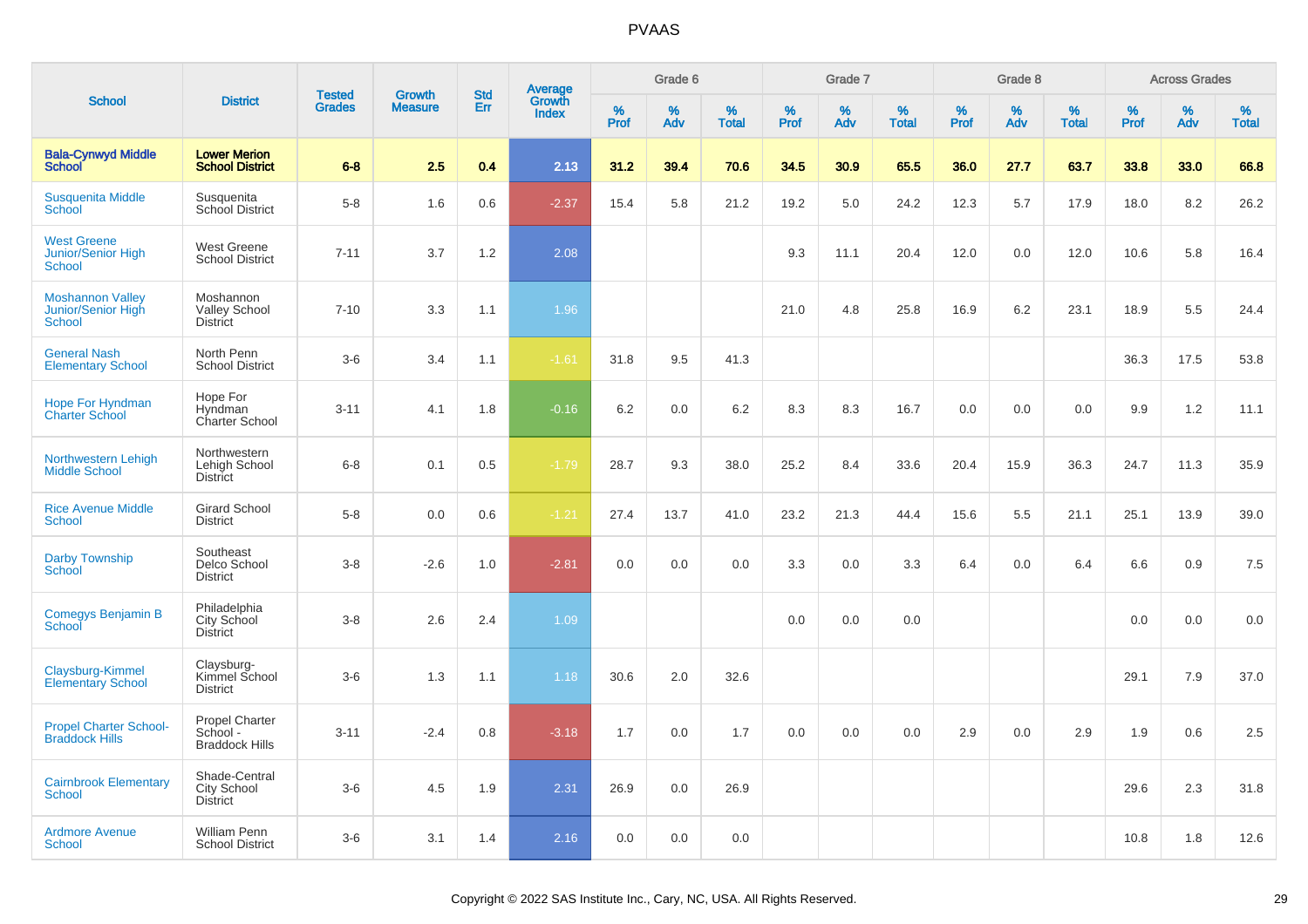# PVAAS

| School | District | Tested Grades | Growth Measure | Std Err | Average Growth Index | Grade 6 | | | Grade 7 | | | Grade 8 | | | Across Grades | | |
|---|---|---|---|---|---|---|---|---|---|---|---|---|---|---|---|---|---|
| | | | | | | % Prof | % Adv | % Total | % Prof | % Adv | % Total | % Prof | % Adv | % Total | % Prof | % Adv | % Total |
| **Bala-Cynwyd Middle School** | **Lower Merion School District** | **6-8** | **2.5** | **0.4** | **2.13** | **31.2** | **39.4** | **70.6** | **34.5** | **30.9** | **65.5** | **36.0** | **27.7** | **63.7** | **33.8** | **33.0** | **66.8** |
| Susquenita Middle School | Susquenita School District | 5-8 | 1.6 | 0.6 | -2.37 | 15.4 | 5.8 | 21.2 | 19.2 | 5.0 | 24.2 | 12.3 | 5.7 | 17.9 | 18.0 | 8.2 | 26.2 |
| West Greene Junior/Senior High School | West Greene School District | 7-11 | 3.7 | 1.2 | 2.08 | | | | 9.3 | 11.1 | 20.4 | 12.0 | 0.0 | 12.0 | 10.6 | 5.8 | 16.4 |
| Moshannon Valley Junior/Senior High School | Moshannon Valley School District | 7-10 | 3.3 | 1.1 | 1.96 | | | | 21.0 | 4.8 | 25.8 | 16.9 | 6.2 | 23.1 | 18.9 | 5.5 | 24.4 |
| General Nash Elementary School | North Penn School District | 3-6 | 3.4 | 1.1 | -1.61 | 31.8 | 9.5 | 41.3 | | | | | | | 36.3 | 17.5 | 53.8 |
| Hope For Hyndman Charter School | Hope For Hyndman Charter School | 3-11 | 4.1 | 1.8 | -0.16 | 6.2 | 0.0 | 6.2 | 8.3 | 8.3 | 16.7 | 0.0 | 0.0 | 0.0 | 9.9 | 1.2 | 11.1 |
| Northwestern Lehigh Middle School | Northwestern Lehigh School District | 6-8 | 0.1 | 0.5 | -1.79 | 28.7 | 9.3 | 38.0 | 25.2 | 8.4 | 33.6 | 20.4 | 15.9 | 36.3 | 24.7 | 11.3 | 35.9 |
| Rice Avenue Middle School | Girard School District | 5-8 | 0.0 | 0.6 | -1.21 | 27.4 | 13.7 | 41.0 | 23.2 | 21.3 | 44.4 | 15.6 | 5.5 | 21.1 | 25.1 | 13.9 | 39.0 |
| Darby Township School | Southeast Delco School District | 3-8 | -2.6 | 1.0 | -2.81 | 0.0 | 0.0 | 0.0 | 3.3 | 0.0 | 3.3 | 6.4 | 0.0 | 6.4 | 6.6 | 0.9 | 7.5 |
| Comegys Benjamin B School | Philadelphia City School District | 3-8 | 2.6 | 2.4 | 1.09 | | | | 0.0 | 0.0 | 0.0 | | | | 0.0 | 0.0 | 0.0 |
| Claysburg-Kimmel Elementary School | Claysburg-Kimmel School District | 3-6 | 1.3 | 1.1 | 1.18 | 30.6 | 2.0 | 32.6 | | | | | | | 29.1 | 7.9 | 37.0 |
| Propel Charter School-Braddock Hills | Propel Charter School - Braddock Hills | 3-11 | -2.4 | 0.8 | -3.18 | 1.7 | 0.0 | 1.7 | 0.0 | 0.0 | 0.0 | 2.9 | 0.0 | 2.9 | 1.9 | 0.6 | 2.5 |
| Cairnbrook Elementary School | Shade-Central City School District | 3-6 | 4.5 | 1.9 | 2.31 | 26.9 | 0.0 | 26.9 | | | | | | | 29.6 | 2.3 | 31.8 |
| Ardmore Avenue School | William Penn School District | 3-6 | 3.1 | 1.4 | 2.16 | 0.0 | 0.0 | 0.0 | | | | | | | 10.8 | 1.8 | 12.6 |

Copyright © 2022 SAS Institute Inc., Cary, NC, USA. All Rights Reserved.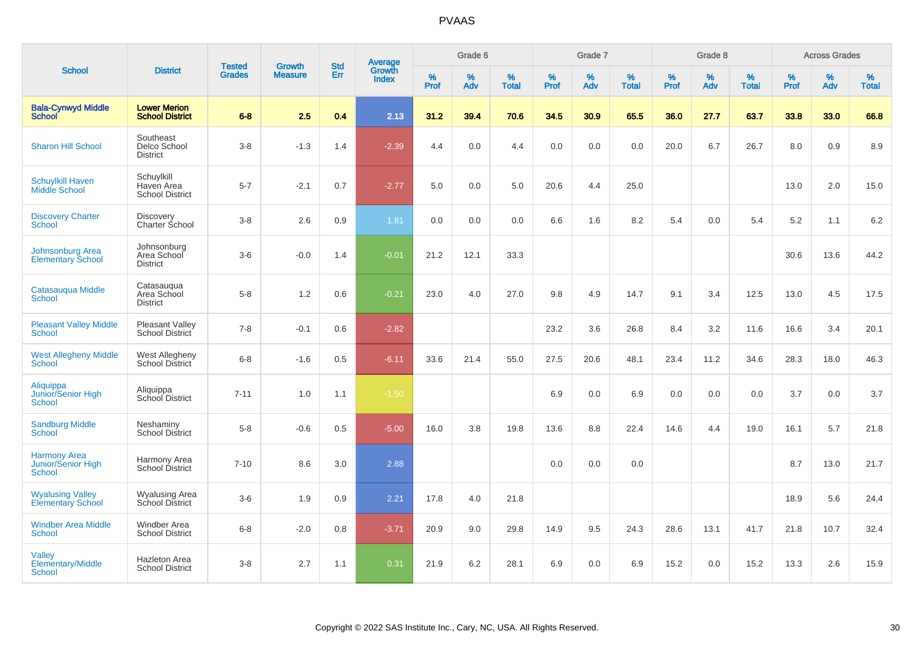# PVAAS

| School | District | Tested Grades | Growth Measure | Std Err | Average Growth Index | Grade 6 | | | Grade 7 | | | Grade 8 | | | Across Grades | | |
|---|---|---|---|---|---|---|---|---|---|---|---|---|---|---|---|---|---|
| | | | | | | % Prof | % Adv | % Total | % Prof | % Adv | % Total | % Prof | % Adv | % Total | % Prof | % Adv | % Total |
| **Bala-Cynwyd Middle School** | **Lower Merion School District** | **6-8** | **2.5** | **0.4** | **2.13** | **31.2** | **39.4** | **70.6** | **34.5** | **30.9** | **65.5** | **36.0** | **27.7** | **63.7** | **33.8** | **33.0** | **66.8** |
| Sharon Hill School | Southeast Delco School District | 3-8 | -1.3 | 1.4 | -2.39 | 4.4 | 0.0 | 4.4 | 0.0 | 0.0 | 0.0 | 20.0 | 6.7 | 26.7 | 8.0 | 0.9 | 8.9 |
| Schuylkill Haven Middle School | Schuylkill Haven Area School District | 5-7 | -2.1 | 0.7 | -2.77 | 5.0 | 0.0 | 5.0 | 20.6 | 4.4 | 25.0 | | | | 13.0 | 2.0 | 15.0 |
| Discovery Charter School | Discovery Charter School | 3-8 | 2.6 | 0.9 | 1.81 | 0.0 | 0.0 | 0.0 | 6.6 | 1.6 | 8.2 | 5.4 | 0.0 | 5.4 | 5.2 | 1.1 | 6.2 |
| Johnsonburg Area Elementary School | Johnsonburg Area School District | 3-6 | -0.0 | 1.4 | -0.01 | 21.2 | 12.1 | 33.3 | | | | | | | 30.6 | 13.6 | 44.2 |
| Catasauqua Middle School | Catasauqua Area School District | 5-8 | 1.2 | 0.6 | -0.21 | 23.0 | 4.0 | 27.0 | 9.8 | 4.9 | 14.7 | 9.1 | 3.4 | 12.5 | 13.0 | 4.5 | 17.5 |
| Pleasant Valley Middle School | Pleasant Valley School District | 7-8 | -0.1 | 0.6 | -2.82 | | | | 23.2 | 3.6 | 26.8 | 8.4 | 3.2 | 11.6 | 16.6 | 3.4 | 20.1 |
| West Allegheny Middle School | West Allegheny School District | 6-8 | -1.6 | 0.5 | -6.11 | 33.6 | 21.4 | 55.0 | 27.5 | 20.6 | 48.1 | 23.4 | 11.2 | 34.6 | 28.3 | 18.0 | 46.3 |
| Aliquippa Junior/Senior High School | Aliquippa School District | 7-11 | 1.0 | 1.1 | -1.50 | | | | 6.9 | 0.0 | 6.9 | 0.0 | 0.0 | 0.0 | 3.7 | 0.0 | 3.7 |
| Sandburg Middle School | Neshaminy School District | 5-8 | -0.6 | 0.5 | -5.00 | 16.0 | 3.8 | 19.8 | 13.6 | 8.8 | 22.4 | 14.6 | 4.4 | 19.0 | 16.1 | 5.7 | 21.8 |
| Harmony Area Junior/Senior High School | Harmony Area School District | 7-10 | 8.6 | 3.0 | 2.88 | | | | 0.0 | 0.0 | 0.0 | | | | 8.7 | 13.0 | 21.7 |
| Wyalusing Valley Elementary School | Wyalusing Area School District | 3-6 | 1.9 | 0.9 | 2.21 | 17.8 | 4.0 | 21.8 | | | | | | | 18.9 | 5.6 | 24.4 |
| Windber Area Middle School | Windber Area School District | 6-8 | -2.0 | 0.8 | -3.71 | 20.9 | 9.0 | 29.8 | 14.9 | 9.5 | 24.3 | 28.6 | 13.1 | 41.7 | 21.8 | 10.7 | 32.4 |
| Valley Elementary/Middle School | Hazleton Area School District | 3-8 | 2.7 | 1.1 | 0.31 | 21.9 | 6.2 | 28.1 | 6.9 | 0.0 | 6.9 | 15.2 | 0.0 | 15.2 | 13.3 | 2.6 | 15.9 |

Copyright © 2022 SAS Institute Inc., Cary, NC, USA. All Rights Reserved.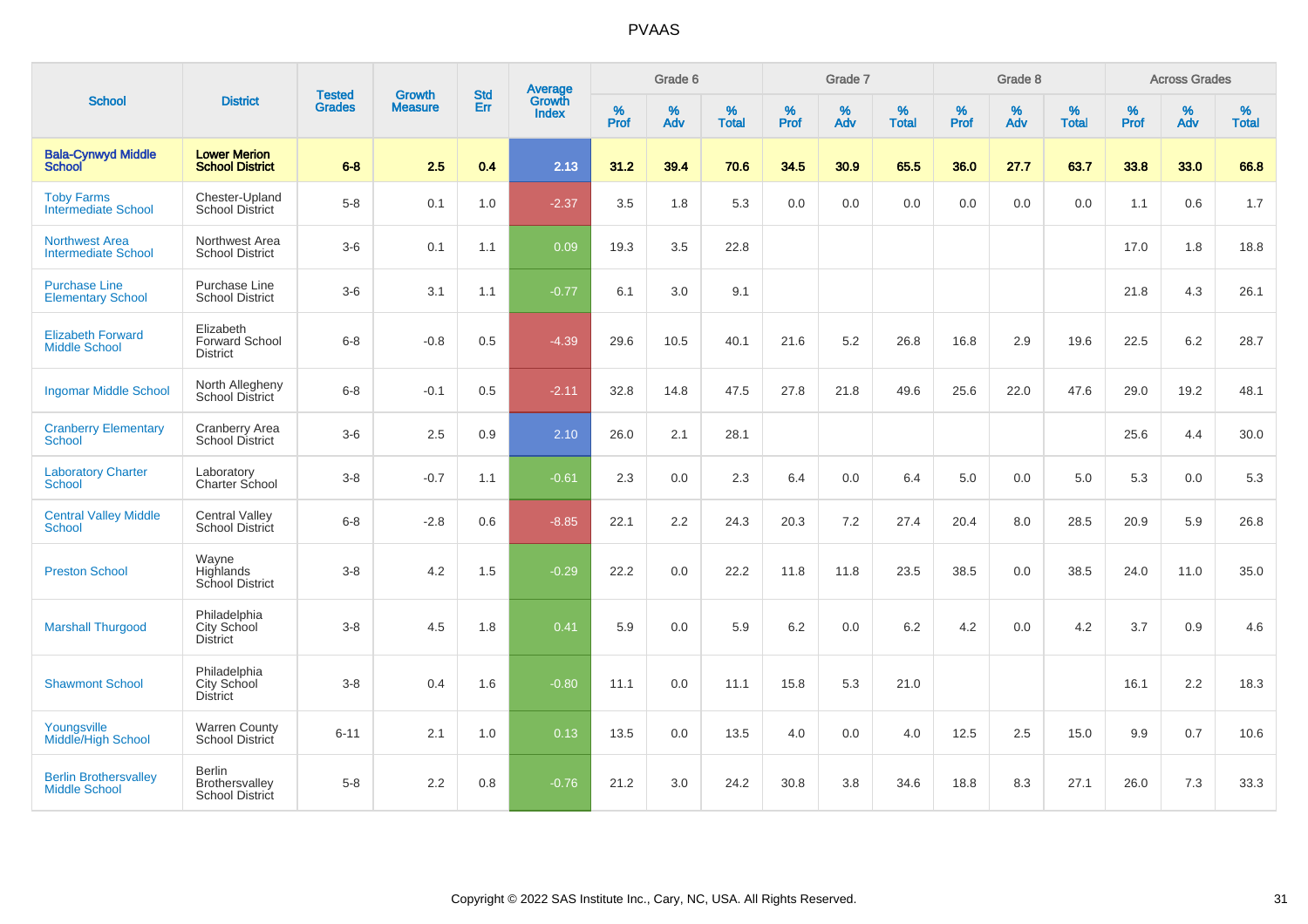# PVAAS

| School | District | Tested Grades | Growth Measure | Std Err | Average Growth Index | Grade 6 | | | Grade 7 | | | Grade 8 | | | Across Grades | | |
|---|---|---|---|---|---|---|---|---|---|---|---|---|---|---|---|---|---|
| | | | | | | % Prof | % Adv | % Total | % Prof | % Adv | % Total | % Prof | % Adv | % Total | % Prof | % Adv | % Total |
| **Bala-Cynwyd Middle School** | **Lower Merion School District** | **6-8** | **2.5** | **0.4** | **2.13** | **31.2** | **39.4** | **70.6** | **34.5** | **30.9** | **65.5** | **36.0** | **27.7** | **63.7** | **33.8** | **33.0** | **66.8** |
| Toby Farms Intermediate School | Chester-Upland School District | 5-8 | 0.1 | 1.0 | -2.37 | 3.5 | 1.8 | 5.3 | 0.0 | 0.0 | 0.0 | 0.0 | 0.0 | 0.0 | 1.1 | 0.6 | 1.7 |
| Northwest Area Intermediate School | Northwest Area School District | 3-6 | 0.1 | 1.1 | 0.09 | 19.3 | 3.5 | 22.8 | | | | | | | 17.0 | 1.8 | 18.8 |
| Purchase Line Elementary School | Purchase Line School District | 3-6 | 3.1 | 1.1 | -0.77 | 6.1 | 3.0 | 9.1 | | | | | | | 21.8 | 4.3 | 26.1 |
| Elizabeth Forward Middle School | Elizabeth Forward School District | 6-8 | -0.8 | 0.5 | -4.39 | 29.6 | 10.5 | 40.1 | 21.6 | 5.2 | 26.8 | 16.8 | 2.9 | 19.6 | 22.5 | 6.2 | 28.7 |
| Ingomar Middle School | North Allegheny School District | 6-8 | -0.1 | 0.5 | -2.11 | 32.8 | 14.8 | 47.5 | 27.8 | 21.8 | 49.6 | 25.6 | 22.0 | 47.6 | 29.0 | 19.2 | 48.1 |
| Cranberry Elementary School | Cranberry Area School District | 3-6 | 2.5 | 0.9 | 2.10 | 26.0 | 2.1 | 28.1 | | | | | | | 25.6 | 4.4 | 30.0 |
| Laboratory Charter School | Laboratory Charter School | 3-8 | -0.7 | 1.1 | -0.61 | 2.3 | 0.0 | 2.3 | 6.4 | 0.0 | 6.4 | 5.0 | 0.0 | 5.0 | 5.3 | 0.0 | 5.3 |
| Central Valley Middle School | Central Valley School District | 6-8 | -2.8 | 0.6 | -8.85 | 22.1 | 2.2 | 24.3 | 20.3 | 7.2 | 27.4 | 20.4 | 8.0 | 28.5 | 20.9 | 5.9 | 26.8 |
| Preston School | Wayne Highlands School District | 3-8 | 4.2 | 1.5 | -0.29 | 22.2 | 0.0 | 22.2 | 11.8 | 11.8 | 23.5 | 38.5 | 0.0 | 38.5 | 24.0 | 11.0 | 35.0 |
| Marshall Thurgood | Philadelphia City School District | 3-8 | 4.5 | 1.8 | 0.41 | 5.9 | 0.0 | 5.9 | 6.2 | 0.0 | 6.2 | 4.2 | 0.0 | 4.2 | 3.7 | 0.9 | 4.6 |
| Shawmont School | Philadelphia City School District | 3-8 | 0.4 | 1.6 | -0.80 | 11.1 | 0.0 | 11.1 | 15.8 | 5.3 | 21.0 | | | | 16.1 | 2.2 | 18.3 |
| Youngsville Middle/High School | Warren County School District | 6-11 | 2.1 | 1.0 | 0.13 | 13.5 | 0.0 | 13.5 | 4.0 | 0.0 | 4.0 | 12.5 | 2.5 | 15.0 | 9.9 | 0.7 | 10.6 |
| Berlin Brothersvalley Middle School | Berlin Brothersvalley School District | 5-8 | 2.2 | 0.8 | -0.76 | 21.2 | 3.0 | 24.2 | 30.8 | 3.8 | 34.6 | 18.8 | 8.3 | 27.1 | 26.0 | 7.3 | 33.3 |

Copyright © 2022 SAS Institute Inc., Cary, NC, USA. All Rights Reserved.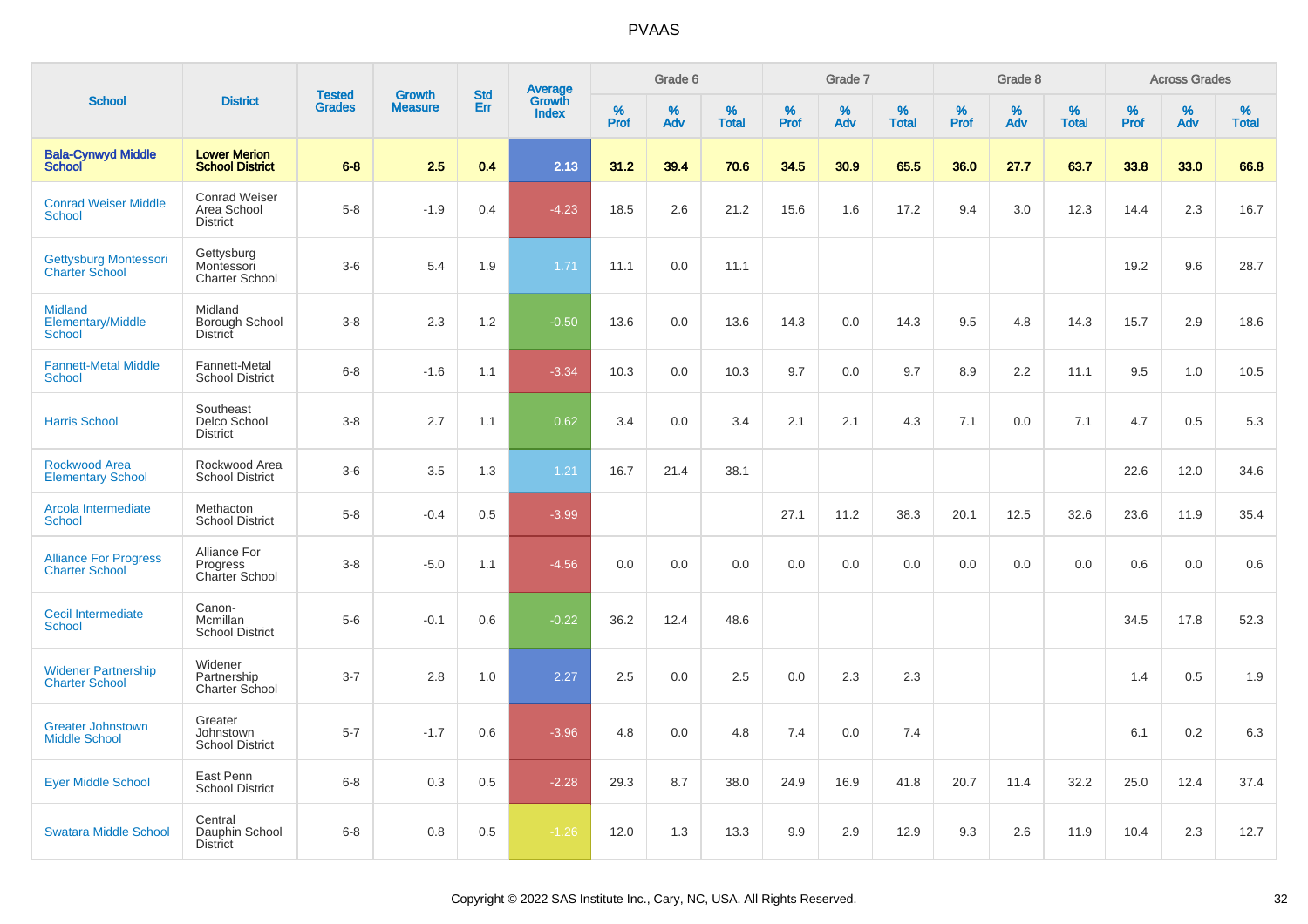# PVAAS

| School | District | Tested Grades | Growth Measure | Std Err | Average Growth Index | Grade 6 | | | Grade 7 | | | Grade 8 | | | Across Grades | | |
|---|---|---|---|---|---|---|---|---|---|---|---|---|---|---|---|---|---|
| | | | | | | % Prof | % Adv | % Total | % Prof | % Adv | % Total | % Prof | % Adv | % Total | % Prof | % Adv | % Total |
| **Bala-Cynwyd Middle School** | **Lower Merion School District** | **6-8** | **2.5** | **0.4** | **2.13** | **31.2** | **39.4** | **70.6** | **34.5** | **30.9** | **65.5** | **36.0** | **27.7** | **63.7** | **33.8** | **33.0** | **66.8** |
| Conrad Weiser Middle School | Conrad Weiser Area School District | 5-8 | -1.9 | 0.4 | -4.23 | 18.5 | 2.6 | 21.2 | 15.6 | 1.6 | 17.2 | 9.4 | 3.0 | 12.3 | 14.4 | 2.3 | 16.7 |
| Gettysburg Montessori Charter School | Gettysburg Montessori Charter School | 3-6 | 5.4 | 1.9 | 1.71 | 11.1 | 0.0 | 11.1 | | | | | | | 19.2 | 9.6 | 28.7 |
| Midland Elementary/Middle School | Midland Borough School District | 3-8 | 2.3 | 1.2 | -0.50 | 13.6 | 0.0 | 13.6 | 14.3 | 0.0 | 14.3 | 9.5 | 4.8 | 14.3 | 15.7 | 2.9 | 18.6 |
| Fannett-Metal Middle School | Fannett-Metal School District | 6-8 | -1.6 | 1.1 | -3.34 | 10.3 | 0.0 | 10.3 | 9.7 | 0.0 | 9.7 | 8.9 | 2.2 | 11.1 | 9.5 | 1.0 | 10.5 |
| Harris School | Southeast Delco School District | 3-8 | 2.7 | 1.1 | 0.62 | 3.4 | 0.0 | 3.4 | 2.1 | 2.1 | 4.3 | 7.1 | 0.0 | 7.1 | 4.7 | 0.5 | 5.3 |
| Rockwood Area Elementary School | Rockwood Area School District | 3-6 | 3.5 | 1.3 | 1.21 | 16.7 | 21.4 | 38.1 | | | | | | | 22.6 | 12.0 | 34.6 |
| Arcola Intermediate School | Methacton School District | 5-8 | -0.4 | 0.5 | -3.99 | | | | 27.1 | 11.2 | 38.3 | 20.1 | 12.5 | 32.6 | 23.6 | 11.9 | 35.4 |
| Alliance For Progress Charter School | Alliance For Progress Charter School | 3-8 | -5.0 | 1.1 | -4.56 | 0.0 | 0.0 | 0.0 | 0.0 | 0.0 | 0.0 | 0.0 | 0.0 | 0.0 | 0.6 | 0.0 | 0.6 |
| Cecil Intermediate School | Canon-Mcmillan School District | 5-6 | -0.1 | 0.6 | -0.22 | 36.2 | 12.4 | 48.6 | | | | | | | 34.5 | 17.8 | 52.3 |
| Widener Partnership Charter School | Widener Partnership Charter School | 3-7 | 2.8 | 1.0 | 2.27 | 2.5 | 0.0 | 2.5 | 0.0 | 2.3 | 2.3 | | | | 1.4 | 0.5 | 1.9 |
| Greater Johnstown Middle School | Greater Johnstown School District | 5-7 | -1.7 | 0.6 | -3.96 | 4.8 | 0.0 | 4.8 | 7.4 | 0.0 | 7.4 | | | | 6.1 | 0.2 | 6.3 |
| Eyer Middle School | East Penn School District | 6-8 | 0.3 | 0.5 | -2.28 | 29.3 | 8.7 | 38.0 | 24.9 | 16.9 | 41.8 | 20.7 | 11.4 | 32.2 | 25.0 | 12.4 | 37.4 |
| Swatara Middle School | Central Dauphin School District | 6-8 | 0.8 | 0.5 | -1.26 | 12.0 | 1.3 | 13.3 | 9.9 | 2.9 | 12.9 | 9.3 | 2.6 | 11.9 | 10.4 | 2.3 | 12.7 |

Copyright © 2022 SAS Institute Inc., Cary, NC, USA. All Rights Reserved.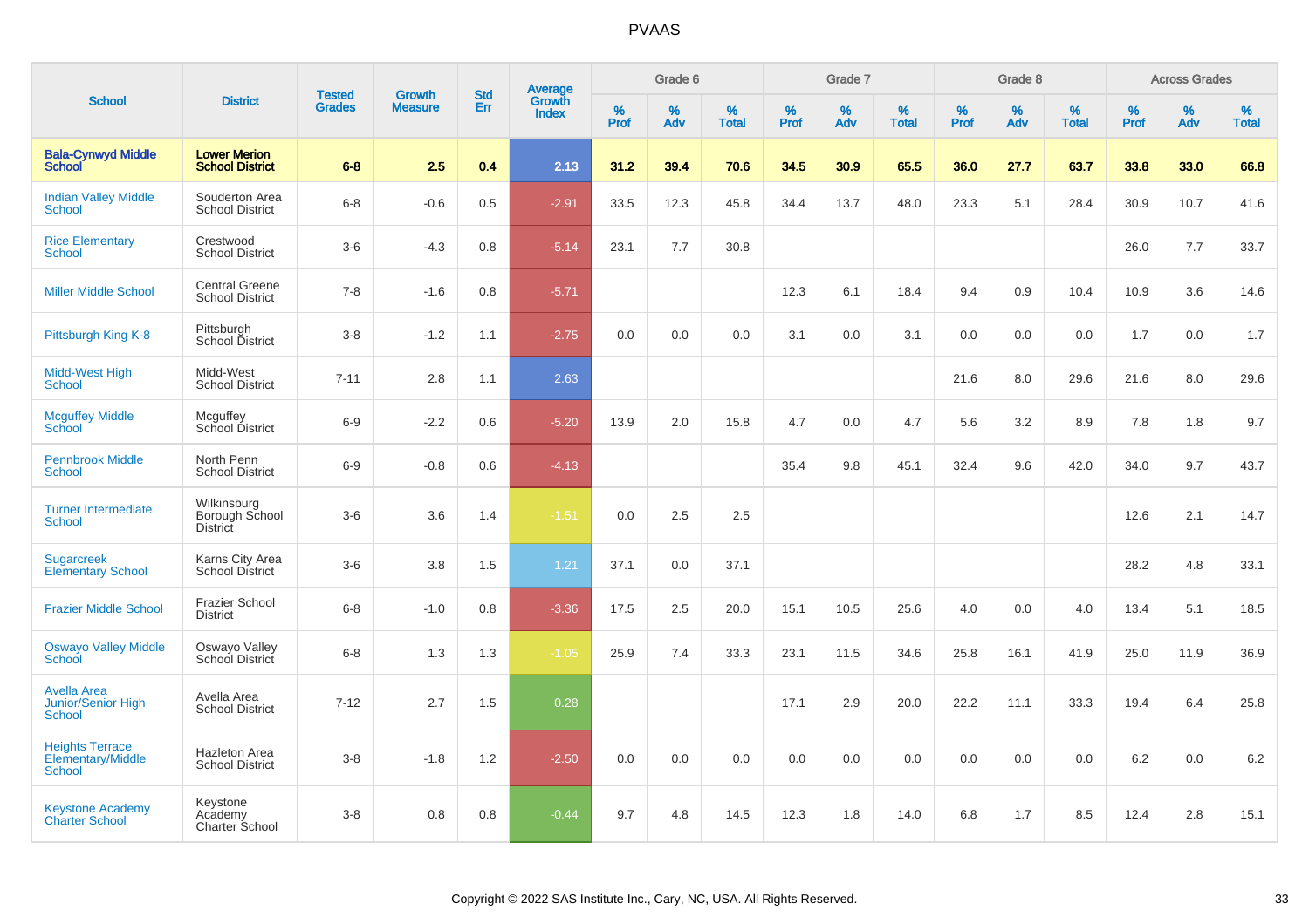# PVAAS

| School | District | Tested Grades | Growth Measure | Std Err | Average Growth Index | Grade 6 | | | Grade 7 | | | Grade 8 | | | Across Grades | | |
|---|---|---|---|---|---|---|---|---|---|---|---|---|---|---|---|---|---|
| | | | | | | % Prof | % Adv | % Total | % Prof | % Adv | % Total | % Prof | % Adv | % Total | % Prof | % Adv | % Total |
| **Bala-Cynwyd Middle School** | **Lower Merion School District** | **6-8** | **2.5** | **0.4** | **2.13** | **31.2** | **39.4** | **70.6** | **34.5** | **30.9** | **65.5** | **36.0** | **27.7** | **63.7** | **33.8** | **33.0** | **66.8** |
| Indian Valley Middle School | Souderton Area School District | 6-8 | -0.6 | 0.5 | -2.91 | 33.5 | 12.3 | 45.8 | 34.4 | 13.7 | 48.0 | 23.3 | 5.1 | 28.4 | 30.9 | 10.7 | 41.6 |
| Rice Elementary School | Crestwood School District | 3-6 | -4.3 | 0.8 | -5.14 | 23.1 | 7.7 | 30.8 | | | | | | | 26.0 | 7.7 | 33.7 |
| Miller Middle School | Central Greene School District | 7-8 | -1.6 | 0.8 | -5.71 | | | | 12.3 | 6.1 | 18.4 | 9.4 | 0.9 | 10.4 | 10.9 | 3.6 | 14.6 |
| Pittsburgh King K-8 | Pittsburgh School District | 3-8 | -1.2 | 1.1 | -2.75 | 0.0 | 0.0 | 0.0 | 3.1 | 0.0 | 3.1 | 0.0 | 0.0 | 0.0 | 1.7 | 0.0 | 1.7 |
| Midd-West High School | Midd-West School District | 7-11 | 2.8 | 1.1 | 2.63 | | | | | | | 21.6 | 8.0 | 29.6 | 21.6 | 8.0 | 29.6 |
| Mcguffey Middle School | Mcguffey School District | 6-9 | -2.2 | 0.6 | -5.20 | 13.9 | 2.0 | 15.8 | 4.7 | 0.0 | 4.7 | 5.6 | 3.2 | 8.9 | 7.8 | 1.8 | 9.7 |
| Pennbrook Middle School | North Penn School District | 6-9 | -0.8 | 0.6 | -4.13 | | | | 35.4 | 9.8 | 45.1 | 32.4 | 9.6 | 42.0 | 34.0 | 9.7 | 43.7 |
| Turner Intermediate School | Wilkinsburg Borough School District | 3-6 | 3.6 | 1.4 | -1.51 | 0.0 | 2.5 | 2.5 | | | | | | | 12.6 | 2.1 | 14.7 |
| Sugarcreek Elementary School | Karns City Area School District | 3-6 | 3.8 | 1.5 | 1.21 | 37.1 | 0.0 | 37.1 | | | | | | | 28.2 | 4.8 | 33.1 |
| Frazier Middle School | Frazier School District | 6-8 | -1.0 | 0.8 | -3.36 | 17.5 | 2.5 | 20.0 | 15.1 | 10.5 | 25.6 | 4.0 | 0.0 | 4.0 | 13.4 | 5.1 | 18.5 |
| Oswayo Valley Middle School | Oswayo Valley School District | 6-8 | 1.3 | 1.3 | -1.05 | 25.9 | 7.4 | 33.3 | 23.1 | 11.5 | 34.6 | 25.8 | 16.1 | 41.9 | 25.0 | 11.9 | 36.9 |
| Avella Area Junior/Senior High School | Avella Area School District | 7-12 | 2.7 | 1.5 | 0.28 | | | | 17.1 | 2.9 | 20.0 | 22.2 | 11.1 | 33.3 | 19.4 | 6.4 | 25.8 |
| Heights Terrace Elementary/Middle School | Hazleton Area School District | 3-8 | -1.8 | 1.2 | -2.50 | 0.0 | 0.0 | 0.0 | 0.0 | 0.0 | 0.0 | 0.0 | 0.0 | 0.0 | 6.2 | 0.0 | 6.2 |
| Keystone Academy Charter School | Keystone Academy Charter School | 3-8 | 0.8 | 0.8 | -0.44 | 9.7 | 4.8 | 14.5 | 12.3 | 1.8 | 14.0 | 6.8 | 1.7 | 8.5 | 12.4 | 2.8 | 15.1 |

Copyright © 2022 SAS Institute Inc., Cary, NC, USA. All Rights Reserved.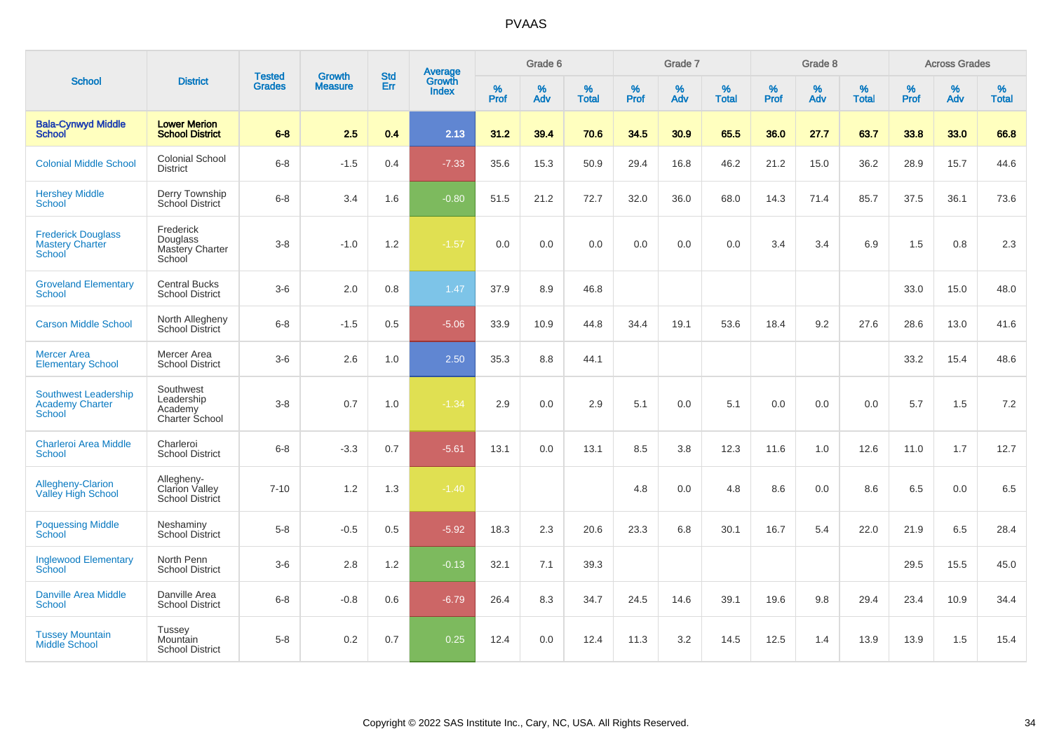# PVAAS

| School | District | Tested Grades | Growth Measure | Std Err | Average Growth Index | Grade 6 | | | Grade 7 | | | Grade 8 | | | Across Grades | | |
|---|---|---|---|---|---|---|---|---|---|---|---|---|---|---|---|---|---|
| | | | | | | % Prof | % Adv | % Total | % Prof | % Adv | % Total | % Prof | % Adv | % Total | % Prof | % Adv | % Total |
| **Bala-Cynwyd Middle School** | **Lower Merion School District** | **6-8** | **2.5** | **0.4** | **2.13** | **31.2** | **39.4** | **70.6** | **34.5** | **30.9** | **65.5** | **36.0** | **27.7** | **63.7** | **33.8** | **33.0** | **66.8** |
| Colonial Middle School | Colonial School District | 6-8 | -1.5 | 0.4 | -7.33 | 35.6 | 15.3 | 50.9 | 29.4 | 16.8 | 46.2 | 21.2 | 15.0 | 36.2 | 28.9 | 15.7 | 44.6 |
| Hershey Middle School | Derry Township School District | 6-8 | 3.4 | 1.6 | -0.80 | 51.5 | 21.2 | 72.7 | 32.0 | 36.0 | 68.0 | 14.3 | 71.4 | 85.7 | 37.5 | 36.1 | 73.6 |
| Frederick Douglass Mastery Charter School | Frederick Douglass Mastery Charter School | 3-8 | -1.0 | 1.2 | -1.57 | 0.0 | 0.0 | 0.0 | 0.0 | 0.0 | 0.0 | 3.4 | 3.4 | 6.9 | 1.5 | 0.8 | 2.3 |
| Groveland Elementary School | Central Bucks School District | 3-6 | 2.0 | 0.8 | 1.47 | 37.9 | 8.9 | 46.8 | | | | | | | 33.0 | 15.0 | 48.0 |
| Carson Middle School | North Allegheny School District | 6-8 | -1.5 | 0.5 | -5.06 | 33.9 | 10.9 | 44.8 | 34.4 | 19.1 | 53.6 | 18.4 | 9.2 | 27.6 | 28.6 | 13.0 | 41.6 |
| Mercer Area Elementary School | Mercer Area School District | 3-6 | 2.6 | 1.0 | 2.50 | 35.3 | 8.8 | 44.1 | | | | | | | 33.2 | 15.4 | 48.6 |
| Southwest Leadership Academy Charter School | Southwest Leadership Academy Charter School | 3-8 | 0.7 | 1.0 | -1.34 | 2.9 | 0.0 | 2.9 | 5.1 | 0.0 | 5.1 | 0.0 | 0.0 | 0.0 | 5.7 | 1.5 | 7.2 |
| Charleroi Area Middle School | Charleroi School District | 6-8 | -3.3 | 0.7 | -5.61 | 13.1 | 0.0 | 13.1 | 8.5 | 3.8 | 12.3 | 11.6 | 1.0 | 12.6 | 11.0 | 1.7 | 12.7 |
| Allegheny-Clarion Valley High School | Allegheny-Clarion Valley School District | 7-10 | 1.2 | 1.3 | -1.40 | | | | 4.8 | 0.0 | 4.8 | 8.6 | 0.0 | 8.6 | 6.5 | 0.0 | 6.5 |
| Poquessing Middle School | Neshaminy School District | 5-8 | -0.5 | 0.5 | -5.92 | 18.3 | 2.3 | 20.6 | 23.3 | 6.8 | 30.1 | 16.7 | 5.4 | 22.0 | 21.9 | 6.5 | 28.4 |
| Inglewood Elementary School | North Penn School District | 3-6 | 2.8 | 1.2 | -0.13 | 32.1 | 7.1 | 39.3 | | | | | | | 29.5 | 15.5 | 45.0 |
| Danville Area Middle School | Danville Area School District | 6-8 | -0.8 | 0.6 | -6.79 | 26.4 | 8.3 | 34.7 | 24.5 | 14.6 | 39.1 | 19.6 | 9.8 | 29.4 | 23.4 | 10.9 | 34.4 |
| Tussey Mountain Middle School | Tussey Mountain School District | 5-8 | 0.2 | 0.7 | 0.25 | 12.4 | 0.0 | 12.4 | 11.3 | 3.2 | 14.5 | 12.5 | 1.4 | 13.9 | 13.9 | 1.5 | 15.4 |

Copyright © 2022 SAS Institute Inc., Cary, NC, USA. All Rights Reserved.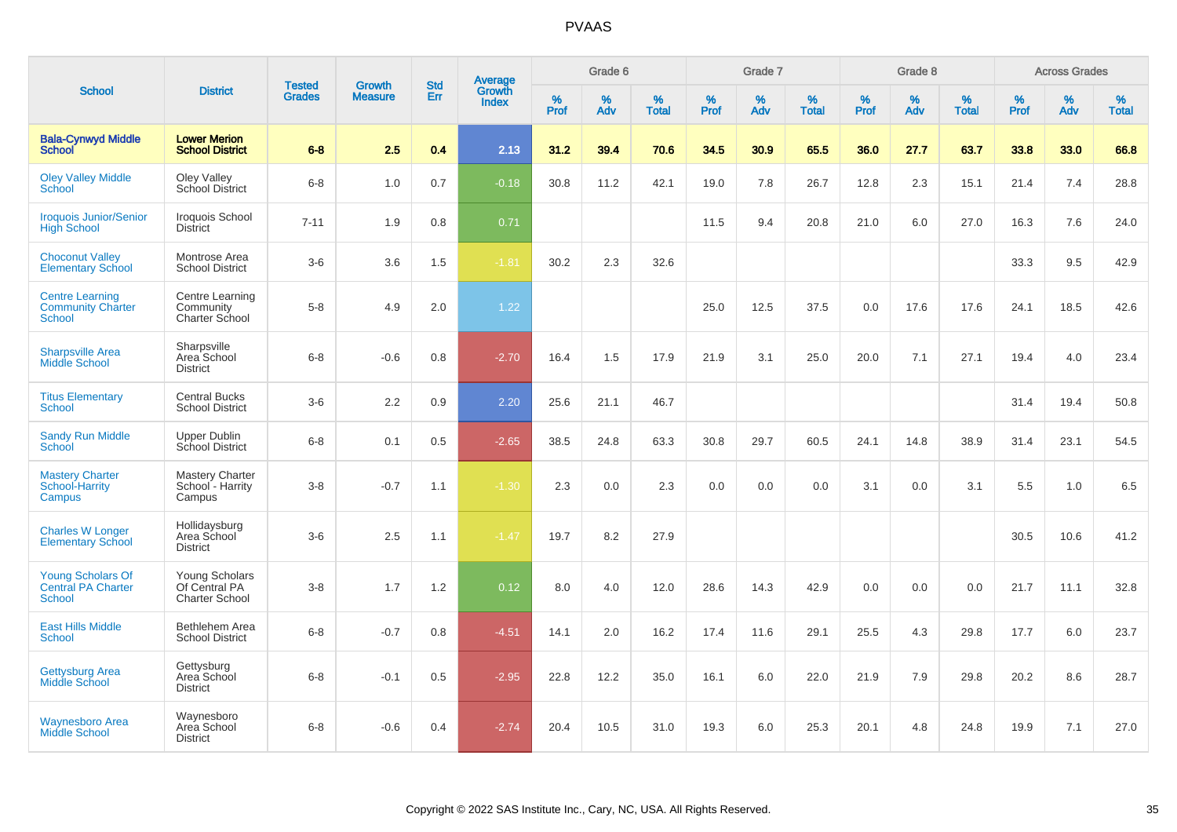| School | District | Tested Grades | Growth Measure | Std Err | Average Growth Index | Grade 6 | | | Grade 7 | | | Grade 8 | | | Across Grades | | |
|---|---|---|---|---|---|---|---|---|---|---|---|---|---|---|---|---|---|
| | | | | | | % Prof | % Adv | % Total | % Prof | % Adv | % Total | % Prof | % Adv | % Total | % Prof | % Adv | % Total |
| **Bala-Cynwyd Middle School** | **Lower Merion School District** | **6-8** | **2.5** | **0.4** | **2.13** | **31.2** | **39.4** | **70.6** | **34.5** | **30.9** | **65.5** | **36.0** | **27.7** | **63.7** | **33.8** | **33.0** | **66.8** |
| Oley Valley Middle School | Oley Valley School District | 6-8 | 1.0 | 0.7 | -0.18 | 30.8 | 11.2 | 42.1 | 19.0 | 7.8 | 26.7 | 12.8 | 2.3 | 15.1 | 21.4 | 7.4 | 28.8 |
| Iroquois Junior/Senior High School | Iroquois School District | 7-11 | 1.9 | 0.8 | 0.71 | | | | 11.5 | 9.4 | 20.8 | 21.0 | 6.0 | 27.0 | 16.3 | 7.6 | 24.0 |
| Choconut Valley Elementary School | Montrose Area School District | 3-6 | 3.6 | 1.5 | -1.81 | 30.2 | 2.3 | 32.6 | | | | | | | 33.3 | 9.5 | 42.9 |
| Centre Learning Community Charter School | Centre Learning Community Charter School | 5-8 | 4.9 | 2.0 | 1.22 | | | | 25.0 | 12.5 | 37.5 | 0.0 | 17.6 | 17.6 | 24.1 | 18.5 | 42.6 |
| Sharpsville Area Middle School | Sharpsville Area School District | 6-8 | -0.6 | 0.8 | -2.70 | 16.4 | 1.5 | 17.9 | 21.9 | 3.1 | 25.0 | 20.0 | 7.1 | 27.1 | 19.4 | 4.0 | 23.4 |
| Titus Elementary School | Central Bucks School District | 3-6 | 2.2 | 0.9 | 2.20 | 25.6 | 21.1 | 46.7 | | | | | | | 31.4 | 19.4 | 50.8 |
| Sandy Run Middle School | Upper Dublin School District | 6-8 | 0.1 | 0.5 | -2.65 | 38.5 | 24.8 | 63.3 | 30.8 | 29.7 | 60.5 | 24.1 | 14.8 | 38.9 | 31.4 | 23.1 | 54.5 |
| Mastery Charter School-Harrity Campus | Mastery Charter School - Harrity Campus | 3-8 | -0.7 | 1.1 | -1.30 | 2.3 | 0.0 | 2.3 | 0.0 | 0.0 | 0.0 | 3.1 | 0.0 | 3.1 | 5.5 | 1.0 | 6.5 |
| Charles W Longer Elementary School | Hollidaysburg Area School District | 3-6 | 2.5 | 1.1 | -1.47 | 19.7 | 8.2 | 27.9 | | | | | | | 30.5 | 10.6 | 41.2 |
| Young Scholars Of Central PA Charter School | Young Scholars Of Central PA Charter School | 3-8 | 1.7 | 1.2 | 0.12 | 8.0 | 4.0 | 12.0 | 28.6 | 14.3 | 42.9 | 0.0 | 0.0 | 0.0 | 21.7 | 11.1 | 32.8 |
| East Hills Middle School | Bethlehem Area School District | 6-8 | -0.7 | 0.8 | -4.51 | 14.1 | 2.0 | 16.2 | 17.4 | 11.6 | 29.1 | 25.5 | 4.3 | 29.8 | 17.7 | 6.0 | 23.7 |
| Gettysburg Area Middle School | Gettysburg Area School District | 6-8 | -0.1 | 0.5 | -2.95 | 22.8 | 12.2 | 35.0 | 16.1 | 6.0 | 22.0 | 21.9 | 7.9 | 29.8 | 20.2 | 8.6 | 28.7 |
| Waynesboro Area Middle School | Waynesboro Area School District | 6-8 | -0.6 | 0.4 | -2.74 | 20.4 | 10.5 | 31.0 | 19.3 | 6.0 | 25.3 | 20.1 | 4.8 | 24.8 | 19.9 | 7.1 | 27.0 |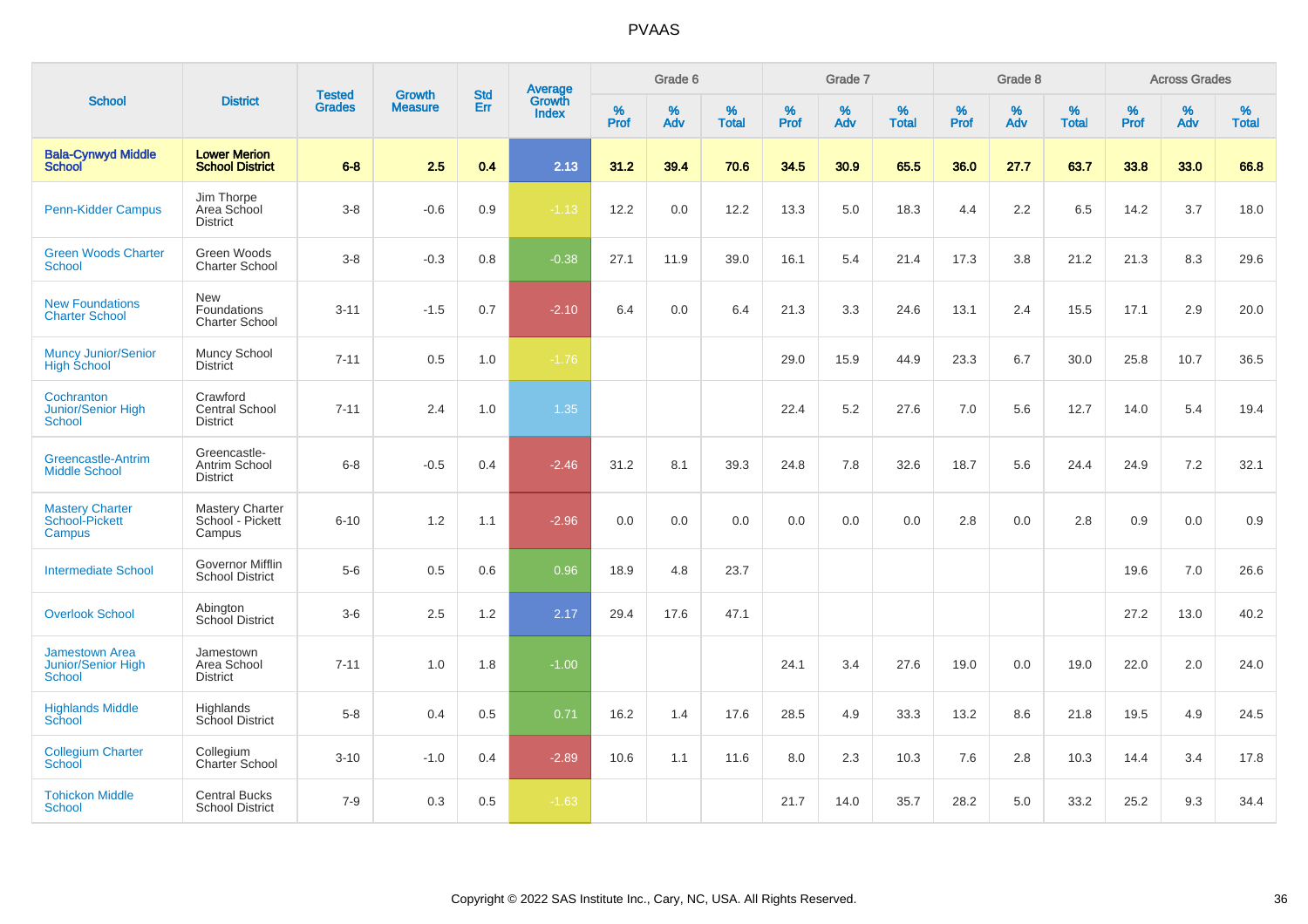# PVAAS

| School | District | Tested Grades | Growth Measure | Std Err | Average Growth Index | Grade 6 | | | Grade 7 | | | Grade 8 | | | Across Grades | | |
|---|---|---|---|---|---|---|---|---|---|---|---|---|---|---|---|---|---|
| | | | | | | % Prof | % Adv | % Total | % Prof | % Adv | % Total | % Prof | % Adv | % Total | % Prof | % Adv | % Total |
| **Bala-Cynwyd Middle School** | **Lower Merion School District** | **6-8** | **2.5** | **0.4** | **2.13** | **31.2** | **39.4** | **70.6** | **34.5** | **30.9** | **65.5** | **36.0** | **27.7** | **63.7** | **33.8** | **33.0** | **66.8** |
| Penn-Kidder Campus | Jim Thorpe Area School District | 3-8 | -0.6 | 0.9 | -1.13 | 12.2 | 0.0 | 12.2 | 13.3 | 5.0 | 18.3 | 4.4 | 2.2 | 6.5 | 14.2 | 3.7 | 18.0 |
| Green Woods Charter School | Green Woods Charter School | 3-8 | -0.3 | 0.8 | -0.38 | 27.1 | 11.9 | 39.0 | 16.1 | 5.4 | 21.4 | 17.3 | 3.8 | 21.2 | 21.3 | 8.3 | 29.6 |
| New Foundations Charter School | New Foundations Charter School | 3-11 | -1.5 | 0.7 | -2.10 | 6.4 | 0.0 | 6.4 | 21.3 | 3.3 | 24.6 | 13.1 | 2.4 | 15.5 | 17.1 | 2.9 | 20.0 |
| Muncy Junior/Senior High School | Muncy School District | 7-11 | 0.5 | 1.0 | -1.76 | | | | 29.0 | 15.9 | 44.9 | 23.3 | 6.7 | 30.0 | 25.8 | 10.7 | 36.5 |
| Cochranton Junior/Senior High School | Crawford Central School District | 7-11 | 2.4 | 1.0 | 1.35 | | | | 22.4 | 5.2 | 27.6 | 7.0 | 5.6 | 12.7 | 14.0 | 5.4 | 19.4 |
| Greencastle-Antrim Middle School | Greencastle-Antrim School District | 6-8 | -0.5 | 0.4 | -2.46 | 31.2 | 8.1 | 39.3 | 24.8 | 7.8 | 32.6 | 18.7 | 5.6 | 24.4 | 24.9 | 7.2 | 32.1 |
| Mastery Charter School-Pickett Campus | Mastery Charter School - Pickett Campus | 6-10 | 1.2 | 1.1 | -2.96 | 0.0 | 0.0 | 0.0 | 0.0 | 0.0 | 0.0 | 2.8 | 0.0 | 2.8 | 0.9 | 0.0 | 0.9 |
| Intermediate School | Governor Mifflin School District | 5-6 | 0.5 | 0.6 | 0.96 | 18.9 | 4.8 | 23.7 | | | | | | | 19.6 | 7.0 | 26.6 |
| Overlook School | Abington School District | 3-6 | 2.5 | 1.2 | 2.17 | 29.4 | 17.6 | 47.1 | | | | | | | 27.2 | 13.0 | 40.2 |
| Jamestown Area Junior/Senior High School | Jamestown Area School District | 7-11 | 1.0 | 1.8 | -1.00 | | | | 24.1 | 3.4 | 27.6 | 19.0 | 0.0 | 19.0 | 22.0 | 2.0 | 24.0 |
| Highlands Middle School | Highlands School District | 5-8 | 0.4 | 0.5 | 0.71 | 16.2 | 1.4 | 17.6 | 28.5 | 4.9 | 33.3 | 13.2 | 8.6 | 21.8 | 19.5 | 4.9 | 24.5 |
| Collegium Charter School | Collegium Charter School | 3-10 | -1.0 | 0.4 | -2.89 | 10.6 | 1.1 | 11.6 | 8.0 | 2.3 | 10.3 | 7.6 | 2.8 | 10.3 | 14.4 | 3.4 | 17.8 |
| Tohickon Middle School | Central Bucks School District | 7-9 | 0.3 | 0.5 | -1.63 | | | | 21.7 | 14.0 | 35.7 | 28.2 | 5.0 | 33.2 | 25.2 | 9.3 | 34.4 |

Copyright © 2022 SAS Institute Inc., Cary, NC, USA. All Rights Reserved.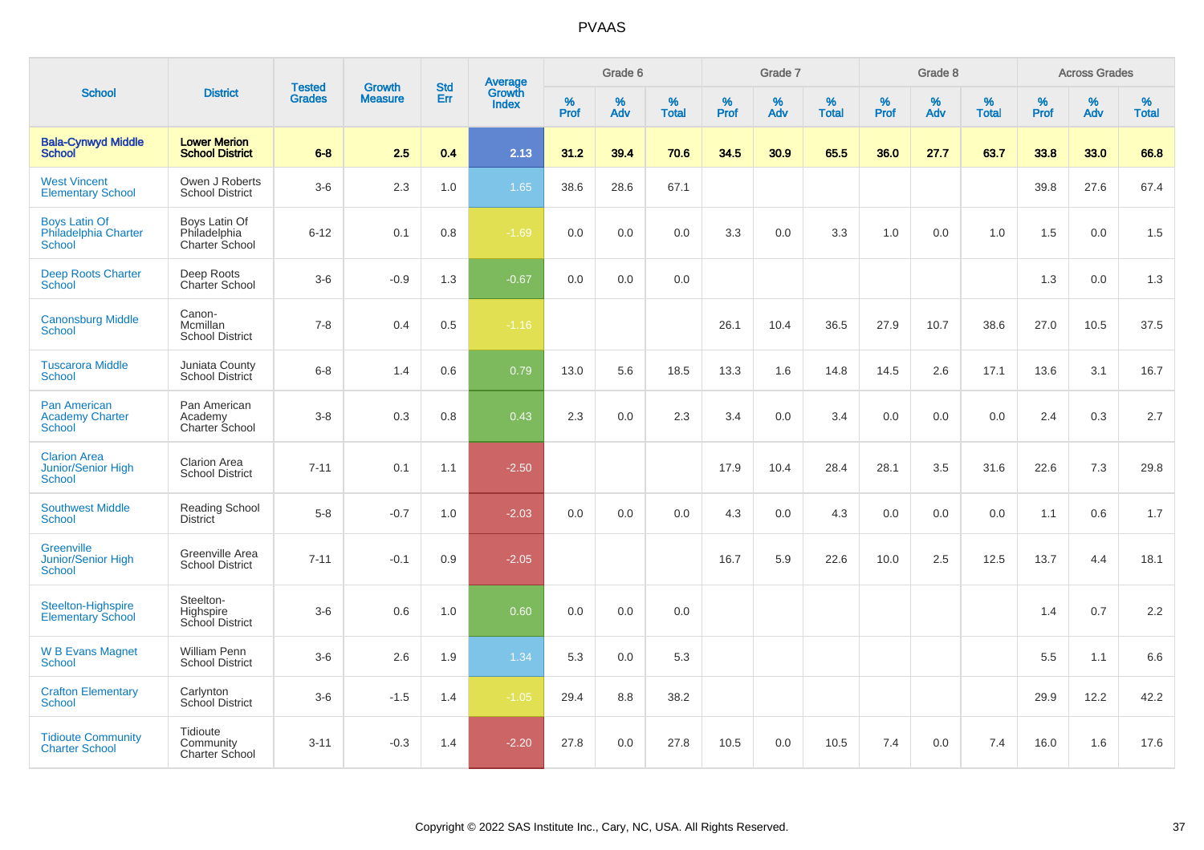# PVAAS

| School | District | Tested Grades | Growth Measure | Std Err | Average Growth Index | Grade 6 | | | Grade 7 | | | Grade 8 | | | Across Grades | | |
|---|---|---|---|---|---|---|---|---|---|---|---|---|---|---|---|---|---|
| | | | | | | % Prof | % Adv | % Total | % Prof | % Adv | % Total | % Prof | % Adv | % Total | % Prof | % Adv | % Total |
| **Bala-Cynwyd Middle School** | **Lower Merion School District** | **6-8** | **2.5** | **0.4** | **2.13** | **31.2** | **39.4** | **70.6** | **34.5** | **30.9** | **65.5** | **36.0** | **27.7** | **63.7** | **33.8** | **33.0** | **66.8** |
| West Vincent Elementary School | Owen J Roberts School District | 3-6 | 2.3 | 1.0 | 1.65 | 38.6 | 28.6 | 67.1 | | | | | | | 39.8 | 27.6 | 67.4 |
| Boys Latin Of Philadelphia Charter School | Boys Latin Of Philadelphia Charter School | 6-12 | 0.1 | 0.8 | -1.69 | 0.0 | 0.0 | 0.0 | 3.3 | 0.0 | 3.3 | 1.0 | 0.0 | 1.0 | 1.5 | 0.0 | 1.5 |
| Deep Roots Charter School | Deep Roots Charter School | 3-6 | -0.9 | 1.3 | -0.67 | 0.0 | 0.0 | 0.0 | | | | | | | 1.3 | 0.0 | 1.3 |
| Canonsburg Middle School | Canon-Mcmillan School District | 7-8 | 0.4 | 0.5 | -1.16 | | | | 26.1 | 10.4 | 36.5 | 27.9 | 10.7 | 38.6 | 27.0 | 10.5 | 37.5 |
| Tuscarora Middle School | Juniata County School District | 6-8 | 1.4 | 0.6 | 0.79 | 13.0 | 5.6 | 18.5 | 13.3 | 1.6 | 14.8 | 14.5 | 2.6 | 17.1 | 13.6 | 3.1 | 16.7 |
| Pan American Academy Charter School | Pan American Academy Charter School | 3-8 | 0.3 | 0.8 | 0.43 | 2.3 | 0.0 | 2.3 | 3.4 | 0.0 | 3.4 | 0.0 | 0.0 | 0.0 | 2.4 | 0.3 | 2.7 |
| Clarion Area Junior/Senior High School | Clarion Area School District | 7-11 | 0.1 | 1.1 | -2.50 | | | | 17.9 | 10.4 | 28.4 | 28.1 | 3.5 | 31.6 | 22.6 | 7.3 | 29.8 |
| Southwest Middle School | Reading School District | 5-8 | -0.7 | 1.0 | -2.03 | 0.0 | 0.0 | 0.0 | 4.3 | 0.0 | 4.3 | 0.0 | 0.0 | 0.0 | 1.1 | 0.6 | 1.7 |
| Greenville Junior/Senior High School | Greenville Area School District | 7-11 | -0.1 | 0.9 | -2.05 | | | | 16.7 | 5.9 | 22.6 | 10.0 | 2.5 | 12.5 | 13.7 | 4.4 | 18.1 |
| Steelton-Highspire Elementary School | Steelton-Highspire School District | 3-6 | 0.6 | 1.0 | 0.60 | 0.0 | 0.0 | 0.0 | | | | | | | 1.4 | 0.7 | 2.2 |
| W B Evans Magnet School | William Penn School District | 3-6 | 2.6 | 1.9 | 1.34 | 5.3 | 0.0 | 5.3 | | | | | | | 5.5 | 1.1 | 6.6 |
| Crafton Elementary School | Carlynton School District | 3-6 | -1.5 | 1.4 | -1.05 | 29.4 | 8.8 | 38.2 | | | | | | | 29.9 | 12.2 | 42.2 |
| Tidioute Community Charter School | Tidioute Community Charter School | 3-11 | -0.3 | 1.4 | -2.20 | 27.8 | 0.0 | 27.8 | 10.5 | 0.0 | 10.5 | 7.4 | 0.0 | 7.4 | 16.0 | 1.6 | 17.6 |

Copyright © 2022 SAS Institute Inc., Cary, NC, USA. All Rights Reserved.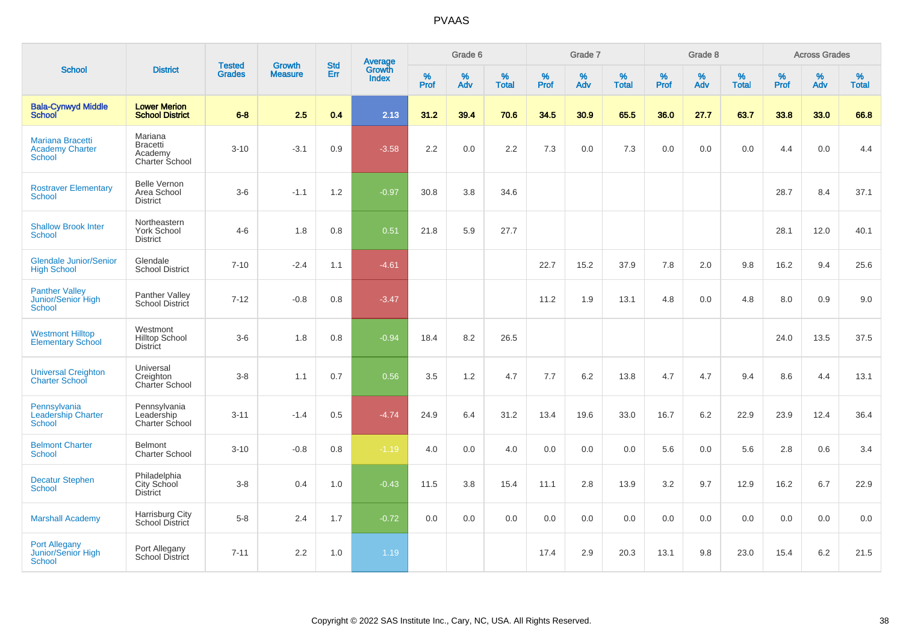# PVAAS

| School | District | Tested Grades | Growth Measure | Std Err | Average Growth Index | Grade 6 | | | Grade 7 | | | Grade 8 | | | Across Grades | | |
|---|---|---|---|---|---|---|---|---|---|---|---|---|---|---|---|---|---|
| | | | | | | % Prof | % Adv | % Total | % Prof | % Adv | % Total | % Prof | % Adv | % Total | % Prof | % Adv | % Total |
| **Bala-Cynwyd Middle School** | **Lower Merion School District** | **6-8** | **2.5** | **0.4** | **2.13** | **31.2** | **39.4** | **70.6** | **34.5** | **30.9** | **65.5** | **36.0** | **27.7** | **63.7** | **33.8** | **33.0** | **66.8** |
| Mariana Bracetti Academy Charter School | Mariana Bracetti Academy Charter School | 3-10 | -3.1 | 0.9 | -3.58 | 2.2 | 0.0 | 2.2 | 7.3 | 0.0 | 7.3 | 0.0 | 0.0 | 0.0 | 4.4 | 0.0 | 4.4 |
| Rostraver Elementary School | Belle Vernon Area School District | 3-6 | -1.1 | 1.2 | -0.97 | 30.8 | 3.8 | 34.6 | | | | | | | 28.7 | 8.4 | 37.1 |
| Shallow Brook Inter School | Northeastern York School District | 4-6 | 1.8 | 0.8 | 0.51 | 21.8 | 5.9 | 27.7 | | | | | | | 28.1 | 12.0 | 40.1 |
| Glendale Junior/Senior High School | Glendale School District | 7-10 | -2.4 | 1.1 | -4.61 | | | | 22.7 | 15.2 | 37.9 | 7.8 | 2.0 | 9.8 | 16.2 | 9.4 | 25.6 |
| Panther Valley Junior/Senior High School | Panther Valley School District | 7-12 | -0.8 | 0.8 | -3.47 | | | | 11.2 | 1.9 | 13.1 | 4.8 | 0.0 | 4.8 | 8.0 | 0.9 | 9.0 |
| Westmont Hilltop Elementary School | Westmont Hilltop School District | 3-6 | 1.8 | 0.8 | -0.94 | 18.4 | 8.2 | 26.5 | | | | | | | 24.0 | 13.5 | 37.5 |
| Universal Creighton Charter School | Universal Creighton Charter School | 3-8 | 1.1 | 0.7 | 0.56 | 3.5 | 1.2 | 4.7 | 7.7 | 6.2 | 13.8 | 4.7 | 4.7 | 9.4 | 8.6 | 4.4 | 13.1 |
| Pennsylvania Leadership Charter School | Pennsylvania Leadership Charter School | 3-11 | -1.4 | 0.5 | -4.74 | 24.9 | 6.4 | 31.2 | 13.4 | 19.6 | 33.0 | 16.7 | 6.2 | 22.9 | 23.9 | 12.4 | 36.4 |
| Belmont Charter School | Belmont Charter School | 3-10 | -0.8 | 0.8 | -1.19 | 4.0 | 0.0 | 4.0 | 0.0 | 0.0 | 0.0 | 5.6 | 0.0 | 5.6 | 2.8 | 0.6 | 3.4 |
| Decatur Stephen School | Philadelphia City School District | 3-8 | 0.4 | 1.0 | -0.43 | 11.5 | 3.8 | 15.4 | 11.1 | 2.8 | 13.9 | 3.2 | 9.7 | 12.9 | 16.2 | 6.7 | 22.9 |
| Marshall Academy | Harrisburg City School District | 5-8 | 2.4 | 1.7 | -0.72 | 0.0 | 0.0 | 0.0 | 0.0 | 0.0 | 0.0 | 0.0 | 0.0 | 0.0 | 0.0 | 0.0 | 0.0 |
| Port Allegany Junior/Senior High School | Port Allegany School District | 7-11 | 2.2 | 1.0 | 1.19 | | | | 17.4 | 2.9 | 20.3 | 13.1 | 9.8 | 23.0 | 15.4 | 6.2 | 21.5 |

Copyright © 2022 SAS Institute Inc., Cary, NC, USA. All Rights Reserved.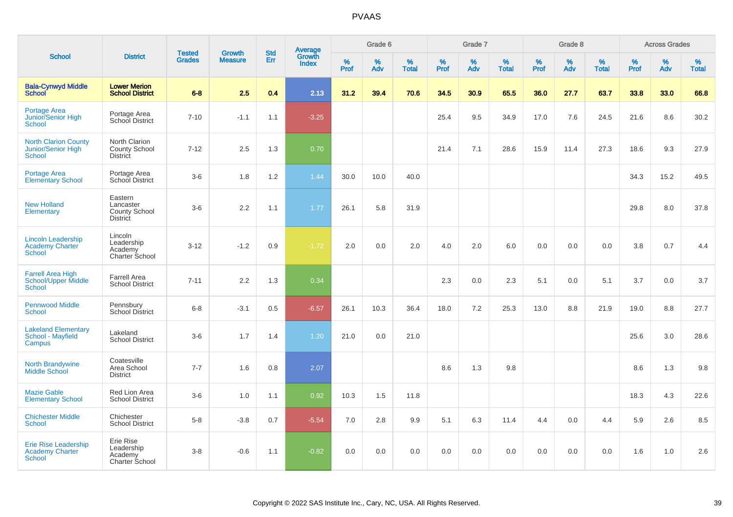# PVAAS

| School | District | Tested Grades | Growth Measure | Std Err | Average Growth Index | Grade 6 | | | Grade 7 | | | Grade 8 | | | Across Grades | | |
|---|---|---|---|---|---|---|---|---|---|---|---|---|---|---|---|---|---|
| | | | | | | % Prof | % Adv | % Total | % Prof | % Adv | % Total | % Prof | % Adv | % Total | % Prof | % Adv | % Total |
| **Bala-Cynwyd Middle School** | **Lower Merion School District** | **6-8** | **2.5** | **0.4** | **2.13** | **31.2** | **39.4** | **70.6** | **34.5** | **30.9** | **65.5** | **36.0** | **27.7** | **63.7** | **33.8** | **33.0** | **66.8** |
| Portage Area Junior/Senior High School | Portage Area School District | 7-10 | -1.1 | 1.1 | -3.25 | | | | 25.4 | 9.5 | 34.9 | 17.0 | 7.6 | 24.5 | 21.6 | 8.6 | 30.2 |
| North Clarion County Junior/Senior High School | North Clarion County School District | 7-12 | 2.5 | 1.3 | 0.70 | | | | 21.4 | 7.1 | 28.6 | 15.9 | 11.4 | 27.3 | 18.6 | 9.3 | 27.9 |
| Portage Area Elementary School | Portage Area School District | 3-6 | 1.8 | 1.2 | 1.44 | 30.0 | 10.0 | 40.0 | | | | | | | 34.3 | 15.2 | 49.5 |
| New Holland Elementary | Eastern Lancaster County School District | 3-6 | 2.2 | 1.1 | 1.77 | 26.1 | 5.8 | 31.9 | | | | | | | 29.8 | 8.0 | 37.8 |
| Lincoln Leadership Academy Charter School | Lincoln Leadership Academy Charter School | 3-12 | -1.2 | 0.9 | -1.72 | 2.0 | 0.0 | 2.0 | 4.0 | 2.0 | 6.0 | 0.0 | 0.0 | 0.0 | 3.8 | 0.7 | 4.4 |
| Farrell Area High School/Upper Middle School | Farrell Area School District | 7-11 | 2.2 | 1.3 | 0.34 | | | | 2.3 | 0.0 | 2.3 | 5.1 | 0.0 | 5.1 | 3.7 | 0.0 | 3.7 |
| Pennwood Middle School | Pennsbury School District | 6-8 | -3.1 | 0.5 | -6.57 | 26.1 | 10.3 | 36.4 | 18.0 | 7.2 | 25.3 | 13.0 | 8.8 | 21.9 | 19.0 | 8.8 | 27.7 |
| Lakeland Elementary School - Mayfield Campus | Lakeland School District | 3-6 | 1.7 | 1.4 | 1.20 | 21.0 | 0.0 | 21.0 | | | | | | | 25.6 | 3.0 | 28.6 |
| North Brandywine Middle School | Coatesville Area School District | 7-7 | 1.6 | 0.8 | 2.07 | | | | 8.6 | 1.3 | 9.8 | | | | 8.6 | 1.3 | 9.8 |
| Mazie Gable Elementary School | Red Lion Area School District | 3-6 | 1.0 | 1.1 | 0.92 | 10.3 | 1.5 | 11.8 | | | | | | | 18.3 | 4.3 | 22.6 |
| Chichester Middle School | Chichester School District | 5-8 | -3.8 | 0.7 | -5.54 | 7.0 | 2.8 | 9.9 | 5.1 | 6.3 | 11.4 | 4.4 | 0.0 | 4.4 | 5.9 | 2.6 | 8.5 |
| Erie Rise Leadership Academy Charter School | Erie Rise Leadership Academy Charter School | 3-8 | -0.6 | 1.1 | -0.82 | 0.0 | 0.0 | 0.0 | 0.0 | 0.0 | 0.0 | 0.0 | 0.0 | 0.0 | 1.6 | 1.0 | 2.6 |

Copyright © 2022 SAS Institute Inc., Cary, NC, USA. All Rights Reserved.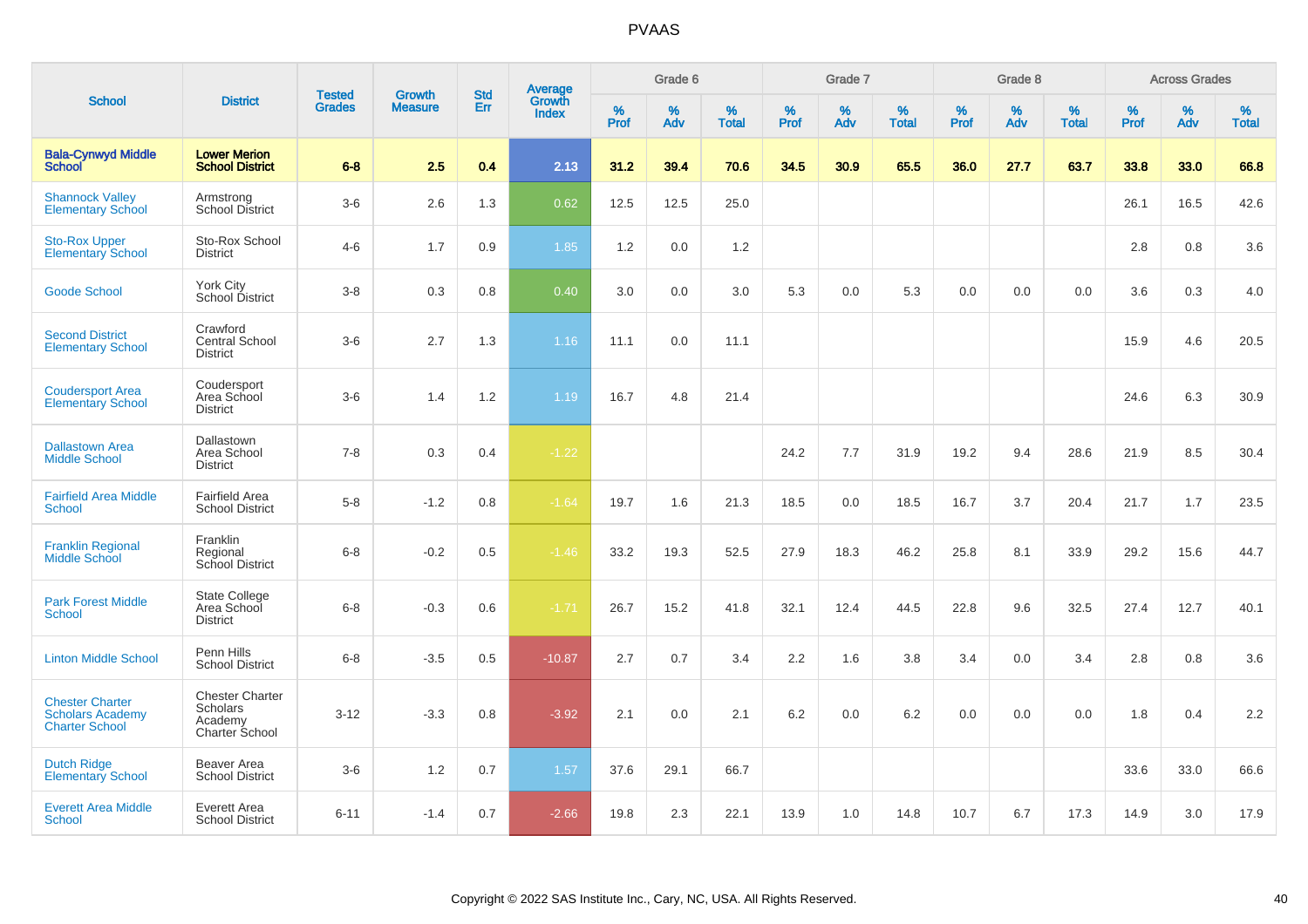# PVAAS

| School | District | Tested Grades | Growth Measure | Std Err | Average Growth Index | Grade 6 | | | Grade 7 | | | Grade 8 | | | Across Grades | | |
|---|---|---|---|---|---|---|---|---|---|---|---|---|---|---|---|---|---|
| | | | | | | % Prof | % Adv | % Total | % Prof | % Adv | % Total | % Prof | % Adv | % Total | % Prof | % Adv | % Total |
| **Bala-Cynwyd Middle School** | **Lower Merion School District** | **6-8** | **2.5** | **0.4** | **2.13** | **31.2** | **39.4** | **70.6** | **34.5** | **30.9** | **65.5** | **36.0** | **27.7** | **63.7** | **33.8** | **33.0** | **66.8** |
| Shannock Valley Elementary School | Armstrong School District | 3-6 | 2.6 | 1.3 | 0.62 | 12.5 | 12.5 | 25.0 | | | | | | | 26.1 | 16.5 | 42.6 |
| Sto-Rox Upper Elementary School | Sto-Rox School District | 4-6 | 1.7 | 0.9 | 1.85 | 1.2 | 0.0 | 1.2 | | | | | | | 2.8 | 0.8 | 3.6 |
| Goode School | York City School District | 3-8 | 0.3 | 0.8 | 0.40 | 3.0 | 0.0 | 3.0 | 5.3 | 0.0 | 5.3 | 0.0 | 0.0 | 0.0 | 3.6 | 0.3 | 4.0 |
| Second District Elementary School | Crawford Central School District | 3-6 | 2.7 | 1.3 | 1.16 | 11.1 | 0.0 | 11.1 | | | | | | | 15.9 | 4.6 | 20.5 |
| Coudersport Area Elementary School | Coudersport Area School District | 3-6 | 1.4 | 1.2 | 1.19 | 16.7 | 4.8 | 21.4 | | | | | | | 24.6 | 6.3 | 30.9 |
| Dallastown Area Middle School | Dallastown Area School District | 7-8 | 0.3 | 0.4 | -1.22 | | | | 24.2 | 7.7 | 31.9 | 19.2 | 9.4 | 28.6 | 21.9 | 8.5 | 30.4 |
| Fairfield Area Middle School | Fairfield Area School District | 5-8 | -1.2 | 0.8 | -1.64 | 19.7 | 1.6 | 21.3 | 18.5 | 0.0 | 18.5 | 16.7 | 3.7 | 20.4 | 21.7 | 1.7 | 23.5 |
| Franklin Regional Middle School | Franklin Regional School District | 6-8 | -0.2 | 0.5 | -1.46 | 33.2 | 19.3 | 52.5 | 27.9 | 18.3 | 46.2 | 25.8 | 8.1 | 33.9 | 29.2 | 15.6 | 44.7 |
| Park Forest Middle School | State College Area School District | 6-8 | -0.3 | 0.6 | -1.71 | 26.7 | 15.2 | 41.8 | 32.1 | 12.4 | 44.5 | 22.8 | 9.6 | 32.5 | 27.4 | 12.7 | 40.1 |
| Linton Middle School | Penn Hills School District | 6-8 | -3.5 | 0.5 | -10.87 | 2.7 | 0.7 | 3.4 | 2.2 | 1.6 | 3.8 | 3.4 | 0.0 | 3.4 | 2.8 | 0.8 | 3.6 |
| Chester Charter Scholars Academy Charter School | Chester Charter Scholars Academy Charter School | 3-12 | -3.3 | 0.8 | -3.92 | 2.1 | 0.0 | 2.1 | 6.2 | 0.0 | 6.2 | 0.0 | 0.0 | 0.0 | 1.8 | 0.4 | 2.2 |
| Dutch Ridge Elementary School | Beaver Area School District | 3-6 | 1.2 | 0.7 | 1.57 | 37.6 | 29.1 | 66.7 | | | | | | | 33.6 | 33.0 | 66.6 |
| Everett Area Middle School | Everett Area School District | 6-11 | -1.4 | 0.7 | -2.66 | 19.8 | 2.3 | 22.1 | 13.9 | 1.0 | 14.8 | 10.7 | 6.7 | 17.3 | 14.9 | 3.0 | 17.9 |

Copyright © 2022 SAS Institute Inc., Cary, NC, USA. All Rights Reserved.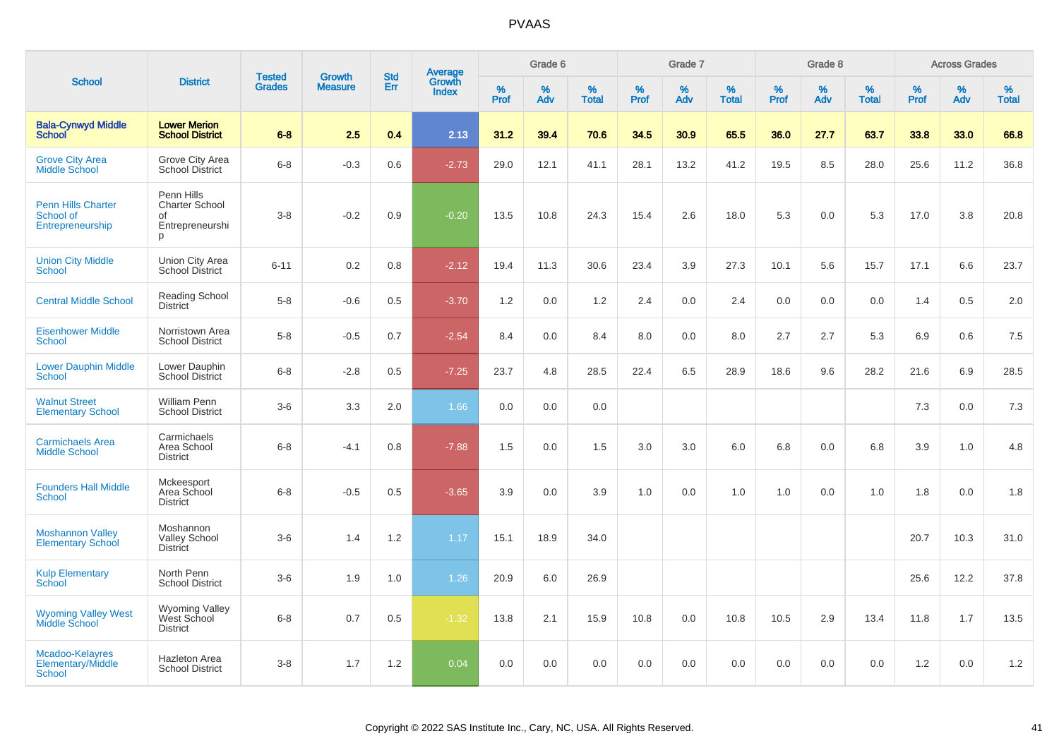# PVAAS

| School | District | Tested Grades | Growth Measure | Std Err | Average Growth Index | Grade 6 | | | Grade 7 | | | Grade 8 | | | Across Grades | | |
|---|---|---|---|---|---|---|---|---|---|---|---|---|---|---|---|---|---|
| | | | | | | % Prof | % Adv | % Total | % Prof | % Adv | % Total | % Prof | % Adv | % Total | % Prof | % Adv | % Total |
| **Bala-Cynwyd Middle School** | **Lower Merion School District** | **6-8** | **2.5** | **0.4** | **2.13** | **31.2** | **39.4** | **70.6** | **34.5** | **30.9** | **65.5** | **36.0** | **27.7** | **63.7** | **33.8** | **33.0** | **66.8** |
| Grove City Area Middle School | Grove City Area School District | 6-8 | -0.3 | 0.6 | -2.73 | 29.0 | 12.1 | 41.1 | 28.1 | 13.2 | 41.2 | 19.5 | 8.5 | 28.0 | 25.6 | 11.2 | 36.8 |
| Penn Hills Charter School of Entrepreneurship | Penn Hills Charter School of Entrepreneurship | 3-8 | -0.2 | 0.9 | -0.20 | 13.5 | 10.8 | 24.3 | 15.4 | 2.6 | 18.0 | 5.3 | 0.0 | 5.3 | 17.0 | 3.8 | 20.8 |
| Union City Middle School | Union City Area School District | 6-11 | 0.2 | 0.8 | -2.12 | 19.4 | 11.3 | 30.6 | 23.4 | 3.9 | 27.3 | 10.1 | 5.6 | 15.7 | 17.1 | 6.6 | 23.7 |
| Central Middle School | Reading School District | 5-8 | -0.6 | 0.5 | -3.70 | 1.2 | 0.0 | 1.2 | 2.4 | 0.0 | 2.4 | 0.0 | 0.0 | 0.0 | 1.4 | 0.5 | 2.0 |
| Eisenhower Middle School | Norristown Area School District | 5-8 | -0.5 | 0.7 | -2.54 | 8.4 | 0.0 | 8.4 | 8.0 | 0.0 | 8.0 | 2.7 | 2.7 | 5.3 | 6.9 | 0.6 | 7.5 |
| Lower Dauphin Middle School | Lower Dauphin School District | 6-8 | -2.8 | 0.5 | -7.25 | 23.7 | 4.8 | 28.5 | 22.4 | 6.5 | 28.9 | 18.6 | 9.6 | 28.2 | 21.6 | 6.9 | 28.5 |
| Walnut Street Elementary School | William Penn School District | 3-6 | 3.3 | 2.0 | 1.66 | 0.0 | 0.0 | 0.0 | | | | | | | 7.3 | 0.0 | 7.3 |
| Carmichaels Area Middle School | Carmichaels Area School District | 6-8 | -4.1 | 0.8 | -7.88 | 1.5 | 0.0 | 1.5 | 3.0 | 3.0 | 6.0 | 6.8 | 0.0 | 6.8 | 3.9 | 1.0 | 4.8 |
| Founders Hall Middle School | Mckeesport Area School District | 6-8 | -0.5 | 0.5 | -3.65 | 3.9 | 0.0 | 3.9 | 1.0 | 0.0 | 1.0 | 1.0 | 0.0 | 1.0 | 1.8 | 0.0 | 1.8 |
| Moshannon Valley Elementary School | Moshannon Valley School District | 3-6 | 1.4 | 1.2 | 1.17 | 15.1 | 18.9 | 34.0 | | | | | | | 20.7 | 10.3 | 31.0 |
| Kulp Elementary School | North Penn School District | 3-6 | 1.9 | 1.0 | 1.26 | 20.9 | 6.0 | 26.9 | | | | | | | 25.6 | 12.2 | 37.8 |
| Wyoming Valley West Middle School | Wyoming Valley West School District | 6-8 | 0.7 | 0.5 | -1.32 | 13.8 | 2.1 | 15.9 | 10.8 | 0.0 | 10.8 | 10.5 | 2.9 | 13.4 | 11.8 | 1.7 | 13.5 |
| Mcadoo-Kelayres Elementary/Middle School | Hazleton Area School District | 3-8 | 1.7 | 1.2 | 0.04 | 0.0 | 0.0 | 0.0 | 0.0 | 0.0 | 0.0 | 0.0 | 0.0 | 0.0 | 1.2 | 0.0 | 1.2 |

Copyright © 2022 SAS Institute Inc., Cary, NC, USA. All Rights Reserved.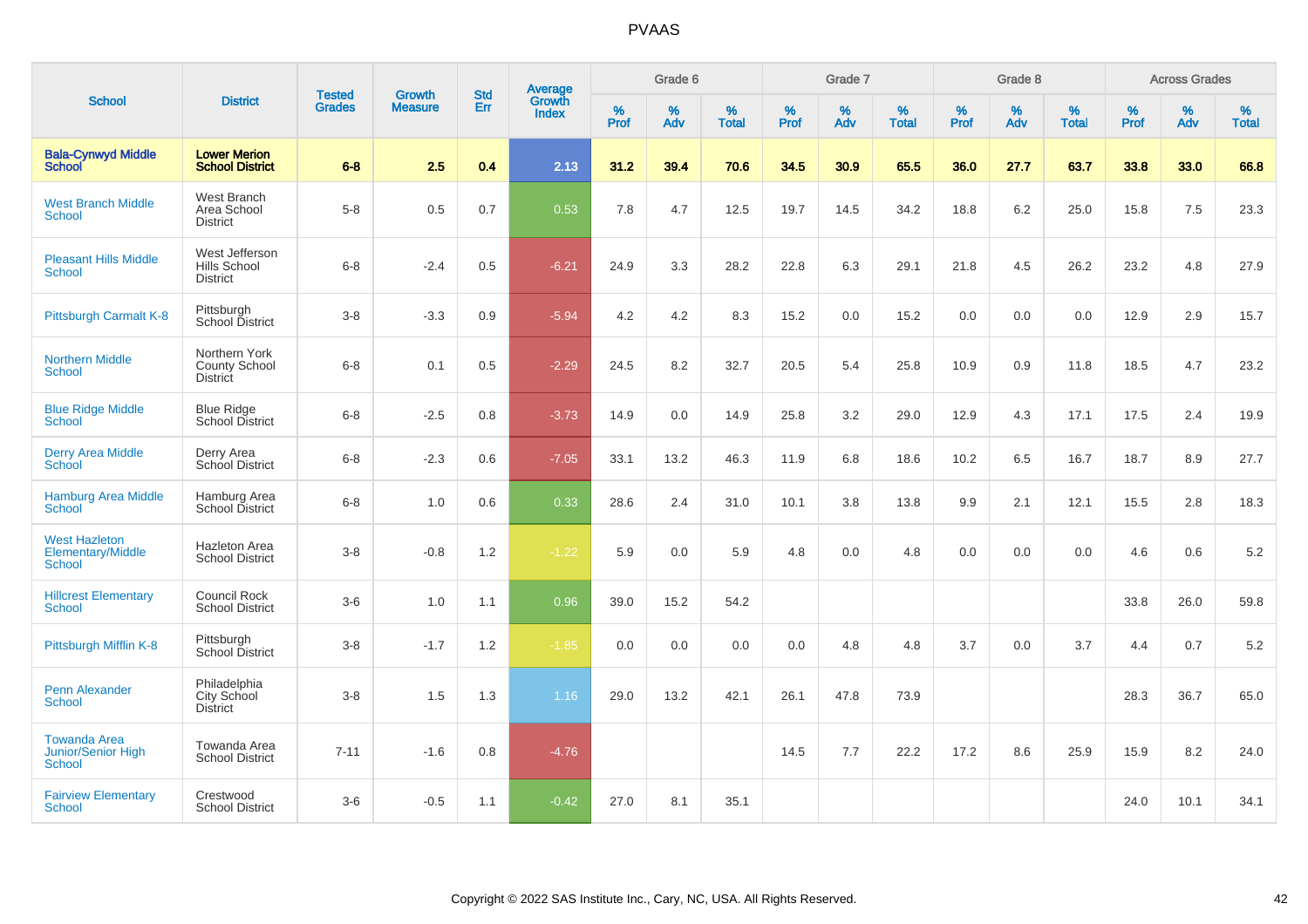| School | District | Tested Grades | Growth Measure | Std Err | Average Growth Index | Grade 6 | | | Grade 7 | | | Grade 8 | | | Across Grades | | |
|---|---|---|---|---|---|---|---|---|---|---|---|---|---|---|---|---|---|
| | | | | | | % Prof | % Adv | % Total | % Prof | % Adv | % Total | % Prof | % Adv | % Total | % Prof | % Adv | % Total |
| **Bala-Cynwyd Middle School** | **Lower Merion School District** | **6-8** | **2.5** | **0.4** | **2.13** | **31.2** | **39.4** | **70.6** | **34.5** | **30.9** | **65.5** | **36.0** | **27.7** | **63.7** | **33.8** | **33.0** | **66.8** |
| West Branch Middle School | West Branch Area School District | 5-8 | 0.5 | 0.7 | 0.53 | 7.8 | 4.7 | 12.5 | 19.7 | 14.5 | 34.2 | 18.8 | 6.2 | 25.0 | 15.8 | 7.5 | 23.3 |
| Pleasant Hills Middle School | West Jefferson Hills School District | 6-8 | -2.4 | 0.5 | -6.21 | 24.9 | 3.3 | 28.2 | 22.8 | 6.3 | 29.1 | 21.8 | 4.5 | 26.2 | 23.2 | 4.8 | 27.9 |
| Pittsburgh Carmalt K-8 | Pittsburgh School District | 3-8 | -3.3 | 0.9 | -5.94 | 4.2 | 4.2 | 8.3 | 15.2 | 0.0 | 15.2 | 0.0 | 0.0 | 0.0 | 12.9 | 2.9 | 15.7 |
| Northern Middle School | Northern York County School District | 6-8 | 0.1 | 0.5 | -2.29 | 24.5 | 8.2 | 32.7 | 20.5 | 5.4 | 25.8 | 10.9 | 0.9 | 11.8 | 18.5 | 4.7 | 23.2 |
| Blue Ridge Middle School | Blue Ridge School District | 6-8 | -2.5 | 0.8 | -3.73 | 14.9 | 0.0 | 14.9 | 25.8 | 3.2 | 29.0 | 12.9 | 4.3 | 17.1 | 17.5 | 2.4 | 19.9 |
| Derry Area Middle School | Derry Area School District | 6-8 | -2.3 | 0.6 | -7.05 | 33.1 | 13.2 | 46.3 | 11.9 | 6.8 | 18.6 | 10.2 | 6.5 | 16.7 | 18.7 | 8.9 | 27.7 |
| Hamburg Area Middle School | Hamburg Area School District | 6-8 | 1.0 | 0.6 | 0.33 | 28.6 | 2.4 | 31.0 | 10.1 | 3.8 | 13.8 | 9.9 | 2.1 | 12.1 | 15.5 | 2.8 | 18.3 |
| West Hazleton Elementary/Middle School | Hazleton Area School District | 3-8 | -0.8 | 1.2 | -1.22 | 5.9 | 0.0 | 5.9 | 4.8 | 0.0 | 4.8 | 0.0 | 0.0 | 0.0 | 4.6 | 0.6 | 5.2 |
| Hillcrest Elementary School | Council Rock School District | 3-6 | 1.0 | 1.1 | 0.96 | 39.0 | 15.2 | 54.2 | | | | | | | 33.8 | 26.0 | 59.8 |
| Pittsburgh Mifflin K-8 | Pittsburgh School District | 3-8 | -1.7 | 1.2 | -1.85 | 0.0 | 0.0 | 0.0 | 0.0 | 4.8 | 4.8 | 3.7 | 0.0 | 3.7 | 4.4 | 0.7 | 5.2 |
| Penn Alexander School | Philadelphia City School District | 3-8 | 1.5 | 1.3 | 1.16 | 29.0 | 13.2 | 42.1 | 26.1 | 47.8 | 73.9 | | | | 28.3 | 36.7 | 65.0 |
| Towanda Area Junior/Senior High School | Towanda Area School District | 7-11 | -1.6 | 0.8 | -4.76 | | | | 14.5 | 7.7 | 22.2 | 17.2 | 8.6 | 25.9 | 15.9 | 8.2 | 24.0 |
| Fairview Elementary School | Crestwood School District | 3-6 | -0.5 | 1.1 | -0.42 | 27.0 | 8.1 | 35.1 | | | | | | | 24.0 | 10.1 | 34.1 |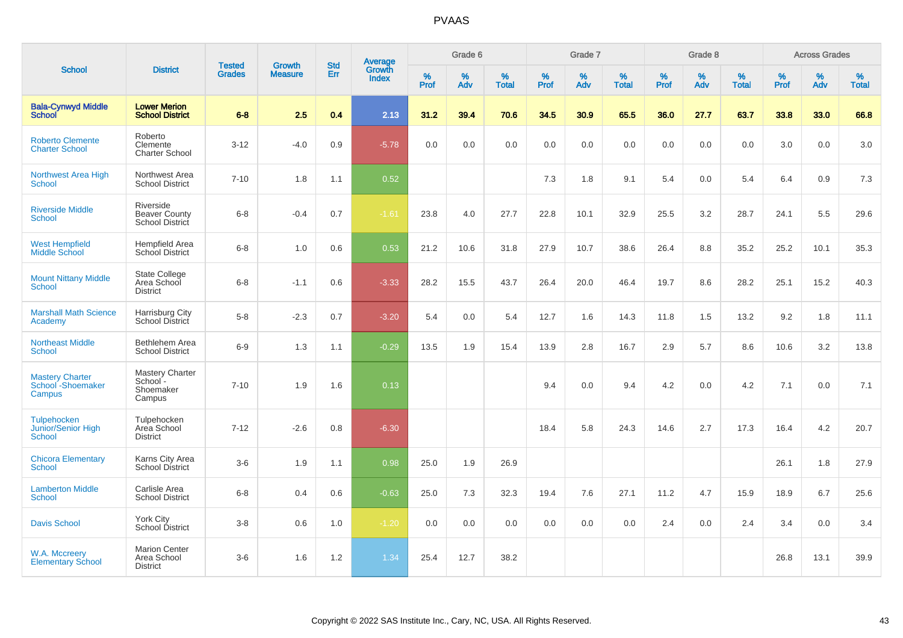# PVAAS

| School | District | Tested Grades | Growth Measure | Std Err | Average Growth Index | Grade 6 | | | Grade 7 | | | Grade 8 | | | Across Grades | | |
|---|---|---|---|---|---|---|---|---|---|---|---|---|---|---|---|---|---|
| | | | | | | % Prof | % Adv | % Total | % Prof | % Adv | % Total | % Prof | % Adv | % Total | % Prof | % Adv | % Total |
| **Bala-Cynwyd Middle School** | **Lower Merion School District** | **6-8** | **2.5** | **0.4** | **2.13** | **31.2** | **39.4** | **70.6** | **34.5** | **30.9** | **65.5** | **36.0** | **27.7** | **63.7** | **33.8** | **33.0** | **66.8** |
| Roberto Clemente Charter School | Roberto Clemente Charter School | 3-12 | -4.0 | 0.9 | -5.78 | 0.0 | 0.0 | 0.0 | 0.0 | 0.0 | 0.0 | 0.0 | 0.0 | 0.0 | 3.0 | 0.0 | 3.0 |
| Northwest Area High School | Northwest Area School District | 7-10 | 1.8 | 1.1 | 0.52 | | | | 7.3 | 1.8 | 9.1 | 5.4 | 0.0 | 5.4 | 6.4 | 0.9 | 7.3 |
| Riverside Middle School | Riverside Beaver County School District | 6-8 | -0.4 | 0.7 | -1.61 | 23.8 | 4.0 | 27.7 | 22.8 | 10.1 | 32.9 | 25.5 | 3.2 | 28.7 | 24.1 | 5.5 | 29.6 |
| West Hempfield Middle School | Hempfield Area School District | 6-8 | 1.0 | 0.6 | 0.53 | 21.2 | 10.6 | 31.8 | 27.9 | 10.7 | 38.6 | 26.4 | 8.8 | 35.2 | 25.2 | 10.1 | 35.3 |
| Mount Nittany Middle School | State College Area School District | 6-8 | -1.1 | 0.6 | -3.33 | 28.2 | 15.5 | 43.7 | 26.4 | 20.0 | 46.4 | 19.7 | 8.6 | 28.2 | 25.1 | 15.2 | 40.3 |
| Marshall Math Science Academy | Harrisburg City School District | 5-8 | -2.3 | 0.7 | -3.20 | 5.4 | 0.0 | 5.4 | 12.7 | 1.6 | 14.3 | 11.8 | 1.5 | 13.2 | 9.2 | 1.8 | 11.1 |
| Northeast Middle School | Bethlehem Area School District | 6-9 | 1.3 | 1.1 | -0.29 | 13.5 | 1.9 | 15.4 | 13.9 | 2.8 | 16.7 | 2.9 | 5.7 | 8.6 | 10.6 | 3.2 | 13.8 |
| Mastery Charter School -Shoemaker Campus | Mastery Charter School - Shoemaker Campus | 7-10 | 1.9 | 1.6 | 0.13 | | | | 9.4 | 0.0 | 9.4 | 4.2 | 0.0 | 4.2 | 7.1 | 0.0 | 7.1 |
| Tulpehocken Junior/Senior High School | Tulpehocken Area School District | 7-12 | -2.6 | 0.8 | -6.30 | | | | 18.4 | 5.8 | 24.3 | 14.6 | 2.7 | 17.3 | 16.4 | 4.2 | 20.7 |
| Chicora Elementary School | Karns City Area School District | 3-6 | 1.9 | 1.1 | 0.98 | 25.0 | 1.9 | 26.9 | | | | | | | 26.1 | 1.8 | 27.9 |
| Lamberton Middle School | Carlisle Area School District | 6-8 | 0.4 | 0.6 | -0.63 | 25.0 | 7.3 | 32.3 | 19.4 | 7.6 | 27.1 | 11.2 | 4.7 | 15.9 | 18.9 | 6.7 | 25.6 |
| Davis School | York City School District | 3-8 | 0.6 | 1.0 | -1.20 | 0.0 | 0.0 | 0.0 | 0.0 | 0.0 | 0.0 | 2.4 | 0.0 | 2.4 | 3.4 | 0.0 | 3.4 |
| W.A. Mccreery Elementary School | Marion Center Area School District | 3-6 | 1.6 | 1.2 | 1.34 | 25.4 | 12.7 | 38.2 | | | | | | | 26.8 | 13.1 | 39.9 |

Copyright © 2022 SAS Institute Inc., Cary, NC, USA. All Rights Reserved.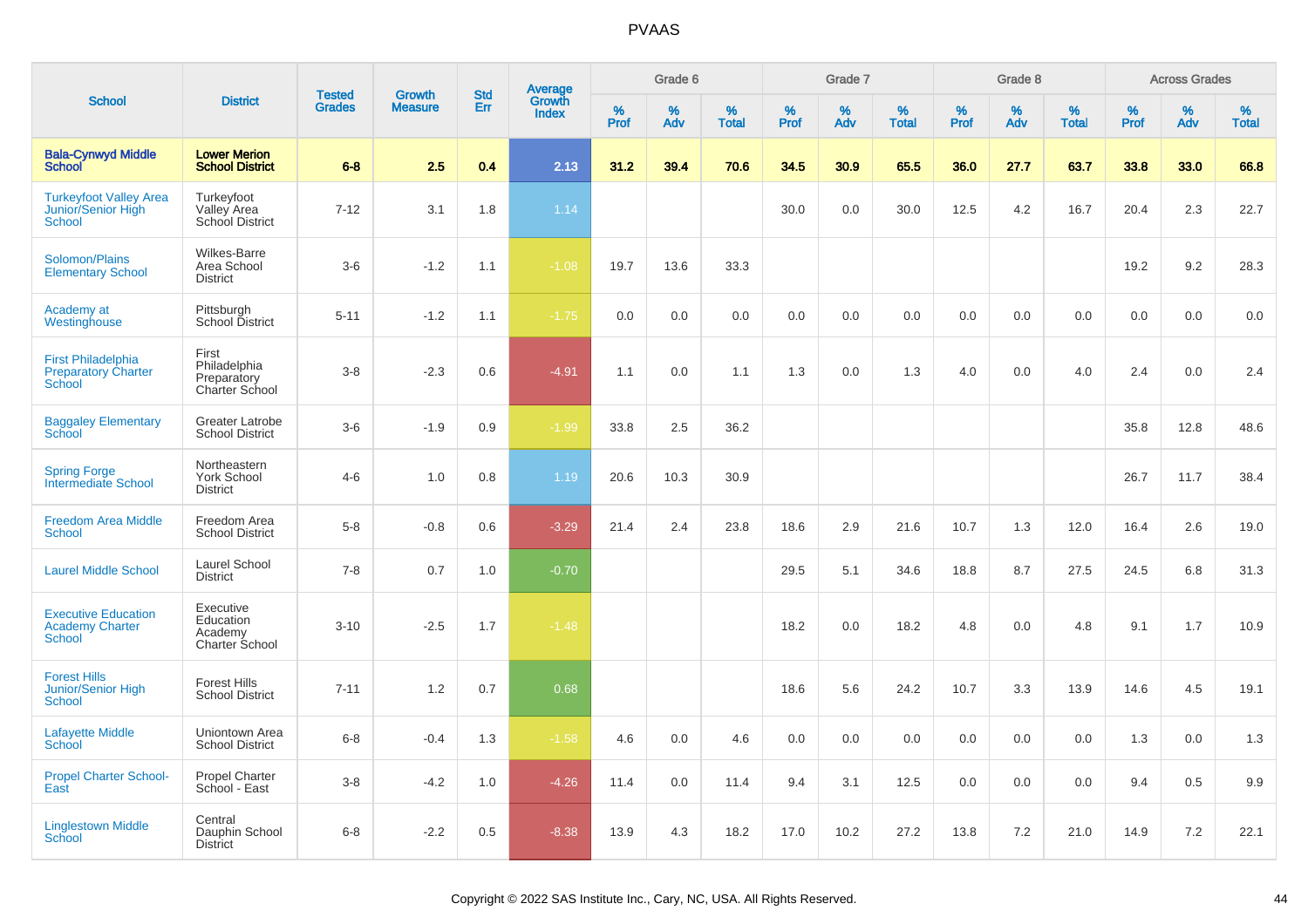| School | District | Tested Grades | Growth Measure | Std Err | Average Growth Index | Grade 6 | | | Grade 7 | | | Grade 8 | | | Across Grades | | |
|---|---|---|---|---|---|---|---|---|---|---|---|---|---|---|---|---|---|
| | | | | | | % Prof | % Adv | % Total | % Prof | % Adv | % Total | % Prof | % Adv | % Total | % Prof | % Adv | % Total |
| **Bala-Cynwyd Middle School** | **Lower Merion School District** | **6-8** | **2.5** | **0.4** | **2.13** | **31.2** | **39.4** | **70.6** | **34.5** | **30.9** | **65.5** | **36.0** | **27.7** | **63.7** | **33.8** | **33.0** | **66.8** |
| Turkeyfoot Valley Area Junior/Senior High School | Turkeyfoot Valley Area School District | 7-12 | 3.1 | 1.8 | 1.14 | | | | 30.0 | 0.0 | 30.0 | 12.5 | 4.2 | 16.7 | 20.4 | 2.3 | 22.7 |
| Solomon/Plains Elementary School | Wilkes-Barre Area School District | 3-6 | -1.2 | 1.1 | -1.08 | 19.7 | 13.6 | 33.3 | | | | | | | 19.2 | 9.2 | 28.3 |
| Academy at Westinghouse | Pittsburgh School District | 5-11 | -1.2 | 1.1 | -1.75 | 0.0 | 0.0 | 0.0 | 0.0 | 0.0 | 0.0 | 0.0 | 0.0 | 0.0 | 0.0 | 0.0 | 0.0 |
| First Philadelphia Preparatory Charter School | First Philadelphia Preparatory Charter School | 3-8 | -2.3 | 0.6 | -4.91 | 1.1 | 0.0 | 1.1 | 1.3 | 0.0 | 1.3 | 4.0 | 0.0 | 4.0 | 2.4 | 0.0 | 2.4 |
| Baggaley Elementary School | Greater Latrobe School District | 3-6 | -1.9 | 0.9 | -1.99 | 33.8 | 2.5 | 36.2 | | | | | | | 35.8 | 12.8 | 48.6 |
| Spring Forge Intermediate School | Northeastern York School District | 4-6 | 1.0 | 0.8 | 1.19 | 20.6 | 10.3 | 30.9 | | | | | | | 26.7 | 11.7 | 38.4 |
| Freedom Area Middle School | Freedom Area School District | 5-8 | -0.8 | 0.6 | -3.29 | 21.4 | 2.4 | 23.8 | 18.6 | 2.9 | 21.6 | 10.7 | 1.3 | 12.0 | 16.4 | 2.6 | 19.0 |
| Laurel Middle School | Laurel School District | 7-8 | 0.7 | 1.0 | -0.70 | | | | 29.5 | 5.1 | 34.6 | 18.8 | 8.7 | 27.5 | 24.5 | 6.8 | 31.3 |
| Executive Education Academy Charter School | Executive Education Academy Charter School | 3-10 | -2.5 | 1.7 | -1.48 | | | | 18.2 | 0.0 | 18.2 | 4.8 | 0.0 | 4.8 | 9.1 | 1.7 | 10.9 |
| Forest Hills Junior/Senior High School | Forest Hills School District | 7-11 | 1.2 | 0.7 | 0.68 | | | | 18.6 | 5.6 | 24.2 | 10.7 | 3.3 | 13.9 | 14.6 | 4.5 | 19.1 |
| Lafayette Middle School | Uniontown Area School District | 6-8 | -0.4 | 1.3 | -1.58 | 4.6 | 0.0 | 4.6 | 0.0 | 0.0 | 0.0 | 0.0 | 0.0 | 0.0 | 1.3 | 0.0 | 1.3 |
| Propel Charter School-East | Propel Charter School - East | 3-8 | -4.2 | 1.0 | -4.26 | 11.4 | 0.0 | 11.4 | 9.4 | 3.1 | 12.5 | 0.0 | 0.0 | 0.0 | 9.4 | 0.5 | 9.9 |
| Linglestown Middle School | Central Dauphin School District | 6-8 | -2.2 | 0.5 | -8.38 | 13.9 | 4.3 | 18.2 | 17.0 | 10.2 | 27.2 | 13.8 | 7.2 | 21.0 | 14.9 | 7.2 | 22.1 |

Copyright © 2022 SAS Institute Inc., Cary, NC, USA. All Rights Reserved.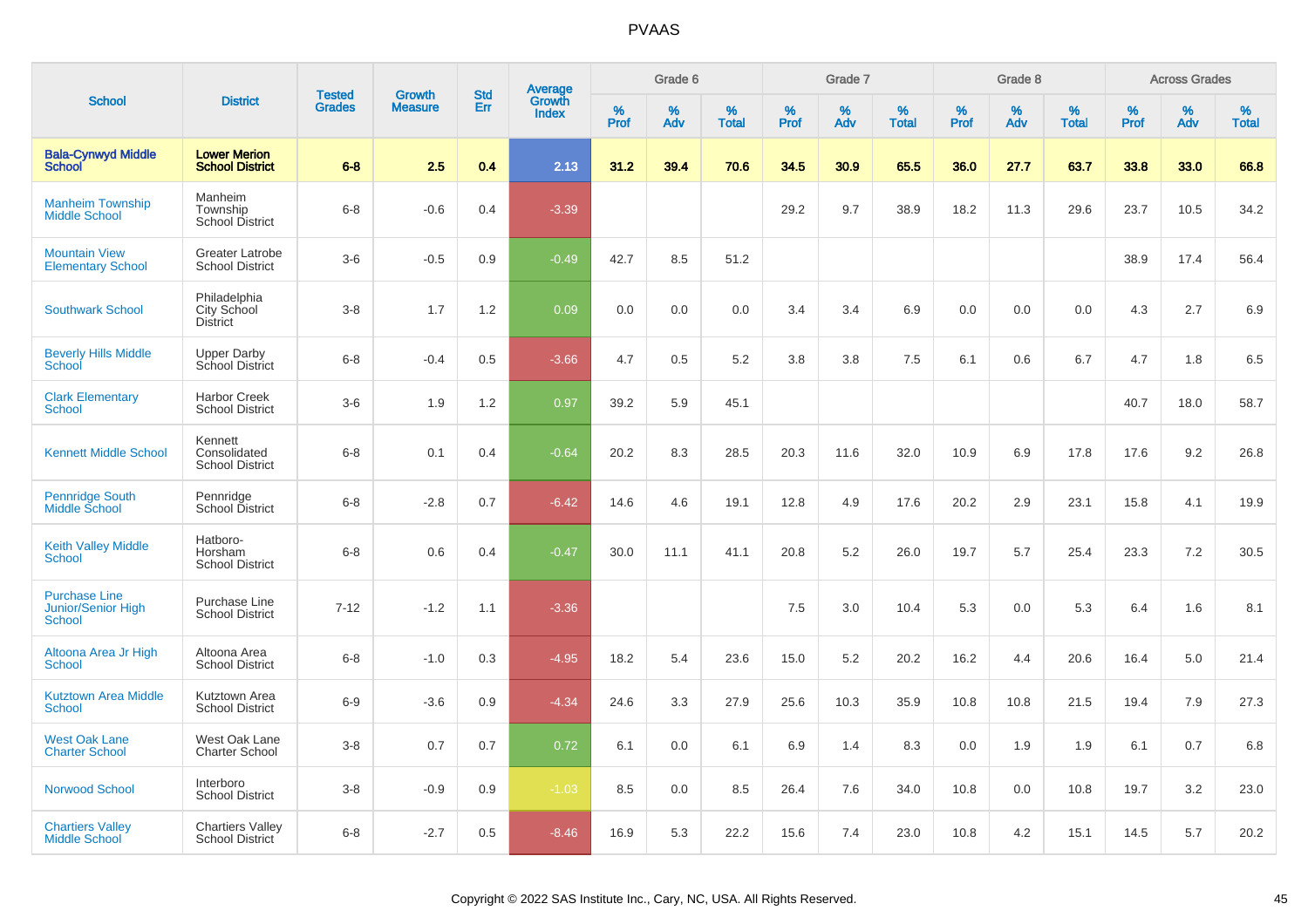# PVAAS

| School | District | Tested Grades | Growth Measure | Std Err | Average Growth Index | Grade 6 | | | Grade 7 | | | Grade 8 | | | Across Grades | | |
|---|---|---|---|---|---|---|---|---|---|---|---|---|---|---|---|---|---|
| | | | | | | % Prof | % Adv | % Total | % Prof | % Adv | % Total | % Prof | % Adv | % Total | % Prof | % Adv | % Total |
| **Bala-Cynwyd Middle School** | **Lower Merion School District** | **6-8** | **2.5** | **0.4** | **2.13** | **31.2** | **39.4** | **70.6** | **34.5** | **30.9** | **65.5** | **36.0** | **27.7** | **63.7** | **33.8** | **33.0** | **66.8** |
| Manheim Township Middle School | Manheim Township School District | 6-8 | -0.6 | 0.4 | -3.39 | | | | 29.2 | 9.7 | 38.9 | 18.2 | 11.3 | 29.6 | 23.7 | 10.5 | 34.2 |
| Mountain View Elementary School | Greater Latrobe School District | 3-6 | -0.5 | 0.9 | -0.49 | 42.7 | 8.5 | 51.2 | | | | | | | 38.9 | 17.4 | 56.4 |
| Southwark School | Philadelphia City School District | 3-8 | 1.7 | 1.2 | 0.09 | 0.0 | 0.0 | 0.0 | 3.4 | 3.4 | 6.9 | 0.0 | 0.0 | 0.0 | 4.3 | 2.7 | 6.9 |
| Beverly Hills Middle School | Upper Darby School District | 6-8 | -0.4 | 0.5 | -3.66 | 4.7 | 0.5 | 5.2 | 3.8 | 3.8 | 7.5 | 6.1 | 0.6 | 6.7 | 4.7 | 1.8 | 6.5 |
| Clark Elementary School | Harbor Creek School District | 3-6 | 1.9 | 1.2 | 0.97 | 39.2 | 5.9 | 45.1 | | | | | | | 40.7 | 18.0 | 58.7 |
| Kennett Middle School | Kennett Consolidated School District | 6-8 | 0.1 | 0.4 | -0.64 | 20.2 | 8.3 | 28.5 | 20.3 | 11.6 | 32.0 | 10.9 | 6.9 | 17.8 | 17.6 | 9.2 | 26.8 |
| Pennridge South Middle School | Pennridge School District | 6-8 | -2.8 | 0.7 | -6.42 | 14.6 | 4.6 | 19.1 | 12.8 | 4.9 | 17.6 | 20.2 | 2.9 | 23.1 | 15.8 | 4.1 | 19.9 |
| Keith Valley Middle School | Hatboro-Horsham School District | 6-8 | 0.6 | 0.4 | -0.47 | 30.0 | 11.1 | 41.1 | 20.8 | 5.2 | 26.0 | 19.7 | 5.7 | 25.4 | 23.3 | 7.2 | 30.5 |
| Purchase Line Junior/Senior High School | Purchase Line School District | 7-12 | -1.2 | 1.1 | -3.36 | | | | 7.5 | 3.0 | 10.4 | 5.3 | 0.0 | 5.3 | 6.4 | 1.6 | 8.1 |
| Altoona Area Jr High School | Altoona Area School District | 6-8 | -1.0 | 0.3 | -4.95 | 18.2 | 5.4 | 23.6 | 15.0 | 5.2 | 20.2 | 16.2 | 4.4 | 20.6 | 16.4 | 5.0 | 21.4 |
| Kutztown Area Middle School | Kutztown Area School District | 6-9 | -3.6 | 0.9 | -4.34 | 24.6 | 3.3 | 27.9 | 25.6 | 10.3 | 35.9 | 10.8 | 10.8 | 21.5 | 19.4 | 7.9 | 27.3 |
| West Oak Lane Charter School | West Oak Lane Charter School | 3-8 | 0.7 | 0.7 | 0.72 | 6.1 | 0.0 | 6.1 | 6.9 | 1.4 | 8.3 | 0.0 | 1.9 | 1.9 | 6.1 | 0.7 | 6.8 |
| Norwood School | Interboro School District | 3-8 | -0.9 | 0.9 | -1.03 | 8.5 | 0.0 | 8.5 | 26.4 | 7.6 | 34.0 | 10.8 | 0.0 | 10.8 | 19.7 | 3.2 | 23.0 |
| Chartiers Valley Middle School | Chartiers Valley School District | 6-8 | -2.7 | 0.5 | -8.46 | 16.9 | 5.3 | 22.2 | 15.6 | 7.4 | 23.0 | 10.8 | 4.2 | 15.1 | 14.5 | 5.7 | 20.2 |

Copyright © 2022 SAS Institute Inc., Cary, NC, USA. All Rights Reserved.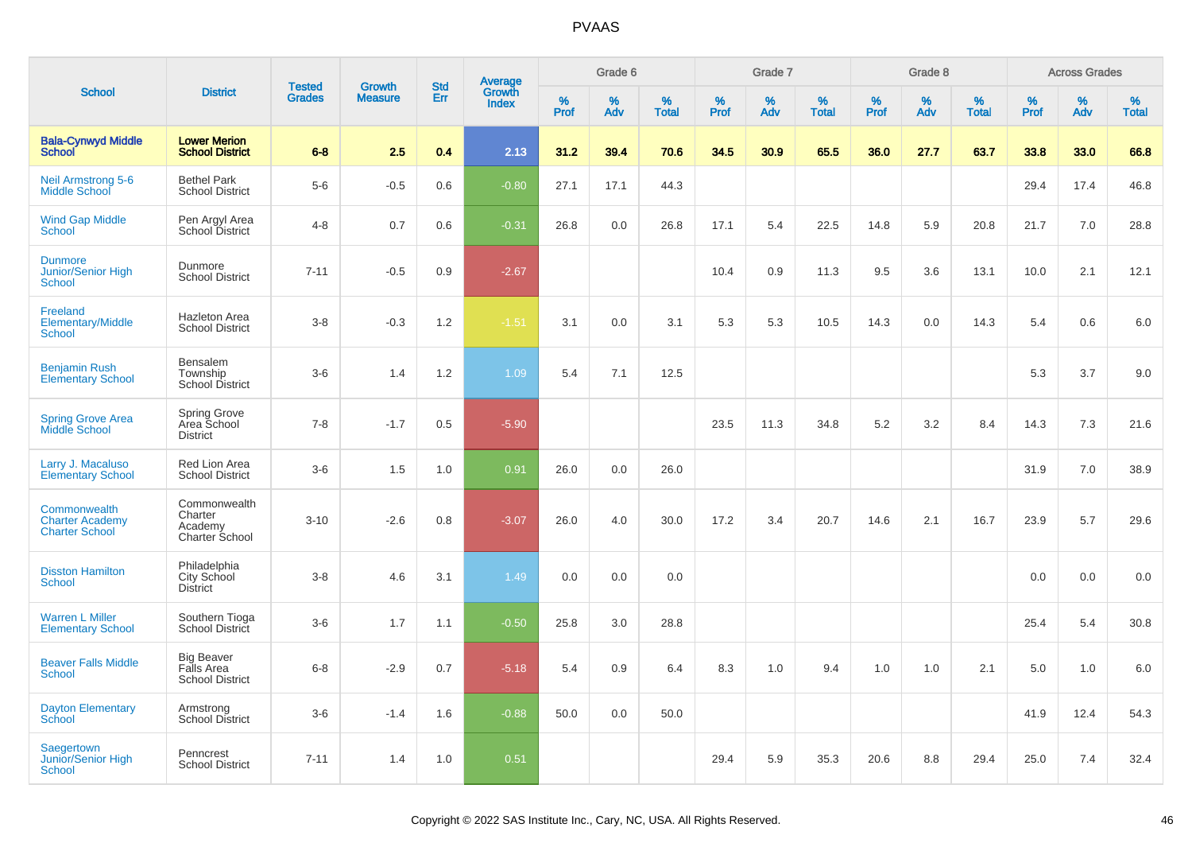| School | District | Tested Grades | Growth Measure | Std Err | Average Growth Index | Grade 6 | | | Grade 7 | | | Grade 8 | | | Across Grades | | |
|---|---|---|---|---|---|---|---|---|---|---|---|---|---|---|---|---|---|
| | | | | | | % Prof | % Adv | % Total | % Prof | % Adv | % Total | % Prof | % Adv | % Total | % Prof | % Adv | % Total |
| **Bala-Cynwyd Middle School** | **Lower Merion School District** | **6-8** | **2.5** | **0.4** | **2.13** | **31.2** | **39.4** | **70.6** | **34.5** | **30.9** | **65.5** | **36.0** | **27.7** | **63.7** | **33.8** | **33.0** | **66.8** |
| Neil Armstrong 5-6 Middle School | Bethel Park School District | 5-6 | -0.5 | 0.6 | -0.80 | 27.1 | 17.1 | 44.3 | | | | | | | 29.4 | 17.4 | 46.8 |
| Wind Gap Middle School | Pen Argyl Area School District | 4-8 | 0.7 | 0.6 | -0.31 | 26.8 | 0.0 | 26.8 | 17.1 | 5.4 | 22.5 | 14.8 | 5.9 | 20.8 | 21.7 | 7.0 | 28.8 |
| Dunmore Junior/Senior High School | Dunmore School District | 7-11 | -0.5 | 0.9 | -2.67 | | | | 10.4 | 0.9 | 11.3 | 9.5 | 3.6 | 13.1 | 10.0 | 2.1 | 12.1 |
| Freeland Elementary/Middle School | Hazleton Area School District | 3-8 | -0.3 | 1.2 | -1.51 | 3.1 | 0.0 | 3.1 | 5.3 | 5.3 | 10.5 | 14.3 | 0.0 | 14.3 | 5.4 | 0.6 | 6.0 |
| Benjamin Rush Elementary School | Bensalem Township School District | 3-6 | 1.4 | 1.2 | 1.09 | 5.4 | 7.1 | 12.5 | | | | | | | 5.3 | 3.7 | 9.0 |
| Spring Grove Area Middle School | Spring Grove Area School District | 7-8 | -1.7 | 0.5 | -5.90 | | | | 23.5 | 11.3 | 34.8 | 5.2 | 3.2 | 8.4 | 14.3 | 7.3 | 21.6 |
| Larry J. Macaluso Elementary School | Red Lion Area School District | 3-6 | 1.5 | 1.0 | 0.91 | 26.0 | 0.0 | 26.0 | | | | | | | 31.9 | 7.0 | 38.9 |
| Commonwealth Charter Academy Charter School | Commonwealth Charter Academy Charter School | 3-10 | -2.6 | 0.8 | -3.07 | 26.0 | 4.0 | 30.0 | 17.2 | 3.4 | 20.7 | 14.6 | 2.1 | 16.7 | 23.9 | 5.7 | 29.6 |
| Disston Hamilton School | Philadelphia City School District | 3-8 | 4.6 | 3.1 | 1.49 | 0.0 | 0.0 | 0.0 | | | | | | | 0.0 | 0.0 | 0.0 |
| Warren L Miller Elementary School | Southern Tioga School District | 3-6 | 1.7 | 1.1 | -0.50 | 25.8 | 3.0 | 28.8 | | | | | | | 25.4 | 5.4 | 30.8 |
| Beaver Falls Middle School | Big Beaver Falls Area School District | 6-8 | -2.9 | 0.7 | -5.18 | 5.4 | 0.9 | 6.4 | 8.3 | 1.0 | 9.4 | 1.0 | 1.0 | 2.1 | 5.0 | 1.0 | 6.0 |
| Dayton Elementary School | Armstrong School District | 3-6 | -1.4 | 1.6 | -0.88 | 50.0 | 0.0 | 50.0 | | | | | | | 41.9 | 12.4 | 54.3 |
| Saegertown Junior/Senior High School | Penncrest School District | 7-11 | 1.4 | 1.0 | 0.51 | | | | 29.4 | 5.9 | 35.3 | 20.6 | 8.8 | 29.4 | 25.0 | 7.4 | 32.4 |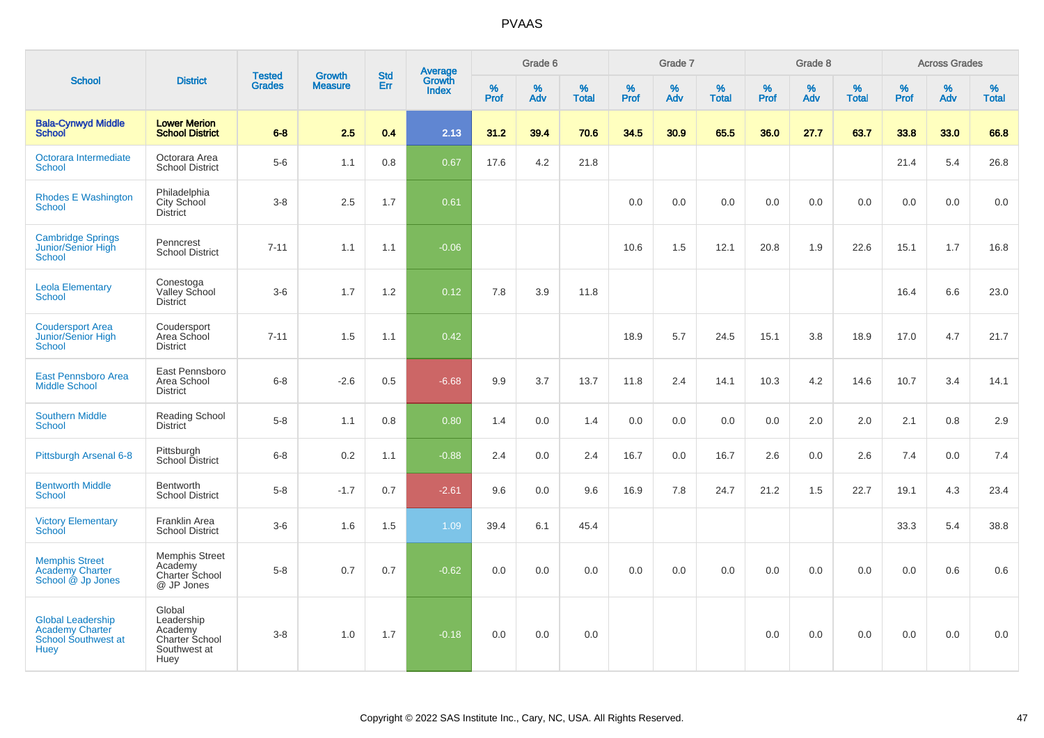# PVAAS

| School | District | Tested Grades | Growth Measure | Std Err | Average Growth Index | Grade 6 | | | Grade 7 | | | Grade 8 | | | Across Grades | | |
|---|---|---|---|---|---|---|---|---|---|---|---|---|---|---|---|---|---|
| | | | | | | % Prof | % Adv | % Total | % Prof | % Adv | % Total | % Prof | % Adv | % Total | % Prof | % Adv | % Total |
| **Bala-Cynwyd Middle School** | **Lower Merion School District** | **6-8** | **2.5** | **0.4** | **2.13** | **31.2** | **39.4** | **70.6** | **34.5** | **30.9** | **65.5** | **36.0** | **27.7** | **63.7** | **33.8** | **33.0** | **66.8** |
| Octorara Intermediate School | Octorara Area School District | 5-6 | 1.1 | 0.8 | 0.67 | 17.6 | 4.2 | 21.8 | | | | | | | 21.4 | 5.4 | 26.8 |
| Rhodes E Washington School | Philadelphia City School District | 3-8 | 2.5 | 1.7 | 0.61 | | | | 0.0 | 0.0 | 0.0 | 0.0 | 0.0 | 0.0 | 0.0 | 0.0 | 0.0 |
| Cambridge Springs Junior/Senior High School | Penncrest School District | 7-11 | 1.1 | 1.1 | -0.06 | | | | 10.6 | 1.5 | 12.1 | 20.8 | 1.9 | 22.6 | 15.1 | 1.7 | 16.8 |
| Leola Elementary School | Conestoga Valley School District | 3-6 | 1.7 | 1.2 | 0.12 | 7.8 | 3.9 | 11.8 | | | | | | | 16.4 | 6.6 | 23.0 |
| Coudersport Area Junior/Senior High School | Coudersport Area School District | 7-11 | 1.5 | 1.1 | 0.42 | | | | 18.9 | 5.7 | 24.5 | 15.1 | 3.8 | 18.9 | 17.0 | 4.7 | 21.7 |
| East Pennsboro Area Middle School | East Pennsboro Area School District | 6-8 | -2.6 | 0.5 | -6.68 | 9.9 | 3.7 | 13.7 | 11.8 | 2.4 | 14.1 | 10.3 | 4.2 | 14.6 | 10.7 | 3.4 | 14.1 |
| Southern Middle School | Reading School District | 5-8 | 1.1 | 0.8 | 0.80 | 1.4 | 0.0 | 1.4 | 0.0 | 0.0 | 0.0 | 0.0 | 2.0 | 2.0 | 2.1 | 0.8 | 2.9 |
| Pittsburgh Arsenal 6-8 | Pittsburgh School District | 6-8 | 0.2 | 1.1 | -0.88 | 2.4 | 0.0 | 2.4 | 16.7 | 0.0 | 16.7 | 2.6 | 0.0 | 2.6 | 7.4 | 0.0 | 7.4 |
| Bentworth Middle School | Bentworth School District | 5-8 | -1.7 | 0.7 | -2.61 | 9.6 | 0.0 | 9.6 | 16.9 | 7.8 | 24.7 | 21.2 | 1.5 | 22.7 | 19.1 | 4.3 | 23.4 |
| Victory Elementary School | Franklin Area School District | 3-6 | 1.6 | 1.5 | 1.09 | 39.4 | 6.1 | 45.4 | | | | | | | 33.3 | 5.4 | 38.8 |
| Memphis Street Academy Charter School @ Jp Jones | Memphis Street Academy Charter School @ JP Jones | 5-8 | 0.7 | 0.7 | -0.62 | 0.0 | 0.0 | 0.0 | 0.0 | 0.0 | 0.0 | 0.0 | 0.0 | 0.0 | 0.0 | 0.6 | 0.6 |
| Global Leadership Academy Charter School Southwest at Huey | Global Leadership Academy Charter School Southwest at Huey | 3-8 | 1.0 | 1.7 | -0.18 | 0.0 | 0.0 | 0.0 | | | | 0.0 | 0.0 | 0.0 | 0.0 | 0.0 | 0.0 |

Copyright © 2022 SAS Institute Inc., Cary, NC, USA. All Rights Reserved.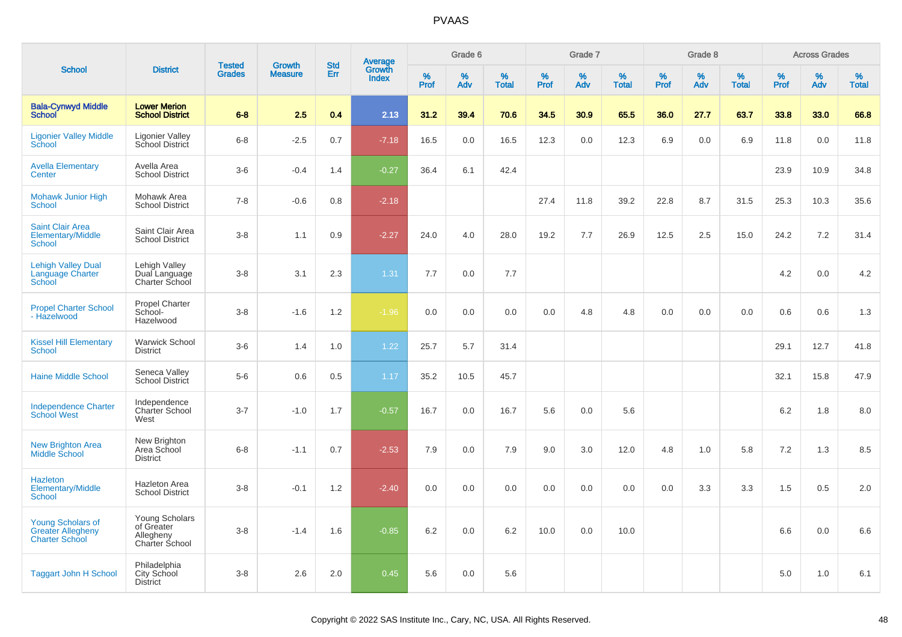# PVAAS

| School | District | Tested Grades | Growth Measure | Std Err | Average Growth Index | Grade 6 | | | Grade 7 | | | Grade 8 | | | Across Grades | | |
|---|---|---|---|---|---|---|---|---|---|---|---|---|---|---|---|---|---|
| | | | | | | % Prof | % Adv | % Total | % Prof | % Adv | % Total | % Prof | % Adv | % Total | % Prof | % Adv | % Total |
| **Bala-Cynwyd Middle School** | **Lower Merion School District** | **6-8** | **2.5** | **0.4** | **2.13** | **31.2** | **39.4** | **70.6** | **34.5** | **30.9** | **65.5** | **36.0** | **27.7** | **63.7** | **33.8** | **33.0** | **66.8** |
| Ligonier Valley Middle School | Ligonier Valley School District | 6-8 | -2.5 | 0.7 | -7.18 | 16.5 | 0.0 | 16.5 | 12.3 | 0.0 | 12.3 | 6.9 | 0.0 | 6.9 | 11.8 | 0.0 | 11.8 |
| Avella Elementary Center | Avella Area School District | 3-6 | -0.4 | 1.4 | -0.27 | 36.4 | 6.1 | 42.4 | | | | | | | 23.9 | 10.9 | 34.8 |
| Mohawk Junior High School | Mohawk Area School District | 7-8 | -0.6 | 0.8 | -2.18 | | | | 27.4 | 11.8 | 39.2 | 22.8 | 8.7 | 31.5 | 25.3 | 10.3 | 35.6 |
| Saint Clair Area Elementary/Middle School | Saint Clair Area School District | 3-8 | 1.1 | 0.9 | -2.27 | 24.0 | 4.0 | 28.0 | 19.2 | 7.7 | 26.9 | 12.5 | 2.5 | 15.0 | 24.2 | 7.2 | 31.4 |
| Lehigh Valley Dual Language Charter School | Lehigh Valley Dual Language Charter School | 3-8 | 3.1 | 2.3 | 1.31 | 7.7 | 0.0 | 7.7 | | | | | | | 4.2 | 0.0 | 4.2 |
| Propel Charter School - Hazelwood | Propel Charter School-Hazelwood | 3-8 | -1.6 | 1.2 | -1.96 | 0.0 | 0.0 | 0.0 | 0.0 | 4.8 | 4.8 | 0.0 | 0.0 | 0.0 | 0.6 | 0.6 | 1.3 |
| Kissel Hill Elementary School | Warwick School District | 3-6 | 1.4 | 1.0 | 1.22 | 25.7 | 5.7 | 31.4 | | | | | | | 29.1 | 12.7 | 41.8 |
| Haine Middle School | Seneca Valley School District | 5-6 | 0.6 | 0.5 | 1.17 | 35.2 | 10.5 | 45.7 | | | | | | | 32.1 | 15.8 | 47.9 |
| Independence Charter School West | Independence Charter School West | 3-7 | -1.0 | 1.7 | -0.57 | 16.7 | 0.0 | 16.7 | 5.6 | 0.0 | 5.6 | | | | 6.2 | 1.8 | 8.0 |
| New Brighton Area Middle School | New Brighton Area School District | 6-8 | -1.1 | 0.7 | -2.53 | 7.9 | 0.0 | 7.9 | 9.0 | 3.0 | 12.0 | 4.8 | 1.0 | 5.8 | 7.2 | 1.3 | 8.5 |
| Hazleton Elementary/Middle School | Hazleton Area School District | 3-8 | -0.1 | 1.2 | -2.40 | 0.0 | 0.0 | 0.0 | 0.0 | 0.0 | 0.0 | 0.0 | 3.3 | 3.3 | 1.5 | 0.5 | 2.0 |
| Young Scholars of Greater Allegheny Charter School | Young Scholars of Greater Allegheny Charter School | 3-8 | -1.4 | 1.6 | -0.85 | 6.2 | 0.0 | 6.2 | 10.0 | 0.0 | 10.0 | | | | 6.6 | 0.0 | 6.6 |
| Taggart John H School | Philadelphia City School District | 3-8 | 2.6 | 2.0 | 0.45 | 5.6 | 0.0 | 5.6 | | | | | | | 5.0 | 1.0 | 6.1 |

Copyright © 2022 SAS Institute Inc., Cary, NC, USA. All Rights Reserved.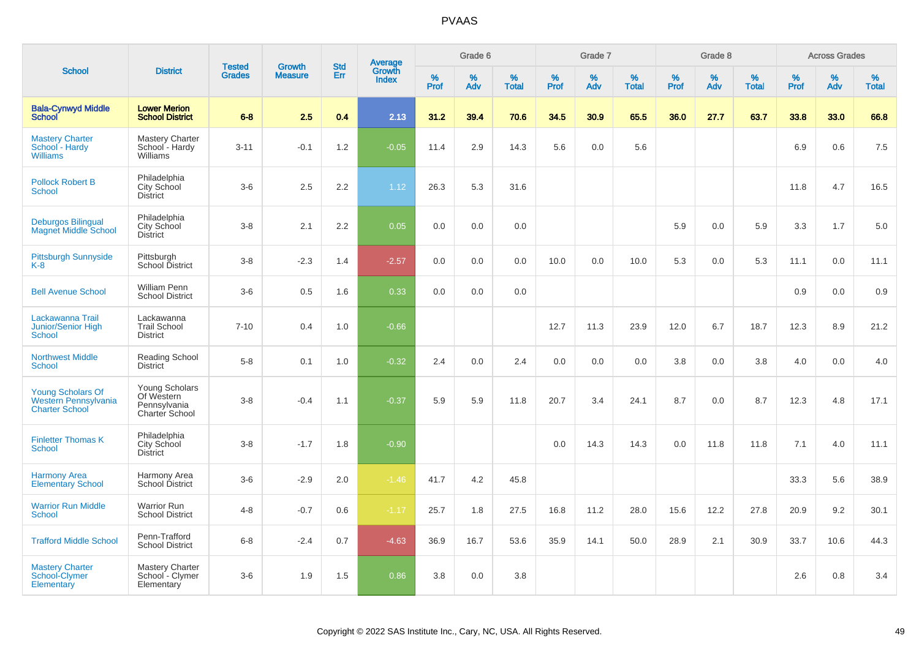# PVAAS

| School | District | Tested Grades | Growth Measure | Std Err | Average Growth Index | Grade 6 | | | Grade 7 | | | Grade 8 | | | Across Grades | | |
|---|---|---|---|---|---|---|---|---|---|---|---|---|---|---|---|---|---|
| | | | | | | % Prof | % Adv | % Total | % Prof | % Adv | % Total | % Prof | % Adv | % Total | % Prof | % Adv | % Total |
| **Bala-Cynwyd Middle School** | **Lower Merion School District** | **6-8** | **2.5** | **0.4** | **2.13** | **31.2** | **39.4** | **70.6** | **34.5** | **30.9** | **65.5** | **36.0** | **27.7** | **63.7** | **33.8** | **33.0** | **66.8** |
| Mastery Charter School - Hardy Williams | Mastery Charter School - Hardy Williams | 3-11 | -0.1 | 1.2 | -0.05 | 11.4 | 2.9 | 14.3 | 5.6 | 0.0 | 5.6 | | | | 6.9 | 0.6 | 7.5 |
| Pollock Robert B School | Philadelphia City School District | 3-6 | 2.5 | 2.2 | 1.12 | 26.3 | 5.3 | 31.6 | | | | | | | 11.8 | 4.7 | 16.5 |
| Deburgos Bilingual Magnet Middle School | Philadelphia City School District | 3-8 | 2.1 | 2.2 | 0.05 | 0.0 | 0.0 | 0.0 | | | | 5.9 | 0.0 | 5.9 | 3.3 | 1.7 | 5.0 |
| Pittsburgh Sunnyside K-8 | Pittsburgh School District | 3-8 | -2.3 | 1.4 | -2.57 | 0.0 | 0.0 | 0.0 | 10.0 | 0.0 | 10.0 | 5.3 | 0.0 | 5.3 | 11.1 | 0.0 | 11.1 |
| Bell Avenue School | William Penn School District | 3-6 | 0.5 | 1.6 | 0.33 | 0.0 | 0.0 | 0.0 | | | | | | | 0.9 | 0.0 | 0.9 |
| Lackawanna Trail Junior/Senior High School | Lackawanna Trail School District | 7-10 | 0.4 | 1.0 | -0.66 | | | | 12.7 | 11.3 | 23.9 | 12.0 | 6.7 | 18.7 | 12.3 | 8.9 | 21.2 |
| Northwest Middle School | Reading School District | 5-8 | 0.1 | 1.0 | -0.32 | 2.4 | 0.0 | 2.4 | 0.0 | 0.0 | 0.0 | 3.8 | 0.0 | 3.8 | 4.0 | 0.0 | 4.0 |
| Young Scholars Of Western Pennsylvania Charter School | Young Scholars Of Western Pennsylvania Charter School | 3-8 | -0.4 | 1.1 | -0.37 | 5.9 | 5.9 | 11.8 | 20.7 | 3.4 | 24.1 | 8.7 | 0.0 | 8.7 | 12.3 | 4.8 | 17.1 |
| Finletter Thomas K School | Philadelphia City School District | 3-8 | -1.7 | 1.8 | -0.90 | | | | 0.0 | 14.3 | 14.3 | 0.0 | 11.8 | 11.8 | 7.1 | 4.0 | 11.1 |
| Harmony Area Elementary School | Harmony Area School District | 3-6 | -2.9 | 2.0 | -1.46 | 41.7 | 4.2 | 45.8 | | | | | | | 33.3 | 5.6 | 38.9 |
| Warrior Run Middle School | Warrior Run School District | 4-8 | -0.7 | 0.6 | -1.17 | 25.7 | 1.8 | 27.5 | 16.8 | 11.2 | 28.0 | 15.6 | 12.2 | 27.8 | 20.9 | 9.2 | 30.1 |
| Trafford Middle School | Penn-Trafford School District | 6-8 | -2.4 | 0.7 | -4.63 | 36.9 | 16.7 | 53.6 | 35.9 | 14.1 | 50.0 | 28.9 | 2.1 | 30.9 | 33.7 | 10.6 | 44.3 |
| Mastery Charter School-Clymer Elementary | Mastery Charter School - Clymer Elementary | 3-6 | 1.9 | 1.5 | 0.86 | 3.8 | 0.0 | 3.8 | | | | | | | 2.6 | 0.8 | 3.4 |

Copyright © 2022 SAS Institute Inc., Cary, NC, USA. All Rights Reserved.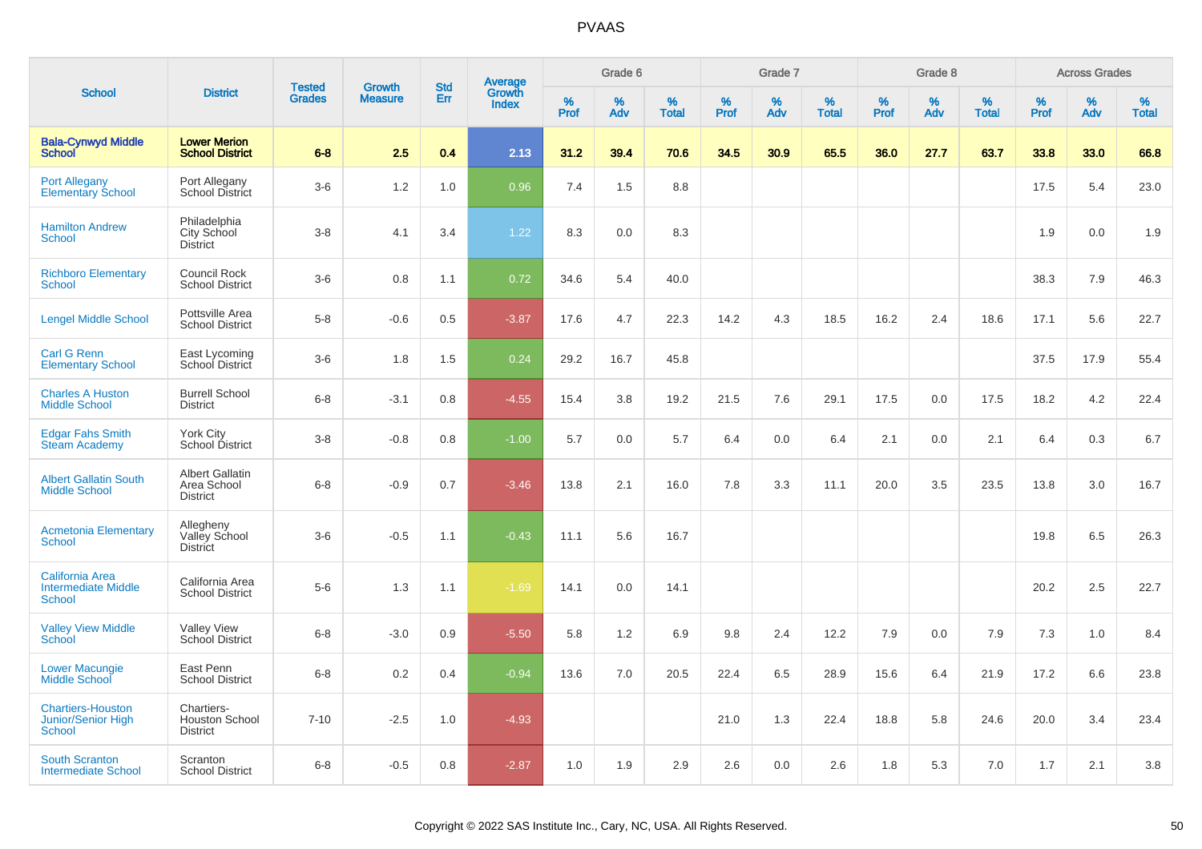# PVAAS

| School | District | Tested Grades | Growth Measure | Std Err | Average Growth Index | Grade 6 | | | Grade 7 | | | Grade 8 | | | Across Grades | | |
|---|---|---|---|---|---|---|---|---|---|---|---|---|---|---|---|---|---|
| | | | | | | % Prof | % Adv | % Total | % Prof | % Adv | % Total | % Prof | % Adv | % Total | % Prof | % Adv | % Total |
| **Bala-Cynwyd Middle School** | **Lower Merion School District** | **6-8** | **2.5** | **0.4** | **2.13** | **31.2** | **39.4** | **70.6** | **34.5** | **30.9** | **65.5** | **36.0** | **27.7** | **63.7** | **33.8** | **33.0** | **66.8** |
| Port Allegany Elementary School | Port Allegany School District | 3-6 | 1.2 | 1.0 | 0.96 | 7.4 | 1.5 | 8.8 | | | | | | | 17.5 | 5.4 | 23.0 |
| Hamilton Andrew School | Philadelphia City School District | 3-8 | 4.1 | 3.4 | 1.22 | 8.3 | 0.0 | 8.3 | | | | | | | 1.9 | 0.0 | 1.9 |
| Richboro Elementary School | Council Rock School District | 3-6 | 0.8 | 1.1 | 0.72 | 34.6 | 5.4 | 40.0 | | | | | | | 38.3 | 7.9 | 46.3 |
| Lengel Middle School | Pottsville Area School District | 5-8 | -0.6 | 0.5 | -3.87 | 17.6 | 4.7 | 22.3 | 14.2 | 4.3 | 18.5 | 16.2 | 2.4 | 18.6 | 17.1 | 5.6 | 22.7 |
| Carl G Renn Elementary School | East Lycoming School District | 3-6 | 1.8 | 1.5 | 0.24 | 29.2 | 16.7 | 45.8 | | | | | | | 37.5 | 17.9 | 55.4 |
| Charles A Huston Middle School | Burrell School District | 6-8 | -3.1 | 0.8 | -4.55 | 15.4 | 3.8 | 19.2 | 21.5 | 7.6 | 29.1 | 17.5 | 0.0 | 17.5 | 18.2 | 4.2 | 22.4 |
| Edgar Fahs Smith Steam Academy | York City School District | 3-8 | -0.8 | 0.8 | -1.00 | 5.7 | 0.0 | 5.7 | 6.4 | 0.0 | 6.4 | 2.1 | 0.0 | 2.1 | 6.4 | 0.3 | 6.7 |
| Albert Gallatin South Middle School | Albert Gallatin Area School District | 6-8 | -0.9 | 0.7 | -3.46 | 13.8 | 2.1 | 16.0 | 7.8 | 3.3 | 11.1 | 20.0 | 3.5 | 23.5 | 13.8 | 3.0 | 16.7 |
| Acmetonia Elementary School | Allegheny Valley School District | 3-6 | -0.5 | 1.1 | -0.43 | 11.1 | 5.6 | 16.7 | | | | | | | 19.8 | 6.5 | 26.3 |
| California Area Intermediate Middle School | California Area School District | 5-6 | 1.3 | 1.1 | -1.69 | 14.1 | 0.0 | 14.1 | | | | | | | 20.2 | 2.5 | 22.7 |
| Valley View Middle School | Valley View School District | 6-8 | -3.0 | 0.9 | -5.50 | 5.8 | 1.2 | 6.9 | 9.8 | 2.4 | 12.2 | 7.9 | 0.0 | 7.9 | 7.3 | 1.0 | 8.4 |
| Lower Macungie Middle School | East Penn School District | 6-8 | 0.2 | 0.4 | -0.94 | 13.6 | 7.0 | 20.5 | 22.4 | 6.5 | 28.9 | 15.6 | 6.4 | 21.9 | 17.2 | 6.6 | 23.8 |
| Chartiers-Houston Junior/Senior High School | Chartiers-Houston School District | 7-10 | -2.5 | 1.0 | -4.93 | | | | 21.0 | 1.3 | 22.4 | 18.8 | 5.8 | 24.6 | 20.0 | 3.4 | 23.4 |
| South Scranton Intermediate School | Scranton School District | 6-8 | -0.5 | 0.8 | -2.87 | 1.0 | 1.9 | 2.9 | 2.6 | 0.0 | 2.6 | 1.8 | 5.3 | 7.0 | 1.7 | 2.1 | 3.8 |

Copyright © 2022 SAS Institute Inc., Cary, NC, USA. All Rights Reserved.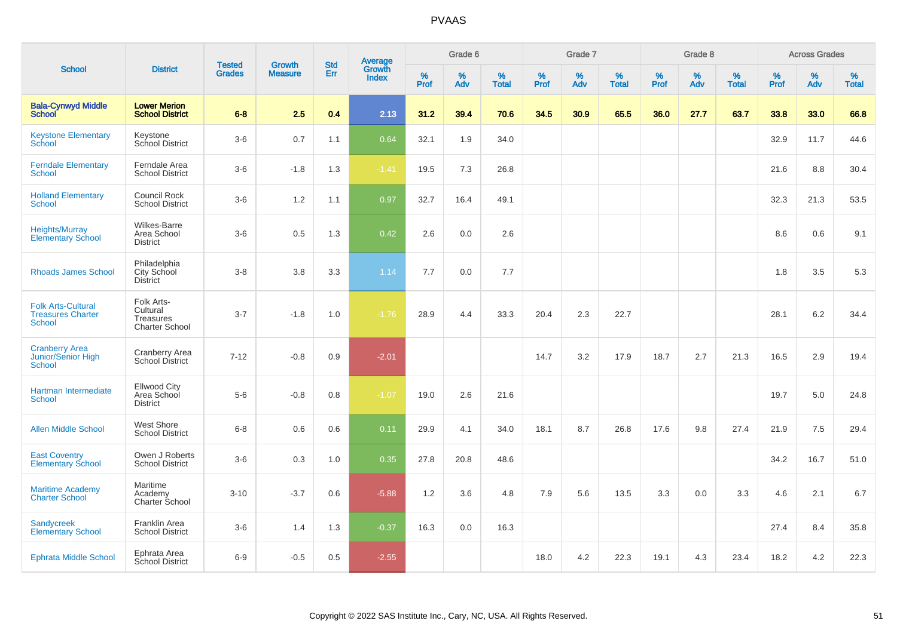# PVAAS

| School | District | Tested Grades | Growth Measure | Std Err | Average Growth Index | Grade 6 | | | Grade 7 | | | Grade 8 | | | Across Grades | | |
|---|---|---|---|---|---|---|---|---|---|---|---|---|---|---|---|---|---|
| | | | | | | % Prof | % Adv | % Total | % Prof | % Adv | % Total | % Prof | % Adv | % Total | % Prof | % Adv | % Total |
| **Bala-Cynwyd Middle School** | **Lower Merion School District** | **6-8** | **2.5** | **0.4** | **2.13** | **31.2** | **39.4** | **70.6** | **34.5** | **30.9** | **65.5** | **36.0** | **27.7** | **63.7** | **33.8** | **33.0** | **66.8** |
| Keystone Elementary School | Keystone School District | 3-6 | 0.7 | 1.1 | 0.64 | 32.1 | 1.9 | 34.0 | | | | | | | 32.9 | 11.7 | 44.6 |
| Ferndale Elementary School | Ferndale Area School District | 3-6 | -1.8 | 1.3 | -1.41 | 19.5 | 7.3 | 26.8 | | | | | | | 21.6 | 8.8 | 30.4 |
| Holland Elementary School | Council Rock School District | 3-6 | 1.2 | 1.1 | 0.97 | 32.7 | 16.4 | 49.1 | | | | | | | 32.3 | 21.3 | 53.5 |
| Heights/Murray Elementary School | Wilkes-Barre Area School District | 3-6 | 0.5 | 1.3 | 0.42 | 2.6 | 0.0 | 2.6 | | | | | | | 8.6 | 0.6 | 9.1 |
| Rhoads James School | Philadelphia City School District | 3-8 | 3.8 | 3.3 | 1.14 | 7.7 | 0.0 | 7.7 | | | | | | | 1.8 | 3.5 | 5.3 |
| Folk Arts-Cultural Treasures Charter School | Folk Arts-Cultural Treasures Charter School | 3-7 | -1.8 | 1.0 | -1.76 | 28.9 | 4.4 | 33.3 | 20.4 | 2.3 | 22.7 | | | | 28.1 | 6.2 | 34.4 |
| Cranberry Area Junior/Senior High School | Cranberry Area School District | 7-12 | -0.8 | 0.9 | -2.01 | | | | 14.7 | 3.2 | 17.9 | 18.7 | 2.7 | 21.3 | 16.5 | 2.9 | 19.4 |
| Hartman Intermediate School | Ellwood City Area School District | 5-6 | -0.8 | 0.8 | -1.07 | 19.0 | 2.6 | 21.6 | | | | | | | 19.7 | 5.0 | 24.8 |
| Allen Middle School | West Shore School District | 6-8 | 0.6 | 0.6 | 0.11 | 29.9 | 4.1 | 34.0 | 18.1 | 8.7 | 26.8 | 17.6 | 9.8 | 27.4 | 21.9 | 7.5 | 29.4 |
| East Coventry Elementary School | Owen J Roberts School District | 3-6 | 0.3 | 1.0 | 0.35 | 27.8 | 20.8 | 48.6 | | | | | | | 34.2 | 16.7 | 51.0 |
| Maritime Academy Charter School | Maritime Academy Charter School | 3-10 | -3.7 | 0.6 | -5.88 | 1.2 | 3.6 | 4.8 | 7.9 | 5.6 | 13.5 | 3.3 | 0.0 | 3.3 | 4.6 | 2.1 | 6.7 |
| Sandycreek Elementary School | Franklin Area School District | 3-6 | 1.4 | 1.3 | -0.37 | 16.3 | 0.0 | 16.3 | | | | | | | 27.4 | 8.4 | 35.8 |
| Ephrata Middle School | Ephrata Area School District | 6-9 | -0.5 | 0.5 | -2.55 | | | | 18.0 | 4.2 | 22.3 | 19.1 | 4.3 | 23.4 | 18.2 | 4.2 | 22.3 |

Copyright © 2022 SAS Institute Inc., Cary, NC, USA. All Rights Reserved.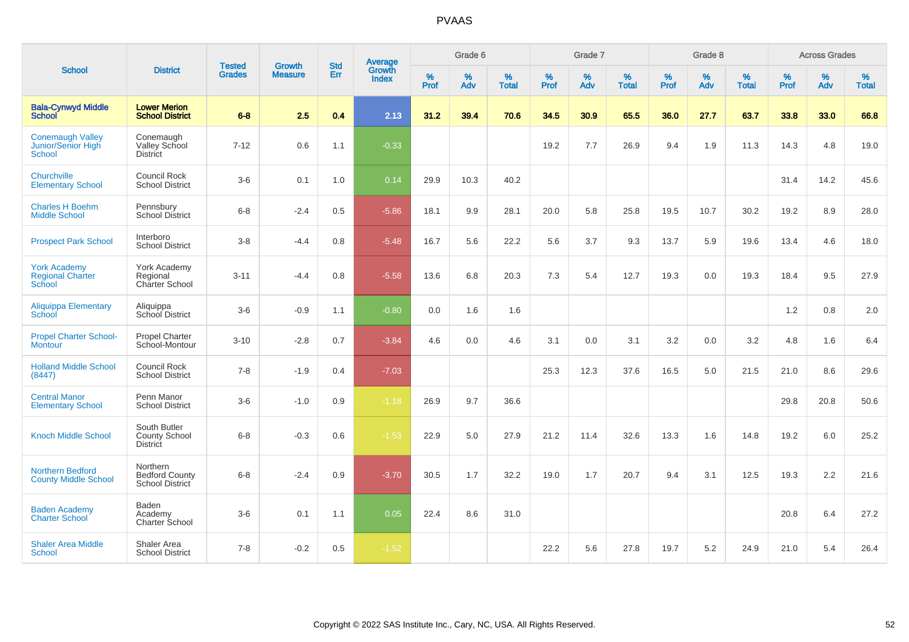# PVAAS

| School | District | Tested Grades | Growth Measure | Std Err | Average Growth Index | Grade 6 | | | Grade 7 | | | Grade 8 | | | Across Grades | | |
|---|---|---|---|---|---|---|---|---|---|---|---|---|---|---|---|---|---|
| | | | | | | % Prof | % Adv | % Total | % Prof | % Adv | % Total | % Prof | % Adv | % Total | % Prof | % Adv | % Total |
| **Bala-Cynwyd Middle School** | **Lower Merion School District** | **6-8** | **2.5** | **0.4** | **2.13** | **31.2** | **39.4** | **70.6** | **34.5** | **30.9** | **65.5** | **36.0** | **27.7** | **63.7** | **33.8** | **33.0** | **66.8** |
| Conemaugh Valley Junior/Senior High School | Conemaugh Valley School District | 7-12 | 0.6 | 1.1 | -0.33 | | | | 19.2 | 7.7 | 26.9 | 9.4 | 1.9 | 11.3 | 14.3 | 4.8 | 19.0 |
| Churchville Elementary School | Council Rock School District | 3-6 | 0.1 | 1.0 | 0.14 | 29.9 | 10.3 | 40.2 | | | | | | | 31.4 | 14.2 | 45.6 |
| Charles H Boehm Middle School | Pennsbury School District | 6-8 | -2.4 | 0.5 | -5.86 | 18.1 | 9.9 | 28.1 | 20.0 | 5.8 | 25.8 | 19.5 | 10.7 | 30.2 | 19.2 | 8.9 | 28.0 |
| Prospect Park School | Interboro School District | 3-8 | -4.4 | 0.8 | -5.48 | 16.7 | 5.6 | 22.2 | 5.6 | 3.7 | 9.3 | 13.7 | 5.9 | 19.6 | 13.4 | 4.6 | 18.0 |
| York Academy Regional Charter School | York Academy Regional Charter School | 3-11 | -4.4 | 0.8 | -5.58 | 13.6 | 6.8 | 20.3 | 7.3 | 5.4 | 12.7 | 19.3 | 0.0 | 19.3 | 18.4 | 9.5 | 27.9 |
| Aliquippa Elementary School | Aliquippa School District | 3-6 | -0.9 | 1.1 | -0.80 | 0.0 | 1.6 | 1.6 | | | | | | | 1.2 | 0.8 | 2.0 |
| Propel Charter School-Montour | Propel Charter School-Montour | 3-10 | -2.8 | 0.7 | -3.84 | 4.6 | 0.0 | 4.6 | 3.1 | 0.0 | 3.1 | 3.2 | 0.0 | 3.2 | 4.8 | 1.6 | 6.4 |
| Holland Middle School (8447) | Council Rock School District | 7-8 | -1.9 | 0.4 | -7.03 | | | | 25.3 | 12.3 | 37.6 | 16.5 | 5.0 | 21.5 | 21.0 | 8.6 | 29.6 |
| Central Manor Elementary School | Penn Manor School District | 3-6 | -1.0 | 0.9 | -1.18 | 26.9 | 9.7 | 36.6 | | | | | | | 29.8 | 20.8 | 50.6 |
| Knoch Middle School | South Butler County School District | 6-8 | -0.3 | 0.6 | -1.53 | 22.9 | 5.0 | 27.9 | 21.2 | 11.4 | 32.6 | 13.3 | 1.6 | 14.8 | 19.2 | 6.0 | 25.2 |
| Northern Bedford County Middle School | Northern Bedford County School District | 6-8 | -2.4 | 0.9 | -3.70 | 30.5 | 1.7 | 32.2 | 19.0 | 1.7 | 20.7 | 9.4 | 3.1 | 12.5 | 19.3 | 2.2 | 21.6 |
| Baden Academy Charter School | Baden Academy Charter School | 3-6 | 0.1 | 1.1 | 0.05 | 22.4 | 8.6 | 31.0 | | | | | | | 20.8 | 6.4 | 27.2 |
| Shaler Area Middle School | Shaler Area School District | 7-8 | -0.2 | 0.5 | -1.52 | | | | 22.2 | 5.6 | 27.8 | 19.7 | 5.2 | 24.9 | 21.0 | 5.4 | 26.4 |

Copyright © 2022 SAS Institute Inc., Cary, NC, USA. All Rights Reserved.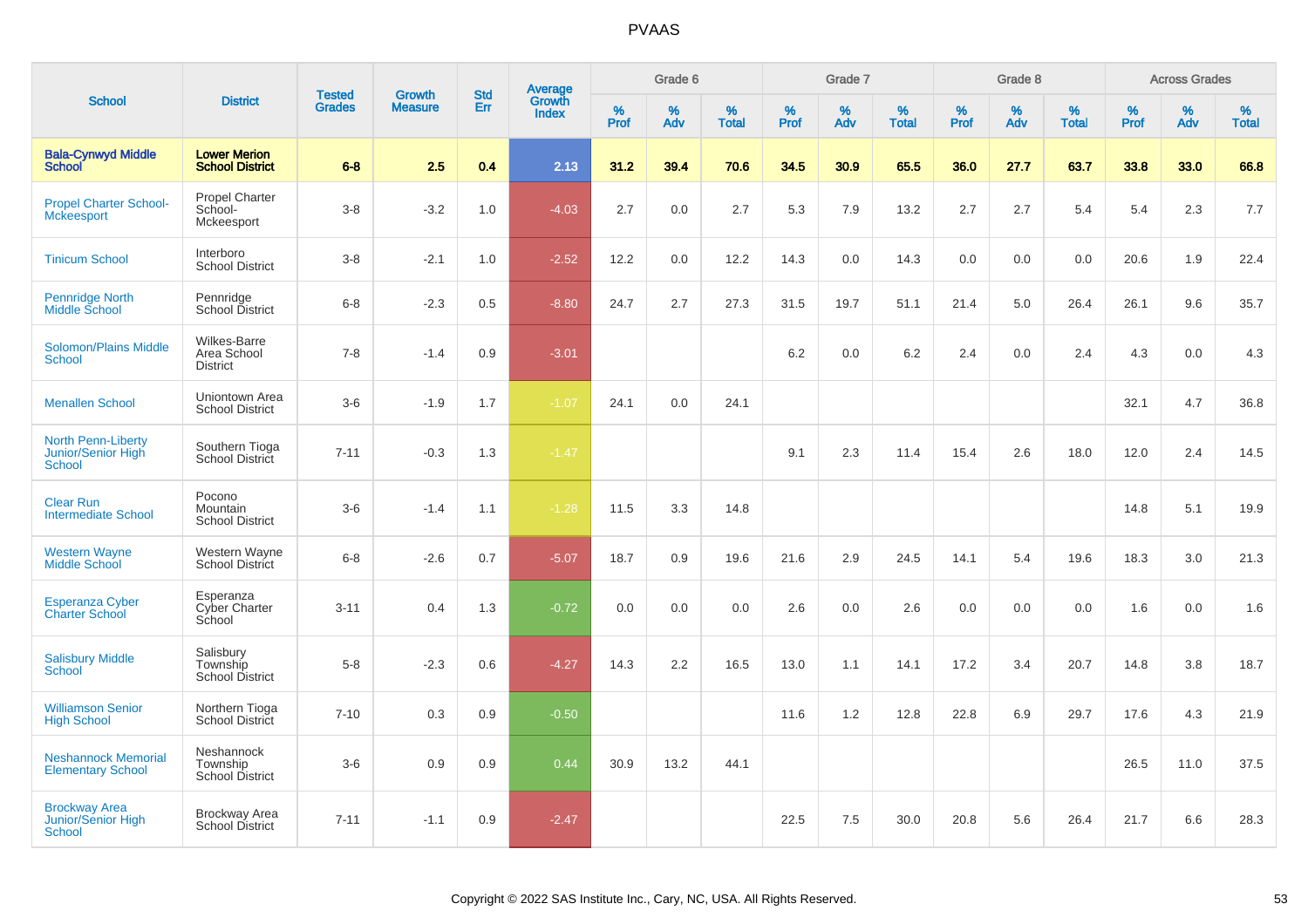# PVAAS

| School | District | Tested Grades | Growth Measure | Std Err | Average Growth Index | Grade 6 | | | Grade 7 | | | Grade 8 | | | Across Grades | | |
|---|---|---|---|---|---|---|---|---|---|---|---|---|---|---|---|---|---|
| | | | | | | % Prof | % Adv | % Total | % Prof | % Adv | % Total | % Prof | % Adv | % Total | % Prof | % Adv | % Total |
| **Bala-Cynwyd Middle School** | **Lower Merion School District** | **6-8** | **2.5** | **0.4** | **2.13** | **31.2** | **39.4** | **70.6** | **34.5** | **30.9** | **65.5** | **36.0** | **27.7** | **63.7** | **33.8** | **33.0** | **66.8** |
| Propel Charter School-Mckeesport | Propel Charter School-Mckeesport | 3-8 | -3.2 | 1.0 | -4.03 | 2.7 | 0.0 | 2.7 | 5.3 | 7.9 | 13.2 | 2.7 | 2.7 | 5.4 | 5.4 | 2.3 | 7.7 |
| Tinicum School | Interboro School District | 3-8 | -2.1 | 1.0 | -2.52 | 12.2 | 0.0 | 12.2 | 14.3 | 0.0 | 14.3 | 0.0 | 0.0 | 0.0 | 20.6 | 1.9 | 22.4 |
| Pennridge North Middle School | Pennridge School District | 6-8 | -2.3 | 0.5 | -8.80 | 24.7 | 2.7 | 27.3 | 31.5 | 19.7 | 51.1 | 21.4 | 5.0 | 26.4 | 26.1 | 9.6 | 35.7 |
| Solomon/Plains Middle School | Wilkes-Barre Area School District | 7-8 | -1.4 | 0.9 | -3.01 | | | | 6.2 | 0.0 | 6.2 | 2.4 | 0.0 | 2.4 | 4.3 | 0.0 | 4.3 |
| Menallen School | Uniontown Area School District | 3-6 | -1.9 | 1.7 | -1.07 | 24.1 | 0.0 | 24.1 | | | | | | | 32.1 | 4.7 | 36.8 |
| North Penn-Liberty Junior/Senior High School | Southern Tioga School District | 7-11 | -0.3 | 1.3 | -1.47 | | | | 9.1 | 2.3 | 11.4 | 15.4 | 2.6 | 18.0 | 12.0 | 2.4 | 14.5 |
| Clear Run Intermediate School | Pocono Mountain School District | 3-6 | -1.4 | 1.1 | -1.28 | 11.5 | 3.3 | 14.8 | | | | | | | 14.8 | 5.1 | 19.9 |
| Western Wayne Middle School | Western Wayne School District | 6-8 | -2.6 | 0.7 | -5.07 | 18.7 | 0.9 | 19.6 | 21.6 | 2.9 | 24.5 | 14.1 | 5.4 | 19.6 | 18.3 | 3.0 | 21.3 |
| Esperanza Cyber Charter School | Esperanza Cyber Charter School | 3-11 | 0.4 | 1.3 | -0.72 | 0.0 | 0.0 | 0.0 | 2.6 | 0.0 | 2.6 | 0.0 | 0.0 | 0.0 | 1.6 | 0.0 | 1.6 |
| Salisbury Middle School | Salisbury Township School District | 5-8 | -2.3 | 0.6 | -4.27 | 14.3 | 2.2 | 16.5 | 13.0 | 1.1 | 14.1 | 17.2 | 3.4 | 20.7 | 14.8 | 3.8 | 18.7 |
| Williamson Senior High School | Northern Tioga School District | 7-10 | 0.3 | 0.9 | -0.50 | | | | 11.6 | 1.2 | 12.8 | 22.8 | 6.9 | 29.7 | 17.6 | 4.3 | 21.9 |
| Neshannock Memorial Elementary School | Neshannock Township School District | 3-6 | 0.9 | 0.9 | 0.44 | 30.9 | 13.2 | 44.1 | | | | | | | 26.5 | 11.0 | 37.5 |
| Brockway Area Junior/Senior High School | Brockway Area School District | 7-11 | -1.1 | 0.9 | -2.47 | | | | 22.5 | 7.5 | 30.0 | 20.8 | 5.6 | 26.4 | 21.7 | 6.6 | 28.3 |

Copyright © 2022 SAS Institute Inc., Cary, NC, USA. All Rights Reserved.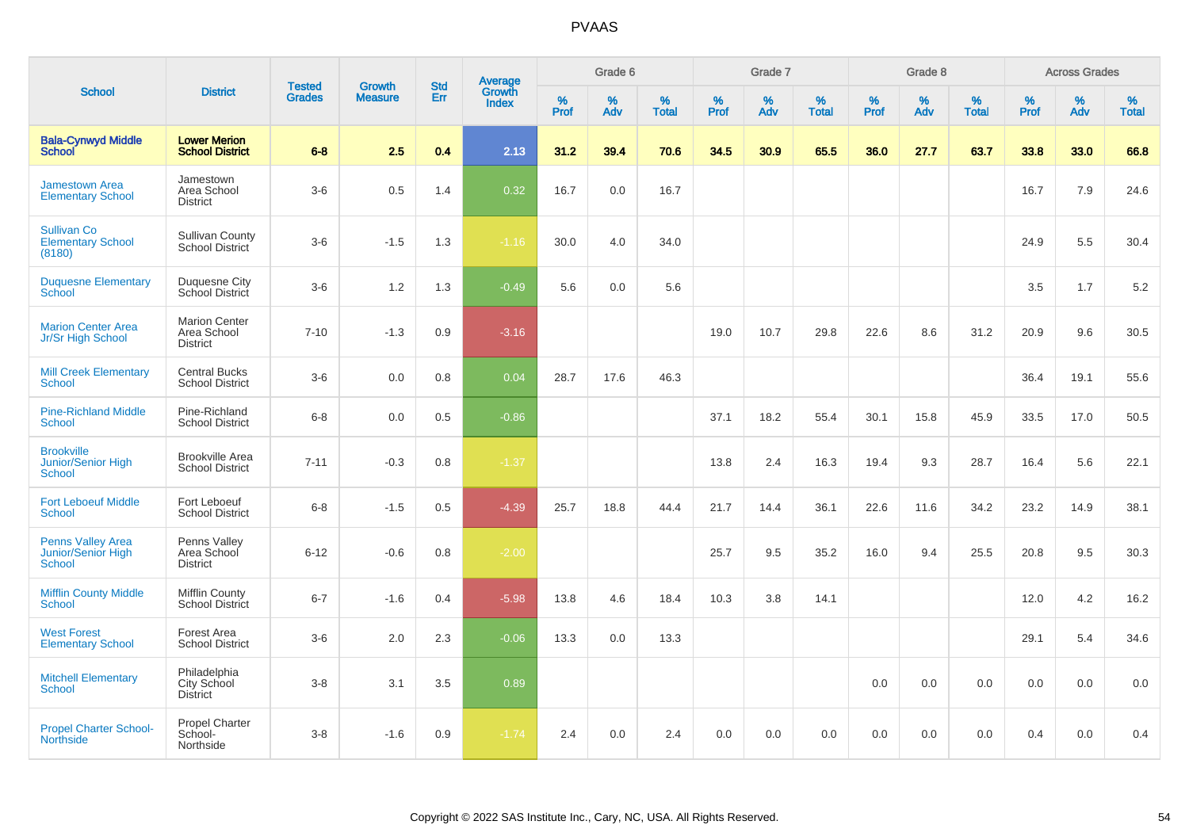| School | District | Tested Grades | Growth Measure | Std Err | Average Growth Index | Grade 6 | | | Grade 7 | | | Grade 8 | | | Across Grades | | |
|---|---|---|---|---|---|---|---|---|---|---|---|---|---|---|---|---|---|
| | | | | | | % Prof | % Adv | % Total | % Prof | % Adv | % Total | % Prof | % Adv | % Total | % Prof | % Adv | % Total |
| **Bala-Cynwyd Middle School** | **Lower Merion School District** | **6-8** | **2.5** | **0.4** | **2.13** | **31.2** | **39.4** | **70.6** | **34.5** | **30.9** | **65.5** | **36.0** | **27.7** | **63.7** | **33.8** | **33.0** | **66.8** |
| Jamestown Area Elementary School | Jamestown Area School District | 3-6 | 0.5 | 1.4 | 0.32 | 16.7 | 0.0 | 16.7 | | | | | | | 16.7 | 7.9 | 24.6 |
| Sullivan Co Elementary School (8180) | Sullivan County School District | 3-6 | -1.5 | 1.3 | -1.16 | 30.0 | 4.0 | 34.0 | | | | | | | 24.9 | 5.5 | 30.4 |
| Duquesne Elementary School | Duquesne City School District | 3-6 | 1.2 | 1.3 | -0.49 | 5.6 | 0.0 | 5.6 | | | | | | | 3.5 | 1.7 | 5.2 |
| Marion Center Area Jr/Sr High School | Marion Center Area School District | 7-10 | -1.3 | 0.9 | -3.16 | | | | 19.0 | 10.7 | 29.8 | 22.6 | 8.6 | 31.2 | 20.9 | 9.6 | 30.5 |
| Mill Creek Elementary School | Central Bucks School District | 3-6 | 0.0 | 0.8 | 0.04 | 28.7 | 17.6 | 46.3 | | | | | | | 36.4 | 19.1 | 55.6 |
| Pine-Richland Middle School | Pine-Richland School District | 6-8 | 0.0 | 0.5 | -0.86 | | | | 37.1 | 18.2 | 55.4 | 30.1 | 15.8 | 45.9 | 33.5 | 17.0 | 50.5 |
| Brookville Junior/Senior High School | Brookville Area School District | 7-11 | -0.3 | 0.8 | -1.37 | | | | 13.8 | 2.4 | 16.3 | 19.4 | 9.3 | 28.7 | 16.4 | 5.6 | 22.1 |
| Fort Leboeuf Middle School | Fort Leboeuf School District | 6-8 | -1.5 | 0.5 | -4.39 | 25.7 | 18.8 | 44.4 | 21.7 | 14.4 | 36.1 | 22.6 | 11.6 | 34.2 | 23.2 | 14.9 | 38.1 |
| Penns Valley Area Junior/Senior High School | Penns Valley Area School District | 6-12 | -0.6 | 0.8 | -2.00 | | | | 25.7 | 9.5 | 35.2 | 16.0 | 9.4 | 25.5 | 20.8 | 9.5 | 30.3 |
| Mifflin County Middle School | Mifflin County School District | 6-7 | -1.6 | 0.4 | -5.98 | 13.8 | 4.6 | 18.4 | 10.3 | 3.8 | 14.1 | | | | 12.0 | 4.2 | 16.2 |
| West Forest Elementary School | Forest Area School District | 3-6 | 2.0 | 2.3 | -0.06 | 13.3 | 0.0 | 13.3 | | | | | | | 29.1 | 5.4 | 34.6 |
| Mitchell Elementary School | Philadelphia City School District | 3-8 | 3.1 | 3.5 | 0.89 | | | | | | | 0.0 | 0.0 | 0.0 | 0.0 | 0.0 | 0.0 |
| Propel Charter School-Northside | Propel Charter School-Northside | 3-8 | -1.6 | 0.9 | -1.74 | 2.4 | 0.0 | 2.4 | 0.0 | 0.0 | 0.0 | 0.0 | 0.0 | 0.0 | 0.4 | 0.0 | 0.4 |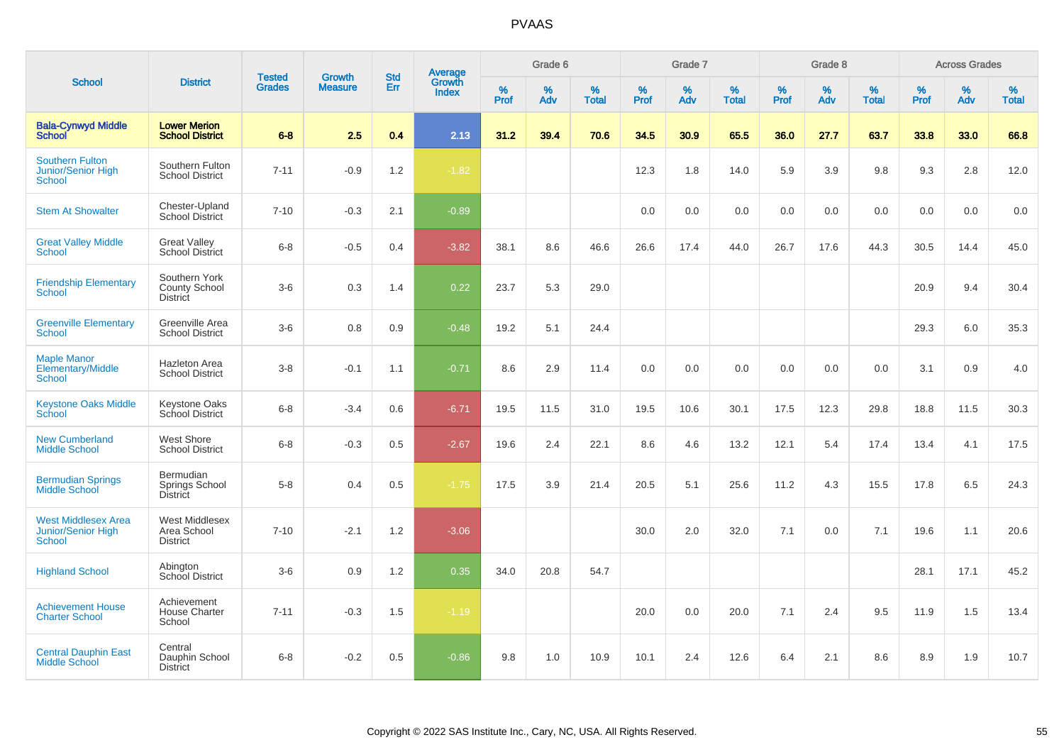# PVAAS

| School | District | Tested Grades | Growth Measure | Std Err | Average Growth Index | Grade 6 | | | Grade 7 | | | Grade 8 | | | Across Grades | | |
|---|---|---|---|---|---|---|---|---|---|---|---|---|---|---|---|---|---|
| | | | | | | % Prof | % Adv | % Total | % Prof | % Adv | % Total | % Prof | % Adv | % Total | % Prof | % Adv | % Total |
| **Bala-Cynwyd Middle School** | **Lower Merion School District** | **6-8** | **2.5** | **0.4** | **2.13** | **31.2** | **39.4** | **70.6** | **34.5** | **30.9** | **65.5** | **36.0** | **27.7** | **63.7** | **33.8** | **33.0** | **66.8** |
| Southern Fulton Junior/Senior High School | Southern Fulton School District | 7-11 | -0.9 | 1.2 | -1.82 | | | | 12.3 | 1.8 | 14.0 | 5.9 | 3.9 | 9.8 | 9.3 | 2.8 | 12.0 |
| Stem At Showalter | Chester-Upland School District | 7-10 | -0.3 | 2.1 | -0.89 | | | | 0.0 | 0.0 | 0.0 | 0.0 | 0.0 | 0.0 | 0.0 | 0.0 | 0.0 |
| Great Valley Middle School | Great Valley School District | 6-8 | -0.5 | 0.4 | -3.82 | 38.1 | 8.6 | 46.6 | 26.6 | 17.4 | 44.0 | 26.7 | 17.6 | 44.3 | 30.5 | 14.4 | 45.0 |
| Friendship Elementary School | Southern York County School District | 3-6 | 0.3 | 1.4 | 0.22 | 23.7 | 5.3 | 29.0 | | | | | | | 20.9 | 9.4 | 30.4 |
| Greenville Elementary School | Greenville Area School District | 3-6 | 0.8 | 0.9 | -0.48 | 19.2 | 5.1 | 24.4 | | | | | | | 29.3 | 6.0 | 35.3 |
| Maple Manor Elementary/Middle School | Hazleton Area School District | 3-8 | -0.1 | 1.1 | -0.71 | 8.6 | 2.9 | 11.4 | 0.0 | 0.0 | 0.0 | 0.0 | 0.0 | 0.0 | 3.1 | 0.9 | 4.0 |
| Keystone Oaks Middle School | Keystone Oaks School District | 6-8 | -3.4 | 0.6 | -6.71 | 19.5 | 11.5 | 31.0 | 19.5 | 10.6 | 30.1 | 17.5 | 12.3 | 29.8 | 18.8 | 11.5 | 30.3 |
| New Cumberland Middle School | West Shore School District | 6-8 | -0.3 | 0.5 | -2.67 | 19.6 | 2.4 | 22.1 | 8.6 | 4.6 | 13.2 | 12.1 | 5.4 | 17.4 | 13.4 | 4.1 | 17.5 |
| Bermudian Springs Middle School | Bermudian Springs School District | 5-8 | 0.4 | 0.5 | -1.75 | 17.5 | 3.9 | 21.4 | 20.5 | 5.1 | 25.6 | 11.2 | 4.3 | 15.5 | 17.8 | 6.5 | 24.3 |
| West Middlesex Area Junior/Senior High School | West Middlesex Area School District | 7-10 | -2.1 | 1.2 | -3.06 | | | | 30.0 | 2.0 | 32.0 | 7.1 | 0.0 | 7.1 | 19.6 | 1.1 | 20.6 |
| Highland School | Abington School District | 3-6 | 0.9 | 1.2 | 0.35 | 34.0 | 20.8 | 54.7 | | | | | | | 28.1 | 17.1 | 45.2 |
| Achievement House Charter School | Achievement House Charter School | 7-11 | -0.3 | 1.5 | -1.19 | | | | 20.0 | 0.0 | 20.0 | 7.1 | 2.4 | 9.5 | 11.9 | 1.5 | 13.4 |
| Central Dauphin East Middle School | Central Dauphin School District | 6-8 | -0.2 | 0.5 | -0.86 | 9.8 | 1.0 | 10.9 | 10.1 | 2.4 | 12.6 | 6.4 | 2.1 | 8.6 | 8.9 | 1.9 | 10.7 |

Copyright © 2022 SAS Institute Inc., Cary, NC, USA. All Rights Reserved.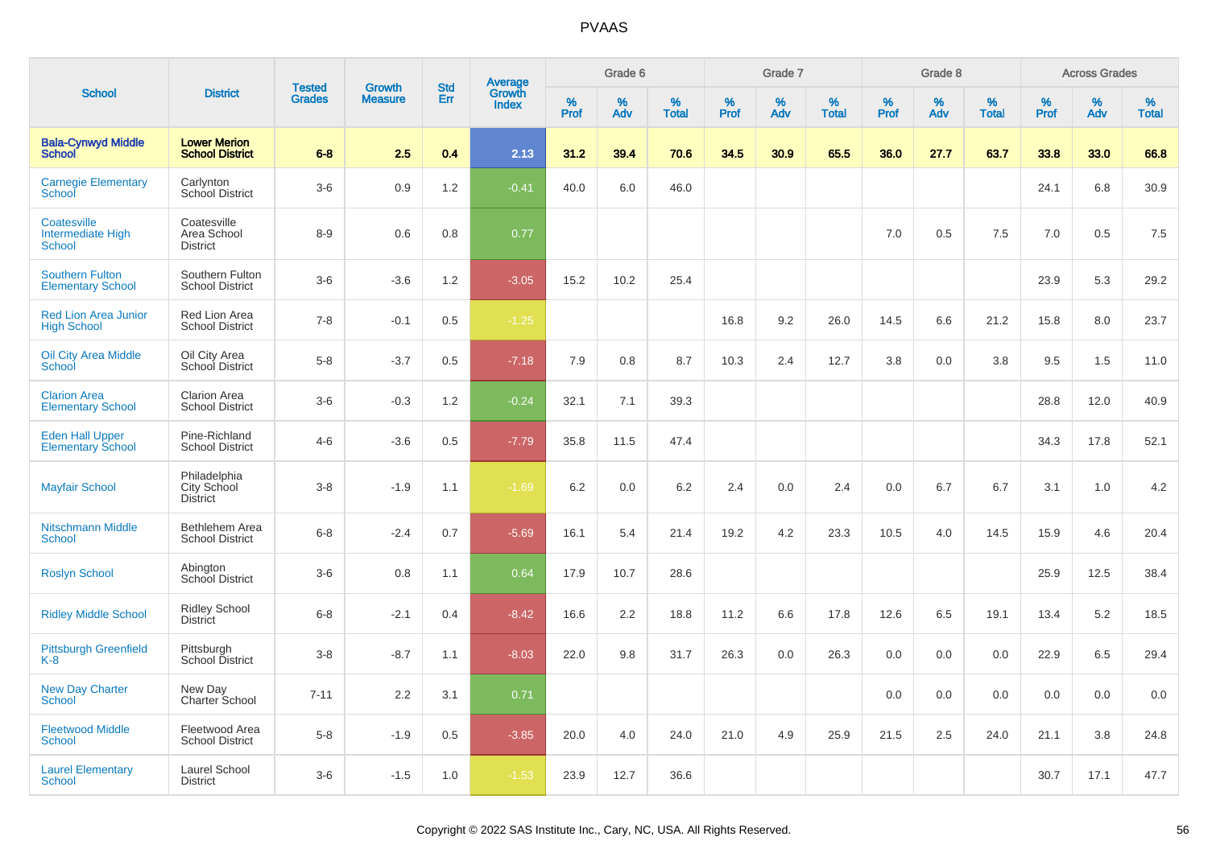# PVAAS

| School | District | Tested Grades | Growth Measure | Std Err | Average Growth Index | Grade 6 | | | Grade 7 | | | Grade 8 | | | Across Grades | | |
|---|---|---|---|---|---|---|---|---|---|---|---|---|---|---|---|---|---|
| | | | | | | % Prof | % Adv | % Total | % Prof | % Adv | % Total | % Prof | % Adv | % Total | % Prof | % Adv | % Total |
| **Bala-Cynwyd Middle School** | **Lower Merion School District** | **6-8** | **2.5** | **0.4** | **2.13** | **31.2** | **39.4** | **70.6** | **34.5** | **30.9** | **65.5** | **36.0** | **27.7** | **63.7** | **33.8** | **33.0** | **66.8** |
| Carnegie Elementary School | Carlynton School District | 3-6 | 0.9 | 1.2 | -0.41 | 40.0 | 6.0 | 46.0 | | | | | | | 24.1 | 6.8 | 30.9 |
| Coatesville Intermediate High School | Coatesville Area School District | 8-9 | 0.6 | 0.8 | 0.77 | | | | | | | 7.0 | 0.5 | 7.5 | 7.0 | 0.5 | 7.5 |
| Southern Fulton Elementary School | Southern Fulton School District | 3-6 | -3.6 | 1.2 | -3.05 | 15.2 | 10.2 | 25.4 | | | | | | | 23.9 | 5.3 | 29.2 |
| Red Lion Area Junior High School | Red Lion Area School District | 7-8 | -0.1 | 0.5 | -1.25 | | | | 16.8 | 9.2 | 26.0 | 14.5 | 6.6 | 21.2 | 15.8 | 8.0 | 23.7 |
| Oil City Area Middle School | Oil City Area School District | 5-8 | -3.7 | 0.5 | -7.18 | 7.9 | 0.8 | 8.7 | 10.3 | 2.4 | 12.7 | 3.8 | 0.0 | 3.8 | 9.5 | 1.5 | 11.0 |
| Clarion Area Elementary School | Clarion Area School District | 3-6 | -0.3 | 1.2 | -0.24 | 32.1 | 7.1 | 39.3 | | | | | | | 28.8 | 12.0 | 40.9 |
| Eden Hall Upper Elementary School | Pine-Richland School District | 4-6 | -3.6 | 0.5 | -7.79 | 35.8 | 11.5 | 47.4 | | | | | | | 34.3 | 17.8 | 52.1 |
| Mayfair School | Philadelphia City School District | 3-8 | -1.9 | 1.1 | -1.69 | 6.2 | 0.0 | 6.2 | 2.4 | 0.0 | 2.4 | 0.0 | 6.7 | 6.7 | 3.1 | 1.0 | 4.2 |
| Nitschmann Middle School | Bethlehem Area School District | 6-8 | -2.4 | 0.7 | -5.69 | 16.1 | 5.4 | 21.4 | 19.2 | 4.2 | 23.3 | 10.5 | 4.0 | 14.5 | 15.9 | 4.6 | 20.4 |
| Roslyn School | Abington School District | 3-6 | 0.8 | 1.1 | 0.64 | 17.9 | 10.7 | 28.6 | | | | | | | 25.9 | 12.5 | 38.4 |
| Ridley Middle School | Ridley School District | 6-8 | -2.1 | 0.4 | -8.42 | 16.6 | 2.2 | 18.8 | 11.2 | 6.6 | 17.8 | 12.6 | 6.5 | 19.1 | 13.4 | 5.2 | 18.5 |
| Pittsburgh Greenfield K-8 | Pittsburgh School District | 3-8 | -8.7 | 1.1 | -8.03 | 22.0 | 9.8 | 31.7 | 26.3 | 0.0 | 26.3 | 0.0 | 0.0 | 0.0 | 22.9 | 6.5 | 29.4 |
| New Day Charter School | New Day Charter School | 7-11 | 2.2 | 3.1 | 0.71 | | | | | | | 0.0 | 0.0 | 0.0 | 0.0 | 0.0 | 0.0 |
| Fleetwood Middle School | Fleetwood Area School District | 5-8 | -1.9 | 0.5 | -3.85 | 20.0 | 4.0 | 24.0 | 21.0 | 4.9 | 25.9 | 21.5 | 2.5 | 24.0 | 21.1 | 3.8 | 24.8 |
| Laurel Elementary School | Laurel School District | 3-6 | -1.5 | 1.0 | -1.53 | 23.9 | 12.7 | 36.6 | | | | | | | 30.7 | 17.1 | 47.7 |

Copyright © 2022 SAS Institute Inc., Cary, NC, USA. All Rights Reserved.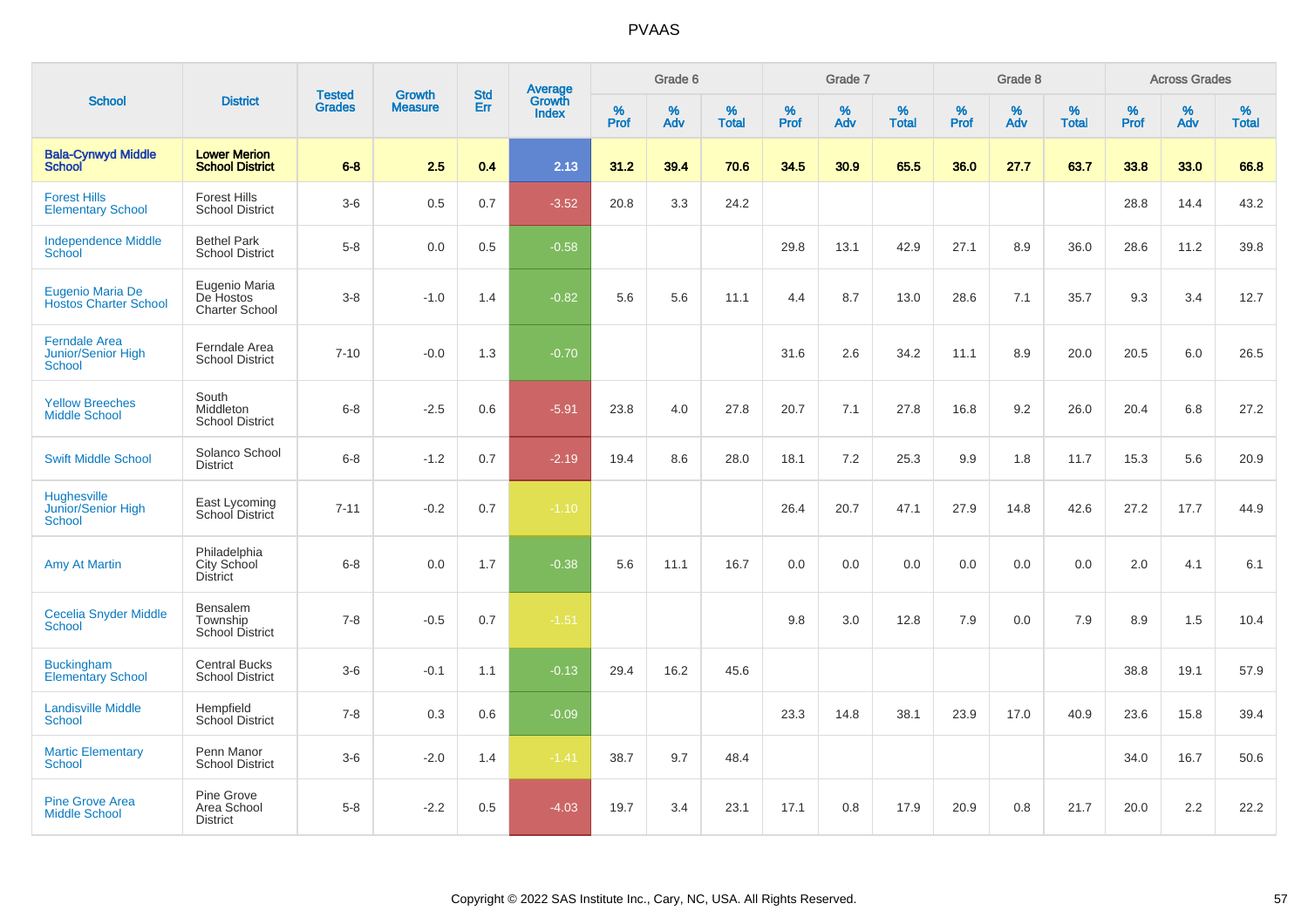# PVAAS

| School | District | Tested Grades | Growth Measure | Std Err | Average Growth Index | Grade 6 | | | Grade 7 | | | Grade 8 | | | Across Grades | | |
|---|---|---|---|---|---|---|---|---|---|---|---|---|---|---|---|---|---|
| | | | | | | % Prof | % Adv | % Total | % Prof | % Adv | % Total | % Prof | % Adv | % Total | % Prof | % Adv | % Total |
| **Bala-Cynwyd Middle School** | **Lower Merion School District** | **6-8** | **2.5** | **0.4** | **2.13** | **31.2** | **39.4** | **70.6** | **34.5** | **30.9** | **65.5** | **36.0** | **27.7** | **63.7** | **33.8** | **33.0** | **66.8** |
| Forest Hills Elementary School | Forest Hills School District | 3-6 | 0.5 | 0.7 | -3.52 | 20.8 | 3.3 | 24.2 | | | | | | | 28.8 | 14.4 | 43.2 |
| Independence Middle School | Bethel Park School District | 5-8 | 0.0 | 0.5 | -0.58 | | | | 29.8 | 13.1 | 42.9 | 27.1 | 8.9 | 36.0 | 28.6 | 11.2 | 39.8 |
| Eugenio Maria De Hostos Charter School | Eugenio Maria De Hostos Charter School | 3-8 | -1.0 | 1.4 | -0.82 | 5.6 | 5.6 | 11.1 | 4.4 | 8.7 | 13.0 | 28.6 | 7.1 | 35.7 | 9.3 | 3.4 | 12.7 |
| Ferndale Area Junior/Senior High School | Ferndale Area School District | 7-10 | -0.0 | 1.3 | -0.70 | | | | 31.6 | 2.6 | 34.2 | 11.1 | 8.9 | 20.0 | 20.5 | 6.0 | 26.5 |
| Yellow Breeches Middle School | South Middleton School District | 6-8 | -2.5 | 0.6 | -5.91 | 23.8 | 4.0 | 27.8 | 20.7 | 7.1 | 27.8 | 16.8 | 9.2 | 26.0 | 20.4 | 6.8 | 27.2 |
| Swift Middle School | Solanco School District | 6-8 | -1.2 | 0.7 | -2.19 | 19.4 | 8.6 | 28.0 | 18.1 | 7.2 | 25.3 | 9.9 | 1.8 | 11.7 | 15.3 | 5.6 | 20.9 |
| Hughesville Junior/Senior High School | East Lycoming School District | 7-11 | -0.2 | 0.7 | -1.10 | | | | 26.4 | 20.7 | 47.1 | 27.9 | 14.8 | 42.6 | 27.2 | 17.7 | 44.9 |
| Amy At Martin | Philadelphia City School District | 6-8 | 0.0 | 1.7 | -0.38 | 5.6 | 11.1 | 16.7 | 0.0 | 0.0 | 0.0 | 0.0 | 0.0 | 0.0 | 2.0 | 4.1 | 6.1 |
| Cecelia Snyder Middle School | Bensalem Township School District | 7-8 | -0.5 | 0.7 | -1.51 | | | | 9.8 | 3.0 | 12.8 | 7.9 | 0.0 | 7.9 | 8.9 | 1.5 | 10.4 |
| Buckingham Elementary School | Central Bucks School District | 3-6 | -0.1 | 1.1 | -0.13 | 29.4 | 16.2 | 45.6 | | | | | | | 38.8 | 19.1 | 57.9 |
| Landisville Middle School | Hempfield School District | 7-8 | 0.3 | 0.6 | -0.09 | | | | 23.3 | 14.8 | 38.1 | 23.9 | 17.0 | 40.9 | 23.6 | 15.8 | 39.4 |
| Martic Elementary School | Penn Manor School District | 3-6 | -2.0 | 1.4 | -1.41 | 38.7 | 9.7 | 48.4 | | | | | | | 34.0 | 16.7 | 50.6 |
| Pine Grove Area Middle School | Pine Grove Area School District | 5-8 | -2.2 | 0.5 | -4.03 | 19.7 | 3.4 | 23.1 | 17.1 | 0.8 | 17.9 | 20.9 | 0.8 | 21.7 | 20.0 | 2.2 | 22.2 |

Copyright © 2022 SAS Institute Inc., Cary, NC, USA. All Rights Reserved.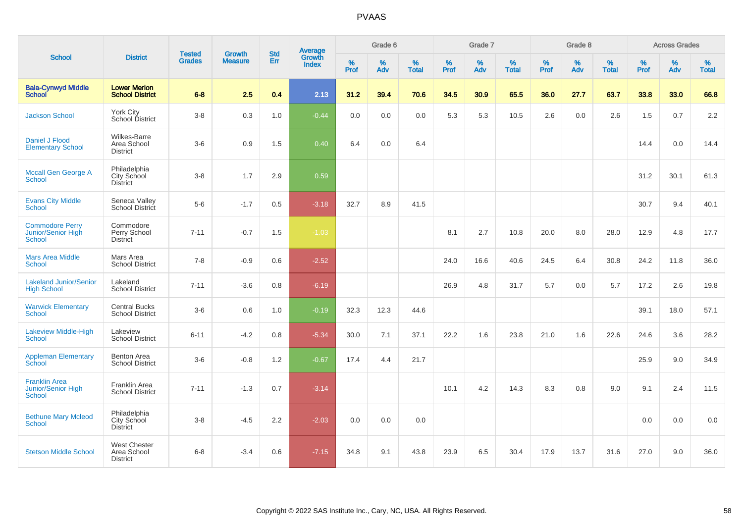# PVAAS

| School | District | Tested Grades | Growth Measure | Std Err | Average Growth Index | Grade 6 | | | Grade 7 | | | Grade 8 | | | Across Grades | | |
|---|---|---|---|---|---|---|---|---|---|---|---|---|---|---|---|---|---|
| | | | | | | % Prof | % Adv | % Total | % Prof | % Adv | % Total | % Prof | % Adv | % Total | % Prof | % Adv | % Total |
| **Bala-Cynwyd Middle School** | **Lower Merion School District** | **6-8** | **2.5** | **0.4** | **2.13** | **31.2** | **39.4** | **70.6** | **34.5** | **30.9** | **65.5** | **36.0** | **27.7** | **63.7** | **33.8** | **33.0** | **66.8** |
| Jackson School | York City School District | 3-8 | 0.3 | 1.0 | -0.44 | 0.0 | 0.0 | 0.0 | 5.3 | 5.3 | 10.5 | 2.6 | 0.0 | 2.6 | 1.5 | 0.7 | 2.2 |
| Daniel J Flood Elementary School | Wilkes-Barre Area School District | 3-6 | 0.9 | 1.5 | 0.40 | 6.4 | 0.0 | 6.4 | | | | | | | 14.4 | 0.0 | 14.4 |
| Mccall Gen George A School | Philadelphia City School District | 3-8 | 1.7 | 2.9 | 0.59 | | | | | | | | | | 31.2 | 30.1 | 61.3 |
| Evans City Middle School | Seneca Valley School District | 5-6 | -1.7 | 0.5 | -3.18 | 32.7 | 8.9 | 41.5 | | | | | | | 30.7 | 9.4 | 40.1 |
| Commodore Perry Junior/Senior High School | Commodore Perry School District | 7-11 | -0.7 | 1.5 | -1.03 | | | | 8.1 | 2.7 | 10.8 | 20.0 | 8.0 | 28.0 | 12.9 | 4.8 | 17.7 |
| Mars Area Middle School | Mars Area School District | 7-8 | -0.9 | 0.6 | -2.52 | | | | 24.0 | 16.6 | 40.6 | 24.5 | 6.4 | 30.8 | 24.2 | 11.8 | 36.0 |
| Lakeland Junior/Senior High School | Lakeland School District | 7-11 | -3.6 | 0.8 | -6.19 | | | | 26.9 | 4.8 | 31.7 | 5.7 | 0.0 | 5.7 | 17.2 | 2.6 | 19.8 |
| Warwick Elementary School | Central Bucks School District | 3-6 | 0.6 | 1.0 | -0.19 | 32.3 | 12.3 | 44.6 | | | | | | | 39.1 | 18.0 | 57.1 |
| Lakeview Middle-High School | Lakeview School District | 6-11 | -4.2 | 0.8 | -5.34 | 30.0 | 7.1 | 37.1 | 22.2 | 1.6 | 23.8 | 21.0 | 1.6 | 22.6 | 24.6 | 3.6 | 28.2 |
| Appleman Elementary School | Benton Area School District | 3-6 | -0.8 | 1.2 | -0.67 | 17.4 | 4.4 | 21.7 | | | | | | | 25.9 | 9.0 | 34.9 |
| Franklin Area Junior/Senior High School | Franklin Area School District | 7-11 | -1.3 | 0.7 | -3.14 | | | | 10.1 | 4.2 | 14.3 | 8.3 | 0.8 | 9.0 | 9.1 | 2.4 | 11.5 |
| Bethune Mary Mcleod School | Philadelphia City School District | 3-8 | -4.5 | 2.2 | -2.03 | 0.0 | 0.0 | 0.0 | | | | | | | 0.0 | 0.0 | 0.0 |
| Stetson Middle School | West Chester Area School District | 6-8 | -3.4 | 0.6 | -7.15 | 34.8 | 9.1 | 43.8 | 23.9 | 6.5 | 30.4 | 17.9 | 13.7 | 31.6 | 27.0 | 9.0 | 36.0 |

Copyright © 2022 SAS Institute Inc., Cary, NC, USA. All Rights Reserved.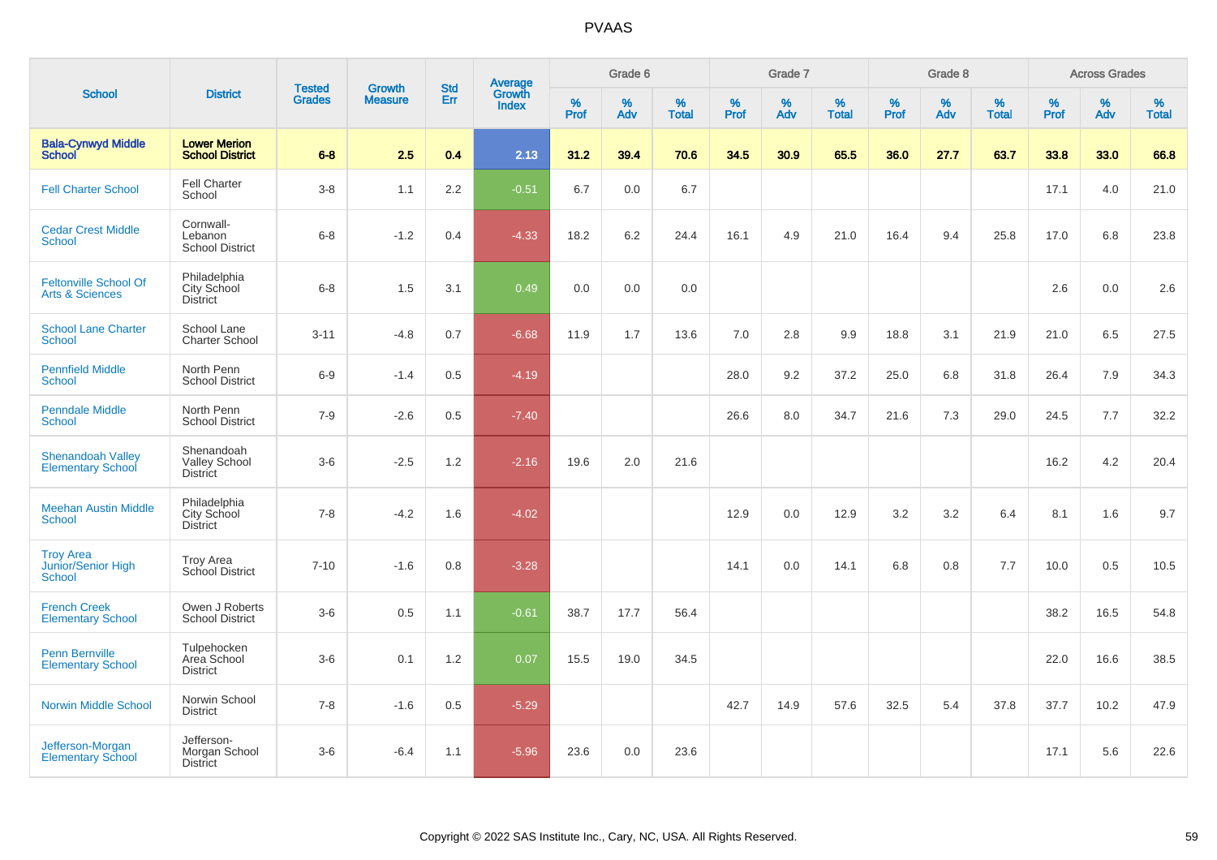# PVAAS

| School | District | Tested Grades | Growth Measure | Std Err | Average Growth Index | Grade 6 | | | Grade 7 | | | Grade 8 | | | Across Grades | | |
|---|---|---|---|---|---|---|---|---|---|---|---|---|---|---|---|---|---|
| | | | | | | % Prof | % Adv | % Total | % Prof | % Adv | % Total | % Prof | % Adv | % Total | % Prof | % Adv | % Total |
| **Bala-Cynwyd Middle School** | **Lower Merion School District** | **6-8** | **2.5** | **0.4** | **2.13** | **31.2** | **39.4** | **70.6** | **34.5** | **30.9** | **65.5** | **36.0** | **27.7** | **63.7** | **33.8** | **33.0** | **66.8** |
| Fell Charter School | Fell Charter School | 3-8 | 1.1 | 2.2 | -0.51 | 6.7 | 0.0 | 6.7 | | | | | | | 17.1 | 4.0 | 21.0 |
| Cedar Crest Middle School | Cornwall-Lebanon School District | 6-8 | -1.2 | 0.4 | -4.33 | 18.2 | 6.2 | 24.4 | 16.1 | 4.9 | 21.0 | 16.4 | 9.4 | 25.8 | 17.0 | 6.8 | 23.8 |
| Feltonville School Of Arts & Sciences | Philadelphia City School District | 6-8 | 1.5 | 3.1 | 0.49 | 0.0 | 0.0 | 0.0 | | | | | | | 2.6 | 0.0 | 2.6 |
| School Lane Charter School | School Lane Charter School | 3-11 | -4.8 | 0.7 | -6.68 | 11.9 | 1.7 | 13.6 | 7.0 | 2.8 | 9.9 | 18.8 | 3.1 | 21.9 | 21.0 | 6.5 | 27.5 |
| Pennfield Middle School | North Penn School District | 6-9 | -1.4 | 0.5 | -4.19 | | | | 28.0 | 9.2 | 37.2 | 25.0 | 6.8 | 31.8 | 26.4 | 7.9 | 34.3 |
| Penndale Middle School | North Penn School District | 7-9 | -2.6 | 0.5 | -7.40 | | | | 26.6 | 8.0 | 34.7 | 21.6 | 7.3 | 29.0 | 24.5 | 7.7 | 32.2 |
| Shenandoah Valley Elementary School | Shenandoah Valley School District | 3-6 | -2.5 | 1.2 | -2.16 | 19.6 | 2.0 | 21.6 | | | | | | | 16.2 | 4.2 | 20.4 |
| Meehan Austin Middle School | Philadelphia City School District | 7-8 | -4.2 | 1.6 | -4.02 | | | | 12.9 | 0.0 | 12.9 | 3.2 | 3.2 | 6.4 | 8.1 | 1.6 | 9.7 |
| Troy Area Junior/Senior High School | Troy Area School District | 7-10 | -1.6 | 0.8 | -3.28 | | | | 14.1 | 0.0 | 14.1 | 6.8 | 0.8 | 7.7 | 10.0 | 0.5 | 10.5 |
| French Creek Elementary School | Owen J Roberts School District | 3-6 | 0.5 | 1.1 | -0.61 | 38.7 | 17.7 | 56.4 | | | | | | | 38.2 | 16.5 | 54.8 |
| Penn Bernville Elementary School | Tulpehocken Area School District | 3-6 | 0.1 | 1.2 | 0.07 | 15.5 | 19.0 | 34.5 | | | | | | | 22.0 | 16.6 | 38.5 |
| Norwin Middle School | Norwin School District | 7-8 | -1.6 | 0.5 | -5.29 | | | | 42.7 | 14.9 | 57.6 | 32.5 | 5.4 | 37.8 | 37.7 | 10.2 | 47.9 |
| Jefferson-Morgan Elementary School | Jefferson-Morgan School District | 3-6 | -6.4 | 1.1 | -5.96 | 23.6 | 0.0 | 23.6 | | | | | | | 17.1 | 5.6 | 22.6 |

Copyright © 2022 SAS Institute Inc., Cary, NC, USA. All Rights Reserved.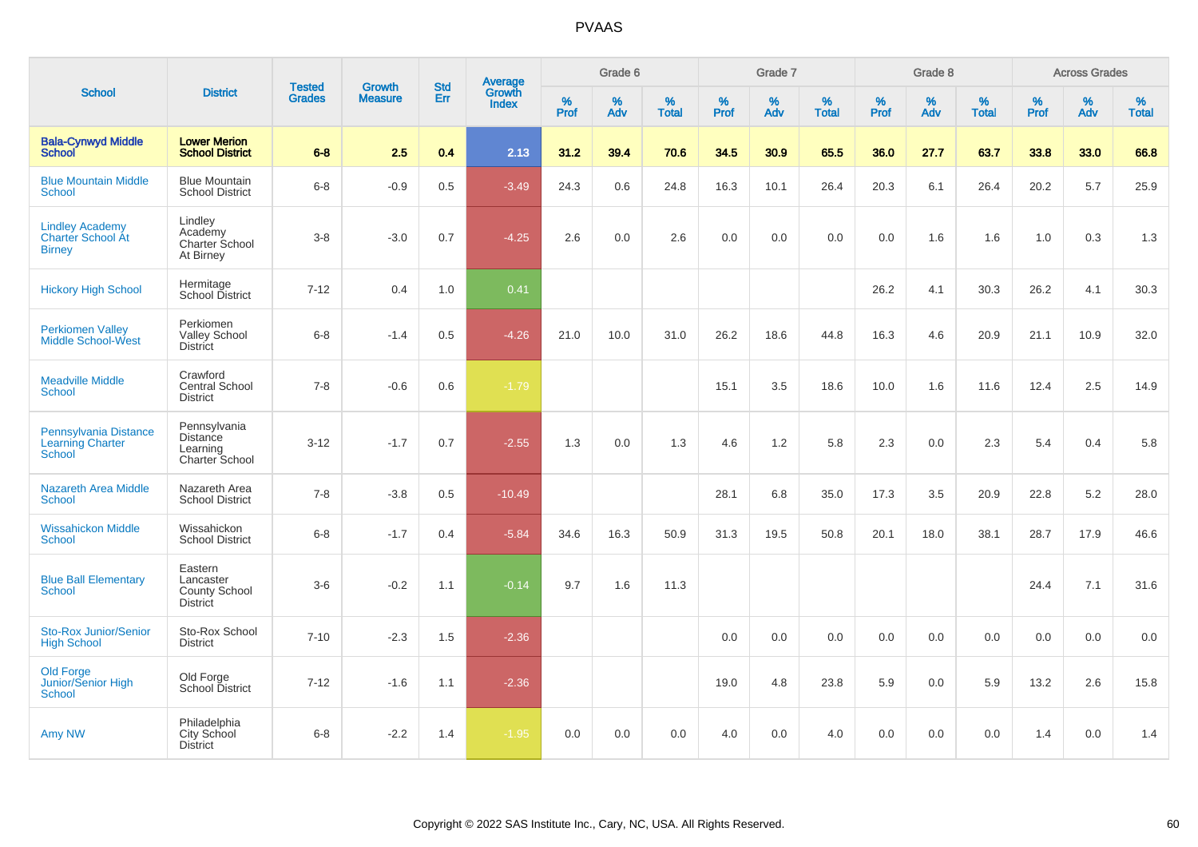# PVAAS

| School | District | Tested Grades | Growth Measure | Std Err | Average Growth Index | Grade 6 | | | Grade 7 | | | Grade 8 | | | Across Grades | | |
|---|---|---|---|---|---|---|---|---|---|---|---|---|---|---|---|---|---|
| | | | | | | % Prof | % Adv | % Total | % Prof | % Adv | % Total | % Prof | % Adv | % Total | % Prof | % Adv | % Total |
| **Bala-Cynwyd Middle School** | **Lower Merion School District** | **6-8** | **2.5** | **0.4** | **2.13** | **31.2** | **39.4** | **70.6** | **34.5** | **30.9** | **65.5** | **36.0** | **27.7** | **63.7** | **33.8** | **33.0** | **66.8** |
| Blue Mountain Middle School | Blue Mountain School District | 6-8 | -0.9 | 0.5 | -3.49 | 24.3 | 0.6 | 24.8 | 16.3 | 10.1 | 26.4 | 20.3 | 6.1 | 26.4 | 20.2 | 5.7 | 25.9 |
| Lindley Academy Charter School At Birney | Lindley Academy Charter School At Birney | 3-8 | -3.0 | 0.7 | -4.25 | 2.6 | 0.0 | 2.6 | 0.0 | 0.0 | 0.0 | 0.0 | 1.6 | 1.6 | 1.0 | 0.3 | 1.3 |
| Hickory High School | Hermitage School District | 7-12 | 0.4 | 1.0 | 0.41 | | | | | | | 26.2 | 4.1 | 30.3 | 26.2 | 4.1 | 30.3 |
| Perkiomen Valley Middle School-West | Perkiomen Valley School District | 6-8 | -1.4 | 0.5 | -4.26 | 21.0 | 10.0 | 31.0 | 26.2 | 18.6 | 44.8 | 16.3 | 4.6 | 20.9 | 21.1 | 10.9 | 32.0 |
| Meadville Middle School | Crawford Central School District | 7-8 | -0.6 | 0.6 | -1.79 | | | | 15.1 | 3.5 | 18.6 | 10.0 | 1.6 | 11.6 | 12.4 | 2.5 | 14.9 |
| Pennsylvania Distance Learning Charter School | Pennsylvania Distance Learning Charter School | 3-12 | -1.7 | 0.7 | -2.55 | 1.3 | 0.0 | 1.3 | 4.6 | 1.2 | 5.8 | 2.3 | 0.0 | 2.3 | 5.4 | 0.4 | 5.8 |
| Nazareth Area Middle School | Nazareth Area School District | 7-8 | -3.8 | 0.5 | -10.49 | | | | 28.1 | 6.8 | 35.0 | 17.3 | 3.5 | 20.9 | 22.8 | 5.2 | 28.0 |
| Wissahickon Middle School | Wissahickon School District | 6-8 | -1.7 | 0.4 | -5.84 | 34.6 | 16.3 | 50.9 | 31.3 | 19.5 | 50.8 | 20.1 | 18.0 | 38.1 | 28.7 | 17.9 | 46.6 |
| Blue Ball Elementary School | Eastern Lancaster County School District | 3-6 | -0.2 | 1.1 | -0.14 | 9.7 | 1.6 | 11.3 | | | | | | | 24.4 | 7.1 | 31.6 |
| Sto-Rox Junior/Senior High School | Sto-Rox School District | 7-10 | -2.3 | 1.5 | -2.36 | | | | 0.0 | 0.0 | 0.0 | 0.0 | 0.0 | 0.0 | 0.0 | 0.0 | 0.0 |
| Old Forge Junior/Senior High School | Old Forge School District | 7-12 | -1.6 | 1.1 | -2.36 | | | | 19.0 | 4.8 | 23.8 | 5.9 | 0.0 | 5.9 | 13.2 | 2.6 | 15.8 |
| Amy NW | Philadelphia City School District | 6-8 | -2.2 | 1.4 | -1.95 | 0.0 | 0.0 | 0.0 | 4.0 | 0.0 | 4.0 | 0.0 | 0.0 | 0.0 | 1.4 | 0.0 | 1.4 |

Copyright © 2022 SAS Institute Inc., Cary, NC, USA. All Rights Reserved.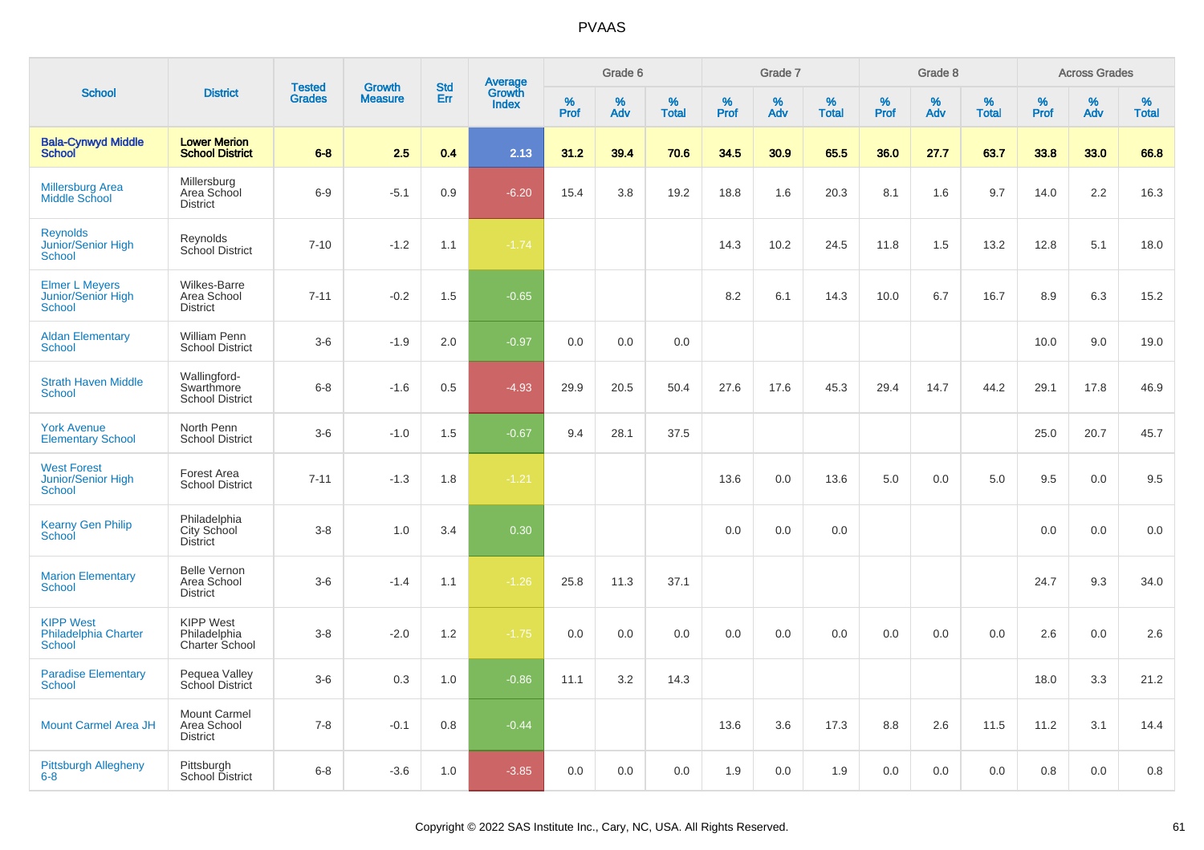# PVAAS

| School | District | Tested Grades | Growth Measure | Std Err | Average Growth Index | Grade 6 | | | Grade 7 | | | Grade 8 | | | Across Grades | | |
|---|---|---|---|---|---|---|---|---|---|---|---|---|---|---|---|---|---|
| | | | | | | % Prof | % Adv | % Total | % Prof | % Adv | % Total | % Prof | % Adv | % Total | % Prof | % Adv | % Total |
| **Bala-Cynwyd Middle School** | **Lower Merion School District** | **6-8** | **2.5** | **0.4** | **2.13** | **31.2** | **39.4** | **70.6** | **34.5** | **30.9** | **65.5** | **36.0** | **27.7** | **63.7** | **33.8** | **33.0** | **66.8** |
| Millersburg Area Middle School | Millersburg Area School District | 6-9 | -5.1 | 0.9 | -6.20 | 15.4 | 3.8 | 19.2 | 18.8 | 1.6 | 20.3 | 8.1 | 1.6 | 9.7 | 14.0 | 2.2 | 16.3 |
| Reynolds Junior/Senior High School | Reynolds School District | 7-10 | -1.2 | 1.1 | -1.74 | | | | 14.3 | 10.2 | 24.5 | 11.8 | 1.5 | 13.2 | 12.8 | 5.1 | 18.0 |
| Elmer L Meyers Junior/Senior High School | Wilkes-Barre Area School District | 7-11 | -0.2 | 1.5 | -0.65 | | | | 8.2 | 6.1 | 14.3 | 10.0 | 6.7 | 16.7 | 8.9 | 6.3 | 15.2 |
| Aldan Elementary School | William Penn School District | 3-6 | -1.9 | 2.0 | -0.97 | 0.0 | 0.0 | 0.0 | | | | | | | 10.0 | 9.0 | 19.0 |
| Strath Haven Middle School | Wallingford-Swarthmore School District | 6-8 | -1.6 | 0.5 | -4.93 | 29.9 | 20.5 | 50.4 | 27.6 | 17.6 | 45.3 | 29.4 | 14.7 | 44.2 | 29.1 | 17.8 | 46.9 |
| York Avenue Elementary School | North Penn School District | 3-6 | -1.0 | 1.5 | -0.67 | 9.4 | 28.1 | 37.5 | | | | | | | 25.0 | 20.7 | 45.7 |
| West Forest Junior/Senior High School | Forest Area School District | 7-11 | -1.3 | 1.8 | -1.21 | | | | 13.6 | 0.0 | 13.6 | 5.0 | 0.0 | 5.0 | 9.5 | 0.0 | 9.5 |
| Kearny Gen Philip School | Philadelphia City School District | 3-8 | 1.0 | 3.4 | 0.30 | | | | 0.0 | 0.0 | 0.0 | | | | 0.0 | 0.0 | 0.0 |
| Marion Elementary School | Belle Vernon Area School District | 3-6 | -1.4 | 1.1 | -1.26 | 25.8 | 11.3 | 37.1 | | | | | | | 24.7 | 9.3 | 34.0 |
| KIPP West Philadelphia Charter School | KIPP West Philadelphia Charter School | 3-8 | -2.0 | 1.2 | -1.75 | 0.0 | 0.0 | 0.0 | 0.0 | 0.0 | 0.0 | 0.0 | 0.0 | 0.0 | 2.6 | 0.0 | 2.6 |
| Paradise Elementary School | Pequea Valley School District | 3-6 | 0.3 | 1.0 | -0.86 | 11.1 | 3.2 | 14.3 | | | | | | | 18.0 | 3.3 | 21.2 |
| Mount Carmel Area JH | Mount Carmel Area School District | 7-8 | -0.1 | 0.8 | -0.44 | | | | 13.6 | 3.6 | 17.3 | 8.8 | 2.6 | 11.5 | 11.2 | 3.1 | 14.4 |
| Pittsburgh Allegheny 6-8 | Pittsburgh School District | 6-8 | -3.6 | 1.0 | -3.85 | 0.0 | 0.0 | 0.0 | 1.9 | 0.0 | 1.9 | 0.0 | 0.0 | 0.0 | 0.8 | 0.0 | 0.8 |

Copyright © 2022 SAS Institute Inc., Cary, NC, USA. All Rights Reserved.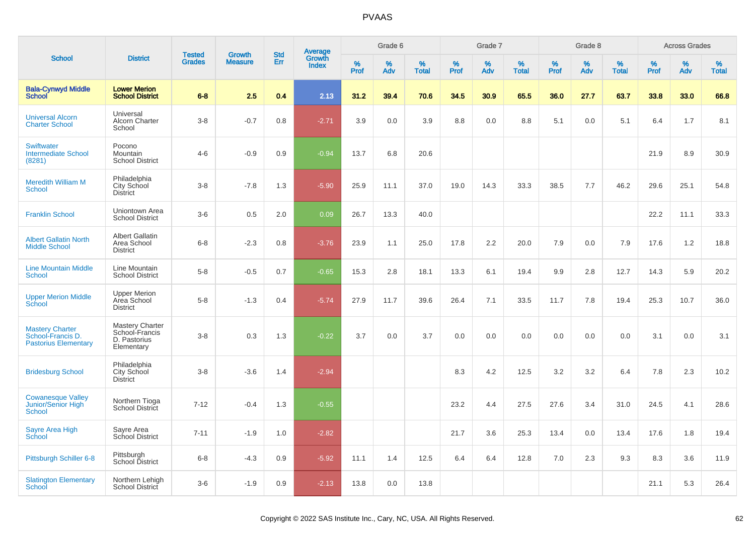| School | District | Tested Grades | Growth Measure | Std Err | Average Growth Index | Grade 6 | | | Grade 7 | | | Grade 8 | | | Across Grades | | |
|---|---|---|---|---|---|---|---|---|---|---|---|---|---|---|---|---|---|
| | | | | | | % Prof | % Adv | % Total | % Prof | % Adv | % Total | % Prof | % Adv | % Total | % Prof | % Adv | % Total |
| **Bala-Cynwyd Middle School** | **Lower Merion School District** | **6-8** | **2.5** | **0.4** | **2.13** | **31.2** | **39.4** | **70.6** | **34.5** | **30.9** | **65.5** | **36.0** | **27.7** | **63.7** | **33.8** | **33.0** | **66.8** |
| Universal Alcorn Charter School | Universal Alcorn Charter School | 3-8 | -0.7 | 0.8 | -2.71 | 3.9 | 0.0 | 3.9 | 8.8 | 0.0 | 8.8 | 5.1 | 0.0 | 5.1 | 6.4 | 1.7 | 8.1 |
| Swiftwater Intermediate School (8281) | Pocono Mountain School District | 4-6 | -0.9 | 0.9 | -0.94 | 13.7 | 6.8 | 20.6 | | | | | | | 21.9 | 8.9 | 30.9 |
| Meredith William M School | Philadelphia City School District | 3-8 | -7.8 | 1.3 | -5.90 | 25.9 | 11.1 | 37.0 | 19.0 | 14.3 | 33.3 | 38.5 | 7.7 | 46.2 | 29.6 | 25.1 | 54.8 |
| Franklin School | Uniontown Area School District | 3-6 | 0.5 | 2.0 | 0.09 | 26.7 | 13.3 | 40.0 | | | | | | | 22.2 | 11.1 | 33.3 |
| Albert Gallatin North Middle School | Albert Gallatin Area School District | 6-8 | -2.3 | 0.8 | -3.76 | 23.9 | 1.1 | 25.0 | 17.8 | 2.2 | 20.0 | 7.9 | 0.0 | 7.9 | 17.6 | 1.2 | 18.8 |
| Line Mountain Middle School | Line Mountain School District | 5-8 | -0.5 | 0.7 | -0.65 | 15.3 | 2.8 | 18.1 | 13.3 | 6.1 | 19.4 | 9.9 | 2.8 | 12.7 | 14.3 | 5.9 | 20.2 |
| Upper Merion Middle School | Upper Merion Area School District | 5-8 | -1.3 | 0.4 | -5.74 | 27.9 | 11.7 | 39.6 | 26.4 | 7.1 | 33.5 | 11.7 | 7.8 | 19.4 | 25.3 | 10.7 | 36.0 |
| Mastery Charter School-Francis D. Pastorius Elementary | Mastery Charter School-Francis D. Pastorius Elementary | 3-8 | 0.3 | 1.3 | -0.22 | 3.7 | 0.0 | 3.7 | 0.0 | 0.0 | 0.0 | 0.0 | 0.0 | 0.0 | 3.1 | 0.0 | 3.1 |
| Bridesburg School | Philadelphia City School District | 3-8 | -3.6 | 1.4 | -2.94 | | | | 8.3 | 4.2 | 12.5 | 3.2 | 3.2 | 6.4 | 7.8 | 2.3 | 10.2 |
| Cowanesque Valley Junior/Senior High School | Northern Tioga School District | 7-12 | -0.4 | 1.3 | -0.55 | | | | 23.2 | 4.4 | 27.5 | 27.6 | 3.4 | 31.0 | 24.5 | 4.1 | 28.6 |
| Sayre Area High School | Sayre Area School District | 7-11 | -1.9 | 1.0 | -2.82 | | | | 21.7 | 3.6 | 25.3 | 13.4 | 0.0 | 13.4 | 17.6 | 1.8 | 19.4 |
| Pittsburgh Schiller 6-8 | Pittsburgh School District | 6-8 | -4.3 | 0.9 | -5.92 | 11.1 | 1.4 | 12.5 | 6.4 | 6.4 | 12.8 | 7.0 | 2.3 | 9.3 | 8.3 | 3.6 | 11.9 |
| Slatington Elementary School | Northern Lehigh School District | 3-6 | -1.9 | 0.9 | -2.13 | 13.8 | 0.0 | 13.8 | | | | | | | 21.1 | 5.3 | 26.4 |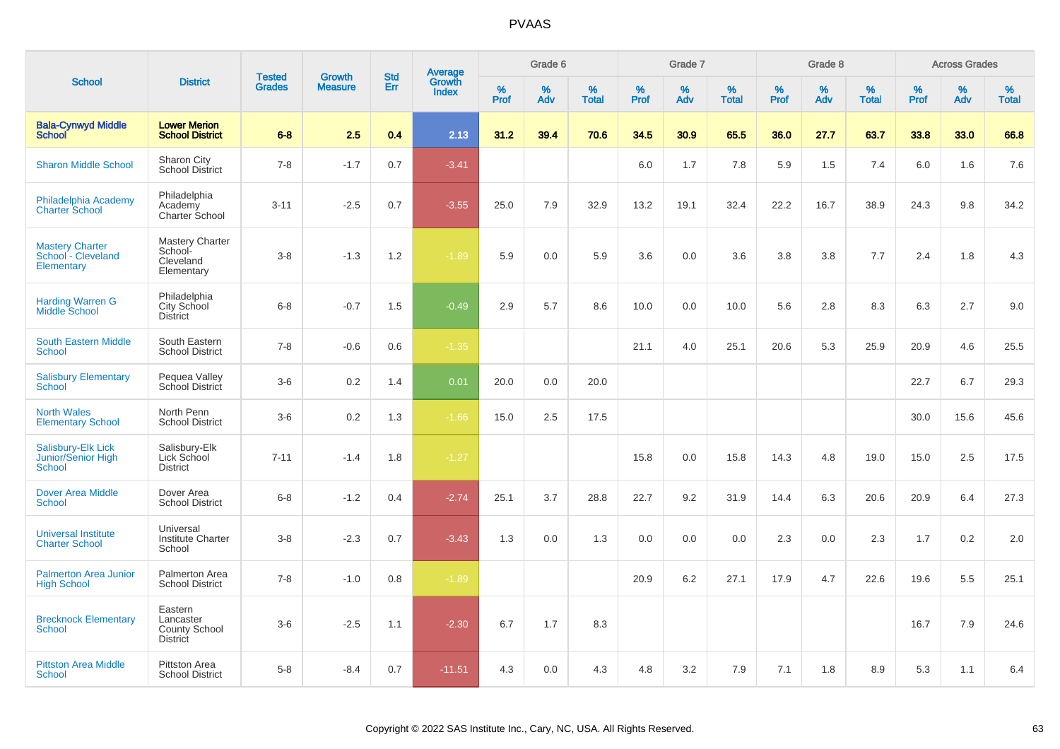# PVAAS

| School | District | Tested Grades | Growth Measure | Std Err | Average Growth Index | Grade 6 | | | Grade 7 | | | Grade 8 | | | Across Grades | | |
|---|---|---|---|---|---|---|---|---|---|---|---|---|---|---|---|---|---|
| | | | | | | % Prof | % Adv | % Total | % Prof | % Adv | % Total | % Prof | % Adv | % Total | % Prof | % Adv | % Total |
| **Bala-Cynwyd Middle School** | **Lower Merion School District** | **6-8** | **2.5** | **0.4** | **2.13** | **31.2** | **39.4** | **70.6** | **34.5** | **30.9** | **65.5** | **36.0** | **27.7** | **63.7** | **33.8** | **33.0** | **66.8** |
| Sharon Middle School | Sharon City School District | 7-8 | -1.7 | 0.7 | -3.41 | | | | 6.0 | 1.7 | 7.8 | 5.9 | 1.5 | 7.4 | 6.0 | 1.6 | 7.6 |
| Philadelphia Academy Charter School | Philadelphia Academy Charter School | 3-11 | -2.5 | 0.7 | -3.55 | 25.0 | 7.9 | 32.9 | 13.2 | 19.1 | 32.4 | 22.2 | 16.7 | 38.9 | 24.3 | 9.8 | 34.2 |
| Mastery Charter School - Cleveland Elementary | Mastery Charter School-Cleveland Elementary | 3-8 | -1.3 | 1.2 | -1.89 | 5.9 | 0.0 | 5.9 | 3.6 | 0.0 | 3.6 | 3.8 | 3.8 | 7.7 | 2.4 | 1.8 | 4.3 |
| Harding Warren G Middle School | Philadelphia City School District | 6-8 | -0.7 | 1.5 | -0.49 | 2.9 | 5.7 | 8.6 | 10.0 | 0.0 | 10.0 | 5.6 | 2.8 | 8.3 | 6.3 | 2.7 | 9.0 |
| South Eastern Middle School | South Eastern School District | 7-8 | -0.6 | 0.6 | -1.35 | | | | 21.1 | 4.0 | 25.1 | 20.6 | 5.3 | 25.9 | 20.9 | 4.6 | 25.5 |
| Salisbury Elementary School | Pequea Valley School District | 3-6 | 0.2 | 1.4 | 0.01 | 20.0 | 0.0 | 20.0 | | | | | | | 22.7 | 6.7 | 29.3 |
| North Wales Elementary School | North Penn School District | 3-6 | 0.2 | 1.3 | -1.66 | 15.0 | 2.5 | 17.5 | | | | | | | 30.0 | 15.6 | 45.6 |
| Salisbury-Elk Lick Junior/Senior High School | Salisbury-Elk Lick School District | 7-11 | -1.4 | 1.8 | -1.27 | | | | 15.8 | 0.0 | 15.8 | 14.3 | 4.8 | 19.0 | 15.0 | 2.5 | 17.5 |
| Dover Area Middle School | Dover Area School District | 6-8 | -1.2 | 0.4 | -2.74 | 25.1 | 3.7 | 28.8 | 22.7 | 9.2 | 31.9 | 14.4 | 6.3 | 20.6 | 20.9 | 6.4 | 27.3 |
| Universal Institute Charter School | Universal Institute Charter School | 3-8 | -2.3 | 0.7 | -3.43 | 1.3 | 0.0 | 1.3 | 0.0 | 0.0 | 0.0 | 2.3 | 0.0 | 2.3 | 1.7 | 0.2 | 2.0 |
| Palmerton Area Junior High School | Palmerton Area School District | 7-8 | -1.0 | 0.8 | -1.89 | | | | 20.9 | 6.2 | 27.1 | 17.9 | 4.7 | 22.6 | 19.6 | 5.5 | 25.1 |
| Brecknock Elementary School | Eastern Lancaster County School District | 3-6 | -2.5 | 1.1 | -2.30 | 6.7 | 1.7 | 8.3 | | | | | | | 16.7 | 7.9 | 24.6 |
| Pittston Area Middle School | Pittston Area School District | 5-8 | -8.4 | 0.7 | -11.51 | 4.3 | 0.0 | 4.3 | 4.8 | 3.2 | 7.9 | 7.1 | 1.8 | 8.9 | 5.3 | 1.1 | 6.4 |

Copyright © 2022 SAS Institute Inc., Cary, NC, USA. All Rights Reserved.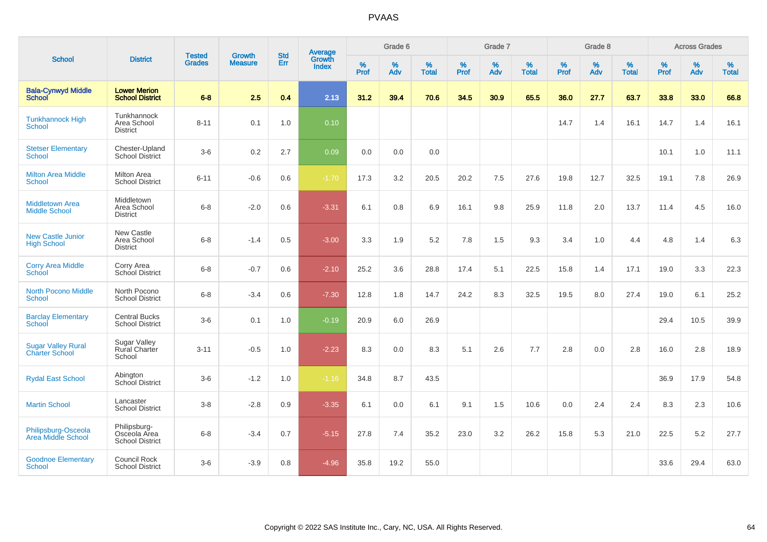# PVAAS

| School | District | Tested Grades | Growth Measure | Std Err | Average Growth Index | Grade 6 | | | Grade 7 | | | Grade 8 | | | Across Grades | | |
|---|---|---|---|---|---|---|---|---|---|---|---|---|---|---|---|---|---|
| | | | | | | % Prof | % Adv | % Total | % Prof | % Adv | % Total | % Prof | % Adv | % Total | % Prof | % Adv | % Total |
| **Bala-Cynwyd Middle School** | **Lower Merion School District** | **6-8** | **2.5** | **0.4** | **2.13** | **31.2** | **39.4** | **70.6** | **34.5** | **30.9** | **65.5** | **36.0** | **27.7** | **63.7** | **33.8** | **33.0** | **66.8** |
| Tunkhannock High School | Tunkhannock Area School District | 8-11 | 0.1 | 1.0 | 0.10 | | | | | | | 14.7 | 1.4 | 16.1 | 14.7 | 1.4 | 16.1 |
| Stetser Elementary School | Chester-Upland School District | 3-6 | 0.2 | 2.7 | 0.09 | 0.0 | 0.0 | 0.0 | | | | | | | 10.1 | 1.0 | 11.1 |
| Milton Area Middle School | Milton Area School District | 6-11 | -0.6 | 0.6 | -1.70 | 17.3 | 3.2 | 20.5 | 20.2 | 7.5 | 27.6 | 19.8 | 12.7 | 32.5 | 19.1 | 7.8 | 26.9 |
| Middletown Area Middle School | Middletown Area School District | 6-8 | -2.0 | 0.6 | -3.31 | 6.1 | 0.8 | 6.9 | 16.1 | 9.8 | 25.9 | 11.8 | 2.0 | 13.7 | 11.4 | 4.5 | 16.0 |
| New Castle Junior High School | New Castle Area School District | 6-8 | -1.4 | 0.5 | -3.00 | 3.3 | 1.9 | 5.2 | 7.8 | 1.5 | 9.3 | 3.4 | 1.0 | 4.4 | 4.8 | 1.4 | 6.3 |
| Corry Area Middle School | Corry Area School District | 6-8 | -0.7 | 0.6 | -2.10 | 25.2 | 3.6 | 28.8 | 17.4 | 5.1 | 22.5 | 15.8 | 1.4 | 17.1 | 19.0 | 3.3 | 22.3 |
| North Pocono Middle School | North Pocono School District | 6-8 | -3.4 | 0.6 | -7.30 | 12.8 | 1.8 | 14.7 | 24.2 | 8.3 | 32.5 | 19.5 | 8.0 | 27.4 | 19.0 | 6.1 | 25.2 |
| Barclay Elementary School | Central Bucks School District | 3-6 | 0.1 | 1.0 | -0.19 | 20.9 | 6.0 | 26.9 | | | | | | | 29.4 | 10.5 | 39.9 |
| Sugar Valley Rural Charter School | Sugar Valley Rural Charter School | 3-11 | -0.5 | 1.0 | -2.23 | 8.3 | 0.0 | 8.3 | 5.1 | 2.6 | 7.7 | 2.8 | 0.0 | 2.8 | 16.0 | 2.8 | 18.9 |
| Rydal East School | Abington School District | 3-6 | -1.2 | 1.0 | -1.16 | 34.8 | 8.7 | 43.5 | | | | | | | 36.9 | 17.9 | 54.8 |
| Martin School | Lancaster School District | 3-8 | -2.8 | 0.9 | -3.35 | 6.1 | 0.0 | 6.1 | 9.1 | 1.5 | 10.6 | 0.0 | 2.4 | 2.4 | 8.3 | 2.3 | 10.6 |
| Philipsburg-Osceola Area Middle School | Philipsburg-Osceola Area School District | 6-8 | -3.4 | 0.7 | -5.15 | 27.8 | 7.4 | 35.2 | 23.0 | 3.2 | 26.2 | 15.8 | 5.3 | 21.0 | 22.5 | 5.2 | 27.7 |
| Goodnoe Elementary School | Council Rock School District | 3-6 | -3.9 | 0.8 | -4.96 | 35.8 | 19.2 | 55.0 | | | | | | | 33.6 | 29.4 | 63.0 |

Copyright © 2022 SAS Institute Inc., Cary, NC, USA. All Rights Reserved.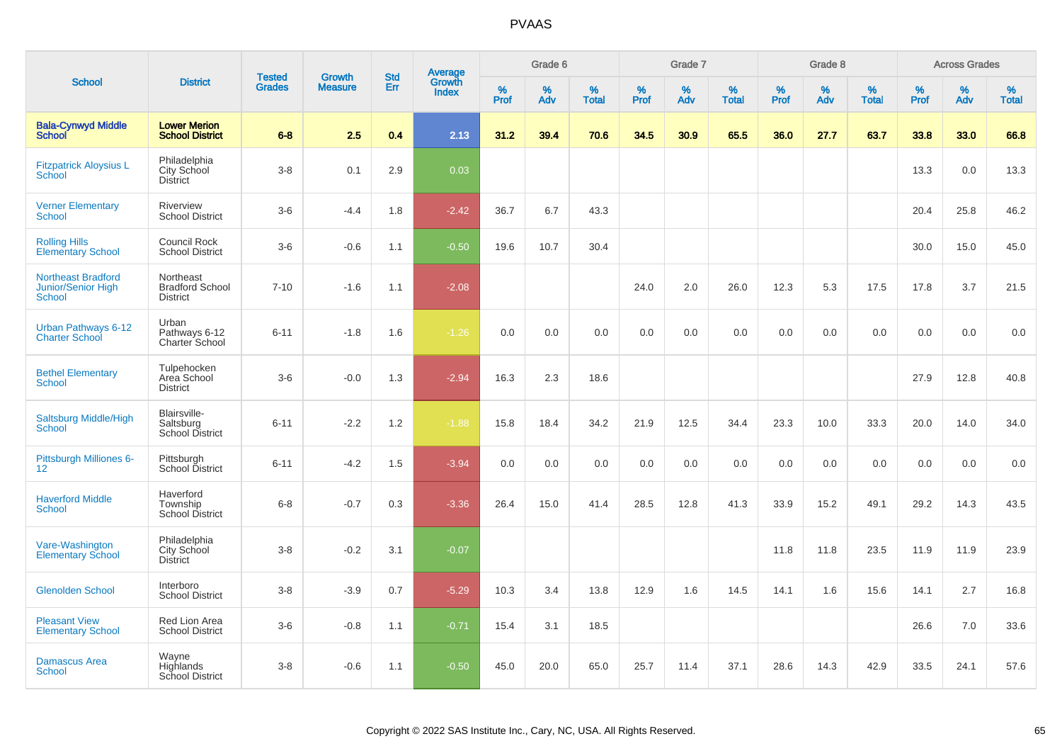# PVAAS

| School | District | Tested Grades | Growth Measure | Std Err | Average Growth Index | Grade 6 | | | Grade 7 | | | Grade 8 | | | Across Grades | | |
|---|---|---|---|---|---|---|---|---|---|---|---|---|---|---|---|---|---|
| | | | | | | % Prof | % Adv | % Total | % Prof | % Adv | % Total | % Prof | % Adv | % Total | % Prof | % Adv | % Total |
| **Bala-Cynwyd Middle School** | **Lower Merion School District** | **6-8** | **2.5** | **0.4** | **2.13** | **31.2** | **39.4** | **70.6** | **34.5** | **30.9** | **65.5** | **36.0** | **27.7** | **63.7** | **33.8** | **33.0** | **66.8** |
| Fitzpatrick Aloysius L School | Philadelphia City School District | 3-8 | 0.1 | 2.9 | 0.03 | | | | | | | | | | 13.3 | 0.0 | 13.3 |
| Verner Elementary School | Riverview School District | 3-6 | -4.4 | 1.8 | -2.42 | 36.7 | 6.7 | 43.3 | | | | | | | 20.4 | 25.8 | 46.2 |
| Rolling Hills Elementary School | Council Rock School District | 3-6 | -0.6 | 1.1 | -0.50 | 19.6 | 10.7 | 30.4 | | | | | | | 30.0 | 15.0 | 45.0 |
| Northeast Bradford Junior/Senior High School | Northeast Bradford School District | 7-10 | -1.6 | 1.1 | -2.08 | | | | 24.0 | 2.0 | 26.0 | 12.3 | 5.3 | 17.5 | 17.8 | 3.7 | 21.5 |
| Urban Pathways 6-12 Charter School | Urban Pathways 6-12 Charter School | 6-11 | -1.8 | 1.6 | -1.26 | 0.0 | 0.0 | 0.0 | 0.0 | 0.0 | 0.0 | 0.0 | 0.0 | 0.0 | 0.0 | 0.0 | 0.0 |
| Bethel Elementary School | Tulpehocken Area School District | 3-6 | -0.0 | 1.3 | -2.94 | 16.3 | 2.3 | 18.6 | | | | | | | 27.9 | 12.8 | 40.8 |
| Saltsburg Middle/High School | Blairsville-Saltsburg School District | 6-11 | -2.2 | 1.2 | -1.88 | 15.8 | 18.4 | 34.2 | 21.9 | 12.5 | 34.4 | 23.3 | 10.0 | 33.3 | 20.0 | 14.0 | 34.0 |
| Pittsburgh Milliones 6-12 | Pittsburgh School District | 6-11 | -4.2 | 1.5 | -3.94 | 0.0 | 0.0 | 0.0 | 0.0 | 0.0 | 0.0 | 0.0 | 0.0 | 0.0 | 0.0 | 0.0 | 0.0 |
| Haverford Middle School | Haverford Township School District | 6-8 | -0.7 | 0.3 | -3.36 | 26.4 | 15.0 | 41.4 | 28.5 | 12.8 | 41.3 | 33.9 | 15.2 | 49.1 | 29.2 | 14.3 | 43.5 |
| Vare-Washington Elementary School | Philadelphia City School District | 3-8 | -0.2 | 3.1 | -0.07 | | | | | | | 11.8 | 11.8 | 23.5 | 11.9 | 11.9 | 23.9 |
| Glenolden School | Interboro School District | 3-8 | -3.9 | 0.7 | -5.29 | 10.3 | 3.4 | 13.8 | 12.9 | 1.6 | 14.5 | 14.1 | 1.6 | 15.6 | 14.1 | 2.7 | 16.8 |
| Pleasant View Elementary School | Red Lion Area School District | 3-6 | -0.8 | 1.1 | -0.71 | 15.4 | 3.1 | 18.5 | | | | | | | 26.6 | 7.0 | 33.6 |
| Damascus Area School | Wayne Highlands School District | 3-8 | -0.6 | 1.1 | -0.50 | 45.0 | 20.0 | 65.0 | 25.7 | 11.4 | 37.1 | 28.6 | 14.3 | 42.9 | 33.5 | 24.1 | 57.6 |

Copyright © 2022 SAS Institute Inc., Cary, NC, USA. All Rights Reserved.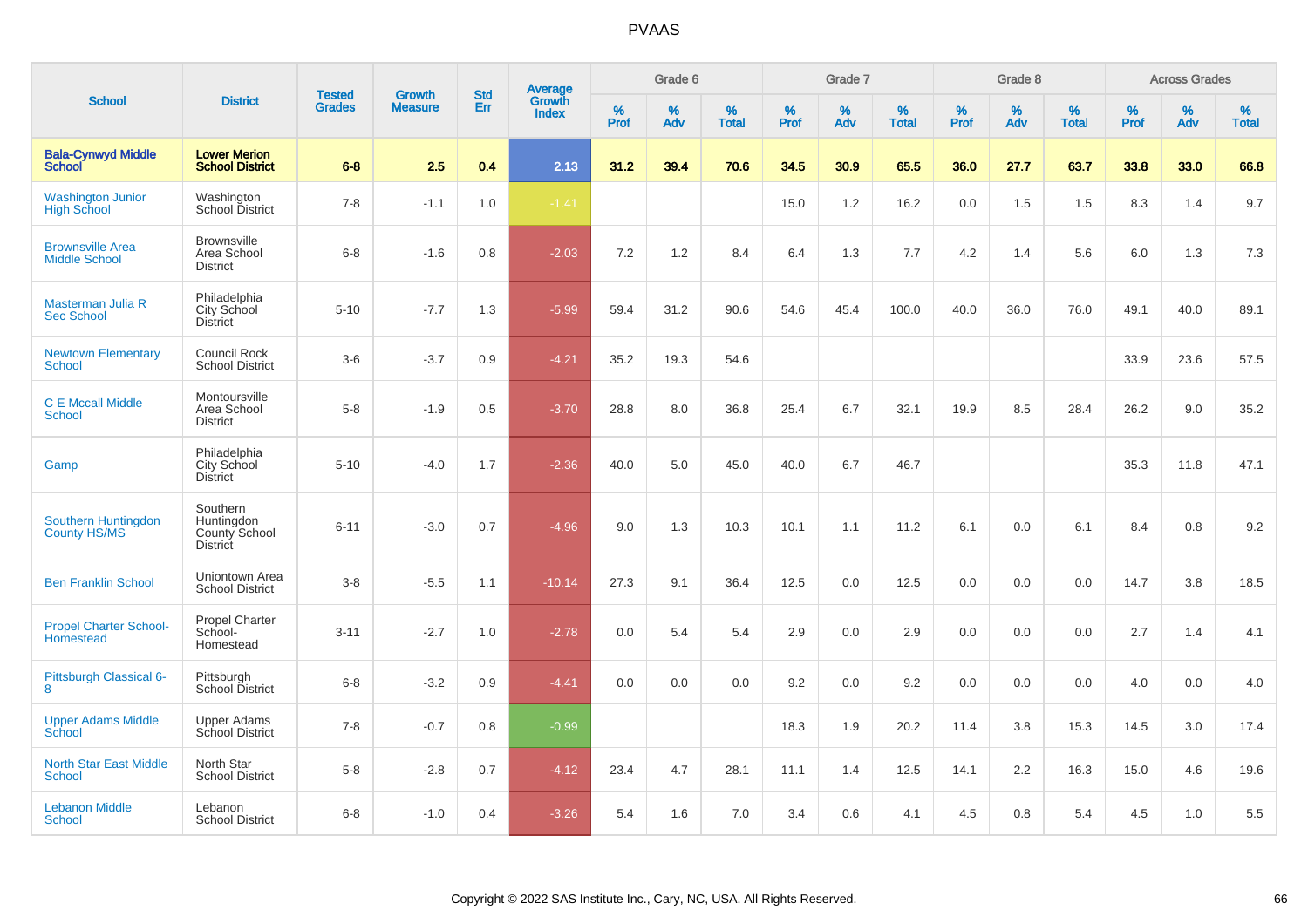# PVAAS

| School | District | Tested Grades | Growth Measure | Std Err | Average Growth Index | Grade 6 | | | Grade 7 | | | Grade 8 | | | Across Grades | | |
|---|---|---|---|---|---|---|---|---|---|---|---|---|---|---|---|---|---|
| | | | | | | % Prof | % Adv | % Total | % Prof | % Adv | % Total | % Prof | % Adv | % Total | % Prof | % Adv | % Total |
| **Bala-Cynwyd Middle School** | **Lower Merion School District** | **6-8** | **2.5** | **0.4** | **2.13** | **31.2** | **39.4** | **70.6** | **34.5** | **30.9** | **65.5** | **36.0** | **27.7** | **63.7** | **33.8** | **33.0** | **66.8** |
| Washington Junior High School | Washington School District | 7-8 | -1.1 | 1.0 | -1.41 | | | | 15.0 | 1.2 | 16.2 | 0.0 | 1.5 | 1.5 | 8.3 | 1.4 | 9.7 |
| Brownsville Area Middle School | Brownsville Area School District | 6-8 | -1.6 | 0.8 | -2.03 | 7.2 | 1.2 | 8.4 | 6.4 | 1.3 | 7.7 | 4.2 | 1.4 | 5.6 | 6.0 | 1.3 | 7.3 |
| Masterman Julia R Sec School | Philadelphia City School District | 5-10 | -7.7 | 1.3 | -5.99 | 59.4 | 31.2 | 90.6 | 54.6 | 45.4 | 100.0 | 40.0 | 36.0 | 76.0 | 49.1 | 40.0 | 89.1 |
| Newtown Elementary School | Council Rock School District | 3-6 | -3.7 | 0.9 | -4.21 | 35.2 | 19.3 | 54.6 | | | | | | | 33.9 | 23.6 | 57.5 |
| C E Mccall Middle School | Montoursville Area School District | 5-8 | -1.9 | 0.5 | -3.70 | 28.8 | 8.0 | 36.8 | 25.4 | 6.7 | 32.1 | 19.9 | 8.5 | 28.4 | 26.2 | 9.0 | 35.2 |
| Gamp | Philadelphia City School District | 5-10 | -4.0 | 1.7 | -2.36 | 40.0 | 5.0 | 45.0 | 40.0 | 6.7 | 46.7 | | | | 35.3 | 11.8 | 47.1 |
| Southern Huntingdon County HS/MS | Southern Huntingdon County School District | 6-11 | -3.0 | 0.7 | -4.96 | 9.0 | 1.3 | 10.3 | 10.1 | 1.1 | 11.2 | 6.1 | 0.0 | 6.1 | 8.4 | 0.8 | 9.2 |
| Ben Franklin School | Uniontown Area School District | 3-8 | -5.5 | 1.1 | -10.14 | 27.3 | 9.1 | 36.4 | 12.5 | 0.0 | 12.5 | 0.0 | 0.0 | 0.0 | 14.7 | 3.8 | 18.5 |
| Propel Charter School-Homestead | Propel Charter School-Homestead | 3-11 | -2.7 | 1.0 | -2.78 | 0.0 | 5.4 | 5.4 | 2.9 | 0.0 | 2.9 | 0.0 | 0.0 | 0.0 | 2.7 | 1.4 | 4.1 |
| Pittsburgh Classical 6-8 | Pittsburgh School District | 6-8 | -3.2 | 0.9 | -4.41 | 0.0 | 0.0 | 0.0 | 9.2 | 0.0 | 9.2 | 0.0 | 0.0 | 0.0 | 4.0 | 0.0 | 4.0 |
| Upper Adams Middle School | Upper Adams School District | 7-8 | -0.7 | 0.8 | -0.99 | | | | 18.3 | 1.9 | 20.2 | 11.4 | 3.8 | 15.3 | 14.5 | 3.0 | 17.4 |
| North Star East Middle School | North Star School District | 5-8 | -2.8 | 0.7 | -4.12 | 23.4 | 4.7 | 28.1 | 11.1 | 1.4 | 12.5 | 14.1 | 2.2 | 16.3 | 15.0 | 4.6 | 19.6 |
| Lebanon Middle School | Lebanon School District | 6-8 | -1.0 | 0.4 | -3.26 | 5.4 | 1.6 | 7.0 | 3.4 | 0.6 | 4.1 | 4.5 | 0.8 | 5.4 | 4.5 | 1.0 | 5.5 |

Copyright © 2022 SAS Institute Inc., Cary, NC, USA. All Rights Reserved.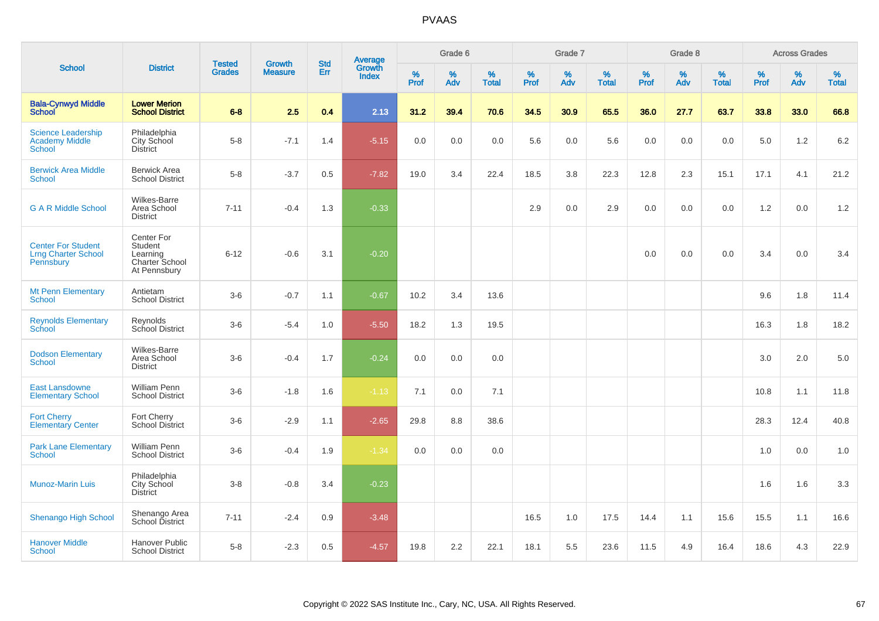| School | District | Tested Grades | Growth Measure | Std Err | Average Growth Index | Grade 6 | | | Grade 7 | | | Grade 8 | | | Across Grades | | |
|---|---|---|---|---|---|---|---|---|---|---|---|---|---|---|---|---|---|
| | | | | | | % Prof | % Adv | % Total | % Prof | % Adv | % Total | % Prof | % Adv | % Total | % Prof | % Adv | % Total |
| **Bala-Cynwyd Middle School** | **Lower Merion School District** | **6-8** | **2.5** | **0.4** | **2.13** | **31.2** | **39.4** | **70.6** | **34.5** | **30.9** | **65.5** | **36.0** | **27.7** | **63.7** | **33.8** | **33.0** | **66.8** |
| Science Leadership Academy Middle School | Philadelphia City School District | 5-8 | -7.1 | 1.4 | -5.15 | 0.0 | 0.0 | 0.0 | 5.6 | 0.0 | 5.6 | 0.0 | 0.0 | 0.0 | 5.0 | 1.2 | 6.2 |
| Berwick Area Middle School | Berwick Area School District | 5-8 | -3.7 | 0.5 | -7.82 | 19.0 | 3.4 | 22.4 | 18.5 | 3.8 | 22.3 | 12.8 | 2.3 | 15.1 | 17.1 | 4.1 | 21.2 |
| G A R Middle School | Wilkes-Barre Area School District | 7-11 | -0.4 | 1.3 | -0.33 | | | | 2.9 | 0.0 | 2.9 | 0.0 | 0.0 | 0.0 | 1.2 | 0.0 | 1.2 |
| Center For Student Lrng Charter School Pennsbury | Center For Student Learning Charter School At Pennsbury | 6-12 | -0.6 | 3.1 | -0.20 | | | | | | | 0.0 | 0.0 | 0.0 | 3.4 | 0.0 | 3.4 |
| Mt Penn Elementary School | Antietam School District | 3-6 | -0.7 | 1.1 | -0.67 | 10.2 | 3.4 | 13.6 | | | | | | | 9.6 | 1.8 | 11.4 |
| Reynolds Elementary School | Reynolds School District | 3-6 | -5.4 | 1.0 | -5.50 | 18.2 | 1.3 | 19.5 | | | | | | | 16.3 | 1.8 | 18.2 |
| Dodson Elementary School | Wilkes-Barre Area School District | 3-6 | -0.4 | 1.7 | -0.24 | 0.0 | 0.0 | 0.0 | | | | | | | 3.0 | 2.0 | 5.0 |
| East Lansdowne Elementary School | William Penn School District | 3-6 | -1.8 | 1.6 | -1.13 | 7.1 | 0.0 | 7.1 | | | | | | | 10.8 | 1.1 | 11.8 |
| Fort Cherry Elementary Center | Fort Cherry School District | 3-6 | -2.9 | 1.1 | -2.65 | 29.8 | 8.8 | 38.6 | | | | | | | 28.3 | 12.4 | 40.8 |
| Park Lane Elementary School | William Penn School District | 3-6 | -0.4 | 1.9 | -1.34 | 0.0 | 0.0 | 0.0 | | | | | | | 1.0 | 0.0 | 1.0 |
| Munoz-Marin Luis | Philadelphia City School District | 3-8 | -0.8 | 3.4 | -0.23 | | | | | | | | | | 1.6 | 1.6 | 3.3 |
| Shenango High School | Shenango Area School District | 7-11 | -2.4 | 0.9 | -3.48 | | | | 16.5 | 1.0 | 17.5 | 14.4 | 1.1 | 15.6 | 15.5 | 1.1 | 16.6 |
| Hanover Middle School | Hanover Public School District | 5-8 | -2.3 | 0.5 | -4.57 | 19.8 | 2.2 | 22.1 | 18.1 | 5.5 | 23.6 | 11.5 | 4.9 | 16.4 | 18.6 | 4.3 | 22.9 |

Copyright © 2022 SAS Institute Inc., Cary, NC, USA. All Rights Reserved.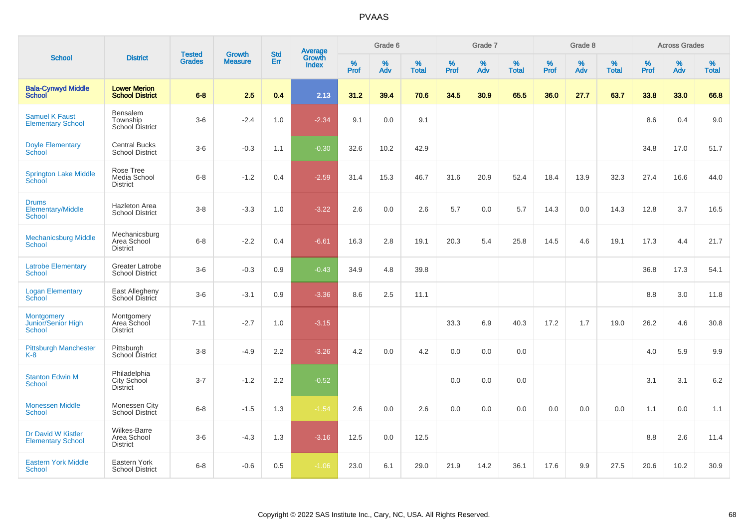# PVAAS

| School | District | Tested Grades | Growth Measure | Std Err | Average Growth Index | Grade 6 | | | Grade 7 | | | Grade 8 | | | Across Grades | | |
|---|---|---|---|---|---|---|---|---|---|---|---|---|---|---|---|---|---|
| | | | | | | % Prof | % Adv | % Total | % Prof | % Adv | % Total | % Prof | % Adv | % Total | % Prof | % Adv | % Total |
| **Bala-Cynwyd Middle School** | **Lower Merion School District** | **6-8** | **2.5** | **0.4** | **2.13** | **31.2** | **39.4** | **70.6** | **34.5** | **30.9** | **65.5** | **36.0** | **27.7** | **63.7** | **33.8** | **33.0** | **66.8** |
| Samuel K Faust Elementary School | Bensalem Township School District | 3-6 | -2.4 | 1.0 | -2.34 | 9.1 | 0.0 | 9.1 | | | | | | | 8.6 | 0.4 | 9.0 |
| Doyle Elementary School | Central Bucks School District | 3-6 | -0.3 | 1.1 | -0.30 | 32.6 | 10.2 | 42.9 | | | | | | | 34.8 | 17.0 | 51.7 |
| Springton Lake Middle School | Rose Tree Media School District | 6-8 | -1.2 | 0.4 | -2.59 | 31.4 | 15.3 | 46.7 | 31.6 | 20.9 | 52.4 | 18.4 | 13.9 | 32.3 | 27.4 | 16.6 | 44.0 |
| Drums Elementary/Middle School | Hazleton Area School District | 3-8 | -3.3 | 1.0 | -3.22 | 2.6 | 0.0 | 2.6 | 5.7 | 0.0 | 5.7 | 14.3 | 0.0 | 14.3 | 12.8 | 3.7 | 16.5 |
| Mechanicsburg Middle School | Mechanicsburg Area School District | 6-8 | -2.2 | 0.4 | -6.61 | 16.3 | 2.8 | 19.1 | 20.3 | 5.4 | 25.8 | 14.5 | 4.6 | 19.1 | 17.3 | 4.4 | 21.7 |
| Latrobe Elementary School | Greater Latrobe School District | 3-6 | -0.3 | 0.9 | -0.43 | 34.9 | 4.8 | 39.8 | | | | | | | 36.8 | 17.3 | 54.1 |
| Logan Elementary School | East Allegheny School District | 3-6 | -3.1 | 0.9 | -3.36 | 8.6 | 2.5 | 11.1 | | | | | | | 8.8 | 3.0 | 11.8 |
| Montgomery Junior/Senior High School | Montgomery Area School District | 7-11 | -2.7 | 1.0 | -3.15 | | | | 33.3 | 6.9 | 40.3 | 17.2 | 1.7 | 19.0 | 26.2 | 4.6 | 30.8 |
| Pittsburgh Manchester K-8 | Pittsburgh School District | 3-8 | -4.9 | 2.2 | -3.26 | 4.2 | 0.0 | 4.2 | 0.0 | 0.0 | 0.0 | | | | 4.0 | 5.9 | 9.9 |
| Stanton Edwin M School | Philadelphia City School District | 3-7 | -1.2 | 2.2 | -0.52 | | | | 0.0 | 0.0 | 0.0 | | | | 3.1 | 3.1 | 6.2 |
| Monessen Middle School | Monessen City School District | 6-8 | -1.5 | 1.3 | -1.54 | 2.6 | 0.0 | 2.6 | 0.0 | 0.0 | 0.0 | 0.0 | 0.0 | 0.0 | 1.1 | 0.0 | 1.1 |
| Dr David W Kistler Elementary School | Wilkes-Barre Area School District | 3-6 | -4.3 | 1.3 | -3.16 | 12.5 | 0.0 | 12.5 | | | | | | | 8.8 | 2.6 | 11.4 |
| Eastern York Middle School | Eastern York School District | 6-8 | -0.6 | 0.5 | -1.06 | 23.0 | 6.1 | 29.0 | 21.9 | 14.2 | 36.1 | 17.6 | 9.9 | 27.5 | 20.6 | 10.2 | 30.9 |

Copyright © 2022 SAS Institute Inc., Cary, NC, USA. All Rights Reserved.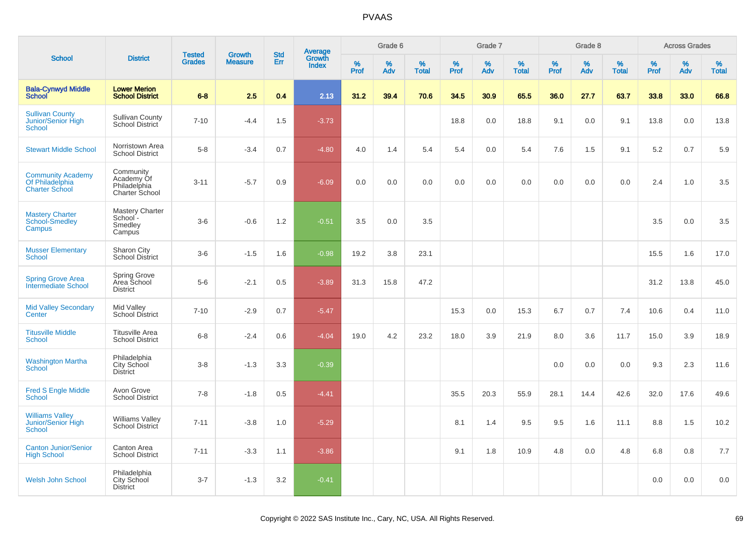# PVAAS

| School | District | Tested Grades | Growth Measure | Std Err | Average Growth Index | Grade 6 | | | Grade 7 | | | Grade 8 | | | Across Grades | | |
|---|---|---|---|---|---|---|---|---|---|---|---|---|---|---|---|---|---|
| | | | | | | % Prof | % Adv | % Total | % Prof | % Adv | % Total | % Prof | % Adv | % Total | % Prof | % Adv | % Total |
| **Bala-Cynwyd Middle School** | **Lower Merion School District** | **6-8** | **2.5** | **0.4** | **2.13** | **31.2** | **39.4** | **70.6** | **34.5** | **30.9** | **65.5** | **36.0** | **27.7** | **63.7** | **33.8** | **33.0** | **66.8** |
| Sullivan County Junior/Senior High School | Sullivan County School District | 7-10 | -4.4 | 1.5 | -3.73 | | | | 18.8 | 0.0 | 18.8 | 9.1 | 0.0 | 9.1 | 13.8 | 0.0 | 13.8 |
| Stewart Middle School | Norristown Area School District | 5-8 | -3.4 | 0.7 | -4.80 | 4.0 | 1.4 | 5.4 | 5.4 | 0.0 | 5.4 | 7.6 | 1.5 | 9.1 | 5.2 | 0.7 | 5.9 |
| Community Academy Of Philadelphia Charter School | Community Academy Of Philadelphia Charter School | 3-11 | -5.7 | 0.9 | -6.09 | 0.0 | 0.0 | 0.0 | 0.0 | 0.0 | 0.0 | 0.0 | 0.0 | 0.0 | 2.4 | 1.0 | 3.5 |
| Mastery Charter School-Smedley Campus | Mastery Charter School - Smedley Campus | 3-6 | -0.6 | 1.2 | -0.51 | 3.5 | 0.0 | 3.5 | | | | | | | 3.5 | 0.0 | 3.5 |
| Musser Elementary School | Sharon City School District | 3-6 | -1.5 | 1.6 | -0.98 | 19.2 | 3.8 | 23.1 | | | | | | | 15.5 | 1.6 | 17.0 |
| Spring Grove Area Intermediate School | Spring Grove Area School District | 5-6 | -2.1 | 0.5 | -3.89 | 31.3 | 15.8 | 47.2 | | | | | | | 31.2 | 13.8 | 45.0 |
| Mid Valley Secondary Center | Mid Valley School District | 7-10 | -2.9 | 0.7 | -5.47 | | | | 15.3 | 0.0 | 15.3 | 6.7 | 0.7 | 7.4 | 10.6 | 0.4 | 11.0 |
| Titusville Middle School | Titusville Area School District | 6-8 | -2.4 | 0.6 | -4.04 | 19.0 | 4.2 | 23.2 | 18.0 | 3.9 | 21.9 | 8.0 | 3.6 | 11.7 | 15.0 | 3.9 | 18.9 |
| Washington Martha School | Philadelphia City School District | 3-8 | -1.3 | 3.3 | -0.39 | | | | | | | 0.0 | 0.0 | 0.0 | 9.3 | 2.3 | 11.6 |
| Fred S Engle Middle School | Avon Grove School District | 7-8 | -1.8 | 0.5 | -4.41 | | | | 35.5 | 20.3 | 55.9 | 28.1 | 14.4 | 42.6 | 32.0 | 17.6 | 49.6 |
| Williams Valley Junior/Senior High School | Williams Valley School District | 7-11 | -3.8 | 1.0 | -5.29 | | | | 8.1 | 1.4 | 9.5 | 9.5 | 1.6 | 11.1 | 8.8 | 1.5 | 10.2 |
| Canton Junior/Senior High School | Canton Area School District | 7-11 | -3.3 | 1.1 | -3.86 | | | | 9.1 | 1.8 | 10.9 | 4.8 | 0.0 | 4.8 | 6.8 | 0.8 | 7.7 |
| Welsh John School | Philadelphia City School District | 3-7 | -1.3 | 3.2 | -0.41 | | | | | | | | | | 0.0 | 0.0 | 0.0 |

Copyright © 2022 SAS Institute Inc., Cary, NC, USA. All Rights Reserved.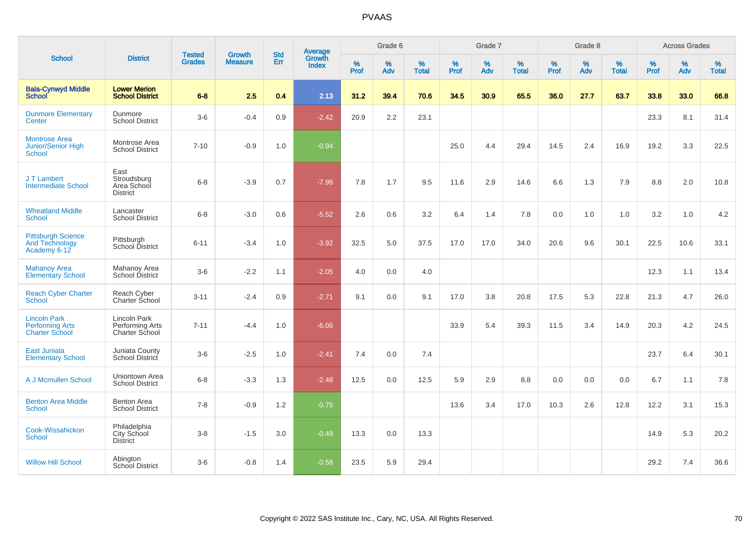# PVAAS

| School | District | Tested Grades | Growth Measure | Std Err | Average Growth Index | Grade 6 | | | Grade 7 | | | Grade 8 | | | Across Grades | | |
|---|---|---|---|---|---|---|---|---|---|---|---|---|---|---|---|---|---|
| | | | | | | % Prof | % Adv | % Total | % Prof | % Adv | % Total | % Prof | % Adv | % Total | % Prof | % Adv | % Total |
| **Bala-Cynwyd Middle School** | **Lower Merion School District** | **6-8** | **2.5** | **0.4** | **2.13** | **31.2** | **39.4** | **70.6** | **34.5** | **30.9** | **65.5** | **36.0** | **27.7** | **63.7** | **33.8** | **33.0** | **66.8** |
| Dunmore Elementary Center | Dunmore School District | 3-6 | -0.4 | 0.9 | -2.42 | 20.9 | 2.2 | 23.1 | | | | | | | 23.3 | 8.1 | 31.4 |
| Montrose Area Junior/Senior High School | Montrose Area School District | 7-10 | -0.9 | 1.0 | -0.94 | | | | 25.0 | 4.4 | 29.4 | 14.5 | 2.4 | 16.9 | 19.2 | 3.3 | 22.5 |
| J T Lambert Intermediate School | East Stroudsburg Area School District | 6-8 | -3.9 | 0.7 | -7.96 | 7.8 | 1.7 | 9.5 | 11.6 | 2.9 | 14.6 | 6.6 | 1.3 | 7.9 | 8.8 | 2.0 | 10.8 |
| Wheatland Middle School | Lancaster School District | 6-8 | -3.0 | 0.6 | -5.52 | 2.6 | 0.6 | 3.2 | 6.4 | 1.4 | 7.8 | 0.0 | 1.0 | 1.0 | 3.2 | 1.0 | 4.2 |
| Pittsburgh Science And Technology Academy 6-12 | Pittsburgh School District | 6-11 | -3.4 | 1.0 | -3.92 | 32.5 | 5.0 | 37.5 | 17.0 | 17.0 | 34.0 | 20.6 | 9.6 | 30.1 | 22.5 | 10.6 | 33.1 |
| Mahanoy Area Elementary School | Mahanoy Area School District | 3-6 | -2.2 | 1.1 | -2.05 | 4.0 | 0.0 | 4.0 | | | | | | | 12.3 | 1.1 | 13.4 |
| Reach Cyber Charter School | Reach Cyber Charter School | 3-11 | -2.4 | 0.9 | -2.71 | 9.1 | 0.0 | 9.1 | 17.0 | 3.8 | 20.8 | 17.5 | 5.3 | 22.8 | 21.3 | 4.7 | 26.0 |
| Lincoln Park Performing Arts Charter School | Lincoln Park Performing Arts Charter School | 7-11 | -4.4 | 1.0 | -6.06 | | | | 33.9 | 5.4 | 39.3 | 11.5 | 3.4 | 14.9 | 20.3 | 4.2 | 24.5 |
| East Juniata Elementary School | Juniata County School District | 3-6 | -2.5 | 1.0 | -2.41 | 7.4 | 0.0 | 7.4 | | | | | | | 23.7 | 6.4 | 30.1 |
| A J Mcmullen School | Uniontown Area School District | 6-8 | -3.3 | 1.3 | -2.48 | 12.5 | 0.0 | 12.5 | 5.9 | 2.9 | 8.8 | 0.0 | 0.0 | 0.0 | 6.7 | 1.1 | 7.8 |
| Benton Area Middle School | Benton Area School District | 7-8 | -0.9 | 1.2 | -0.75 | | | | 13.6 | 3.4 | 17.0 | 10.3 | 2.6 | 12.8 | 12.2 | 3.1 | 15.3 |
| Cook-Wissahickon School | Philadelphia City School District | 3-8 | -1.5 | 3.0 | -0.49 | 13.3 | 0.0 | 13.3 | | | | | | | 14.9 | 5.3 | 20.2 |
| Willow Hill School | Abington School District | 3-6 | -0.8 | 1.4 | -0.58 | 23.5 | 5.9 | 29.4 | | | | | | | 29.2 | 7.4 | 36.6 |

Copyright © 2022 SAS Institute Inc., Cary, NC, USA. All Rights Reserved.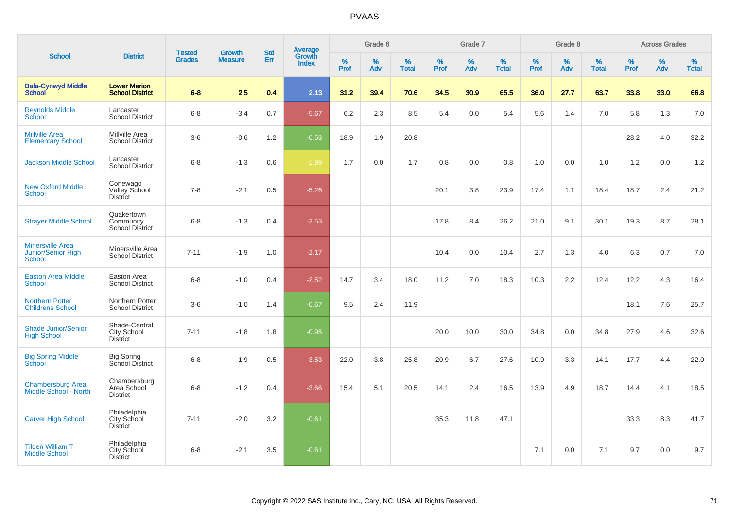# PVAAS

| School | District | Tested Grades | Growth Measure | Std Err | Average Growth Index | Grade 6 | | | Grade 7 | | | Grade 8 | | | Across Grades | | |
|---|---|---|---|---|---|---|---|---|---|---|---|---|---|---|---|---|---|
| | | | | | | % Prof | % Adv | % Total | % Prof | % Adv | % Total | % Prof | % Adv | % Total | % Prof | % Adv | % Total |
| **Bala-Cynwyd Middle School** | **Lower Merion School District** | **6-8** | **2.5** | **0.4** | **2.13** | **31.2** | **39.4** | **70.6** | **34.5** | **30.9** | **65.5** | **36.0** | **27.7** | **63.7** | **33.8** | **33.0** | **66.8** |
| Reynolds Middle School | Lancaster School District | 6-8 | -3.4 | 0.7 | -5.67 | 6.2 | 2.3 | 8.5 | 5.4 | 0.0 | 5.4 | 5.6 | 1.4 | 7.0 | 5.8 | 1.3 | 7.0 |
| Millville Area Elementary School | Millville Area School District | 3-6 | -0.6 | 1.2 | -0.53 | 18.9 | 1.9 | 20.8 | | | | | | | 28.2 | 4.0 | 32.2 |
| Jackson Middle School | Lancaster School District | 6-8 | -1.3 | 0.6 | -1.99 | 1.7 | 0.0 | 1.7 | 0.8 | 0.0 | 0.8 | 1.0 | 0.0 | 1.0 | 1.2 | 0.0 | 1.2 |
| New Oxford Middle School | Conewago Valley School District | 7-8 | -2.1 | 0.5 | -5.26 | | | | 20.1 | 3.8 | 23.9 | 17.4 | 1.1 | 18.4 | 18.7 | 2.4 | 21.2 |
| Strayer Middle School | Quakertown Community School District | 6-8 | -1.3 | 0.4 | -3.53 | | | | 17.8 | 8.4 | 26.2 | 21.0 | 9.1 | 30.1 | 19.3 | 8.7 | 28.1 |
| Minersville Area Junior/Senior High School | Minersville Area School District | 7-11 | -1.9 | 1.0 | -2.17 | | | | 10.4 | 0.0 | 10.4 | 2.7 | 1.3 | 4.0 | 6.3 | 0.7 | 7.0 |
| Easton Area Middle School | Easton Area School District | 6-8 | -1.0 | 0.4 | -2.52 | 14.7 | 3.4 | 18.0 | 11.2 | 7.0 | 18.3 | 10.3 | 2.2 | 12.4 | 12.2 | 4.3 | 16.4 |
| Northern Potter Childrens School | Northern Potter School District | 3-6 | -1.0 | 1.4 | -0.67 | 9.5 | 2.4 | 11.9 | | | | | | | 18.1 | 7.6 | 25.7 |
| Shade Junior/Senior High School | Shade-Central City School District | 7-11 | -1.8 | 1.8 | -0.95 | | | | 20.0 | 10.0 | 30.0 | 34.8 | 0.0 | 34.8 | 27.9 | 4.6 | 32.6 |
| Big Spring Middle School | Big Spring School District | 6-8 | -1.9 | 0.5 | -3.53 | 22.0 | 3.8 | 25.8 | 20.9 | 6.7 | 27.6 | 10.9 | 3.3 | 14.1 | 17.7 | 4.4 | 22.0 |
| Chambersburg Area Middle School - North | Chambersburg Area School District | 6-8 | -1.2 | 0.4 | -3.66 | 15.4 | 5.1 | 20.5 | 14.1 | 2.4 | 16.5 | 13.9 | 4.9 | 18.7 | 14.4 | 4.1 | 18.5 |
| Carver High School | Philadelphia City School District | 7-11 | -2.0 | 3.2 | -0.61 | | | | 35.3 | 11.8 | 47.1 | | | | 33.3 | 8.3 | 41.7 |
| Tilden William T Middle School | Philadelphia City School District | 6-8 | -2.1 | 3.5 | -0.61 | | | | | | | 7.1 | 0.0 | 7.1 | 9.7 | 0.0 | 9.7 |

Copyright © 2022 SAS Institute Inc., Cary, NC, USA. All Rights Reserved.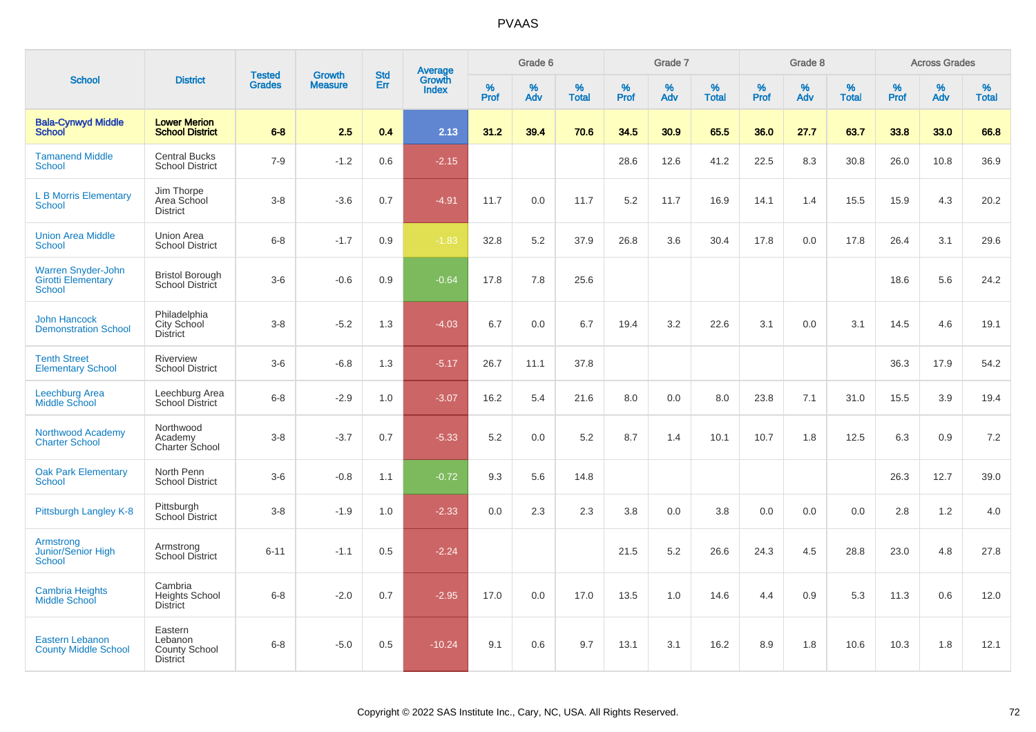# PVAAS

| School | District | Tested Grades | Growth Measure | Std Err | Average Growth Index | Grade 6 | | | Grade 7 | | | Grade 8 | | | Across Grades | | |
|---|---|---|---|---|---|---|---|---|---|---|---|---|---|---|---|---|---|
| | | | | | | % Prof | % Adv | % Total | % Prof | % Adv | % Total | % Prof | % Adv | % Total | % Prof | % Adv | % Total |
| **Bala-Cynwyd Middle School** | **Lower Merion School District** | **6-8** | **2.5** | **0.4** | **2.13** | **31.2** | **39.4** | **70.6** | **34.5** | **30.9** | **65.5** | **36.0** | **27.7** | **63.7** | **33.8** | **33.0** | **66.8** |
| Tamanend Middle School | Central Bucks School District | 7-9 | -1.2 | 0.6 | -2.15 | | | | 28.6 | 12.6 | 41.2 | 22.5 | 8.3 | 30.8 | 26.0 | 10.8 | 36.9 |
| L B Morris Elementary School | Jim Thorpe Area School District | 3-8 | -3.6 | 0.7 | -4.91 | 11.7 | 0.0 | 11.7 | 5.2 | 11.7 | 16.9 | 14.1 | 1.4 | 15.5 | 15.9 | 4.3 | 20.2 |
| Union Area Middle School | Union Area School District | 6-8 | -1.7 | 0.9 | -1.83 | 32.8 | 5.2 | 37.9 | 26.8 | 3.6 | 30.4 | 17.8 | 0.0 | 17.8 | 26.4 | 3.1 | 29.6 |
| Warren Snyder-John Girotti Elementary School | Bristol Borough School District | 3-6 | -0.6 | 0.9 | -0.64 | 17.8 | 7.8 | 25.6 | | | | | | | 18.6 | 5.6 | 24.2 |
| John Hancock Demonstration School | Philadelphia City School District | 3-8 | -5.2 | 1.3 | -4.03 | 6.7 | 0.0 | 6.7 | 19.4 | 3.2 | 22.6 | 3.1 | 0.0 | 3.1 | 14.5 | 4.6 | 19.1 |
| Tenth Street Elementary School | Riverview School District | 3-6 | -6.8 | 1.3 | -5.17 | 26.7 | 11.1 | 37.8 | | | | | | | 36.3 | 17.9 | 54.2 |
| Leechburg Area Middle School | Leechburg Area School District | 6-8 | -2.9 | 1.0 | -3.07 | 16.2 | 5.4 | 21.6 | 8.0 | 0.0 | 8.0 | 23.8 | 7.1 | 31.0 | 15.5 | 3.9 | 19.4 |
| Northwood Academy Charter School | Northwood Academy Charter School | 3-8 | -3.7 | 0.7 | -5.33 | 5.2 | 0.0 | 5.2 | 8.7 | 1.4 | 10.1 | 10.7 | 1.8 | 12.5 | 6.3 | 0.9 | 7.2 |
| Oak Park Elementary School | North Penn School District | 3-6 | -0.8 | 1.1 | -0.72 | 9.3 | 5.6 | 14.8 | | | | | | | 26.3 | 12.7 | 39.0 |
| Pittsburgh Langley K-8 | Pittsburgh School District | 3-8 | -1.9 | 1.0 | -2.33 | 0.0 | 2.3 | 2.3 | 3.8 | 0.0 | 3.8 | 0.0 | 0.0 | 0.0 | 2.8 | 1.2 | 4.0 |
| Armstrong Junior/Senior High School | Armstrong School District | 6-11 | -1.1 | 0.5 | -2.24 | | | | 21.5 | 5.2 | 26.6 | 24.3 | 4.5 | 28.8 | 23.0 | 4.8 | 27.8 |
| Cambria Heights Middle School | Cambria Heights School District | 6-8 | -2.0 | 0.7 | -2.95 | 17.0 | 0.0 | 17.0 | 13.5 | 1.0 | 14.6 | 4.4 | 0.9 | 5.3 | 11.3 | 0.6 | 12.0 |
| Eastern Lebanon County Middle School | Eastern Lebanon County School District | 6-8 | -5.0 | 0.5 | -10.24 | 9.1 | 0.6 | 9.7 | 13.1 | 3.1 | 16.2 | 8.9 | 1.8 | 10.6 | 10.3 | 1.8 | 12.1 |

Copyright © 2022 SAS Institute Inc., Cary, NC, USA. All Rights Reserved.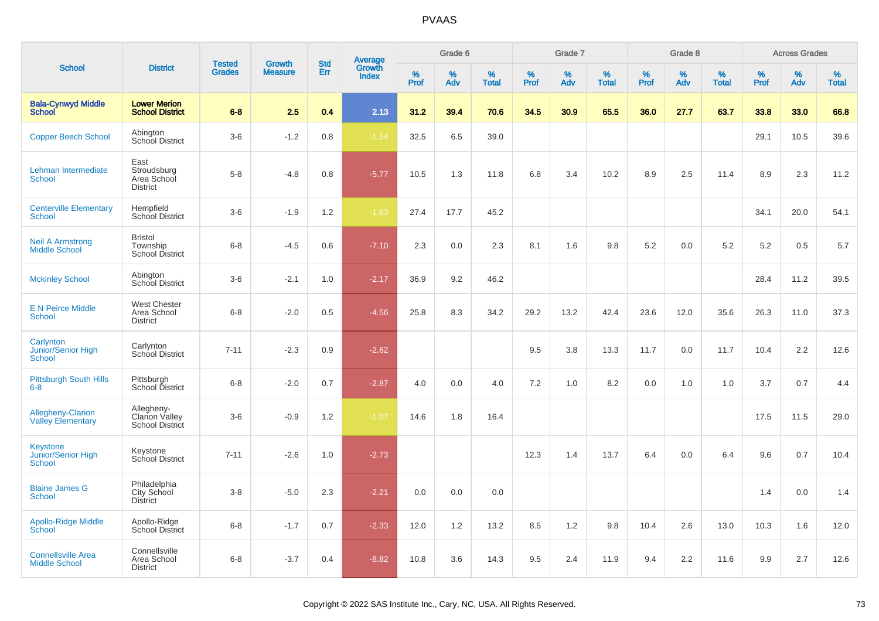# PVAAS

| School | District | Tested Grades | Growth Measure | Std Err | Average Growth Index | Grade 6 | | | Grade 7 | | | Grade 8 | | | Across Grades | | |
|---|---|---|---|---|---|---|---|---|---|---|---|---|---|---|---|---|---|
| | | | | | | % Prof | % Adv | % Total | % Prof | % Adv | % Total | % Prof | % Adv | % Total | % Prof | % Adv | % Total |
| **Bala-Cynwyd Middle School** | **Lower Merion School District** | **6-8** | **2.5** | **0.4** | **2.13** | **31.2** | **39.4** | **70.6** | **34.5** | **30.9** | **65.5** | **36.0** | **27.7** | **63.7** | **33.8** | **33.0** | **66.8** |
| Copper Beech School | Abington School District | 3-6 | -1.2 | 0.8 | -1.54 | 32.5 | 6.5 | 39.0 | | | | | | | 29.1 | 10.5 | 39.6 |
| Lehman Intermediate School | East Stroudsburg Area School District | 5-8 | -4.8 | 0.8 | -5.77 | 10.5 | 1.3 | 11.8 | 6.8 | 3.4 | 10.2 | 8.9 | 2.5 | 11.4 | 8.9 | 2.3 | 11.2 |
| Centerville Elementary School | Hempfield School District | 3-6 | -1.9 | 1.2 | -1.63 | 27.4 | 17.7 | 45.2 | | | | | | | 34.1 | 20.0 | 54.1 |
| Neil A Armstrong Middle School | Bristol Township School District | 6-8 | -4.5 | 0.6 | -7.10 | 2.3 | 0.0 | 2.3 | 8.1 | 1.6 | 9.8 | 5.2 | 0.0 | 5.2 | 5.2 | 0.5 | 5.7 |
| Mckinley School | Abington School District | 3-6 | -2.1 | 1.0 | -2.17 | 36.9 | 9.2 | 46.2 | | | | | | | 28.4 | 11.2 | 39.5 |
| E N Peirce Middle School | West Chester Area School District | 6-8 | -2.0 | 0.5 | -4.56 | 25.8 | 8.3 | 34.2 | 29.2 | 13.2 | 42.4 | 23.6 | 12.0 | 35.6 | 26.3 | 11.0 | 37.3 |
| Carlynton Junior/Senior High School | Carlynton School District | 7-11 | -2.3 | 0.9 | -2.62 | | | | 9.5 | 3.8 | 13.3 | 11.7 | 0.0 | 11.7 | 10.4 | 2.2 | 12.6 |
| Pittsburgh South Hills 6-8 | Pittsburgh School District | 6-8 | -2.0 | 0.7 | -2.87 | 4.0 | 0.0 | 4.0 | 7.2 | 1.0 | 8.2 | 0.0 | 1.0 | 1.0 | 3.7 | 0.7 | 4.4 |
| Allegheny-Clarion Valley Elementary | Allegheny-Clarion Valley School District | 3-6 | -0.9 | 1.2 | -1.07 | 14.6 | 1.8 | 16.4 | | | | | | | 17.5 | 11.5 | 29.0 |
| Keystone Junior/Senior High School | Keystone School District | 7-11 | -2.6 | 1.0 | -2.73 | | | | 12.3 | 1.4 | 13.7 | 6.4 | 0.0 | 6.4 | 9.6 | 0.7 | 10.4 |
| Blaine James G School | Philadelphia City School District | 3-8 | -5.0 | 2.3 | -2.21 | 0.0 | 0.0 | 0.0 | | | | | | | 1.4 | 0.0 | 1.4 |
| Apollo-Ridge Middle School | Apollo-Ridge School District | 6-8 | -1.7 | 0.7 | -2.33 | 12.0 | 1.2 | 13.2 | 8.5 | 1.2 | 9.8 | 10.4 | 2.6 | 13.0 | 10.3 | 1.6 | 12.0 |
| Connellsville Area Middle School | Connellsville Area School District | 6-8 | -3.7 | 0.4 | -8.82 | 10.8 | 3.6 | 14.3 | 9.5 | 2.4 | 11.9 | 9.4 | 2.2 | 11.6 | 9.9 | 2.7 | 12.6 |

Copyright © 2022 SAS Institute Inc., Cary, NC, USA. All Rights Reserved.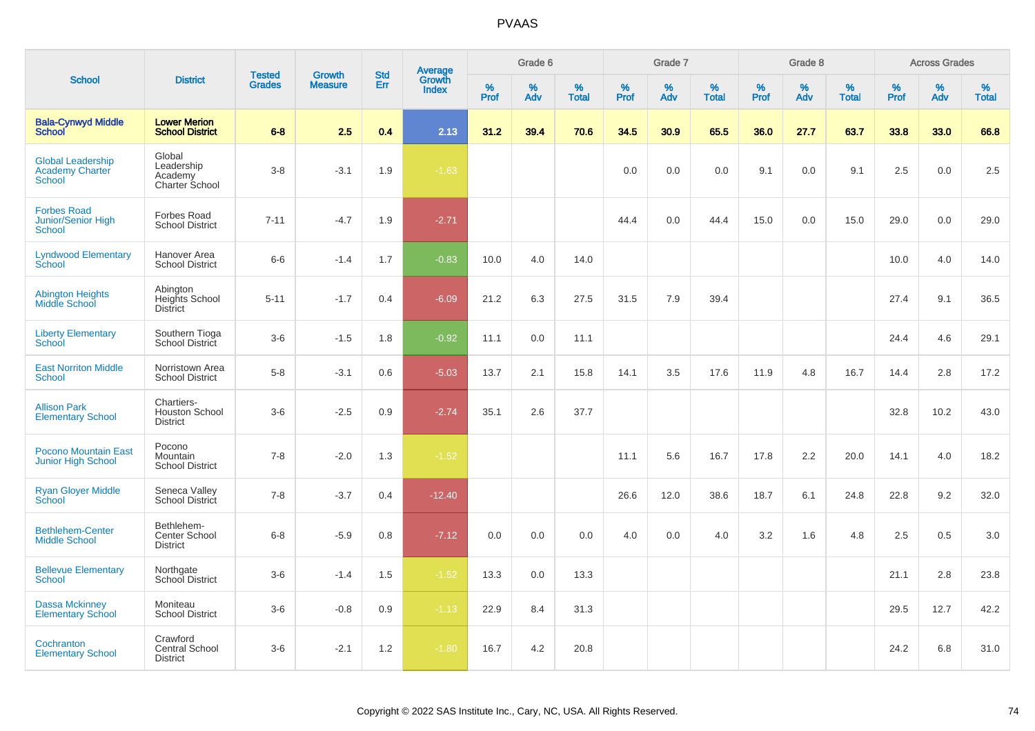# PVAAS

| School | District | Tested Grades | Growth Measure | Std Err | Average Growth Index | Grade 6 | | | Grade 7 | | | Grade 8 | | | Across Grades | | |
|---|---|---|---|---|---|---|---|---|---|---|---|---|---|---|---|---|---|
| | | | | | | % Prof | % Adv | % Total | % Prof | % Adv | % Total | % Prof | % Adv | % Total | % Prof | % Adv | % Total |
| **Bala-Cynwyd Middle School** | **Lower Merion School District** | **6-8** | **2.5** | **0.4** | **2.13** | **31.2** | **39.4** | **70.6** | **34.5** | **30.9** | **65.5** | **36.0** | **27.7** | **63.7** | **33.8** | **33.0** | **66.8** |
| Global Leadership Academy Charter School | Global Leadership Academy Charter School | 3-8 | -3.1 | 1.9 | -1.63 | | | | 0.0 | 0.0 | 0.0 | 9.1 | 0.0 | 9.1 | 2.5 | 0.0 | 2.5 |
| Forbes Road Junior/Senior High School | Forbes Road School District | 7-11 | -4.7 | 1.9 | -2.71 | | | | 44.4 | 0.0 | 44.4 | 15.0 | 0.0 | 15.0 | 29.0 | 0.0 | 29.0 |
| Lyndwood Elementary School | Hanover Area School District | 6-6 | -1.4 | 1.7 | -0.83 | 10.0 | 4.0 | 14.0 | | | | | | | 10.0 | 4.0 | 14.0 |
| Abington Heights Middle School | Abington Heights School District | 5-11 | -1.7 | 0.4 | -6.09 | 21.2 | 6.3 | 27.5 | 31.5 | 7.9 | 39.4 | | | | 27.4 | 9.1 | 36.5 |
| Liberty Elementary School | Southern Tioga School District | 3-6 | -1.5 | 1.8 | -0.92 | 11.1 | 0.0 | 11.1 | | | | | | | 24.4 | 4.6 | 29.1 |
| East Norriton Middle School | Norristown Area School District | 5-8 | -3.1 | 0.6 | -5.03 | 13.7 | 2.1 | 15.8 | 14.1 | 3.5 | 17.6 | 11.9 | 4.8 | 16.7 | 14.4 | 2.8 | 17.2 |
| Allison Park Elementary School | Chartiers-Houston School District | 3-6 | -2.5 | 0.9 | -2.74 | 35.1 | 2.6 | 37.7 | | | | | | | 32.8 | 10.2 | 43.0 |
| Pocono Mountain East Junior High School | Pocono Mountain School District | 7-8 | -2.0 | 1.3 | -1.52 | | | | 11.1 | 5.6 | 16.7 | 17.8 | 2.2 | 20.0 | 14.1 | 4.0 | 18.2 |
| Ryan Gloyer Middle School | Seneca Valley School District | 7-8 | -3.7 | 0.4 | -12.40 | | | | 26.6 | 12.0 | 38.6 | 18.7 | 6.1 | 24.8 | 22.8 | 9.2 | 32.0 |
| Bethlehem-Center Middle School | Bethlehem-Center School District | 6-8 | -5.9 | 0.8 | -7.12 | 0.0 | 0.0 | 0.0 | 4.0 | 0.0 | 4.0 | 3.2 | 1.6 | 4.8 | 2.5 | 0.5 | 3.0 |
| Bellevue Elementary School | Northgate School District | 3-6 | -1.4 | 1.5 | -1.52 | 13.3 | 0.0 | 13.3 | | | | | | | 21.1 | 2.8 | 23.8 |
| Dassa Mckinney Elementary School | Moniteau School District | 3-6 | -0.8 | 0.9 | -1.13 | 22.9 | 8.4 | 31.3 | | | | | | | 29.5 | 12.7 | 42.2 |
| Cochranton Elementary School | Crawford Central School District | 3-6 | -2.1 | 1.2 | -1.80 | 16.7 | 4.2 | 20.8 | | | | | | | 24.2 | 6.8 | 31.0 |

Copyright © 2022 SAS Institute Inc., Cary, NC, USA. All Rights Reserved.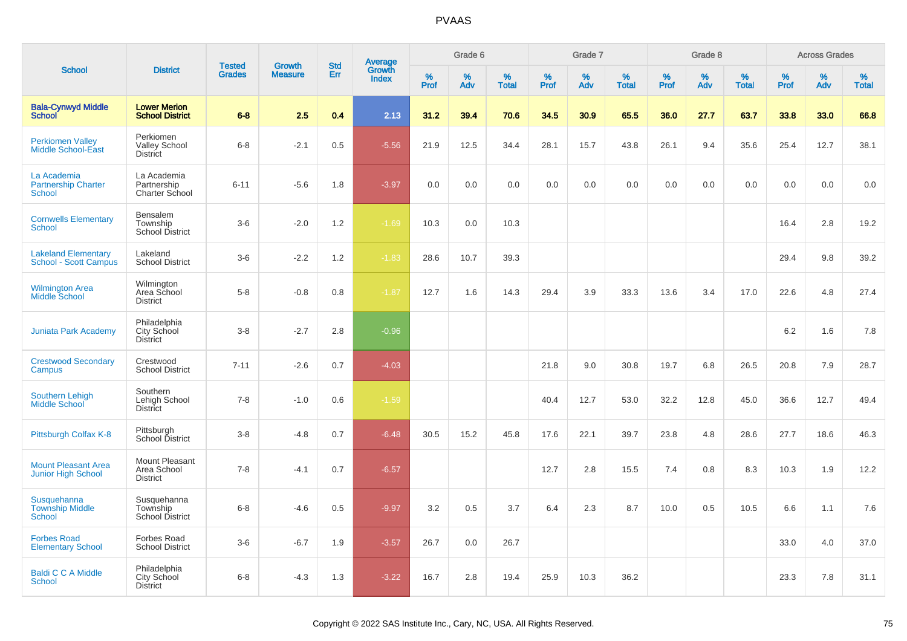# PVAAS

| School | District | Tested Grades | Growth Measure | Std Err | Average Growth Index | Grade 6 | | | Grade 7 | | | Grade 8 | | | Across Grades | | |
|---|---|---|---|---|---|---|---|---|---|---|---|---|---|---|---|---|---|
| | | | | | | % Prof | % Adv | % Total | % Prof | % Adv | % Total | % Prof | % Adv | % Total | % Prof | % Adv | % Total |
| **Bala-Cynwyd Middle School** | **Lower Merion School District** | **6-8** | **2.5** | **0.4** | **2.13** | **31.2** | **39.4** | **70.6** | **34.5** | **30.9** | **65.5** | **36.0** | **27.7** | **63.7** | **33.8** | **33.0** | **66.8** |
| Perkiomen Valley Middle School-East | Perkiomen Valley School District | 6-8 | -2.1 | 0.5 | -5.56 | 21.9 | 12.5 | 34.4 | 28.1 | 15.7 | 43.8 | 26.1 | 9.4 | 35.6 | 25.4 | 12.7 | 38.1 |
| La Academia Partnership Charter School | La Academia Partnership Charter School | 6-11 | -5.6 | 1.8 | -3.97 | 0.0 | 0.0 | 0.0 | 0.0 | 0.0 | 0.0 | 0.0 | 0.0 | 0.0 | 0.0 | 0.0 | 0.0 |
| Cornwells Elementary School | Bensalem Township School District | 3-6 | -2.0 | 1.2 | -1.69 | 10.3 | 0.0 | 10.3 | | | | | | | 16.4 | 2.8 | 19.2 |
| Lakeland Elementary School - Scott Campus | Lakeland School District | 3-6 | -2.2 | 1.2 | -1.83 | 28.6 | 10.7 | 39.3 | | | | | | | 29.4 | 9.8 | 39.2 |
| Wilmington Area Middle School | Wilmington Area School District | 5-8 | -0.8 | 0.8 | -1.87 | 12.7 | 1.6 | 14.3 | 29.4 | 3.9 | 33.3 | 13.6 | 3.4 | 17.0 | 22.6 | 4.8 | 27.4 |
| Juniata Park Academy | Philadelphia City School District | 3-8 | -2.7 | 2.8 | -0.96 | | | | | | | | | | 6.2 | 1.6 | 7.8 |
| Crestwood Secondary Campus | Crestwood School District | 7-11 | -2.6 | 0.7 | -4.03 | | | | 21.8 | 9.0 | 30.8 | 19.7 | 6.8 | 26.5 | 20.8 | 7.9 | 28.7 |
| Southern Lehigh Middle School | Southern Lehigh School District | 7-8 | -1.0 | 0.6 | -1.59 | | | | 40.4 | 12.7 | 53.0 | 32.2 | 12.8 | 45.0 | 36.6 | 12.7 | 49.4 |
| Pittsburgh Colfax K-8 | Pittsburgh School District | 3-8 | -4.8 | 0.7 | -6.48 | 30.5 | 15.2 | 45.8 | 17.6 | 22.1 | 39.7 | 23.8 | 4.8 | 28.6 | 27.7 | 18.6 | 46.3 |
| Mount Pleasant Area Junior High School | Mount Pleasant Area School District | 7-8 | -4.1 | 0.7 | -6.57 | | | | 12.7 | 2.8 | 15.5 | 7.4 | 0.8 | 8.3 | 10.3 | 1.9 | 12.2 |
| Susquehanna Township Middle School | Susquehanna Township School District | 6-8 | -4.6 | 0.5 | -9.97 | 3.2 | 0.5 | 3.7 | 6.4 | 2.3 | 8.7 | 10.0 | 0.5 | 10.5 | 6.6 | 1.1 | 7.6 |
| Forbes Road Elementary School | Forbes Road School District | 3-6 | -6.7 | 1.9 | -3.57 | 26.7 | 0.0 | 26.7 | | | | | | | 33.0 | 4.0 | 37.0 |
| Baldi C C A Middle School | Philadelphia City School District | 6-8 | -4.3 | 1.3 | -3.22 | 16.7 | 2.8 | 19.4 | 25.9 | 10.3 | 36.2 | | | | 23.3 | 7.8 | 31.1 |

Copyright © 2022 SAS Institute Inc., Cary, NC, USA. All Rights Reserved.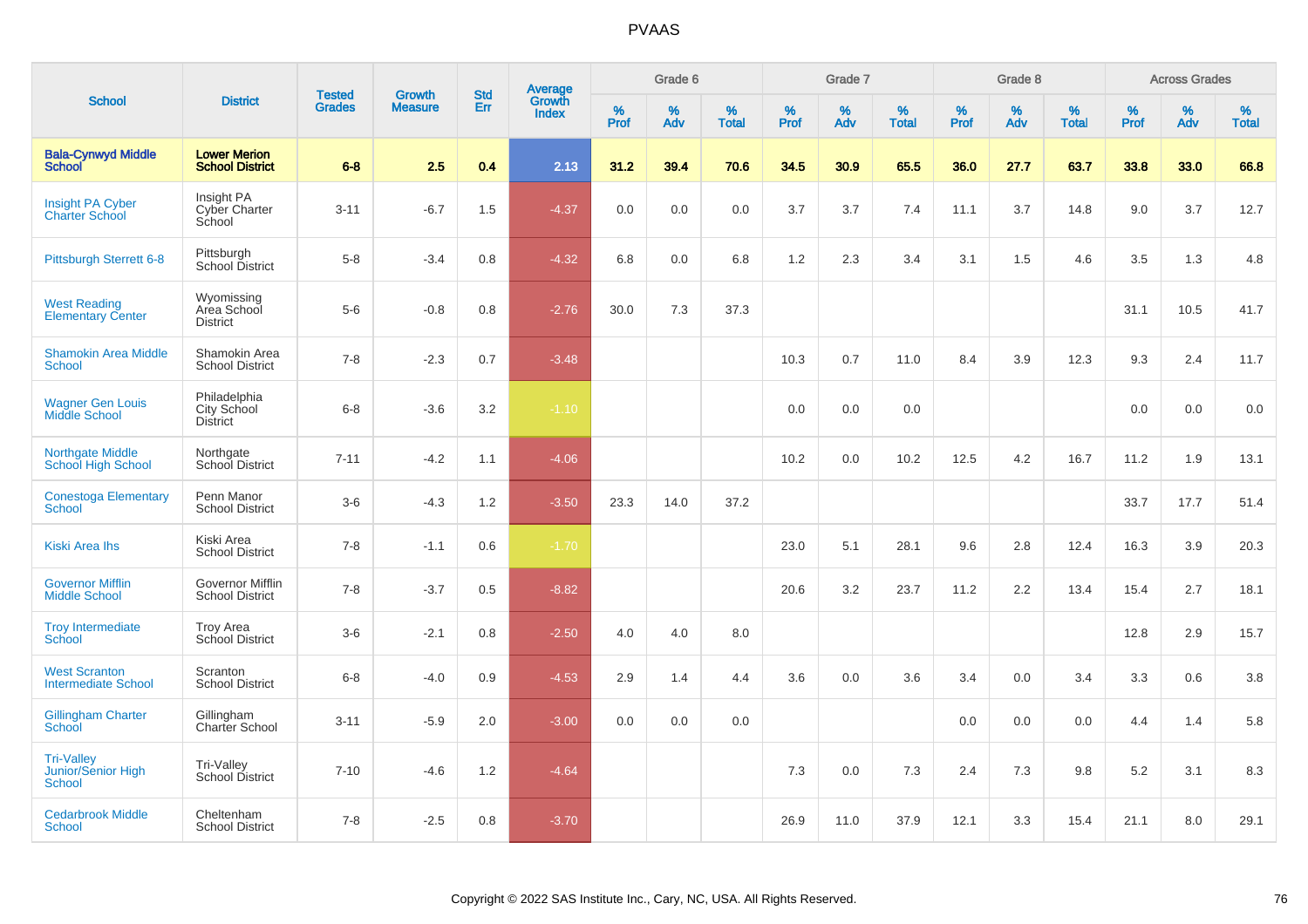# PVAAS

| School | District | Tested Grades | Growth Measure | Std Err | Average Growth Index | Grade 6 | | | Grade 7 | | | Grade 8 | | | Across Grades | | |
|---|---|---|---|---|---|---|---|---|---|---|---|---|---|---|---|---|---|
| | | | | | | % Prof | % Adv | % Total | % Prof | % Adv | % Total | % Prof | % Adv | % Total | % Prof | % Adv | % Total |
| **Bala-Cynwyd Middle School** | **Lower Merion School District** | **6-8** | **2.5** | **0.4** | **2.13** | **31.2** | **39.4** | **70.6** | **34.5** | **30.9** | **65.5** | **36.0** | **27.7** | **63.7** | **33.8** | **33.0** | **66.8** |
| Insight PA Cyber Charter School | Insight PA Cyber Charter School | 3-11 | -6.7 | 1.5 | -4.37 | 0.0 | 0.0 | 0.0 | 3.7 | 3.7 | 7.4 | 11.1 | 3.7 | 14.8 | 9.0 | 3.7 | 12.7 |
| Pittsburgh Sterrett 6-8 | Pittsburgh School District | 5-8 | -3.4 | 0.8 | -4.32 | 6.8 | 0.0 | 6.8 | 1.2 | 2.3 | 3.4 | 3.1 | 1.5 | 4.6 | 3.5 | 1.3 | 4.8 |
| West Reading Elementary Center | Wyomissing Area School District | 5-6 | -0.8 | 0.8 | -2.76 | 30.0 | 7.3 | 37.3 | | | | | | | 31.1 | 10.5 | 41.7 |
| Shamokin Area Middle School | Shamokin Area School District | 7-8 | -2.3 | 0.7 | -3.48 | | | | 10.3 | 0.7 | 11.0 | 8.4 | 3.9 | 12.3 | 9.3 | 2.4 | 11.7 |
| Wagner Gen Louis Middle School | Philadelphia City School District | 6-8 | -3.6 | 3.2 | -1.10 | | | | 0.0 | 0.0 | 0.0 | | | | 0.0 | 0.0 | 0.0 |
| Northgate Middle School High School | Northgate School District | 7-11 | -4.2 | 1.1 | -4.06 | | | | 10.2 | 0.0 | 10.2 | 12.5 | 4.2 | 16.7 | 11.2 | 1.9 | 13.1 |
| Conestoga Elementary School | Penn Manor School District | 3-6 | -4.3 | 1.2 | -3.50 | 23.3 | 14.0 | 37.2 | | | | | | | 33.7 | 17.7 | 51.4 |
| Kiski Area Ihs | Kiski Area School District | 7-8 | -1.1 | 0.6 | -1.70 | | | | 23.0 | 5.1 | 28.1 | 9.6 | 2.8 | 12.4 | 16.3 | 3.9 | 20.3 |
| Governor Mifflin Middle School | Governor Mifflin School District | 7-8 | -3.7 | 0.5 | -8.82 | | | | 20.6 | 3.2 | 23.7 | 11.2 | 2.2 | 13.4 | 15.4 | 2.7 | 18.1 |
| Troy Intermediate School | Troy Area School District | 3-6 | -2.1 | 0.8 | -2.50 | 4.0 | 4.0 | 8.0 | | | | | | | 12.8 | 2.9 | 15.7 |
| West Scranton Intermediate School | Scranton School District | 6-8 | -4.0 | 0.9 | -4.53 | 2.9 | 1.4 | 4.4 | 3.6 | 0.0 | 3.6 | 3.4 | 0.0 | 3.4 | 3.3 | 0.6 | 3.8 |
| Gillingham Charter School | Gillingham Charter School | 3-11 | -5.9 | 2.0 | -3.00 | 0.0 | 0.0 | 0.0 | | | | 0.0 | 0.0 | 0.0 | 4.4 | 1.4 | 5.8 |
| Tri-Valley Junior/Senior High School | Tri-Valley School District | 7-10 | -4.6 | 1.2 | -4.64 | | | | 7.3 | 0.0 | 7.3 | 2.4 | 7.3 | 9.8 | 5.2 | 3.1 | 8.3 |
| Cedarbrook Middle School | Cheltenham School District | 7-8 | -2.5 | 0.8 | -3.70 | | | | 26.9 | 11.0 | 37.9 | 12.1 | 3.3 | 15.4 | 21.1 | 8.0 | 29.1 |

Copyright © 2022 SAS Institute Inc., Cary, NC, USA. All Rights Reserved.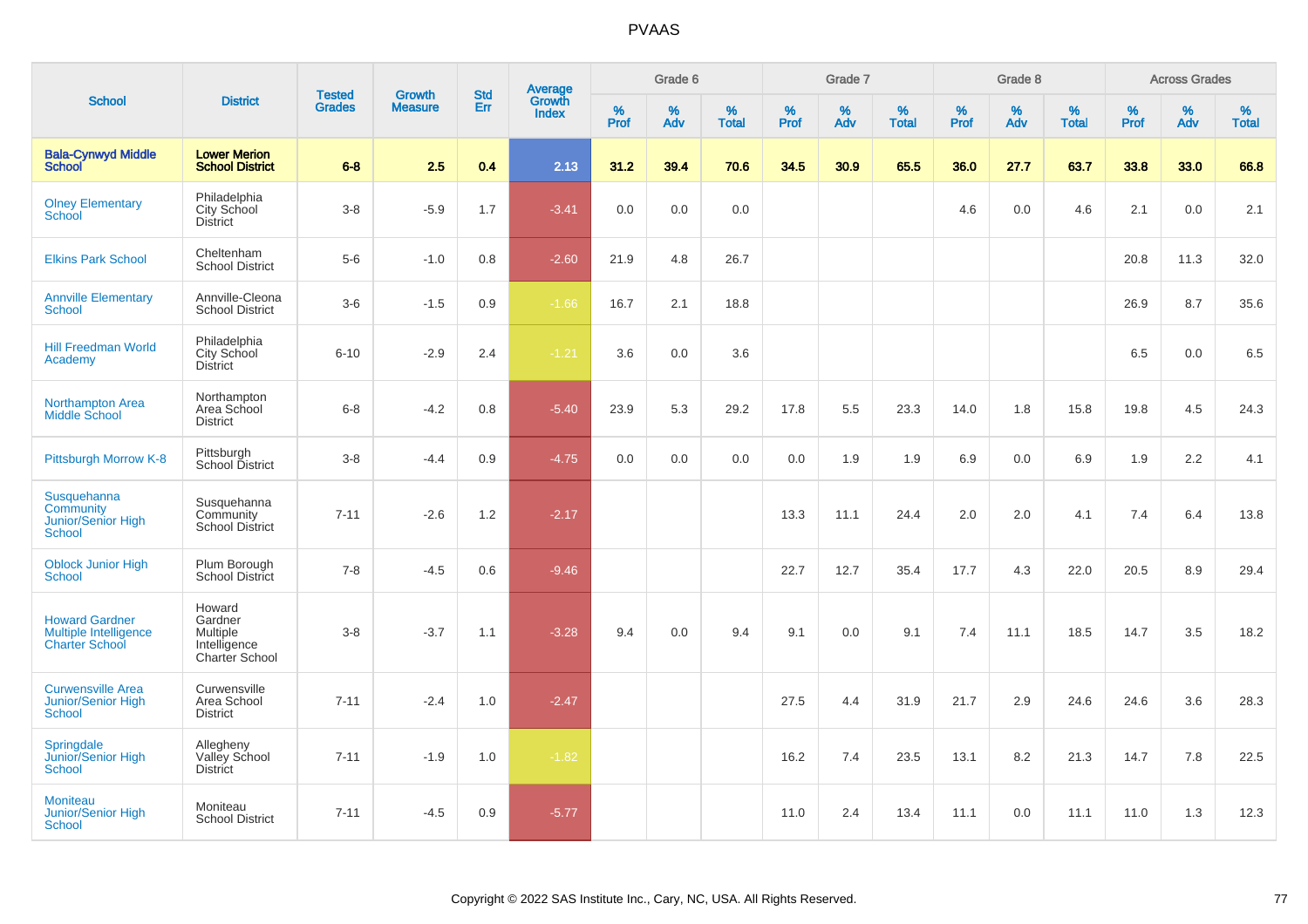# PVAAS

| School | District | Tested Grades | Growth Measure | Std Err | Average Growth Index | Grade 6 | | | Grade 7 | | | Grade 8 | | | Across Grades | | |
|---|---|---|---|---|---|---|---|---|---|---|---|---|---|---|---|---|---|
| | | | | | | % Prof | % Adv | % Total | % Prof | % Adv | % Total | % Prof | % Adv | % Total | % Prof | % Adv | % Total |
| **Bala-Cynwyd Middle School** | **Lower Merion School District** | **6-8** | **2.5** | **0.4** | **2.13** | **31.2** | **39.4** | **70.6** | **34.5** | **30.9** | **65.5** | **36.0** | **27.7** | **63.7** | **33.8** | **33.0** | **66.8** |
| Olney Elementary School | Philadelphia City School District | 3-8 | -5.9 | 1.7 | -3.41 | 0.0 | 0.0 | 0.0 | | | | 4.6 | 0.0 | 4.6 | 2.1 | 0.0 | 2.1 |
| Elkins Park School | Cheltenham School District | 5-6 | -1.0 | 0.8 | -2.60 | 21.9 | 4.8 | 26.7 | | | | | | | 20.8 | 11.3 | 32.0 |
| Annville Elementary School | Annville-Cleona School District | 3-6 | -1.5 | 0.9 | -1.66 | 16.7 | 2.1 | 18.8 | | | | | | | 26.9 | 8.7 | 35.6 |
| Hill Freedman World Academy | Philadelphia City School District | 6-10 | -2.9 | 2.4 | -1.21 | 3.6 | 0.0 | 3.6 | | | | | | | 6.5 | 0.0 | 6.5 |
| Northampton Area Middle School | Northampton Area School District | 6-8 | -4.2 | 0.8 | -5.40 | 23.9 | 5.3 | 29.2 | 17.8 | 5.5 | 23.3 | 14.0 | 1.8 | 15.8 | 19.8 | 4.5 | 24.3 |
| Pittsburgh Morrow K-8 | Pittsburgh School District | 3-8 | -4.4 | 0.9 | -4.75 | 0.0 | 0.0 | 0.0 | 0.0 | 1.9 | 1.9 | 6.9 | 0.0 | 6.9 | 1.9 | 2.2 | 4.1 |
| Susquehanna Community Junior/Senior High School | Susquehanna Community School District | 7-11 | -2.6 | 1.2 | -2.17 | | | | 13.3 | 11.1 | 24.4 | 2.0 | 2.0 | 4.1 | 7.4 | 6.4 | 13.8 |
| Oblock Junior High School | Plum Borough School District | 7-8 | -4.5 | 0.6 | -9.46 | | | | 22.7 | 12.7 | 35.4 | 17.7 | 4.3 | 22.0 | 20.5 | 8.9 | 29.4 |
| Howard Gardner Multiple Intelligence Charter School | Howard Gardner Multiple Intelligence Charter School | 3-8 | -3.7 | 1.1 | -3.28 | 9.4 | 0.0 | 9.4 | 9.1 | 0.0 | 9.1 | 7.4 | 11.1 | 18.5 | 14.7 | 3.5 | 18.2 |
| Curwensville Area Junior/Senior High School | Curwensville Area School District | 7-11 | -2.4 | 1.0 | -2.47 | | | | 27.5 | 4.4 | 31.9 | 21.7 | 2.9 | 24.6 | 24.6 | 3.6 | 28.3 |
| Springdale Junior/Senior High School | Allegheny Valley School District | 7-11 | -1.9 | 1.0 | -1.82 | | | | 16.2 | 7.4 | 23.5 | 13.1 | 8.2 | 21.3 | 14.7 | 7.8 | 22.5 |
| Moniteau Junior/Senior High School | Moniteau School District | 7-11 | -4.5 | 0.9 | -5.77 | | | | 11.0 | 2.4 | 13.4 | 11.1 | 0.0 | 11.1 | 11.0 | 1.3 | 12.3 |

Copyright © 2022 SAS Institute Inc., Cary, NC, USA. All Rights Reserved.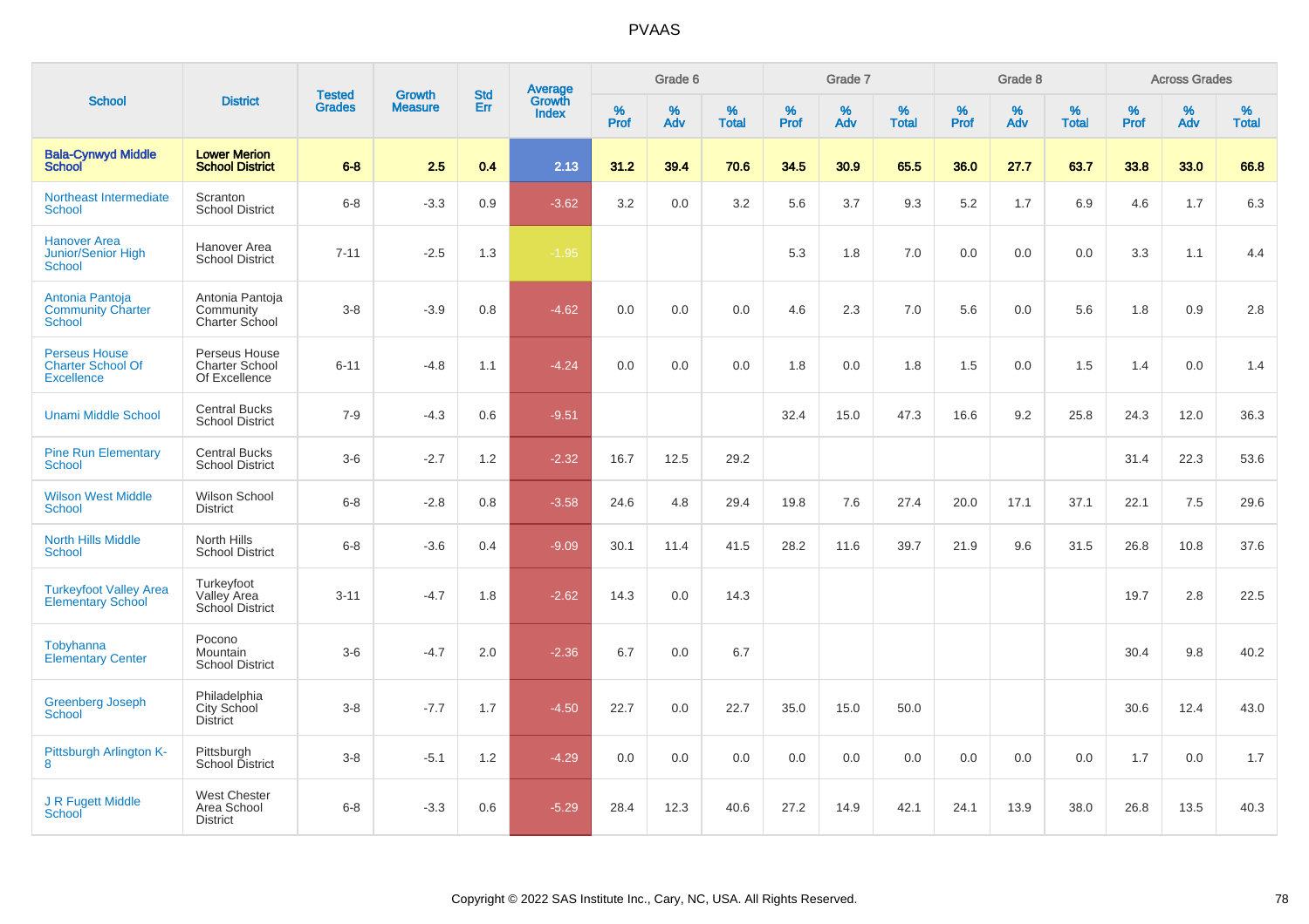# PVAAS

| School | District | Tested Grades | Growth Measure | Std Err | Average Growth Index | Grade 6 | | | Grade 7 | | | Grade 8 | | | Across Grades | | |
|---|---|---|---|---|---|---|---|---|---|---|---|---|---|---|---|---|---|
| | | | | | | % Prof | % Adv | % Total | % Prof | % Adv | % Total | % Prof | % Adv | % Total | % Prof | % Adv | % Total |
| **Bala-Cynwyd Middle School** | **Lower Merion School District** | **6-8** | **2.5** | **0.4** | **2.13** | **31.2** | **39.4** | **70.6** | **34.5** | **30.9** | **65.5** | **36.0** | **27.7** | **63.7** | **33.8** | **33.0** | **66.8** |
| Northeast Intermediate School | Scranton School District | 6-8 | -3.3 | 0.9 | -3.62 | 3.2 | 0.0 | 3.2 | 5.6 | 3.7 | 9.3 | 5.2 | 1.7 | 6.9 | 4.6 | 1.7 | 6.3 |
| Hanover Area Junior/Senior High School | Hanover Area School District | 7-11 | -2.5 | 1.3 | -1.95 | | | | 5.3 | 1.8 | 7.0 | 0.0 | 0.0 | 0.0 | 3.3 | 1.1 | 4.4 |
| Antonia Pantoja Community Charter School | Antonia Pantoja Community Charter School | 3-8 | -3.9 | 0.8 | -4.62 | 0.0 | 0.0 | 0.0 | 4.6 | 2.3 | 7.0 | 5.6 | 0.0 | 5.6 | 1.8 | 0.9 | 2.8 |
| Perseus House Charter School Of Excellence | Perseus House Charter School Of Excellence | 6-11 | -4.8 | 1.1 | -4.24 | 0.0 | 0.0 | 0.0 | 1.8 | 0.0 | 1.8 | 1.5 | 0.0 | 1.5 | 1.4 | 0.0 | 1.4 |
| Unami Middle School | Central Bucks School District | 7-9 | -4.3 | 0.6 | -9.51 | | | | 32.4 | 15.0 | 47.3 | 16.6 | 9.2 | 25.8 | 24.3 | 12.0 | 36.3 |
| Pine Run Elementary School | Central Bucks School District | 3-6 | -2.7 | 1.2 | -2.32 | 16.7 | 12.5 | 29.2 | | | | | | | 31.4 | 22.3 | 53.6 |
| Wilson West Middle School | Wilson School District | 6-8 | -2.8 | 0.8 | -3.58 | 24.6 | 4.8 | 29.4 | 19.8 | 7.6 | 27.4 | 20.0 | 17.1 | 37.1 | 22.1 | 7.5 | 29.6 |
| North Hills Middle School | North Hills School District | 6-8 | -3.6 | 0.4 | -9.09 | 30.1 | 11.4 | 41.5 | 28.2 | 11.6 | 39.7 | 21.9 | 9.6 | 31.5 | 26.8 | 10.8 | 37.6 |
| Turkeyfoot Valley Area Elementary School | Turkeyfoot Valley Area School District | 3-11 | -4.7 | 1.8 | -2.62 | 14.3 | 0.0 | 14.3 | | | | | | | 19.7 | 2.8 | 22.5 |
| Tobyhanna Elementary Center | Pocono Mountain School District | 3-6 | -4.7 | 2.0 | -2.36 | 6.7 | 0.0 | 6.7 | | | | | | | 30.4 | 9.8 | 40.2 |
| Greenberg Joseph School | Philadelphia City School District | 3-8 | -7.7 | 1.7 | -4.50 | 22.7 | 0.0 | 22.7 | 35.0 | 15.0 | 50.0 | | | | 30.6 | 12.4 | 43.0 |
| Pittsburgh Arlington K-8 | Pittsburgh School District | 3-8 | -5.1 | 1.2 | -4.29 | 0.0 | 0.0 | 0.0 | 0.0 | 0.0 | 0.0 | 0.0 | 0.0 | 0.0 | 1.7 | 0.0 | 1.7 |
| J R Fugett Middle School | West Chester Area School District | 6-8 | -3.3 | 0.6 | -5.29 | 28.4 | 12.3 | 40.6 | 27.2 | 14.9 | 42.1 | 24.1 | 13.9 | 38.0 | 26.8 | 13.5 | 40.3 |

Copyright © 2022 SAS Institute Inc., Cary, NC, USA. All Rights Reserved.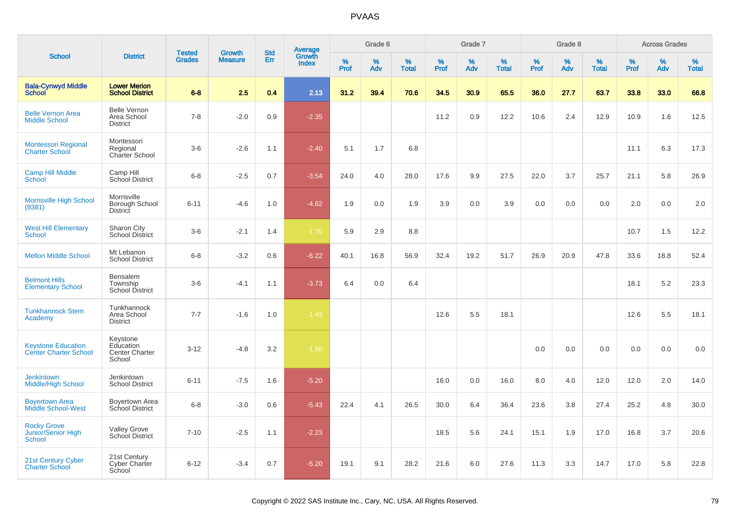# PVAAS

| School | District | Tested Grades | Growth Measure | Std Err | Average Growth Index | Grade 6 | | | Grade 7 | | | Grade 8 | | | Across Grades | | |
|---|---|---|---|---|---|---|---|---|---|---|---|---|---|---|---|---|---|
| | | | | | | % Prof | % Adv | % Total | % Prof | % Adv | % Total | % Prof | % Adv | % Total | % Prof | % Adv | % Total |
| **Bala-Cynwyd Middle School** | **Lower Merion School District** | **6-8** | **2.5** | **0.4** | **2.13** | **31.2** | **39.4** | **70.6** | **34.5** | **30.9** | **65.5** | **36.0** | **27.7** | **63.7** | **33.8** | **33.0** | **66.8** |
| Belle Vernon Area Middle School | Belle Vernon Area School District | 7-8 | -2.0 | 0.9 | -2.35 | | | | 11.2 | 0.9 | 12.2 | 10.6 | 2.4 | 12.9 | 10.9 | 1.6 | 12.5 |
| Montessori Regional Charter School | Montessori Regional Charter School | 3-6 | -2.6 | 1.1 | -2.40 | 5.1 | 1.7 | 6.8 | | | | | | | 11.1 | 6.3 | 17.3 |
| Camp Hill Middle School | Camp Hill School District | 6-8 | -2.5 | 0.7 | -3.54 | 24.0 | 4.0 | 28.0 | 17.6 | 9.9 | 27.5 | 22.0 | 3.7 | 25.7 | 21.1 | 5.8 | 26.9 |
| Morrisville High School (8381) | Morrisville Borough School District | 6-11 | -4.6 | 1.0 | -4.62 | 1.9 | 0.0 | 1.9 | 3.9 | 0.0 | 3.9 | 0.0 | 0.0 | 0.0 | 2.0 | 0.0 | 2.0 |
| West Hill Elementary School | Sharon City School District | 3-6 | -2.1 | 1.4 | -1.70 | 5.9 | 2.9 | 8.8 | | | | | | | 10.7 | 1.5 | 12.2 |
| Mellon Middle School | Mt Lebanon School District | 6-8 | -3.2 | 0.6 | -6.22 | 40.1 | 16.8 | 56.9 | 32.4 | 19.2 | 51.7 | 26.9 | 20.9 | 47.8 | 33.6 | 18.8 | 52.4 |
| Belmont Hills Elementary School | Bensalem Township School District | 3-6 | -4.1 | 1.1 | -3.73 | 6.4 | 0.0 | 6.4 | | | | | | | 18.1 | 5.2 | 23.3 |
| Tunkhannock Stem Academy | Tunkhannock Area School District | 7-7 | -1.6 | 1.0 | -1.49 | | | | 12.6 | 5.5 | 18.1 | | | | 12.6 | 5.5 | 18.1 |
| Keystone Education Center Charter School | Keystone Education Center Charter School | 3-12 | -4.8 | 3.2 | -1.50 | | | | | | | 0.0 | 0.0 | 0.0 | 0.0 | 0.0 | 0.0 |
| Jenkintown Middle/High School | Jenkintown School District | 6-11 | -7.5 | 1.6 | -5.20 | | | | 16.0 | 0.0 | 16.0 | 8.0 | 4.0 | 12.0 | 12.0 | 2.0 | 14.0 |
| Boyertown Area Middle School-West | Boyertown Area School District | 6-8 | -3.0 | 0.6 | -5.43 | 22.4 | 4.1 | 26.5 | 30.0 | 6.4 | 36.4 | 23.6 | 3.8 | 27.4 | 25.2 | 4.8 | 30.0 |
| Rocky Grove Junior/Senior High School | Valley Grove School District | 7-10 | -2.5 | 1.1 | -2.23 | | | | 18.5 | 5.6 | 24.1 | 15.1 | 1.9 | 17.0 | 16.8 | 3.7 | 20.6 |
| 21st Century Cyber Charter School | 21st Century Cyber Charter School | 6-12 | -3.4 | 0.7 | -5.20 | 19.1 | 9.1 | 28.2 | 21.6 | 6.0 | 27.6 | 11.3 | 3.3 | 14.7 | 17.0 | 5.8 | 22.8 |

Copyright © 2022 SAS Institute Inc., Cary, NC, USA. All Rights Reserved.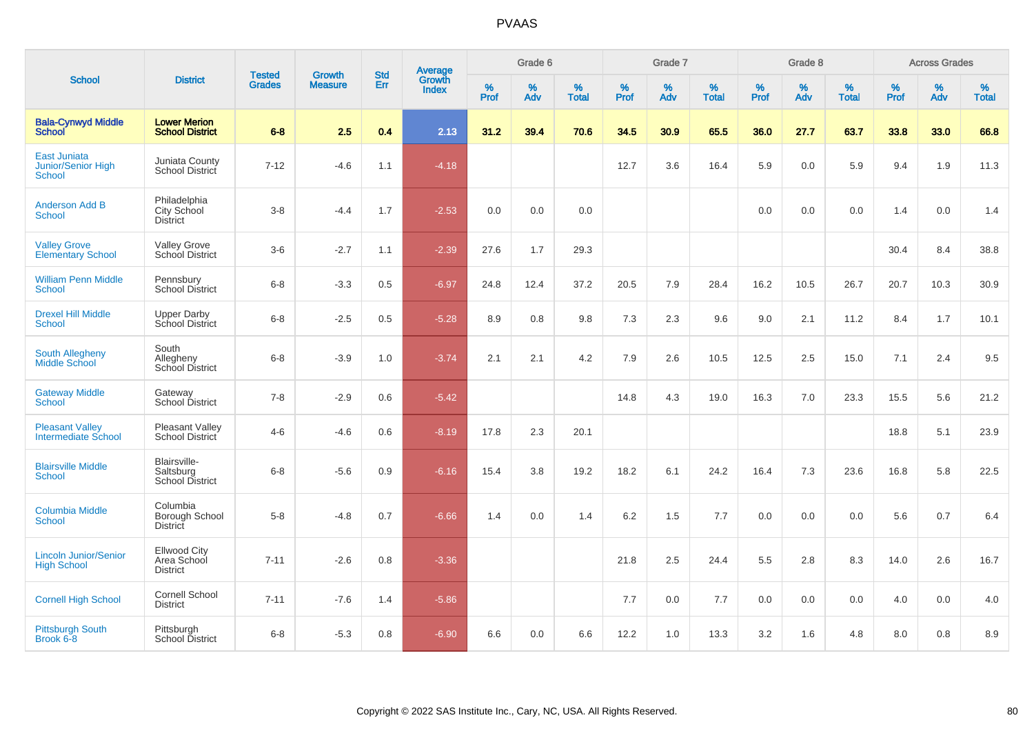# PVAAS

| School | District | Tested Grades | Growth Measure | Std Err | Average Growth Index | Grade 6 | | | Grade 7 | | | Grade 8 | | | Across Grades | | |
|---|---|---|---|---|---|---|---|---|---|---|---|---|---|---|---|---|---|
| | | | | | | % Prof | % Adv | % Total | % Prof | % Adv | % Total | % Prof | % Adv | % Total | % Prof | % Adv | % Total |
| **Bala-Cynwyd Middle School** | **Lower Merion School District** | **6-8** | **2.5** | **0.4** | **2.13** | **31.2** | **39.4** | **70.6** | **34.5** | **30.9** | **65.5** | **36.0** | **27.7** | **63.7** | **33.8** | **33.0** | **66.8** |
| East Juniata Junior/Senior High School | Juniata County School District | 7-12 | -4.6 | 1.1 | -4.18 | | | | 12.7 | 3.6 | 16.4 | 5.9 | 0.0 | 5.9 | 9.4 | 1.9 | 11.3 |
| Anderson Add B School | Philadelphia City School District | 3-8 | -4.4 | 1.7 | -2.53 | 0.0 | 0.0 | 0.0 | | | | 0.0 | 0.0 | 0.0 | 1.4 | 0.0 | 1.4 |
| Valley Grove Elementary School | Valley Grove School District | 3-6 | -2.7 | 1.1 | -2.39 | 27.6 | 1.7 | 29.3 | | | | | | | 30.4 | 8.4 | 38.8 |
| William Penn Middle School | Pennsbury School District | 6-8 | -3.3 | 0.5 | -6.97 | 24.8 | 12.4 | 37.2 | 20.5 | 7.9 | 28.4 | 16.2 | 10.5 | 26.7 | 20.7 | 10.3 | 30.9 |
| Drexel Hill Middle School | Upper Darby School District | 6-8 | -2.5 | 0.5 | -5.28 | 8.9 | 0.8 | 9.8 | 7.3 | 2.3 | 9.6 | 9.0 | 2.1 | 11.2 | 8.4 | 1.7 | 10.1 |
| South Allegheny Middle School | South Allegheny School District | 6-8 | -3.9 | 1.0 | -3.74 | 2.1 | 2.1 | 4.2 | 7.9 | 2.6 | 10.5 | 12.5 | 2.5 | 15.0 | 7.1 | 2.4 | 9.5 |
| Gateway Middle School | Gateway School District | 7-8 | -2.9 | 0.6 | -5.42 | | | | 14.8 | 4.3 | 19.0 | 16.3 | 7.0 | 23.3 | 15.5 | 5.6 | 21.2 |
| Pleasant Valley Intermediate School | Pleasant Valley School District | 4-6 | -4.6 | 0.6 | -8.19 | 17.8 | 2.3 | 20.1 | | | | | | | 18.8 | 5.1 | 23.9 |
| Blairsville Middle School | Blairsville-Saltsburg School District | 6-8 | -5.6 | 0.9 | -6.16 | 15.4 | 3.8 | 19.2 | 18.2 | 6.1 | 24.2 | 16.4 | 7.3 | 23.6 | 16.8 | 5.8 | 22.5 |
| Columbia Middle School | Columbia Borough School District | 5-8 | -4.8 | 0.7 | -6.66 | 1.4 | 0.0 | 1.4 | 6.2 | 1.5 | 7.7 | 0.0 | 0.0 | 0.0 | 5.6 | 0.7 | 6.4 |
| Lincoln Junior/Senior High School | Ellwood City Area School District | 7-11 | -2.6 | 0.8 | -3.36 | | | | 21.8 | 2.5 | 24.4 | 5.5 | 2.8 | 8.3 | 14.0 | 2.6 | 16.7 |
| Cornell High School | Cornell School District | 7-11 | -7.6 | 1.4 | -5.86 | | | | 7.7 | 0.0 | 7.7 | 0.0 | 0.0 | 0.0 | 4.0 | 0.0 | 4.0 |
| Pittsburgh South Brook 6-8 | Pittsburgh School District | 6-8 | -5.3 | 0.8 | -6.90 | 6.6 | 0.0 | 6.6 | 12.2 | 1.0 | 13.3 | 3.2 | 1.6 | 4.8 | 8.0 | 0.8 | 8.9 |

Copyright © 2022 SAS Institute Inc., Cary, NC, USA. All Rights Reserved.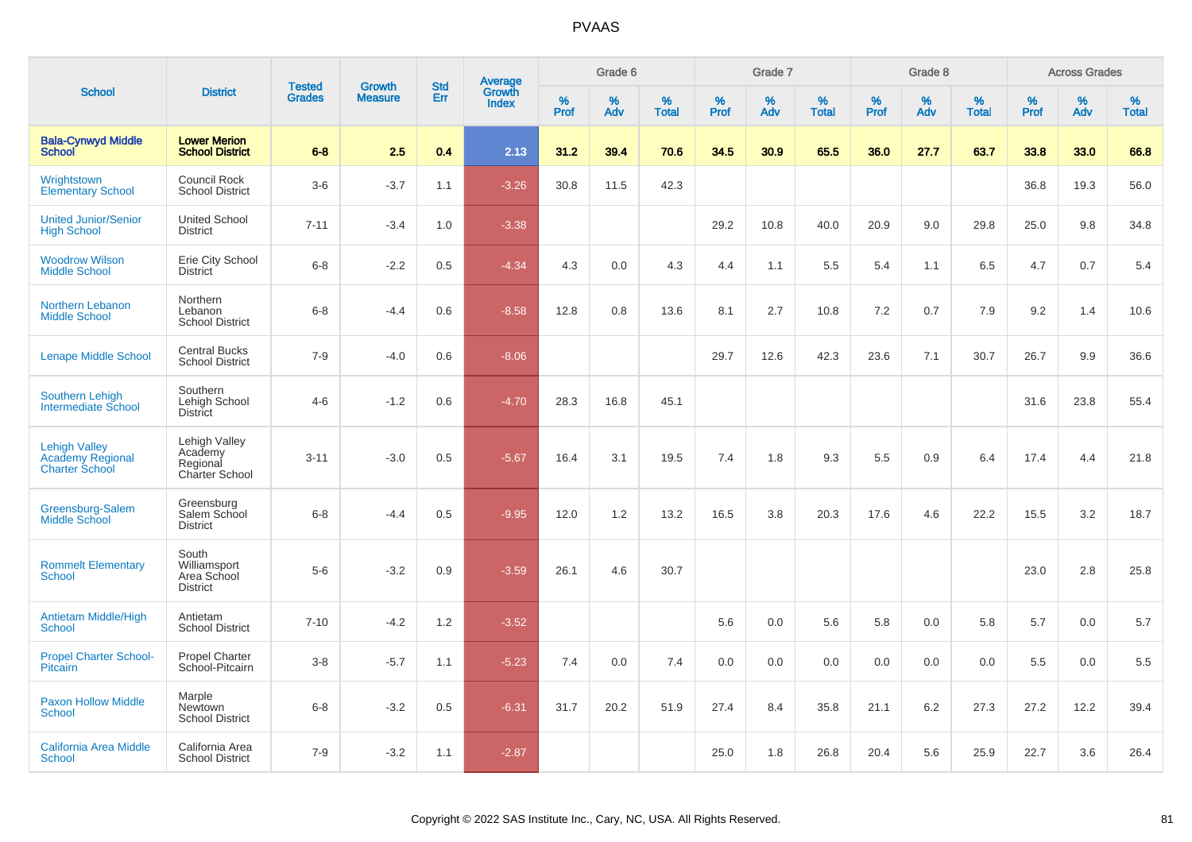# PVAAS

| School | District | Tested Grades | Growth Measure | Std Err | Average Growth Index | Grade 6 | | | Grade 7 | | | Grade 8 | | | Across Grades | | |
|---|---|---|---|---|---|---|---|---|---|---|---|---|---|---|---|---|---|
| | | | | | | % Prof | % Adv | % Total | % Prof | % Adv | % Total | % Prof | % Adv | % Total | % Prof | % Adv | % Total |
| **Bala-Cynwyd Middle School** | **Lower Merion School District** | **6-8** | **2.5** | **0.4** | **2.13** | **31.2** | **39.4** | **70.6** | **34.5** | **30.9** | **65.5** | **36.0** | **27.7** | **63.7** | **33.8** | **33.0** | **66.8** |
| Wrightstown Elementary School | Council Rock School District | 3-6 | -3.7 | 1.1 | -3.26 | 30.8 | 11.5 | 42.3 | | | | | | | 36.8 | 19.3 | 56.0 |
| United Junior/Senior High School | United School District | 7-11 | -3.4 | 1.0 | -3.38 | | | | 29.2 | 10.8 | 40.0 | 20.9 | 9.0 | 29.8 | 25.0 | 9.8 | 34.8 |
| Woodrow Wilson Middle School | Erie City School District | 6-8 | -2.2 | 0.5 | -4.34 | 4.3 | 0.0 | 4.3 | 4.4 | 1.1 | 5.5 | 5.4 | 1.1 | 6.5 | 4.7 | 0.7 | 5.4 |
| Northern Lebanon Middle School | Northern Lebanon School District | 6-8 | -4.4 | 0.6 | -8.58 | 12.8 | 0.8 | 13.6 | 8.1 | 2.7 | 10.8 | 7.2 | 0.7 | 7.9 | 9.2 | 1.4 | 10.6 |
| Lenape Middle School | Central Bucks School District | 7-9 | -4.0 | 0.6 | -8.06 | | | | 29.7 | 12.6 | 42.3 | 23.6 | 7.1 | 30.7 | 26.7 | 9.9 | 36.6 |
| Southern Lehigh Intermediate School | Southern Lehigh School District | 4-6 | -1.2 | 0.6 | -4.70 | 28.3 | 16.8 | 45.1 | | | | | | | 31.6 | 23.8 | 55.4 |
| Lehigh Valley Academy Regional Charter School | Lehigh Valley Academy Regional Charter School | 3-11 | -3.0 | 0.5 | -5.67 | 16.4 | 3.1 | 19.5 | 7.4 | 1.8 | 9.3 | 5.5 | 0.9 | 6.4 | 17.4 | 4.4 | 21.8 |
| Greensburg-Salem Middle School | Greensburg Salem School District | 6-8 | -4.4 | 0.5 | -9.95 | 12.0 | 1.2 | 13.2 | 16.5 | 3.8 | 20.3 | 17.6 | 4.6 | 22.2 | 15.5 | 3.2 | 18.7 |
| Rommelt Elementary School | South Williamsport Area School District | 5-6 | -3.2 | 0.9 | -3.59 | 26.1 | 4.6 | 30.7 | | | | | | | 23.0 | 2.8 | 25.8 |
| Antietam Middle/High School | Antietam School District | 7-10 | -4.2 | 1.2 | -3.52 | | | | 5.6 | 0.0 | 5.6 | 5.8 | 0.0 | 5.8 | 5.7 | 0.0 | 5.7 |
| Propel Charter School-Pitcairn | Propel Charter School-Pitcairn | 3-8 | -5.7 | 1.1 | -5.23 | 7.4 | 0.0 | 7.4 | 0.0 | 0.0 | 0.0 | 0.0 | 0.0 | 0.0 | 5.5 | 0.0 | 5.5 |
| Paxon Hollow Middle School | Marple Newtown School District | 6-8 | -3.2 | 0.5 | -6.31 | 31.7 | 20.2 | 51.9 | 27.4 | 8.4 | 35.8 | 21.1 | 6.2 | 27.3 | 27.2 | 12.2 | 39.4 |
| California Area Middle School | California Area School District | 7-9 | -3.2 | 1.1 | -2.87 | | | | 25.0 | 1.8 | 26.8 | 20.4 | 5.6 | 25.9 | 22.7 | 3.6 | 26.4 |

Copyright © 2022 SAS Institute Inc., Cary, NC, USA. All Rights Reserved.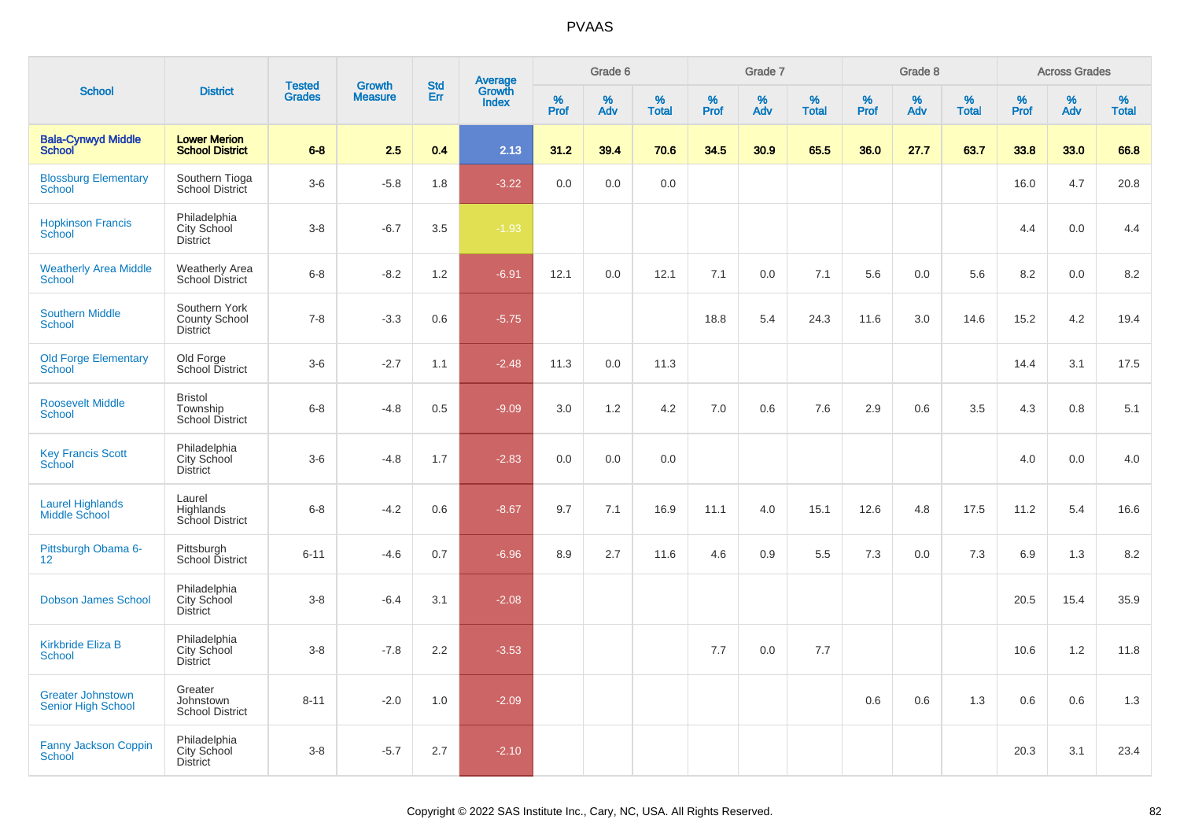# PVAAS

| School | District | Tested Grades | Growth Measure | Std Err | Average Growth Index | Grade 6 | | | Grade 7 | | | Grade 8 | | | Across Grades | | |
|---|---|---|---|---|---|---|---|---|---|---|---|---|---|---|---|---|---|
| | | | | | | % Prof | % Adv | % Total | % Prof | % Adv | % Total | % Prof | % Adv | % Total | % Prof | % Adv | % Total |
| **Bala-Cynwyd Middle School** | **Lower Merion School District** | **6-8** | **2.5** | **0.4** | **2.13** | **31.2** | **39.4** | **70.6** | **34.5** | **30.9** | **65.5** | **36.0** | **27.7** | **63.7** | **33.8** | **33.0** | **66.8** |
| Blossburg Elementary School | Southern Tioga School District | 3-6 | -5.8 | 1.8 | -3.22 | 0.0 | 0.0 | 0.0 | | | | | | | 16.0 | 4.7 | 20.8 |
| Hopkinson Francis School | Philadelphia City School District | 3-8 | -6.7 | 3.5 | -1.93 | | | | | | | | | | 4.4 | 0.0 | 4.4 |
| Weatherly Area Middle School | Weatherly Area School District | 6-8 | -8.2 | 1.2 | -6.91 | 12.1 | 0.0 | 12.1 | 7.1 | 0.0 | 7.1 | 5.6 | 0.0 | 5.6 | 8.2 | 0.0 | 8.2 |
| Southern Middle School | Southern York County School District | 7-8 | -3.3 | 0.6 | -5.75 | | | | 18.8 | 5.4 | 24.3 | 11.6 | 3.0 | 14.6 | 15.2 | 4.2 | 19.4 |
| Old Forge Elementary School | Old Forge School District | 3-6 | -2.7 | 1.1 | -2.48 | 11.3 | 0.0 | 11.3 | | | | | | | 14.4 | 3.1 | 17.5 |
| Roosevelt Middle School | Bristol Township School District | 6-8 | -4.8 | 0.5 | -9.09 | 3.0 | 1.2 | 4.2 | 7.0 | 0.6 | 7.6 | 2.9 | 0.6 | 3.5 | 4.3 | 0.8 | 5.1 |
| Key Francis Scott School | Philadelphia City School District | 3-6 | -4.8 | 1.7 | -2.83 | 0.0 | 0.0 | 0.0 | | | | | | | 4.0 | 0.0 | 4.0 |
| Laurel Highlands Middle School | Laurel Highlands School District | 6-8 | -4.2 | 0.6 | -8.67 | 9.7 | 7.1 | 16.9 | 11.1 | 4.0 | 15.1 | 12.6 | 4.8 | 17.5 | 11.2 | 5.4 | 16.6 |
| Pittsburgh Obama 6-12 | Pittsburgh School District | 6-11 | -4.6 | 0.7 | -6.96 | 8.9 | 2.7 | 11.6 | 4.6 | 0.9 | 5.5 | 7.3 | 0.0 | 7.3 | 6.9 | 1.3 | 8.2 |
| Dobson James School | Philadelphia City School District | 3-8 | -6.4 | 3.1 | -2.08 | | | | | | | | | | 20.5 | 15.4 | 35.9 |
| Kirkbride Eliza B School | Philadelphia City School District | 3-8 | -7.8 | 2.2 | -3.53 | | | | 7.7 | 0.0 | 7.7 | | | | 10.6 | 1.2 | 11.8 |
| Greater Johnstown Senior High School | Greater Johnstown School District | 8-11 | -2.0 | 1.0 | -2.09 | | | | | | | 0.6 | 0.6 | 1.3 | 0.6 | 0.6 | 1.3 |
| Fanny Jackson Coppin School | Philadelphia City School District | 3-8 | -5.7 | 2.7 | -2.10 | | | | | | | | | | 20.3 | 3.1 | 23.4 |

Copyright © 2022 SAS Institute Inc., Cary, NC, USA. All Rights Reserved.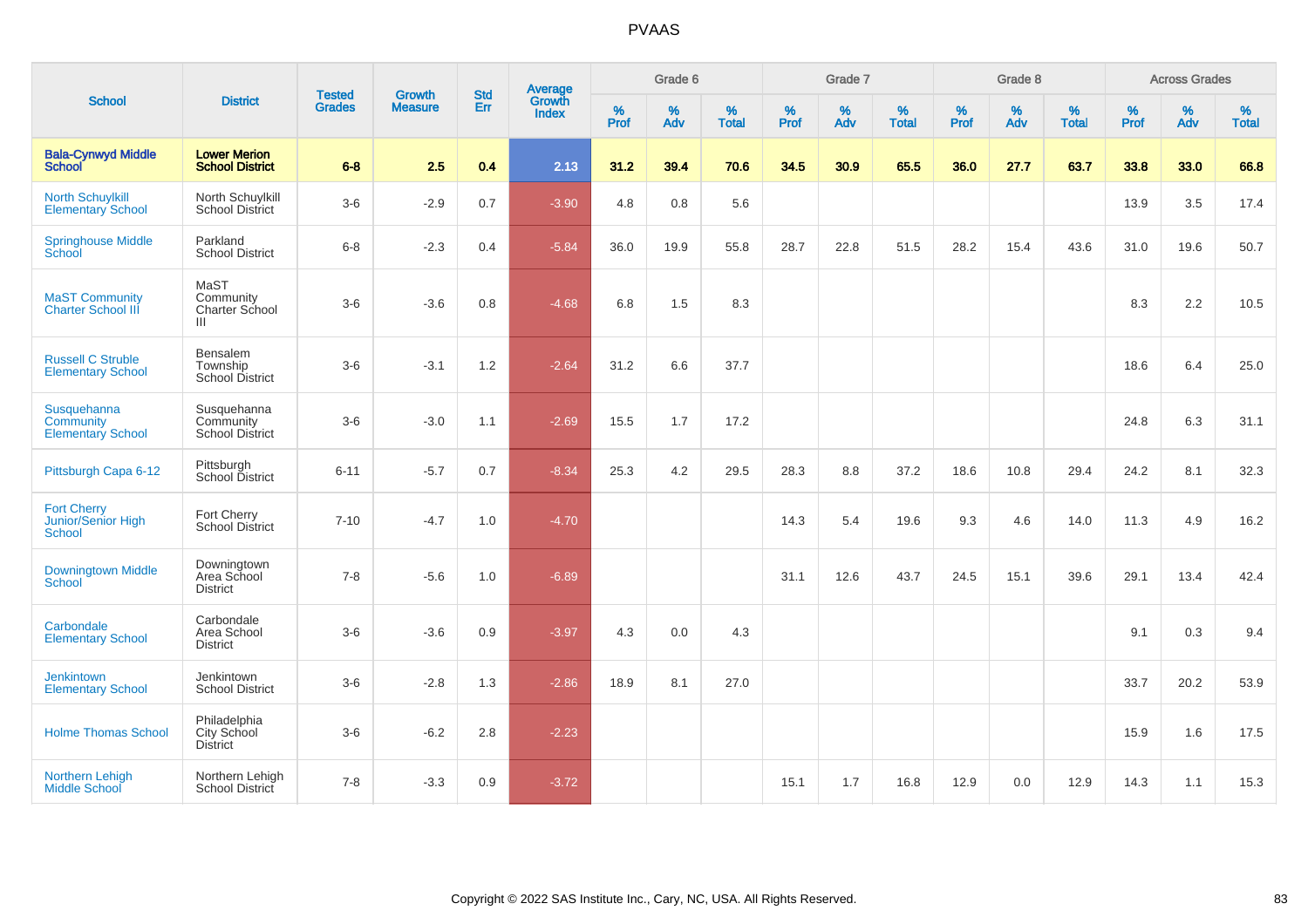# PVAAS

| School | District | Tested Grades | Growth Measure | Std Err | Average Growth Index | Grade 6 | | | Grade 7 | | | Grade 8 | | | Across Grades | | |
|---|---|---|---|---|---|---|---|---|---|---|---|---|---|---|---|---|---|
| | | | | | | % Prof | % Adv | % Total | % Prof | % Adv | % Total | % Prof | % Adv | % Total | % Prof | % Adv | % Total |
| **Bala-Cynwyd Middle School** | **Lower Merion School District** | **6-8** | **2.5** | **0.4** | **2.13** | **31.2** | **39.4** | **70.6** | **34.5** | **30.9** | **65.5** | **36.0** | **27.7** | **63.7** | **33.8** | **33.0** | **66.8** |
| North Schuylkill Elementary School | North Schuylkill School District | 3-6 | -2.9 | 0.7 | -3.90 | 4.8 | 0.8 | 5.6 | | | | | | | 13.9 | 3.5 | 17.4 |
| Springhouse Middle School | Parkland School District | 6-8 | -2.3 | 0.4 | -5.84 | 36.0 | 19.9 | 55.8 | 28.7 | 22.8 | 51.5 | 28.2 | 15.4 | 43.6 | 31.0 | 19.6 | 50.7 |
| MaST Community Charter School III | MaST Community Charter School III | 3-6 | -3.6 | 0.8 | -4.68 | 6.8 | 1.5 | 8.3 | | | | | | | 8.3 | 2.2 | 10.5 |
| Russell C Struble Elementary School | Bensalem Township School District | 3-6 | -3.1 | 1.2 | -2.64 | 31.2 | 6.6 | 37.7 | | | | | | | 18.6 | 6.4 | 25.0 |
| Susquehanna Community Elementary School | Susquehanna Community School District | 3-6 | -3.0 | 1.1 | -2.69 | 15.5 | 1.7 | 17.2 | | | | | | | 24.8 | 6.3 | 31.1 |
| Pittsburgh Capa 6-12 | Pittsburgh School District | 6-11 | -5.7 | 0.7 | -8.34 | 25.3 | 4.2 | 29.5 | 28.3 | 8.8 | 37.2 | 18.6 | 10.8 | 29.4 | 24.2 | 8.1 | 32.3 |
| Fort Cherry Junior/Senior High School | Fort Cherry School District | 7-10 | -4.7 | 1.0 | -4.70 | | | | 14.3 | 5.4 | 19.6 | 9.3 | 4.6 | 14.0 | 11.3 | 4.9 | 16.2 |
| Downingtown Middle School | Downingtown Area School District | 7-8 | -5.6 | 1.0 | -6.89 | | | | 31.1 | 12.6 | 43.7 | 24.5 | 15.1 | 39.6 | 29.1 | 13.4 | 42.4 |
| Carbondale Elementary School | Carbondale Area School District | 3-6 | -3.6 | 0.9 | -3.97 | 4.3 | 0.0 | 4.3 | | | | | | | 9.1 | 0.3 | 9.4 |
| Jenkintown Elementary School | Jenkintown School District | 3-6 | -2.8 | 1.3 | -2.86 | 18.9 | 8.1 | 27.0 | | | | | | | 33.7 | 20.2 | 53.9 |
| Holme Thomas School | Philadelphia City School District | 3-6 | -6.2 | 2.8 | -2.23 | | | | | | | | | | 15.9 | 1.6 | 17.5 |
| Northern Lehigh Middle School | Northern Lehigh School District | 7-8 | -3.3 | 0.9 | -3.72 | | | | 15.1 | 1.7 | 16.8 | 12.9 | 0.0 | 12.9 | 14.3 | 1.1 | 15.3 |

Copyright © 2022 SAS Institute Inc., Cary, NC, USA. All Rights Reserved.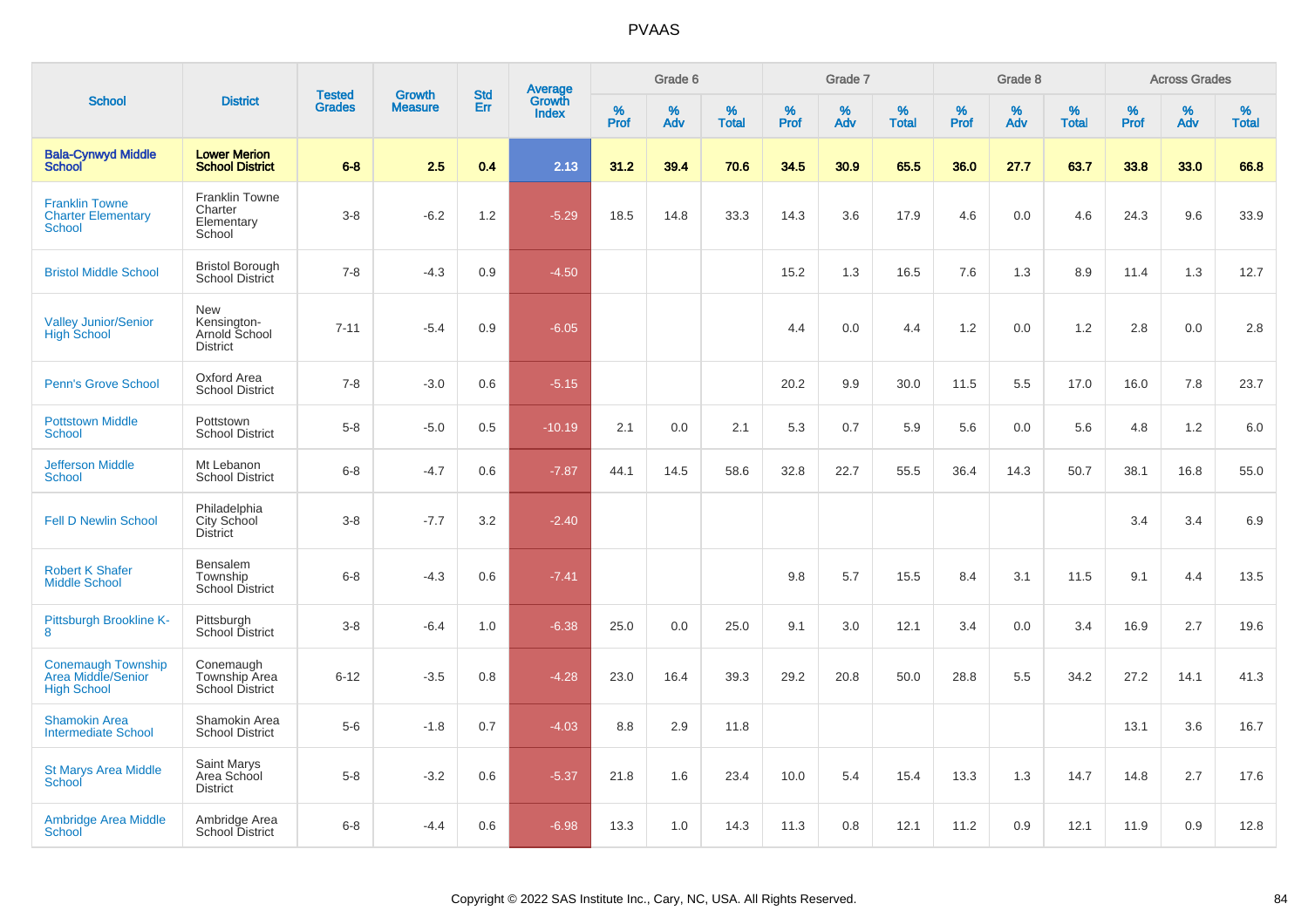# PVAAS

| School | District | Tested Grades | Growth Measure | Std Err | Average Growth Index | Grade 6 | | | Grade 7 | | | Grade 8 | | | Across Grades | | |
|---|---|---|---|---|---|---|---|---|---|---|---|---|---|---|---|---|---|
| | | | | | | % Prof | % Adv | % Total | % Prof | % Adv | % Total | % Prof | % Adv | % Total | % Prof | % Adv | % Total |
| **Bala-Cynwyd Middle School** | **Lower Merion School District** | **6-8** | **2.5** | **0.4** | **2.13** | **31.2** | **39.4** | **70.6** | **34.5** | **30.9** | **65.5** | **36.0** | **27.7** | **63.7** | **33.8** | **33.0** | **66.8** |
| Franklin Towne Charter Elementary School | Franklin Towne Charter Elementary School | 3-8 | -6.2 | 1.2 | -5.29 | 18.5 | 14.8 | 33.3 | 14.3 | 3.6 | 17.9 | 4.6 | 0.0 | 4.6 | 24.3 | 9.6 | 33.9 |
| Bristol Middle School | Bristol Borough School District | 7-8 | -4.3 | 0.9 | -4.50 | | | | 15.2 | 1.3 | 16.5 | 7.6 | 1.3 | 8.9 | 11.4 | 1.3 | 12.7 |
| Valley Junior/Senior High School | New Kensington-Arnold School District | 7-11 | -5.4 | 0.9 | -6.05 | | | | 4.4 | 0.0 | 4.4 | 1.2 | 0.0 | 1.2 | 2.8 | 0.0 | 2.8 |
| Penn's Grove School | Oxford Area School District | 7-8 | -3.0 | 0.6 | -5.15 | | | | 20.2 | 9.9 | 30.0 | 11.5 | 5.5 | 17.0 | 16.0 | 7.8 | 23.7 |
| Pottstown Middle School | Pottstown School District | 5-8 | -5.0 | 0.5 | -10.19 | 2.1 | 0.0 | 2.1 | 5.3 | 0.7 | 5.9 | 5.6 | 0.0 | 5.6 | 4.8 | 1.2 | 6.0 |
| Jefferson Middle School | Mt Lebanon School District | 6-8 | -4.7 | 0.6 | -7.87 | 44.1 | 14.5 | 58.6 | 32.8 | 22.7 | 55.5 | 36.4 | 14.3 | 50.7 | 38.1 | 16.8 | 55.0 |
| Fell D Newlin School | Philadelphia City School District | 3-8 | -7.7 | 3.2 | -2.40 | | | | | | | | | | 3.4 | 3.4 | 6.9 |
| Robert K Shafer Middle School | Bensalem Township School District | 6-8 | -4.3 | 0.6 | -7.41 | | | | 9.8 | 5.7 | 15.5 | 8.4 | 3.1 | 11.5 | 9.1 | 4.4 | 13.5 |
| Pittsburgh Brookline K-8 | Pittsburgh School District | 3-8 | -6.4 | 1.0 | -6.38 | 25.0 | 0.0 | 25.0 | 9.1 | 3.0 | 12.1 | 3.4 | 0.0 | 3.4 | 16.9 | 2.7 | 19.6 |
| Conemaugh Township Area Middle/Senior High School | Conemaugh Township Area School District | 6-12 | -3.5 | 0.8 | -4.28 | 23.0 | 16.4 | 39.3 | 29.2 | 20.8 | 50.0 | 28.8 | 5.5 | 34.2 | 27.2 | 14.1 | 41.3 |
| Shamokin Area Intermediate School | Shamokin Area School District | 5-6 | -1.8 | 0.7 | -4.03 | 8.8 | 2.9 | 11.8 | | | | | | | 13.1 | 3.6 | 16.7 |
| St Marys Area Middle School | Saint Marys Area School District | 5-8 | -3.2 | 0.6 | -5.37 | 21.8 | 1.6 | 23.4 | 10.0 | 5.4 | 15.4 | 13.3 | 1.3 | 14.7 | 14.8 | 2.7 | 17.6 |
| Ambridge Area Middle School | Ambridge Area School District | 6-8 | -4.4 | 0.6 | -6.98 | 13.3 | 1.0 | 14.3 | 11.3 | 0.8 | 12.1 | 11.2 | 0.9 | 12.1 | 11.9 | 0.9 | 12.8 |

Copyright © 2022 SAS Institute Inc., Cary, NC, USA. All Rights Reserved.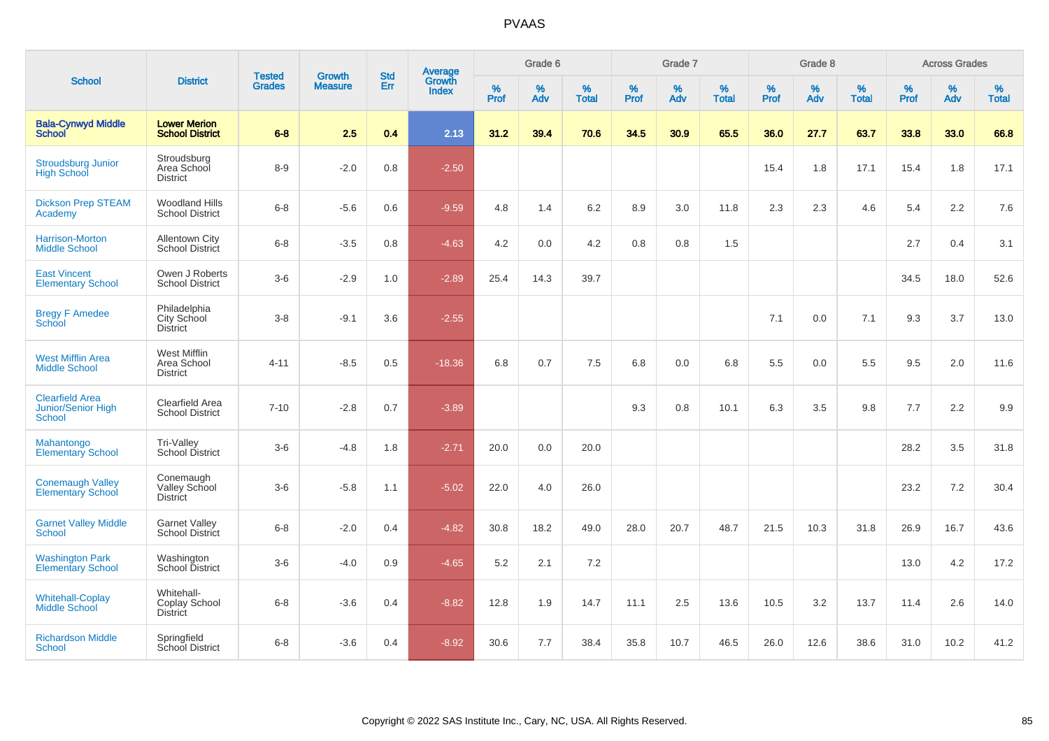# PVAAS

| School | District | Tested Grades | Growth Measure | Std Err | Average Growth Index | Grade 6 | | | Grade 7 | | | Grade 8 | | | Across Grades | | |
|---|---|---|---|---|---|---|---|---|---|---|---|---|---|---|---|---|---|
| | | | | | | % Prof | % Adv | % Total | % Prof | % Adv | % Total | % Prof | % Adv | % Total | % Prof | % Adv | % Total |
| **Bala-Cynwyd Middle School** | **Lower Merion School District** | **6-8** | **2.5** | **0.4** | **2.13** | **31.2** | **39.4** | **70.6** | **34.5** | **30.9** | **65.5** | **36.0** | **27.7** | **63.7** | **33.8** | **33.0** | **66.8** |
| Stroudsburg Junior High School | Stroudsburg Area School District | 8-9 | -2.0 | 0.8 | -2.50 | | | | | | | 15.4 | 1.8 | 17.1 | 15.4 | 1.8 | 17.1 |
| Dickson Prep STEAM Academy | Woodland Hills School District | 6-8 | -5.6 | 0.6 | -9.59 | 4.8 | 1.4 | 6.2 | 8.9 | 3.0 | 11.8 | 2.3 | 2.3 | 4.6 | 5.4 | 2.2 | 7.6 |
| Harrison-Morton Middle School | Allentown City School District | 6-8 | -3.5 | 0.8 | -4.63 | 4.2 | 0.0 | 4.2 | 0.8 | 0.8 | 1.5 | | | | 2.7 | 0.4 | 3.1 |
| East Vincent Elementary School | Owen J Roberts School District | 3-6 | -2.9 | 1.0 | -2.89 | 25.4 | 14.3 | 39.7 | | | | | | | 34.5 | 18.0 | 52.6 |
| Bregy F Amedee School | Philadelphia City School District | 3-8 | -9.1 | 3.6 | -2.55 | | | | | | | 7.1 | 0.0 | 7.1 | 9.3 | 3.7 | 13.0 |
| West Mifflin Area Middle School | West Mifflin Area School District | 4-11 | -8.5 | 0.5 | -18.36 | 6.8 | 0.7 | 7.5 | 6.8 | 0.0 | 6.8 | 5.5 | 0.0 | 5.5 | 9.5 | 2.0 | 11.6 |
| Clearfield Area Junior/Senior High School | Clearfield Area School District | 7-10 | -2.8 | 0.7 | -3.89 | | | | 9.3 | 0.8 | 10.1 | 6.3 | 3.5 | 9.8 | 7.7 | 2.2 | 9.9 |
| Mahantongo Elementary School | Tri-Valley School District | 3-6 | -4.8 | 1.8 | -2.71 | 20.0 | 0.0 | 20.0 | | | | | | | 28.2 | 3.5 | 31.8 |
| Conemaugh Valley Elementary School | Conemaugh Valley School District | 3-6 | -5.8 | 1.1 | -5.02 | 22.0 | 4.0 | 26.0 | | | | | | | 23.2 | 7.2 | 30.4 |
| Garnet Valley Middle School | Garnet Valley School District | 6-8 | -2.0 | 0.4 | -4.82 | 30.8 | 18.2 | 49.0 | 28.0 | 20.7 | 48.7 | 21.5 | 10.3 | 31.8 | 26.9 | 16.7 | 43.6 |
| Washington Park Elementary School | Washington School District | 3-6 | -4.0 | 0.9 | -4.65 | 5.2 | 2.1 | 7.2 | | | | | | | 13.0 | 4.2 | 17.2 |
| Whitehall-Coplay Middle School | Whitehall-Coplay School District | 6-8 | -3.6 | 0.4 | -8.82 | 12.8 | 1.9 | 14.7 | 11.1 | 2.5 | 13.6 | 10.5 | 3.2 | 13.7 | 11.4 | 2.6 | 14.0 |
| Richardson Middle School | Springfield School District | 6-8 | -3.6 | 0.4 | -8.92 | 30.6 | 7.7 | 38.4 | 35.8 | 10.7 | 46.5 | 26.0 | 12.6 | 38.6 | 31.0 | 10.2 | 41.2 |

Copyright © 2022 SAS Institute Inc., Cary, NC, USA. All Rights Reserved.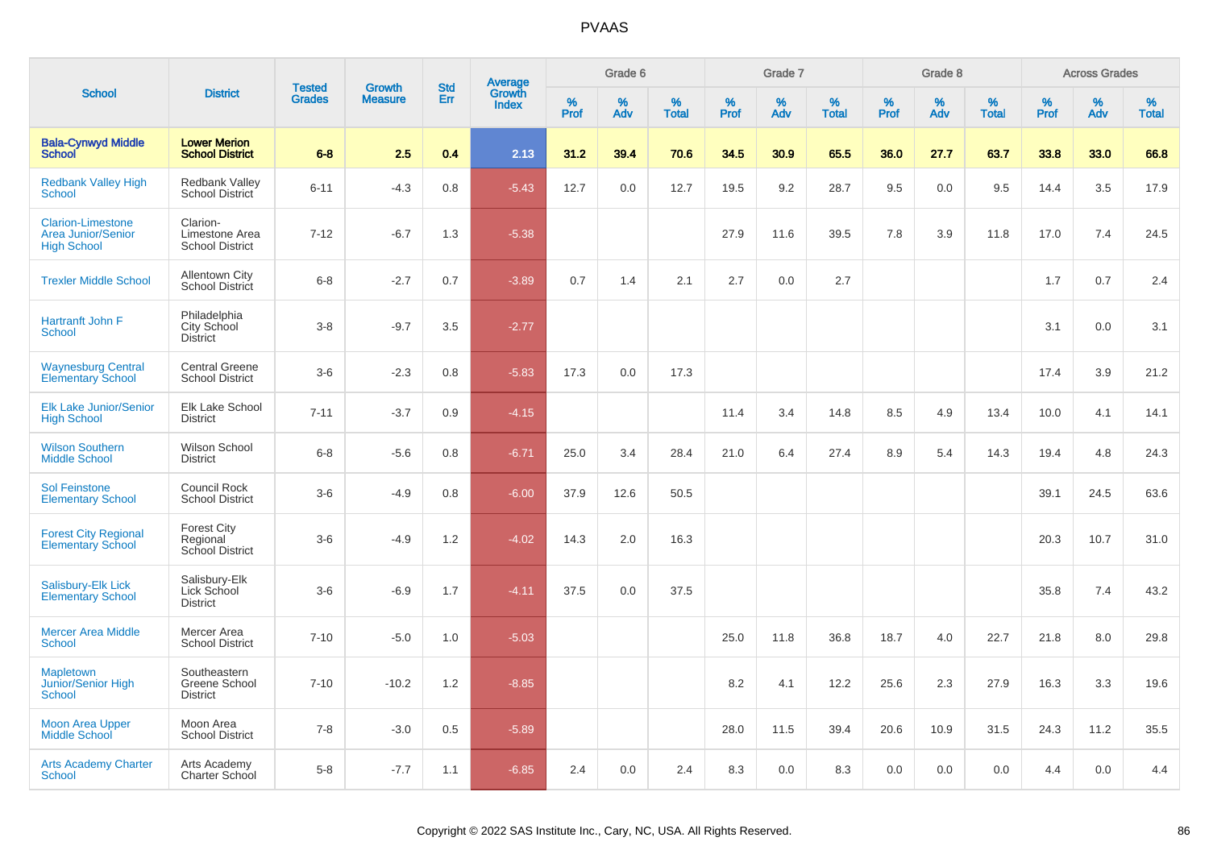# PVAAS

| School | District | Tested Grades | Growth Measure | Std Err | Average Growth Index | Grade 6 | | | Grade 7 | | | Grade 8 | | | Across Grades | | |
|---|---|---|---|---|---|---|---|---|---|---|---|---|---|---|---|---|---|
| | | | | | | % Prof | % Adv | % Total | % Prof | % Adv | % Total | % Prof | % Adv | % Total | % Prof | % Adv | % Total |
| **Bala-Cynwyd Middle School** | **Lower Merion School District** | **6-8** | **2.5** | **0.4** | **2.13** | **31.2** | **39.4** | **70.6** | **34.5** | **30.9** | **65.5** | **36.0** | **27.7** | **63.7** | **33.8** | **33.0** | **66.8** |
| Redbank Valley High School | Redbank Valley School District | 6-11 | -4.3 | 0.8 | -5.43 | 12.7 | 0.0 | 12.7 | 19.5 | 9.2 | 28.7 | 9.5 | 0.0 | 9.5 | 14.4 | 3.5 | 17.9 |
| Clarion-Limestone Area Junior/Senior High School | Clarion-Limestone Area School District | 7-12 | -6.7 | 1.3 | -5.38 | | | | 27.9 | 11.6 | 39.5 | 7.8 | 3.9 | 11.8 | 17.0 | 7.4 | 24.5 |
| Trexler Middle School | Allentown City School District | 6-8 | -2.7 | 0.7 | -3.89 | 0.7 | 1.4 | 2.1 | 2.7 | 0.0 | 2.7 | | | | 1.7 | 0.7 | 2.4 |
| Hartranft John F School | Philadelphia City School District | 3-8 | -9.7 | 3.5 | -2.77 | | | | | | | | | | 3.1 | 0.0 | 3.1 |
| Waynesburg Central Elementary School | Central Greene School District | 3-6 | -2.3 | 0.8 | -5.83 | 17.3 | 0.0 | 17.3 | | | | | | | 17.4 | 3.9 | 21.2 |
| Elk Lake Junior/Senior High School | Elk Lake School District | 7-11 | -3.7 | 0.9 | -4.15 | | | | 11.4 | 3.4 | 14.8 | 8.5 | 4.9 | 13.4 | 10.0 | 4.1 | 14.1 |
| Wilson Southern Middle School | Wilson School District | 6-8 | -5.6 | 0.8 | -6.71 | 25.0 | 3.4 | 28.4 | 21.0 | 6.4 | 27.4 | 8.9 | 5.4 | 14.3 | 19.4 | 4.8 | 24.3 |
| Sol Feinstone Elementary School | Council Rock School District | 3-6 | -4.9 | 0.8 | -6.00 | 37.9 | 12.6 | 50.5 | | | | | | | 39.1 | 24.5 | 63.6 |
| Forest City Regional Elementary School | Forest City Regional School District | 3-6 | -4.9 | 1.2 | -4.02 | 14.3 | 2.0 | 16.3 | | | | | | | 20.3 | 10.7 | 31.0 |
| Salisbury-Elk Lick Elementary School | Salisbury-Elk Lick School District | 3-6 | -6.9 | 1.7 | -4.11 | 37.5 | 0.0 | 37.5 | | | | | | | 35.8 | 7.4 | 43.2 |
| Mercer Area Middle School | Mercer Area School District | 7-10 | -5.0 | 1.0 | -5.03 | | | | 25.0 | 11.8 | 36.8 | 18.7 | 4.0 | 22.7 | 21.8 | 8.0 | 29.8 |
| Mapletown Junior/Senior High School | Southeastern Greene School District | 7-10 | -10.2 | 1.2 | -8.85 | | | | 8.2 | 4.1 | 12.2 | 25.6 | 2.3 | 27.9 | 16.3 | 3.3 | 19.6 |
| Moon Area Upper Middle School | Moon Area School District | 7-8 | -3.0 | 0.5 | -5.89 | | | | 28.0 | 11.5 | 39.4 | 20.6 | 10.9 | 31.5 | 24.3 | 11.2 | 35.5 |
| Arts Academy Charter School | Arts Academy Charter School | 5-8 | -7.7 | 1.1 | -6.85 | 2.4 | 0.0 | 2.4 | 8.3 | 0.0 | 8.3 | 0.0 | 0.0 | 0.0 | 4.4 | 0.0 | 4.4 |

Copyright © 2022 SAS Institute Inc., Cary, NC, USA. All Rights Reserved.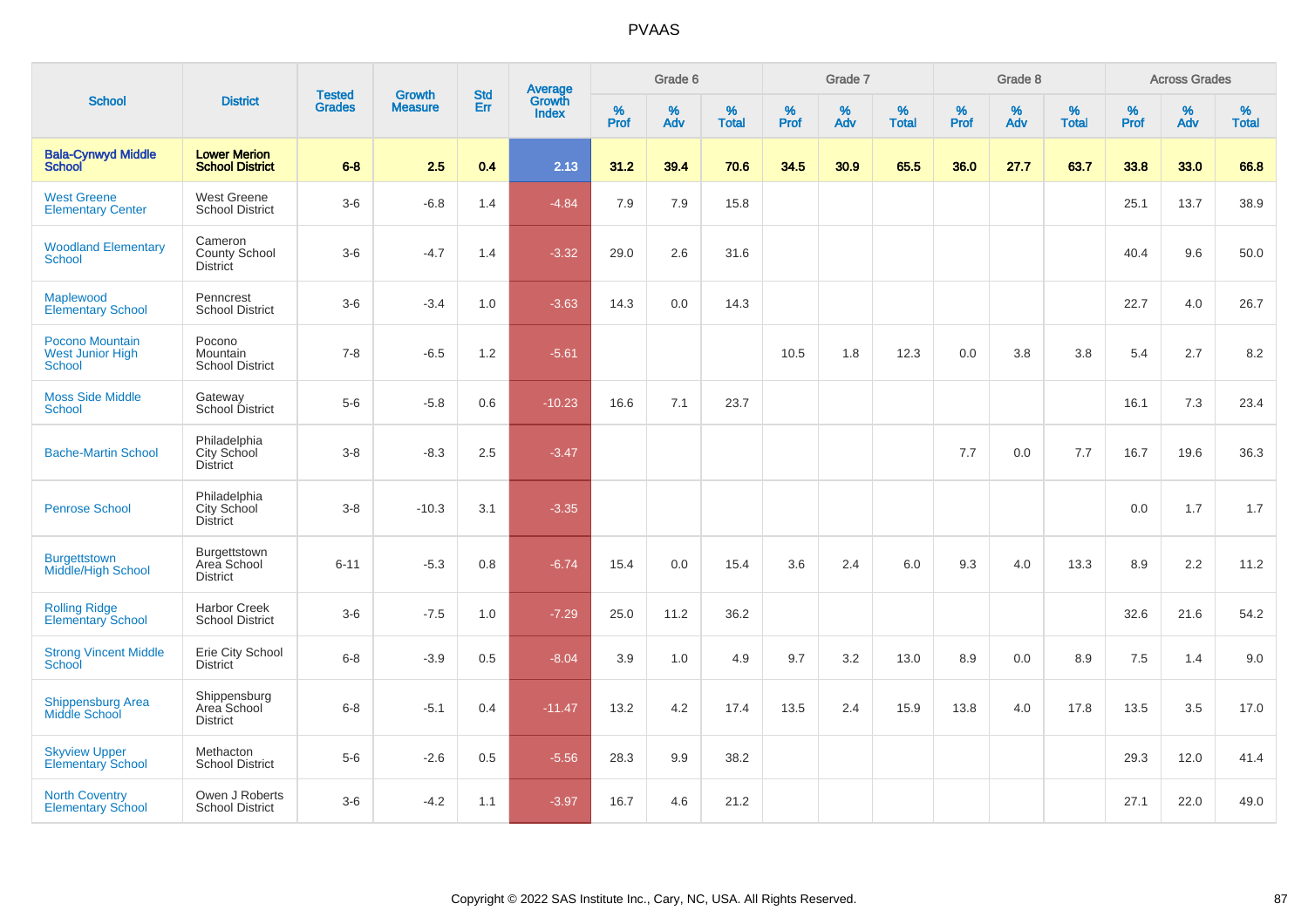| School | District | Tested Grades | Growth Measure | Std Err | Average Growth Index | Grade 6 | | | Grade 7 | | | Grade 8 | | | Across Grades | | |
|---|---|---|---|---|---|---|---|---|---|---|---|---|---|---|---|---|---|
| | | | | | | % Prof | % Adv | % Total | % Prof | % Adv | % Total | % Prof | % Adv | % Total | % Prof | % Adv | % Total |
| **Bala-Cynwyd Middle School** | **Lower Merion School District** | **6-8** | **2.5** | **0.4** | **2.13** | **31.2** | **39.4** | **70.6** | **34.5** | **30.9** | **65.5** | **36.0** | **27.7** | **63.7** | **33.8** | **33.0** | **66.8** |
| West Greene Elementary Center | West Greene School District | 3-6 | -6.8 | 1.4 | -4.84 | 7.9 | 7.9 | 15.8 | | | | | | | 25.1 | 13.7 | 38.9 |
| Woodland Elementary School | Cameron County School District | 3-6 | -4.7 | 1.4 | -3.32 | 29.0 | 2.6 | 31.6 | | | | | | | 40.4 | 9.6 | 50.0 |
| Maplewood Elementary School | Penncrest School District | 3-6 | -3.4 | 1.0 | -3.63 | 14.3 | 0.0 | 14.3 | | | | | | | 22.7 | 4.0 | 26.7 |
| Pocono Mountain West Junior High School | Pocono Mountain School District | 7-8 | -6.5 | 1.2 | -5.61 | | | | 10.5 | 1.8 | 12.3 | 0.0 | 3.8 | 3.8 | 5.4 | 2.7 | 8.2 |
| Moss Side Middle School | Gateway School District | 5-6 | -5.8 | 0.6 | -10.23 | 16.6 | 7.1 | 23.7 | | | | | | | 16.1 | 7.3 | 23.4 |
| Bache-Martin School | Philadelphia City School District | 3-8 | -8.3 | 2.5 | -3.47 | | | | | | | 7.7 | 0.0 | 7.7 | 16.7 | 19.6 | 36.3 |
| Penrose School | Philadelphia City School District | 3-8 | -10.3 | 3.1 | -3.35 | | | | | | | | | | 0.0 | 1.7 | 1.7 |
| Burgettstown Middle/High School | Burgettstown Area School District | 6-11 | -5.3 | 0.8 | -6.74 | 15.4 | 0.0 | 15.4 | 3.6 | 2.4 | 6.0 | 9.3 | 4.0 | 13.3 | 8.9 | 2.2 | 11.2 |
| Rolling Ridge Elementary School | Harbor Creek School District | 3-6 | -7.5 | 1.0 | -7.29 | 25.0 | 11.2 | 36.2 | | | | | | | 32.6 | 21.6 | 54.2 |
| Strong Vincent Middle School | Erie City School District | 6-8 | -3.9 | 0.5 | -8.04 | 3.9 | 1.0 | 4.9 | 9.7 | 3.2 | 13.0 | 8.9 | 0.0 | 8.9 | 7.5 | 1.4 | 9.0 |
| Shippensburg Area Middle School | Shippensburg Area School District | 6-8 | -5.1 | 0.4 | -11.47 | 13.2 | 4.2 | 17.4 | 13.5 | 2.4 | 15.9 | 13.8 | 4.0 | 17.8 | 13.5 | 3.5 | 17.0 |
| Skyview Upper Elementary School | Methacton School District | 5-6 | -2.6 | 0.5 | -5.56 | 28.3 | 9.9 | 38.2 | | | | | | | 29.3 | 12.0 | 41.4 |
| North Coventry Elementary School | Owen J Roberts School District | 3-6 | -4.2 | 1.1 | -3.97 | 16.7 | 4.6 | 21.2 | | | | | | | 27.1 | 22.0 | 49.0 |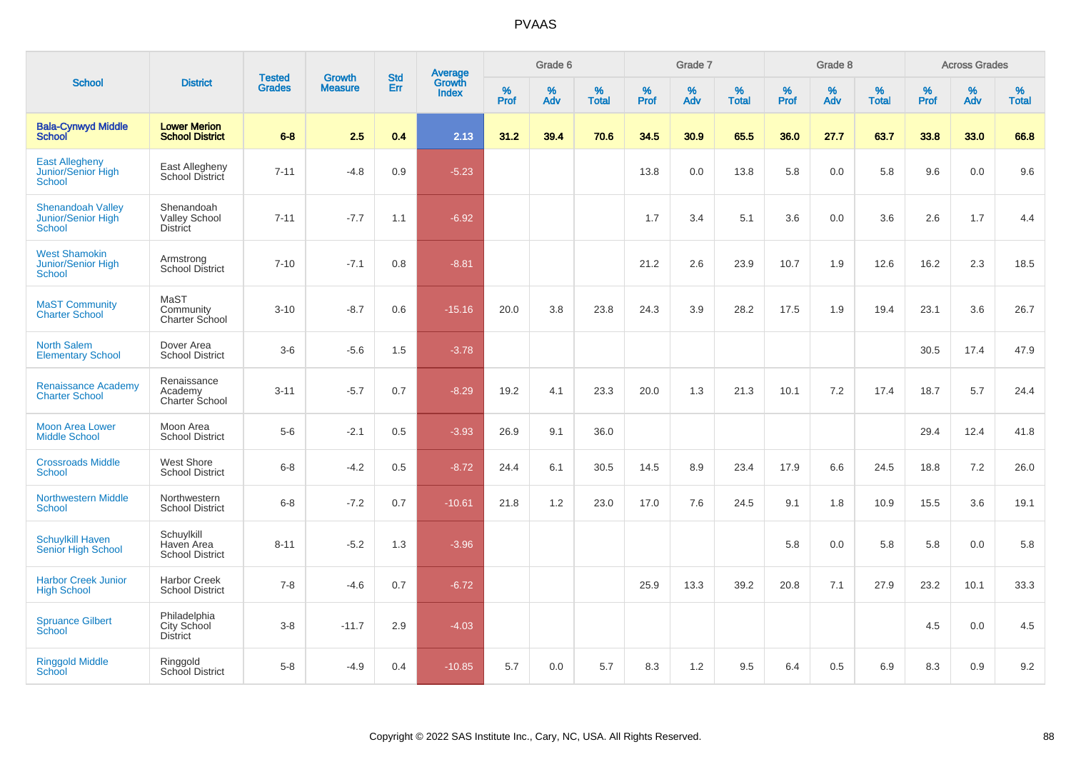# PVAAS

| School | District | Tested Grades | Growth Measure | Std Err | Average Growth Index | Grade 6 | | | Grade 7 | | | Grade 8 | | | Across Grades | | |
|---|---|---|---|---|---|---|---|---|---|---|---|---|---|---|---|---|---|
| | | | | | | % Prof | % Adv | % Total | % Prof | % Adv | % Total | % Prof | % Adv | % Total | % Prof | % Adv | % Total |
| **Bala-Cynwyd Middle School** | **Lower Merion School District** | **6-8** | **2.5** | **0.4** | **2.13** | **31.2** | **39.4** | **70.6** | **34.5** | **30.9** | **65.5** | **36.0** | **27.7** | **63.7** | **33.8** | **33.0** | **66.8** |
| East Allegheny Junior/Senior High School | East Allegheny School District | 7-11 | -4.8 | 0.9 | -5.23 | | | | 13.8 | 0.0 | 13.8 | 5.8 | 0.0 | 5.8 | 9.6 | 0.0 | 9.6 |
| Shenandoah Valley Junior/Senior High School | Shenandoah Valley School District | 7-11 | -7.7 | 1.1 | -6.92 | | | | 1.7 | 3.4 | 5.1 | 3.6 | 0.0 | 3.6 | 2.6 | 1.7 | 4.4 |
| West Shamokin Junior/Senior High School | Armstrong School District | 7-10 | -7.1 | 0.8 | -8.81 | | | | 21.2 | 2.6 | 23.9 | 10.7 | 1.9 | 12.6 | 16.2 | 2.3 | 18.5 |
| MaST Community Charter School | MaST Community Charter School | 3-10 | -8.7 | 0.6 | -15.16 | 20.0 | 3.8 | 23.8 | 24.3 | 3.9 | 28.2 | 17.5 | 1.9 | 19.4 | 23.1 | 3.6 | 26.7 |
| North Salem Elementary School | Dover Area School District | 3-6 | -5.6 | 1.5 | -3.78 | | | | | | | | | | 30.5 | 17.4 | 47.9 |
| Renaissance Academy Charter School | Renaissance Academy Charter School | 3-11 | -5.7 | 0.7 | -8.29 | 19.2 | 4.1 | 23.3 | 20.0 | 1.3 | 21.3 | 10.1 | 7.2 | 17.4 | 18.7 | 5.7 | 24.4 |
| Moon Area Lower Middle School | Moon Area School District | 5-6 | -2.1 | 0.5 | -3.93 | 26.9 | 9.1 | 36.0 | | | | | | | 29.4 | 12.4 | 41.8 |
| Crossroads Middle School | West Shore School District | 6-8 | -4.2 | 0.5 | -8.72 | 24.4 | 6.1 | 30.5 | 14.5 | 8.9 | 23.4 | 17.9 | 6.6 | 24.5 | 18.8 | 7.2 | 26.0 |
| Northwestern Middle School | Northwestern School District | 6-8 | -7.2 | 0.7 | -10.61 | 21.8 | 1.2 | 23.0 | 17.0 | 7.6 | 24.5 | 9.1 | 1.8 | 10.9 | 15.5 | 3.6 | 19.1 |
| Schuylkill Haven Senior High School | Schuylkill Haven Area School District | 8-11 | -5.2 | 1.3 | -3.96 | | | | | | | 5.8 | 0.0 | 5.8 | 5.8 | 0.0 | 5.8 |
| Harbor Creek Junior High School | Harbor Creek School District | 7-8 | -4.6 | 0.7 | -6.72 | | | | 25.9 | 13.3 | 39.2 | 20.8 | 7.1 | 27.9 | 23.2 | 10.1 | 33.3 |
| Spruance Gilbert School | Philadelphia City School District | 3-8 | -11.7 | 2.9 | -4.03 | | | | | | | | | | 4.5 | 0.0 | 4.5 |
| Ringgold Middle School | Ringgold School District | 5-8 | -4.9 | 0.4 | -10.85 | 5.7 | 0.0 | 5.7 | 8.3 | 1.2 | 9.5 | 6.4 | 0.5 | 6.9 | 8.3 | 0.9 | 9.2 |

Copyright © 2022 SAS Institute Inc., Cary, NC, USA. All Rights Reserved.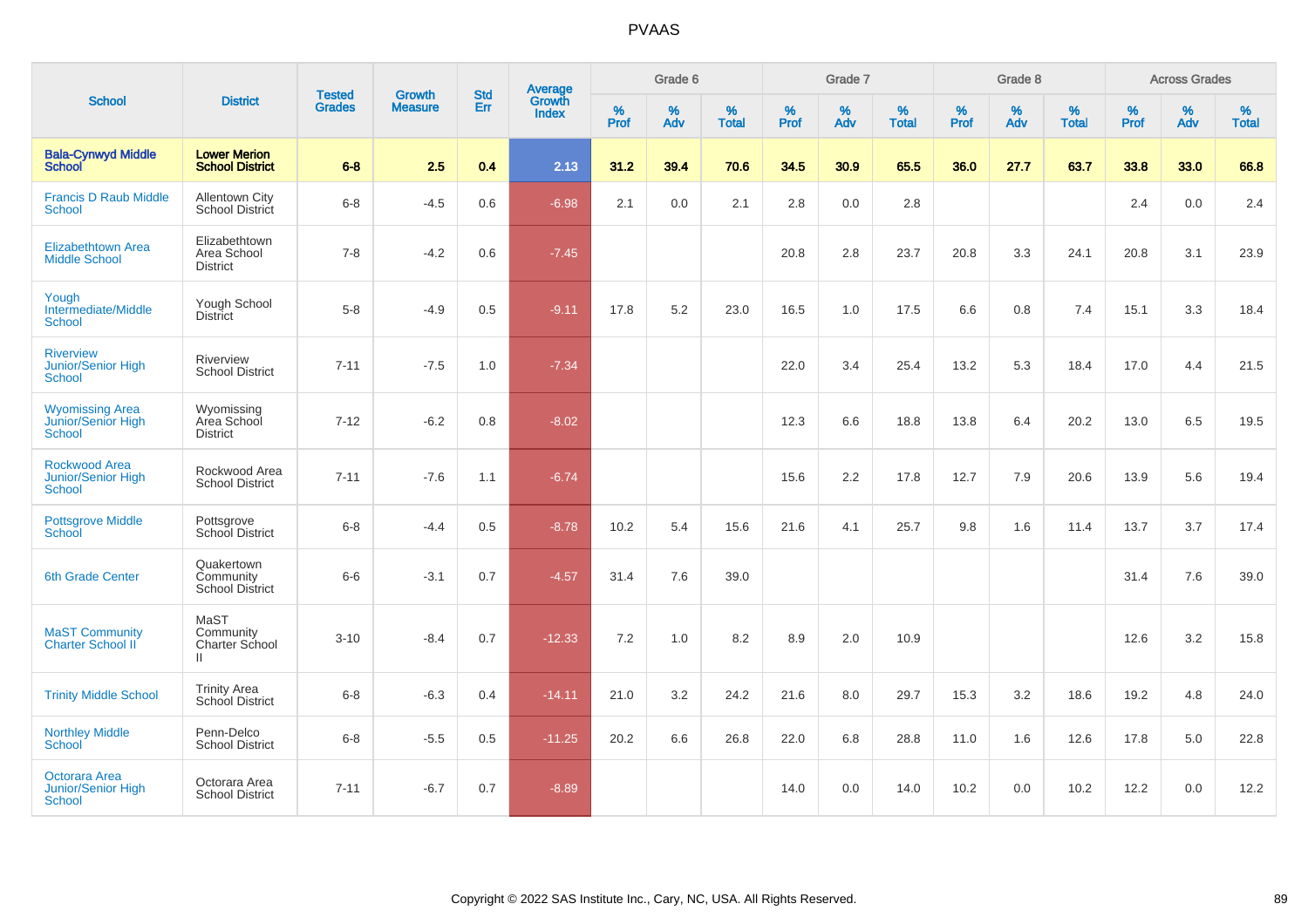# PVAAS

| School | District | Tested Grades | Growth Measure | Std Err | Average Growth Index | Grade 6 | | | Grade 7 | | | Grade 8 | | | Across Grades | | |
|---|---|---|---|---|---|---|---|---|---|---|---|---|---|---|---|---|---|
| | | | | | | % Prof | % Adv | % Total | % Prof | % Adv | % Total | % Prof | % Adv | % Total | % Prof | % Adv | % Total |
| **Bala-Cynwyd Middle School** | **Lower Merion School District** | **6-8** | **2.5** | **0.4** | **2.13** | **31.2** | **39.4** | **70.6** | **34.5** | **30.9** | **65.5** | **36.0** | **27.7** | **63.7** | **33.8** | **33.0** | **66.8** |
| Francis D Raub Middle School | Allentown City School District | 6-8 | -4.5 | 0.6 | -6.98 | 2.1 | 0.0 | 2.1 | 2.8 | 0.0 | 2.8 | | | | 2.4 | 0.0 | 2.4 |
| Elizabethtown Area Middle School | Elizabethtown Area School District | 7-8 | -4.2 | 0.6 | -7.45 | | | | 20.8 | 2.8 | 23.7 | 20.8 | 3.3 | 24.1 | 20.8 | 3.1 | 23.9 |
| Yough Intermediate/Middle School | Yough School District | 5-8 | -4.9 | 0.5 | -9.11 | 17.8 | 5.2 | 23.0 | 16.5 | 1.0 | 17.5 | 6.6 | 0.8 | 7.4 | 15.1 | 3.3 | 18.4 |
| Riverview Junior/Senior High School | Riverview School District | 7-11 | -7.5 | 1.0 | -7.34 | | | | 22.0 | 3.4 | 25.4 | 13.2 | 5.3 | 18.4 | 17.0 | 4.4 | 21.5 |
| Wyomissing Area Junior/Senior High School | Wyomissing Area School District | 7-12 | -6.2 | 0.8 | -8.02 | | | | 12.3 | 6.6 | 18.8 | 13.8 | 6.4 | 20.2 | 13.0 | 6.5 | 19.5 |
| Rockwood Area Junior/Senior High School | Rockwood Area School District | 7-11 | -7.6 | 1.1 | -6.74 | | | | 15.6 | 2.2 | 17.8 | 12.7 | 7.9 | 20.6 | 13.9 | 5.6 | 19.4 |
| Pottsgrove Middle School | Pottsgrove School District | 6-8 | -4.4 | 0.5 | -8.78 | 10.2 | 5.4 | 15.6 | 21.6 | 4.1 | 25.7 | 9.8 | 1.6 | 11.4 | 13.7 | 3.7 | 17.4 |
| 6th Grade Center | Quakertown Community School District | 6-6 | -3.1 | 0.7 | -4.57 | 31.4 | 7.6 | 39.0 | | | | | | | 31.4 | 7.6 | 39.0 |
| MaST Community Charter School II | MaST Community Charter School II | 3-10 | -8.4 | 0.7 | -12.33 | 7.2 | 1.0 | 8.2 | 8.9 | 2.0 | 10.9 | | | | 12.6 | 3.2 | 15.8 |
| Trinity Middle School | Trinity Area School District | 6-8 | -6.3 | 0.4 | -14.11 | 21.0 | 3.2 | 24.2 | 21.6 | 8.0 | 29.7 | 15.3 | 3.2 | 18.6 | 19.2 | 4.8 | 24.0 |
| Northley Middle School | Penn-Delco School District | 6-8 | -5.5 | 0.5 | -11.25 | 20.2 | 6.6 | 26.8 | 22.0 | 6.8 | 28.8 | 11.0 | 1.6 | 12.6 | 17.8 | 5.0 | 22.8 |
| Octorara Area Junior/Senior High School | Octorara Area School District | 7-11 | -6.7 | 0.7 | -8.89 | | | | 14.0 | 0.0 | 14.0 | 10.2 | 0.0 | 10.2 | 12.2 | 0.0 | 12.2 |

Copyright © 2022 SAS Institute Inc., Cary, NC, USA. All Rights Reserved.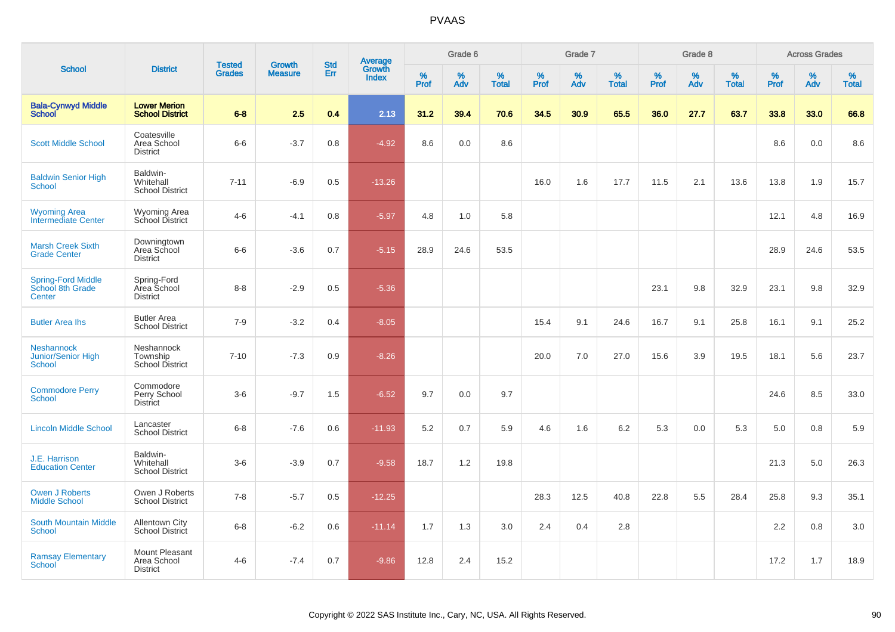# PVAAS

| School | District | Tested Grades | Growth Measure | Std Err | Average Growth Index | Grade 6 | | | Grade 7 | | | Grade 8 | | | Across Grades | | |
|---|---|---|---|---|---|---|---|---|---|---|---|---|---|---|---|---|---|
| | | | | | | % Prof | % Adv | % Total | % Prof | % Adv | % Total | % Prof | % Adv | % Total | % Prof | % Adv | % Total |
| **Bala-Cynwyd Middle School** | **Lower Merion School District** | **6-8** | **2.5** | **0.4** | **2.13** | **31.2** | **39.4** | **70.6** | **34.5** | **30.9** | **65.5** | **36.0** | **27.7** | **63.7** | **33.8** | **33.0** | **66.8** |
| Scott Middle School | Coatesville Area School District | 6-6 | -3.7 | 0.8 | -4.92 | 8.6 | 0.0 | 8.6 | | | | | | | 8.6 | 0.0 | 8.6 |
| Baldwin Senior High School | Baldwin-Whitehall School District | 7-11 | -6.9 | 0.5 | -13.26 | | | | 16.0 | 1.6 | 17.7 | 11.5 | 2.1 | 13.6 | 13.8 | 1.9 | 15.7 |
| Wyoming Area Intermediate Center | Wyoming Area School District | 4-6 | -4.1 | 0.8 | -5.97 | 4.8 | 1.0 | 5.8 | | | | | | | 12.1 | 4.8 | 16.9 |
| Marsh Creek Sixth Grade Center | Downingtown Area School District | 6-6 | -3.6 | 0.7 | -5.15 | 28.9 | 24.6 | 53.5 | | | | | | | 28.9 | 24.6 | 53.5 |
| Spring-Ford Middle School 8th Grade Center | Spring-Ford Area School District | 8-8 | -2.9 | 0.5 | -5.36 | | | | | | | 23.1 | 9.8 | 32.9 | 23.1 | 9.8 | 32.9 |
| Butler Area Ihs | Butler Area School District | 7-9 | -3.2 | 0.4 | -8.05 | | | | 15.4 | 9.1 | 24.6 | 16.7 | 9.1 | 25.8 | 16.1 | 9.1 | 25.2 |
| Neshannock Junior/Senior High School | Neshannock Township School District | 7-10 | -7.3 | 0.9 | -8.26 | | | | 20.0 | 7.0 | 27.0 | 15.6 | 3.9 | 19.5 | 18.1 | 5.6 | 23.7 |
| Commodore Perry School | Commodore Perry School District | 3-6 | -9.7 | 1.5 | -6.52 | 9.7 | 0.0 | 9.7 | | | | | | | 24.6 | 8.5 | 33.0 |
| Lincoln Middle School | Lancaster School District | 6-8 | -7.6 | 0.6 | -11.93 | 5.2 | 0.7 | 5.9 | 4.6 | 1.6 | 6.2 | 5.3 | 0.0 | 5.3 | 5.0 | 0.8 | 5.9 |
| J.E. Harrison Education Center | Baldwin-Whitehall School District | 3-6 | -3.9 | 0.7 | -9.58 | 18.7 | 1.2 | 19.8 | | | | | | | 21.3 | 5.0 | 26.3 |
| Owen J Roberts Middle School | Owen J Roberts School District | 7-8 | -5.7 | 0.5 | -12.25 | | | | 28.3 | 12.5 | 40.8 | 22.8 | 5.5 | 28.4 | 25.8 | 9.3 | 35.1 |
| South Mountain Middle School | Allentown City School District | 6-8 | -6.2 | 0.6 | -11.14 | 1.7 | 1.3 | 3.0 | 2.4 | 0.4 | 2.8 | | | | 2.2 | 0.8 | 3.0 |
| Ramsay Elementary School | Mount Pleasant Area School District | 4-6 | -7.4 | 0.7 | -9.86 | 12.8 | 2.4 | 15.2 | | | | | | | 17.2 | 1.7 | 18.9 |

Copyright © 2022 SAS Institute Inc., Cary, NC, USA. All Rights Reserved.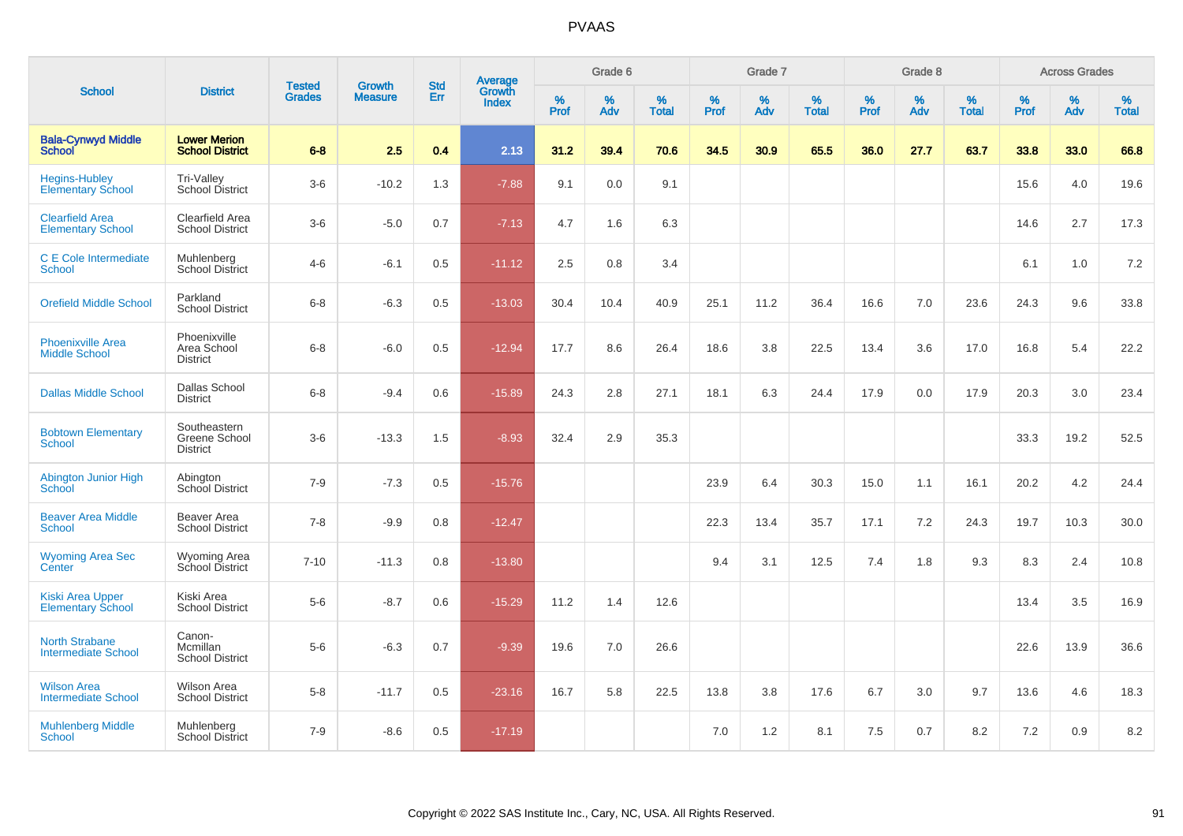# PVAAS

| School | District | Tested Grades | Growth Measure | Std Err | Average Growth Index | Grade 6 | | | Grade 7 | | | Grade 8 | | | Across Grades | | |
|---|---|---|---|---|---|---|---|---|---|---|---|---|---|---|---|---|---|
| | | | | | | % Prof | % Adv | % Total | % Prof | % Adv | % Total | % Prof | % Adv | % Total | % Prof | % Adv | % Total |
| **Bala-Cynwyd Middle School** | **Lower Merion School District** | **6-8** | **2.5** | **0.4** | **2.13** | **31.2** | **39.4** | **70.6** | **34.5** | **30.9** | **65.5** | **36.0** | **27.7** | **63.7** | **33.8** | **33.0** | **66.8** |
| Hegins-Hubley Elementary School | Tri-Valley School District | 3-6 | -10.2 | 1.3 | -7.88 | 9.1 | 0.0 | 9.1 | | | | | | | 15.6 | 4.0 | 19.6 |
| Clearfield Area Elementary School | Clearfield Area School District | 3-6 | -5.0 | 0.7 | -7.13 | 4.7 | 1.6 | 6.3 | | | | | | | 14.6 | 2.7 | 17.3 |
| C E Cole Intermediate School | Muhlenberg School District | 4-6 | -6.1 | 0.5 | -11.12 | 2.5 | 0.8 | 3.4 | | | | | | | 6.1 | 1.0 | 7.2 |
| Orefield Middle School | Parkland School District | 6-8 | -6.3 | 0.5 | -13.03 | 30.4 | 10.4 | 40.9 | 25.1 | 11.2 | 36.4 | 16.6 | 7.0 | 23.6 | 24.3 | 9.6 | 33.8 |
| Phoenixville Area Middle School | Phoenixville Area School District | 6-8 | -6.0 | 0.5 | -12.94 | 17.7 | 8.6 | 26.4 | 18.6 | 3.8 | 22.5 | 13.4 | 3.6 | 17.0 | 16.8 | 5.4 | 22.2 |
| Dallas Middle School | Dallas School District | 6-8 | -9.4 | 0.6 | -15.89 | 24.3 | 2.8 | 27.1 | 18.1 | 6.3 | 24.4 | 17.9 | 0.0 | 17.9 | 20.3 | 3.0 | 23.4 |
| Bobtown Elementary School | Southeastern Greene School District | 3-6 | -13.3 | 1.5 | -8.93 | 32.4 | 2.9 | 35.3 | | | | | | | 33.3 | 19.2 | 52.5 |
| Abington Junior High School | Abington School District | 7-9 | -7.3 | 0.5 | -15.76 | | | | 23.9 | 6.4 | 30.3 | 15.0 | 1.1 | 16.1 | 20.2 | 4.2 | 24.4 |
| Beaver Area Middle School | Beaver Area School District | 7-8 | -9.9 | 0.8 | -12.47 | | | | 22.3 | 13.4 | 35.7 | 17.1 | 7.2 | 24.3 | 19.7 | 10.3 | 30.0 |
| Wyoming Area Sec Center | Wyoming Area School District | 7-10 | -11.3 | 0.8 | -13.80 | | | | 9.4 | 3.1 | 12.5 | 7.4 | 1.8 | 9.3 | 8.3 | 2.4 | 10.8 |
| Kiski Area Upper Elementary School | Kiski Area School District | 5-6 | -8.7 | 0.6 | -15.29 | 11.2 | 1.4 | 12.6 | | | | | | | 13.4 | 3.5 | 16.9 |
| North Strabane Intermediate School | Canon-Mcmillan School District | 5-6 | -6.3 | 0.7 | -9.39 | 19.6 | 7.0 | 26.6 | | | | | | | 22.6 | 13.9 | 36.6 |
| Wilson Area Intermediate School | Wilson Area School District | 5-8 | -11.7 | 0.5 | -23.16 | 16.7 | 5.8 | 22.5 | 13.8 | 3.8 | 17.6 | 6.7 | 3.0 | 9.7 | 13.6 | 4.6 | 18.3 |
| Muhlenberg Middle School | Muhlenberg School District | 7-9 | -8.6 | 0.5 | -17.19 | | | | 7.0 | 1.2 | 8.1 | 7.5 | 0.7 | 8.2 | 7.2 | 0.9 | 8.2 |

Copyright © 2022 SAS Institute Inc., Cary, NC, USA. All Rights Reserved.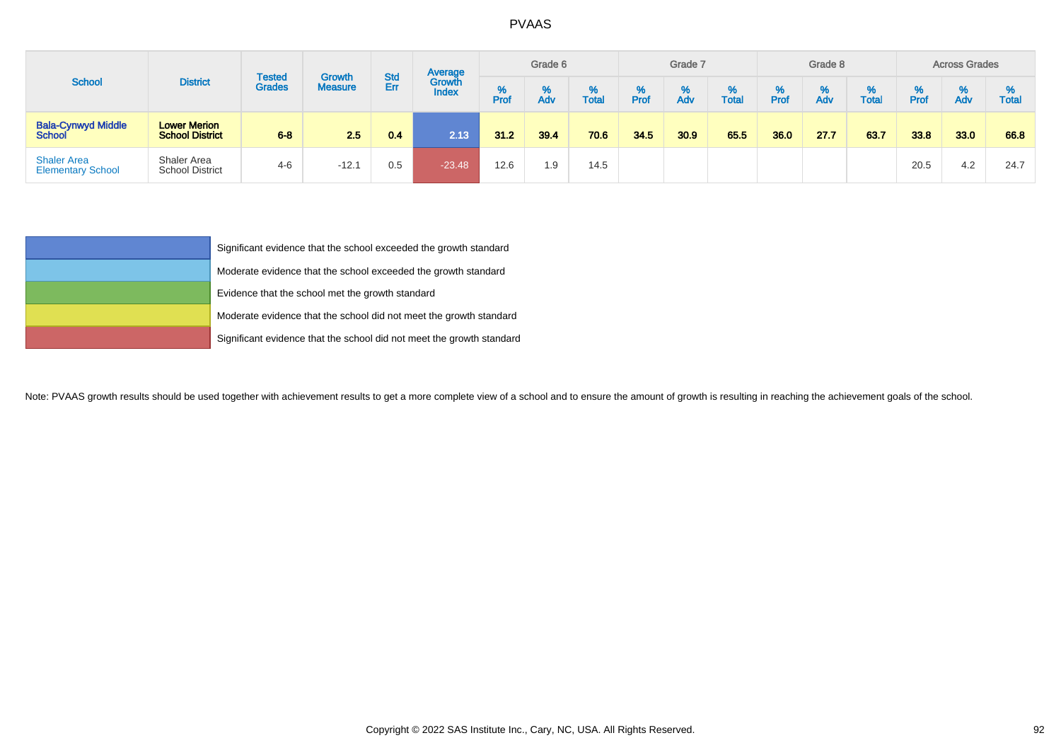# PVAAS

| School | District | Tested Grades | Growth Measure | Std Err | Average Growth Index | Grade 6 | | | Grade 7 | | | Grade 8 | | | Across Grades | | |
|---|---|---|---|---|---|---|---|---|---|---|---|---|---|---|---|---|---|
| | | | | | | % Prof | % Adv | % Total | % Prof | % Adv | % Total | % Prof | % Adv | % Total | % Prof | % Adv | % Total |
| **Bala-Cynwyd Middle School** | **Lower Merion School District** | **6-8** | **2.5** | **0.4** | **2.13** | **31.2** | **39.4** | **70.6** | **34.5** | **30.9** | **65.5** | **36.0** | **27.7** | **63.7** | **33.8** | **33.0** | **66.8** |
| Shaler Area Elementary School | Shaler Area School District | 4-6 | -12.1 | 0.5 | -23.48 | 12.6 | 1.9 | 14.5 | | | | | | | 20.5 | 4.2 | 24.7 |

Significant evidence that the school exceeded the growth standard

Moderate evidence that the school exceeded the growth standard

Evidence that the school met the growth standard

Moderate evidence that the school did not meet the growth standard

Significant evidence that the school did not meet the growth standard

Note: PVAAS growth results should be used together with achievement results to get a more complete view of a school and to ensure the amount of growth is resulting in reaching the achievement goals of the school.

Copyright © 2022 SAS Institute Inc., Cary, NC, USA. All Rights Reserved.